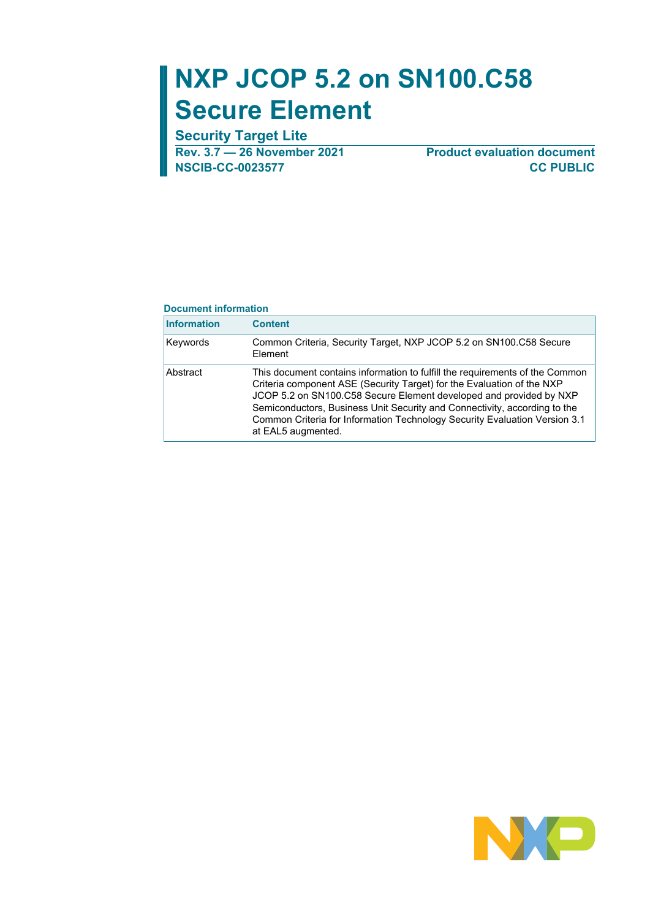# NXP JCOP 5.2 on SN100.C58 Secure Element

## Security Target Lite

**Rev. 3.7 — 26 November 2021**
**NSCIB-CC-0023577**

**Product evaluation document**
**CC PUBLIC**

**Document information**

| Information | Content |
| --- | --- |
| Keywords | Common Criteria, Security Target, NXP JCOP 5.2 on SN100.C58 Secure Element |
| Abstract | This document contains information to fulfill the requirements of the Common Criteria component ASE (Security Target) for the Evaluation of the NXP JCOP 5.2 on SN100.C58 Secure Element developed and provided by NXP Semiconductors, Business Unit Security and Connectivity, according to the Common Criteria for Information Technology Security Evaluation Version 3.1 at EAL5 augmented. |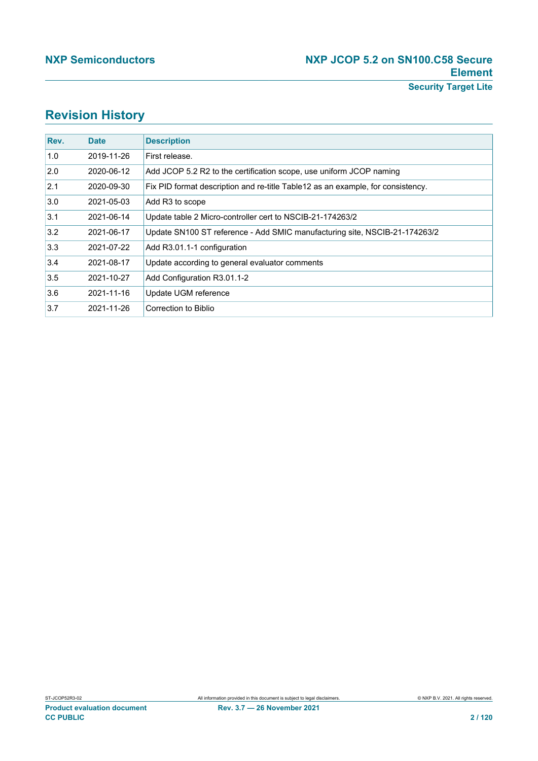# Revision History

| Rev. | Date | Description |
| --- | --- | --- |
| 1.0 | 2019-11-26 | First release. |
| 2.0 | 2020-06-12 | Add JCOP 5.2 R2 to the certification scope, use uniform JCOP naming |
| 2.1 | 2020-09-30 | Fix PID format description and re-title Table12 as an example, for consistency. |
| 3.0 | 2021-05-03 | Add R3 to scope |
| 3.1 | 2021-06-14 | Update table 2 Micro-controller cert to NSCIB-21-174263/2 |
| 3.2 | 2021-06-17 | Update SN100 ST reference - Add SMIC manufacturing site, NSCIB-21-174263/2 |
| 3.3 | 2021-07-22 | Add R3.01.1-1 configuration |
| 3.4 | 2021-08-17 | Update according to general evaluator comments |
| 3.5 | 2021-10-27 | Add Configuration R3.01.1-2 |
| 3.6 | 2021-11-16 | Update UGM reference |
| 3.7 | 2021-11-26 | Correction to Biblio |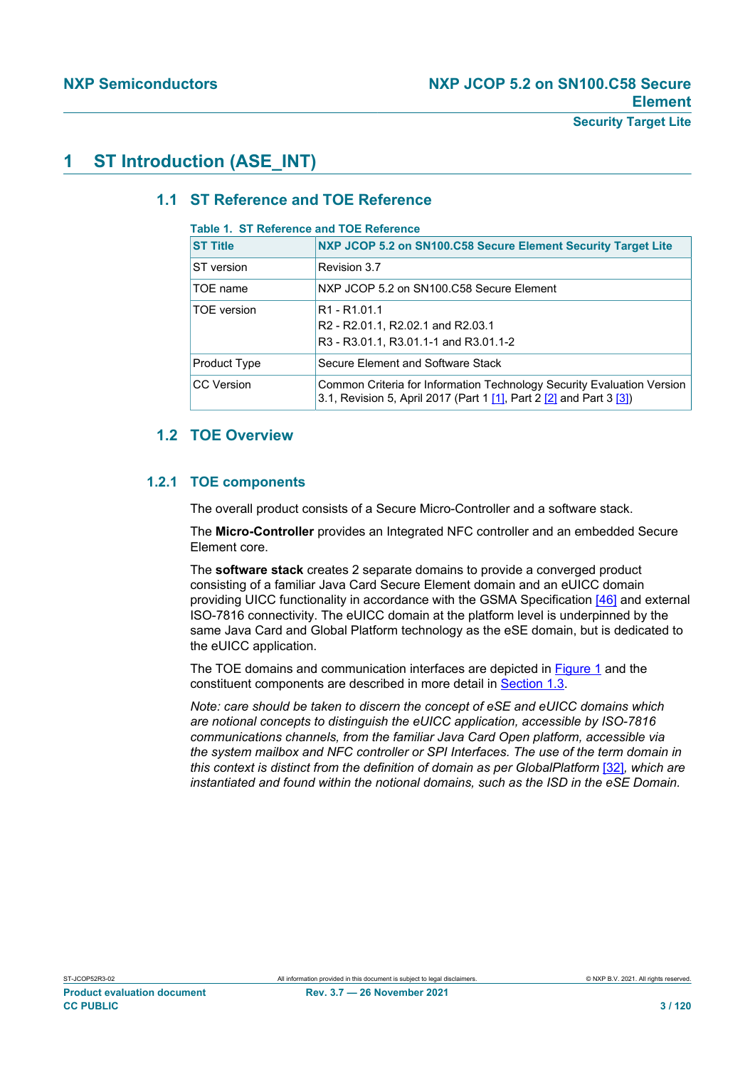# 1 ST Introduction (ASE_INT)

## 1.1 ST Reference and TOE Reference

**Table 1. ST Reference and TOE Reference**

| ST Title | NXP JCOP 5.2 on SN100.C58 Secure Element Security Target Lite |
|---|---|
| ST version | Revision 3.7 |
| TOE name | NXP JCOP 5.2 on SN100.C58 Secure Element |
| TOE version | R1 - R1.01.1<br>R2 - R2.01.1, R2.02.1 and R2.03.1<br>R3 - R3.01.1, R3.01.1-1 and R3.01.1-2 |
| Product Type | Secure Element and Software Stack |
| CC Version | Common Criteria for Information Technology Security Evaluation Version 3.1, Revision 5, April 2017 (Part 1 [1], Part 2 [2] and Part 3 [3]) |

## 1.2 TOE Overview

### 1.2.1 TOE components

The overall product consists of a Secure Micro-Controller and a software stack.

The **Micro-Controller** provides an Integrated NFC controller and an embedded Secure Element core.

The **software stack** creates 2 separate domains to provide a converged product consisting of a familiar Java Card Secure Element domain and an eUICC domain providing UICC functionality in accordance with the GSMA Specification [46] and external ISO-7816 connectivity. The eUICC domain at the platform level is underpinned by the same Java Card and Global Platform technology as the eSE domain, but is dedicated to the eUICC application.

The TOE domains and communication interfaces are depicted in Figure 1 and the constituent components are described in more detail in Section 1.3.

*Note: care should be taken to discern the concept of eSE and eUICC domains which are notional concepts to distinguish the eUICC application, accessible by ISO-7816 communications channels, from the familiar Java Card Open platform, accessible via the system mailbox and NFC controller or SPI Interfaces. The use of the term domain in this context is distinct from the definition of domain as per GlobalPlatform [32], which are instantiated and found within the notional domains, such as the ISD in the eSE Domain.*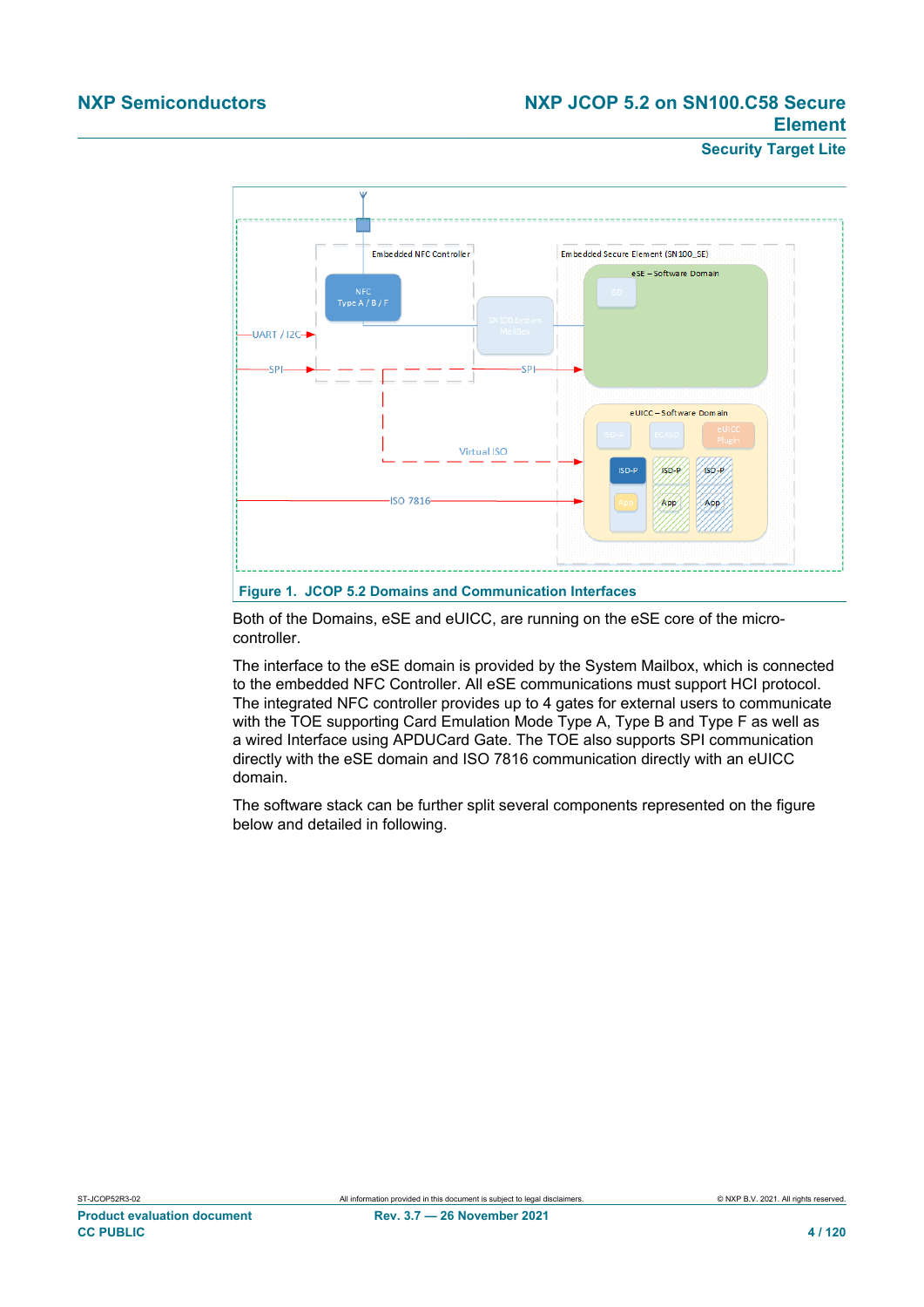Figure 1. JCOP 5.2 Domains and Communication Interfaces

Both of the Domains, eSE and eUICC, are running on the eSE core of the micro-controller.

The interface to the eSE domain is provided by the System Mailbox, which is connected to the embedded NFC Controller. All eSE communications must support HCI protocol. The integrated NFC controller provides up to 4 gates for external users to communicate with the TOE supporting Card Emulation Mode Type A, Type B and Type F as well as a wired Interface using APDUCard Gate. The TOE also supports SPI communication directly with the eSE domain and ISO 7816 communication directly with an eUICC domain.

The software stack can be further split several components represented on the figure below and detailed in following.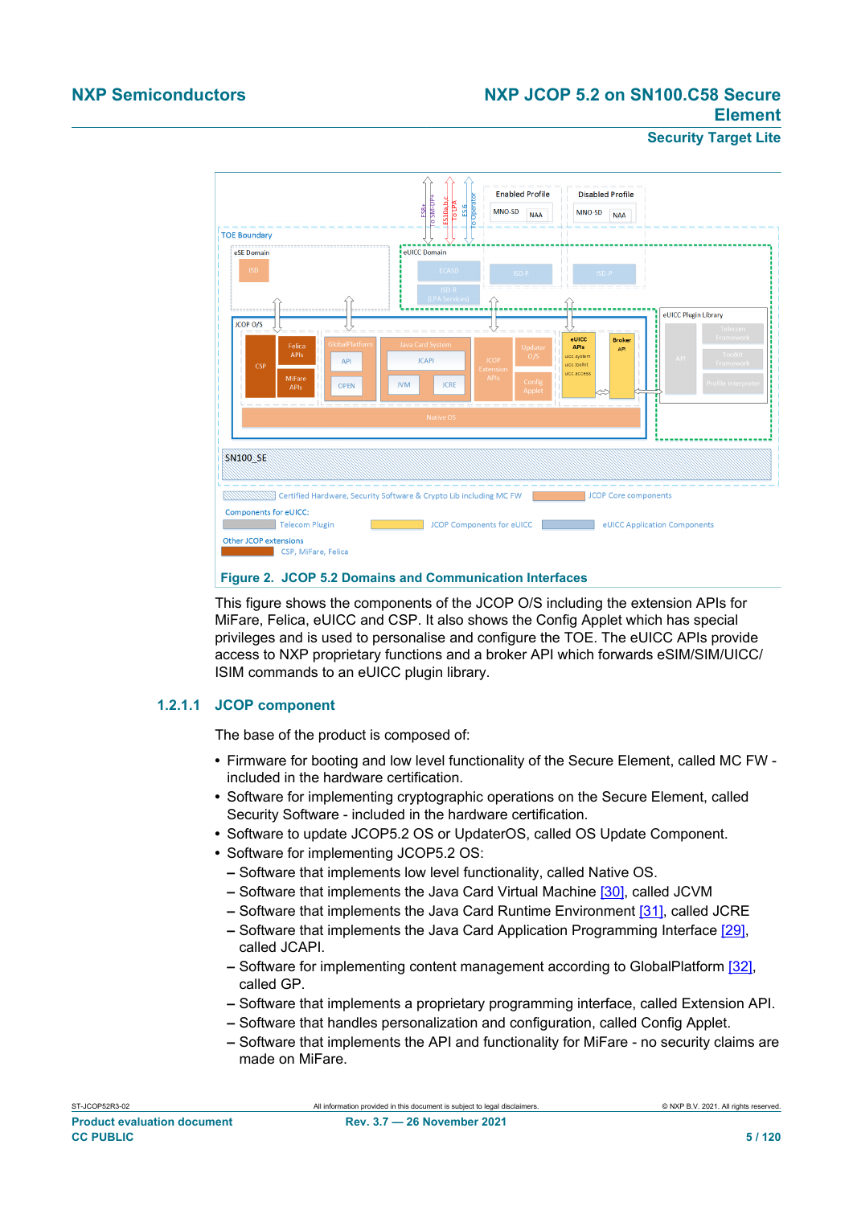Figure 2. JCOP 5.2 Domains and Communication Interfaces

This figure shows the components of the JCOP O/S including the extension APIs for MiFare, Felica, eUICC and CSP. It also shows the Config Applet which has special privileges and is used to personalise and configure the TOE. The eUICC APIs provide access to NXP proprietary functions and a broker API which forwards eSIM/SIM/UICC/ISIM commands to an eUICC plugin library.

### 1.2.1.1 JCOP component

The base of the product is composed of:

- Firmware for booting and low level functionality of the Secure Element, called MC FW - included in the hardware certification.
- Software for implementing cryptographic operations on the Secure Element, called Security Software - included in the hardware certification.
- Software to update JCOP5.2 OS or UpdaterOS, called OS Update Component.
- Software for implementing JCOP5.2 OS:
  - Software that implements low level functionality, called Native OS.
  - Software that implements the Java Card Virtual Machine [30], called JCVM
  - Software that implements the Java Card Runtime Environment [31], called JCRE
  - Software that implements the Java Card Application Programming Interface [29], called JCAPI.
  - Software for implementing content management according to GlobalPlatform [32], called GP.
  - Software that implements a proprietary programming interface, called Extension API.
  - Software that handles personalization and configuration, called Config Applet.
  - Software that implements the API and functionality for MiFare - no security claims are made on MiFare.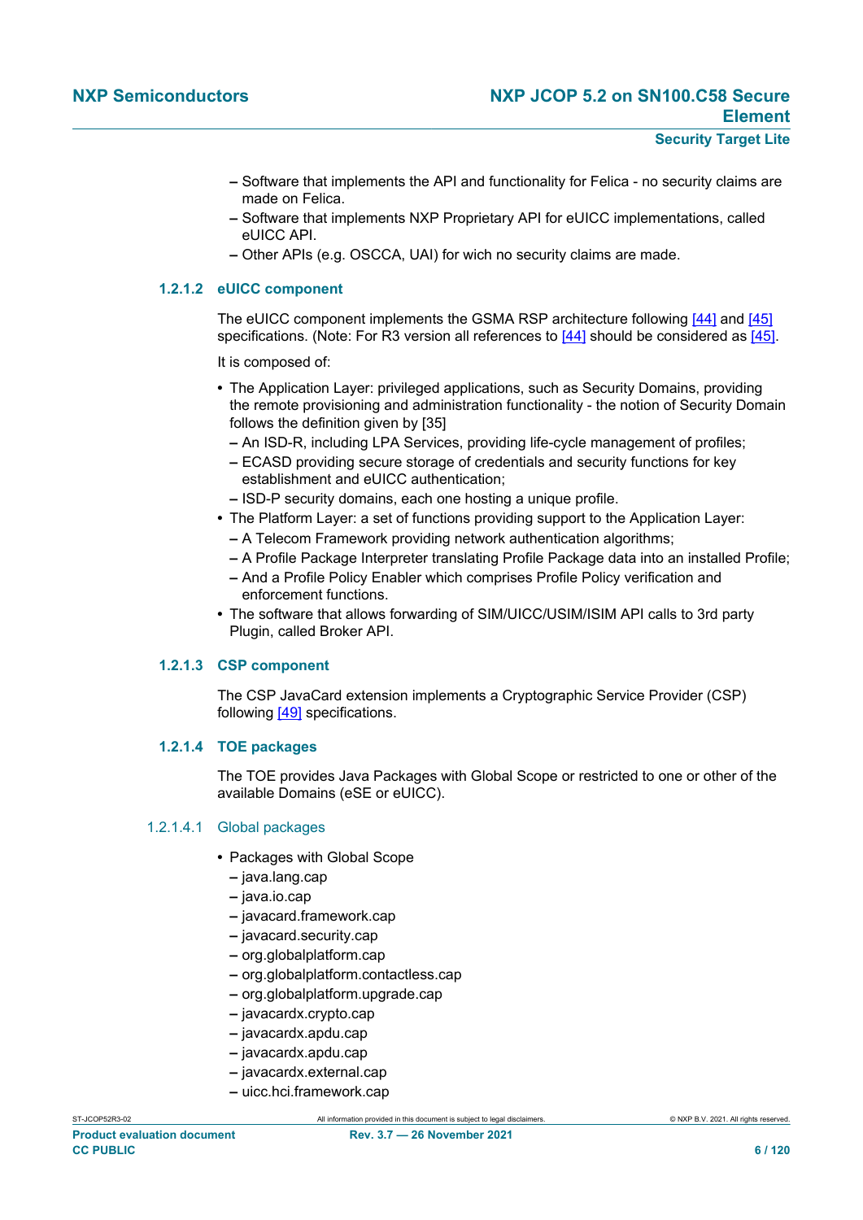- Software that implements the API and functionality for Felica - no security claims are made on Felica.
- Software that implements NXP Proprietary API for eUICC implementations, called eUICC API.
- Other APIs (e.g. OSCCA, UAI) for wich no security claims are made.

### 1.2.1.2 eUICC component

The eUICC component implements the GSMA RSP architecture following [44] and [45] specifications. (Note: For R3 version all references to [44] should be considered as [45].

It is composed of:

- The Application Layer: privileged applications, such as Security Domains, providing the remote provisioning and administration functionality - the notion of Security Domain follows the definition given by [35]
  - An ISD-R, including LPA Services, providing life-cycle management of profiles;
  - ECASD providing secure storage of credentials and security functions for key establishment and eUICC authentication;
  - ISD-P security domains, each one hosting a unique profile.
- The Platform Layer: a set of functions providing support to the Application Layer:
  - A Telecom Framework providing network authentication algorithms;
  - A Profile Package Interpreter translating Profile Package data into an installed Profile;
  - And a Profile Policy Enabler which comprises Profile Policy verification and enforcement functions.
- The software that allows forwarding of SIM/UICC/USIM/ISIM API calls to 3rd party Plugin, called Broker API.

### 1.2.1.3 CSP component

The CSP JavaCard extension implements a Cryptographic Service Provider (CSP) following [49] specifications.

### 1.2.1.4 TOE packages

The TOE provides Java Packages with Global Scope or restricted to one or other of the available Domains (eSE or eUICC).

#### 1.2.1.4.1 Global packages

- Packages with Global Scope
  - java.lang.cap
  - java.io.cap
  - javacard.framework.cap
  - javacard.security.cap
  - org.globalplatform.cap
  - org.globalplatform.contactless.cap
  - org.globalplatform.upgrade.cap
  - javacardx.crypto.cap
  - javacardx.apdu.cap
  - javacardx.apdu.cap
  - javacardx.external.cap
  - uicc.hci.framework.cap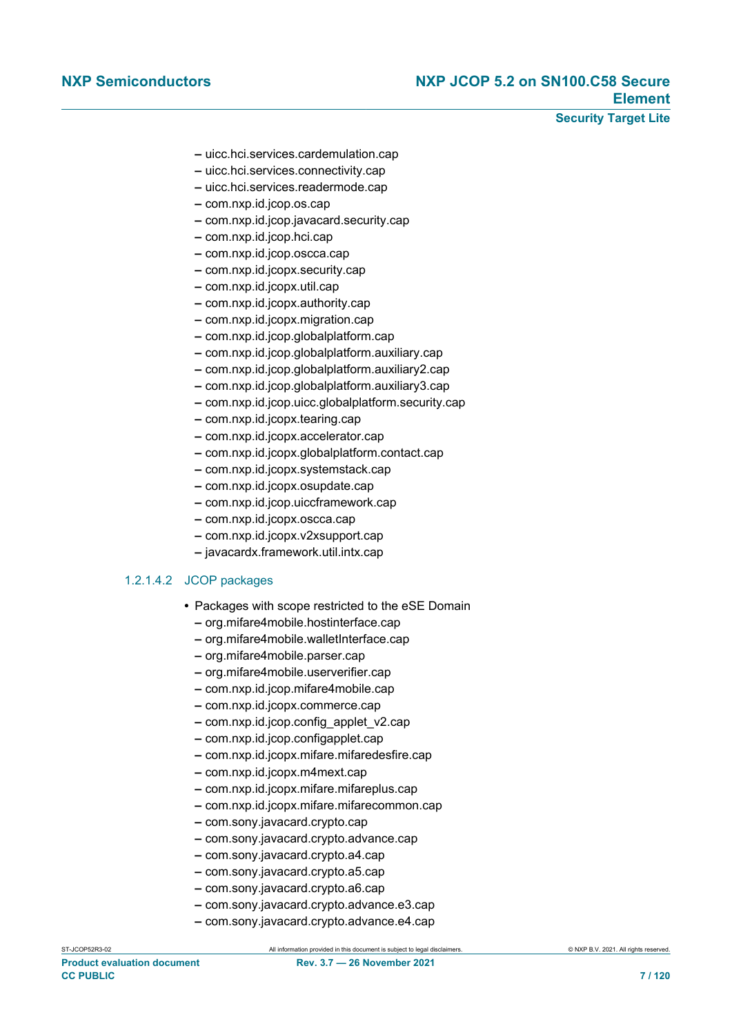- uicc.hci.services.cardemulation.cap
- uicc.hci.services.connectivity.cap
- uicc.hci.services.readermode.cap
- com.nxp.id.jcop.os.cap
- com.nxp.id.jcop.javacard.security.cap
- com.nxp.id.jcop.hci.cap
- com.nxp.id.jcop.oscca.cap
- com.nxp.id.jcopx.security.cap
- com.nxp.id.jcopx.util.cap
- com.nxp.id.jcopx.authority.cap
- com.nxp.id.jcopx.migration.cap
- com.nxp.id.jcop.globalplatform.cap
- com.nxp.id.jcop.globalplatform.auxiliary.cap
- com.nxp.id.jcop.globalplatform.auxiliary2.cap
- com.nxp.id.jcop.globalplatform.auxiliary3.cap
- com.nxp.id.jcop.uicc.globalplatform.security.cap
- com.nxp.id.jcopx.tearing.cap
- com.nxp.id.jcopx.accelerator.cap
- com.nxp.id.jcopx.globalplatform.contact.cap
- com.nxp.id.jcopx.systemstack.cap
- com.nxp.id.jcopx.osupdate.cap
- com.nxp.id.jcop.uiccframework.cap
- com.nxp.id.jcopx.oscca.cap
- com.nxp.id.jcopx.v2xsupport.cap
- javacardx.framework.util.intx.cap

#### 1.2.1.4.2 JCOP packages

- Packages with scope restricted to the eSE Domain
  - org.mifare4mobile.hostinterface.cap
  - org.mifare4mobile.walletInterface.cap
  - org.mifare4mobile.parser.cap
  - org.mifare4mobile.userverifier.cap
  - com.nxp.id.jcop.mifare4mobile.cap
  - com.nxp.id.jcopx.commerce.cap
  - com.nxp.id.jcop.config_applet_v2.cap
  - com.nxp.id.jcop.configapplet.cap
  - com.nxp.id.jcopx.mifare.mifaredesfire.cap
  - com.nxp.id.jcopx.m4mext.cap
  - com.nxp.id.jcopx.mifare.mifareplus.cap
  - com.nxp.id.jcopx.mifare.mifarecommon.cap
  - com.sony.javacard.crypto.cap
  - com.sony.javacard.crypto.advance.cap
  - com.sony.javacard.crypto.a4.cap
  - com.sony.javacard.crypto.a5.cap
  - com.sony.javacard.crypto.a6.cap
  - com.sony.javacard.crypto.advance.e3.cap
  - com.sony.javacard.crypto.advance.e4.cap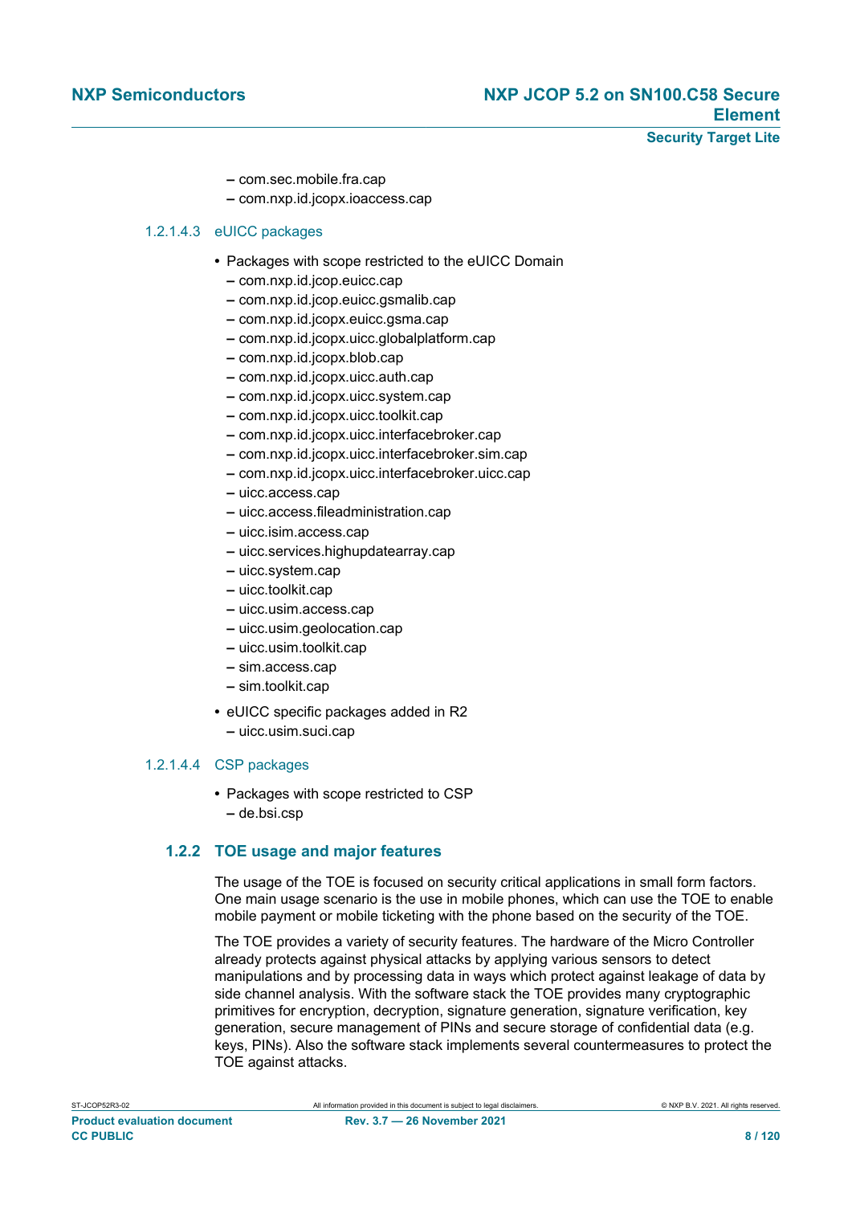- com.sec.mobile.fra.cap
  - com.nxp.id.jcopx.ioaccess.cap

#### 1.2.1.4.3 eUICC packages

- Packages with scope restricted to the eUICC Domain
  - com.nxp.id.jcop.euicc.cap
  - com.nxp.id.jcop.euicc.gsmalib.cap
  - com.nxp.id.jcopx.euicc.gsma.cap
  - com.nxp.id.jcopx.uicc.globalplatform.cap
  - com.nxp.id.jcopx.blob.cap
  - com.nxp.id.jcopx.uicc.auth.cap
  - com.nxp.id.jcopx.uicc.system.cap
  - com.nxp.id.jcopx.uicc.toolkit.cap
  - com.nxp.id.jcopx.uicc.interfacebroker.cap
  - com.nxp.id.jcopx.uicc.interfacebroker.sim.cap
  - com.nxp.id.jcopx.uicc.interfacebroker.uicc.cap
  - uicc.access.cap
  - uicc.access.fileadministration.cap
  - uicc.isim.access.cap
  - uicc.services.highupdatearray.cap
  - uicc.system.cap
  - uicc.toolkit.cap
  - uicc.usim.access.cap
  - uicc.usim.geolocation.cap
  - uicc.usim.toolkit.cap
  - sim.access.cap
  - sim.toolkit.cap
- eUICC specific packages added in R2
  - uicc.usim.suci.cap

#### 1.2.1.4.4 CSP packages

- Packages with scope restricted to CSP
  - de.bsi.csp

### 1.2.2 TOE usage and major features

The usage of the TOE is focused on security critical applications in small form factors. One main usage scenario is the use in mobile phones, which can use the TOE to enable mobile payment or mobile ticketing with the phone based on the security of the TOE.

The TOE provides a variety of security features. The hardware of the Micro Controller already protects against physical attacks by applying various sensors to detect manipulations and by processing data in ways which protect against leakage of data by side channel analysis. With the software stack the TOE provides many cryptographic primitives for encryption, decryption, signature generation, signature verification, key generation, secure management of PINs and secure storage of confidential data (e.g. keys, PINs). Also the software stack implements several countermeasures to protect the TOE against attacks.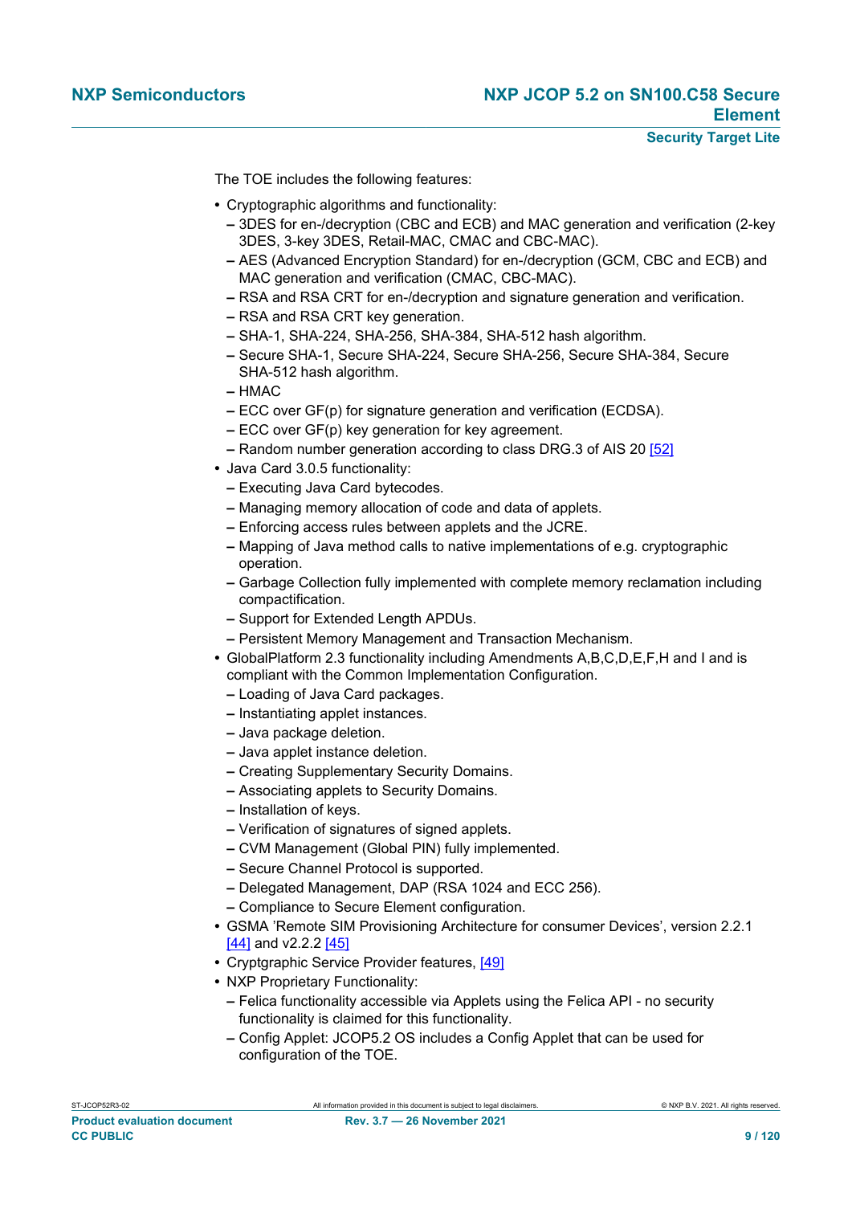The TOE includes the following features:

- Cryptographic algorithms and functionality:
  - 3DES for en-/decryption (CBC and ECB) and MAC generation and verification (2-key 3DES, 3-key 3DES, Retail-MAC, CMAC and CBC-MAC).
  - AES (Advanced Encryption Standard) for en-/decryption (GCM, CBC and ECB) and MAC generation and verification (CMAC, CBC-MAC).
  - RSA and RSA CRT for en-/decryption and signature generation and verification.
  - RSA and RSA CRT key generation.
  - SHA-1, SHA-224, SHA-256, SHA-384, SHA-512 hash algorithm.
  - Secure SHA-1, Secure SHA-224, Secure SHA-256, Secure SHA-384, Secure SHA-512 hash algorithm.
  - HMAC
  - ECC over GF(p) for signature generation and verification (ECDSA).
  - ECC over GF(p) key generation for key agreement.
  - Random number generation according to class DRG.3 of AIS 20 [52]
- Java Card 3.0.5 functionality:
  - Executing Java Card bytecodes.
  - Managing memory allocation of code and data of applets.
  - Enforcing access rules between applets and the JCRE.
  - Mapping of Java method calls to native implementations of e.g. cryptographic operation.
  - Garbage Collection fully implemented with complete memory reclamation including compactification.
  - Support for Extended Length APDUs.
  - Persistent Memory Management and Transaction Mechanism.
- GlobalPlatform 2.3 functionality including Amendments A,B,C,D,E,F,H and I and is compliant with the Common Implementation Configuration.
  - Loading of Java Card packages.
  - Instantiating applet instances.
  - Java package deletion.
  - Java applet instance deletion.
  - Creating Supplementary Security Domains.
  - Associating applets to Security Domains.
  - Installation of keys.
  - Verification of signatures of signed applets.
  - CVM Management (Global PIN) fully implemented.
  - Secure Channel Protocol is supported.
  - Delegated Management, DAP (RSA 1024 and ECC 256).
  - Compliance to Secure Element configuration.
- GSMA 'Remote SIM Provisioning Architecture for consumer Devices', version 2.2.1 [44] and v2.2.2 [45]
- Cryptgraphic Service Provider features, [49]
- NXP Proprietary Functionality:
  - Felica functionality accessible via Applets using the Felica API - no security functionality is claimed for this functionality.
  - Config Applet: JCOP5.2 OS includes a Config Applet that can be used for configuration of the TOE.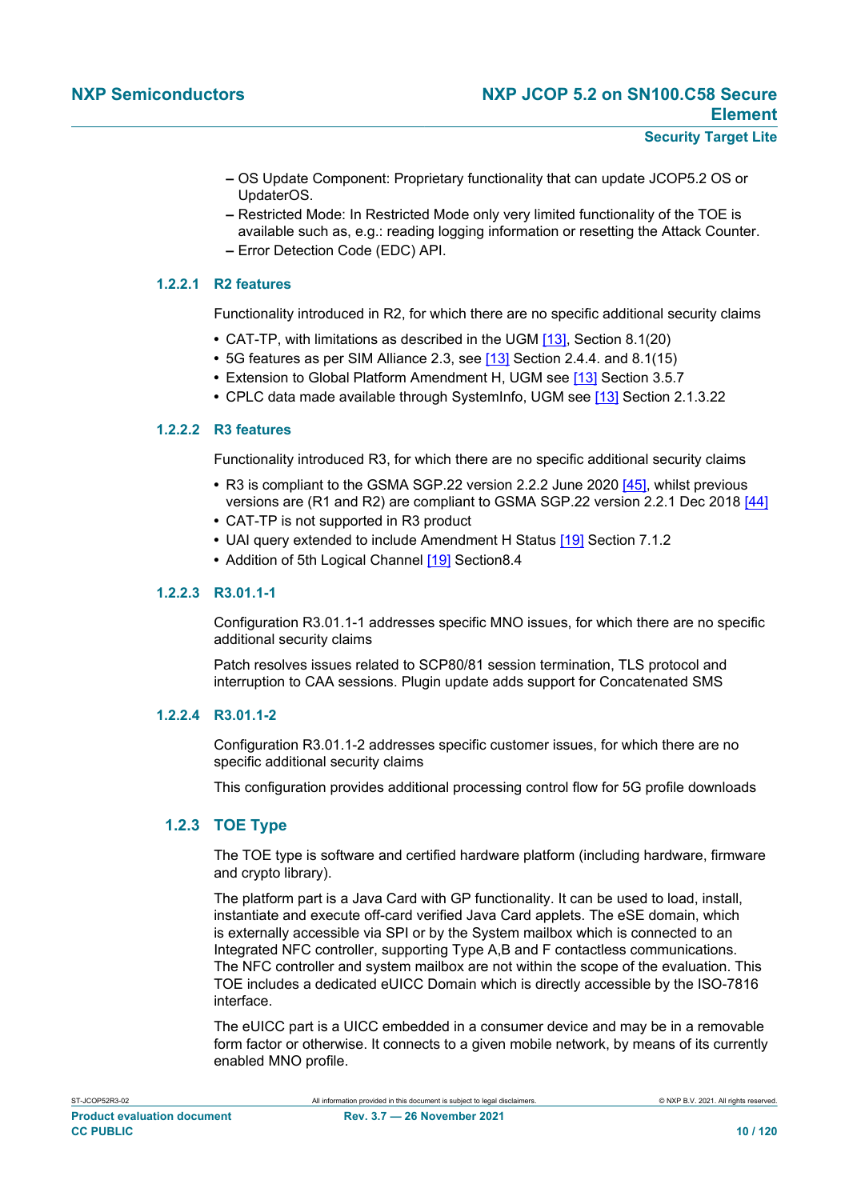- OS Update Component: Proprietary functionality that can update JCOP5.2 OS or UpdaterOS.
- Restricted Mode: In Restricted Mode only very limited functionality of the TOE is available such as, e.g.: reading logging information or resetting the Attack Counter.
- Error Detection Code (EDC) API.

#### 1.2.2.1 R2 features

Functionality introduced in R2, for which there are no specific additional security claims

- CAT-TP, with limitations as described in the UGM [13], Section 8.1(20)
- 5G features as per SIM Alliance 2.3, see [13] Section 2.4.4. and 8.1(15)
- Extension to Global Platform Amendment H, UGM see [13] Section 3.5.7
- CPLC data made available through SystemInfo, UGM see [13] Section 2.1.3.22

#### 1.2.2.2 R3 features

Functionality introduced R3, for which there are no specific additional security claims

- R3 is compliant to the GSMA SGP.22 version 2.2.2 June 2020 [45], whilst previous versions are (R1 and R2) are compliant to GSMA SGP.22 version 2.2.1 Dec 2018 [44]
- CAT-TP is not supported in R3 product
- UAI query extended to include Amendment H Status [19] Section 7.1.2
- Addition of 5th Logical Channel [19] Section8.4

#### 1.2.2.3 R3.01.1-1

Configuration R3.01.1-1 addresses specific MNO issues, for which there are no specific additional security claims

Patch resolves issues related to SCP80/81 session termination, TLS protocol and interruption to CAA sessions. Plugin update adds support for Concatenated SMS

#### 1.2.2.4 R3.01.1-2

Configuration R3.01.1-2 addresses specific customer issues, for which there are no specific additional security claims

This configuration provides additional processing control flow for 5G profile downloads

### 1.2.3 TOE Type

The TOE type is software and certified hardware platform (including hardware, firmware and crypto library).

The platform part is a Java Card with GP functionality. It can be used to load, install, instantiate and execute off-card verified Java Card applets. The eSE domain, which is externally accessible via SPI or by the System mailbox which is connected to an Integrated NFC controller, supporting Type A,B and F contactless communications. The NFC controller and system mailbox are not within the scope of the evaluation. This TOE includes a dedicated eUICC Domain which is directly accessible by the ISO-7816 interface.

The eUICC part is a UICC embedded in a consumer device and may be in a removable form factor or otherwise. It connects to a given mobile network, by means of its currently enabled MNO profile.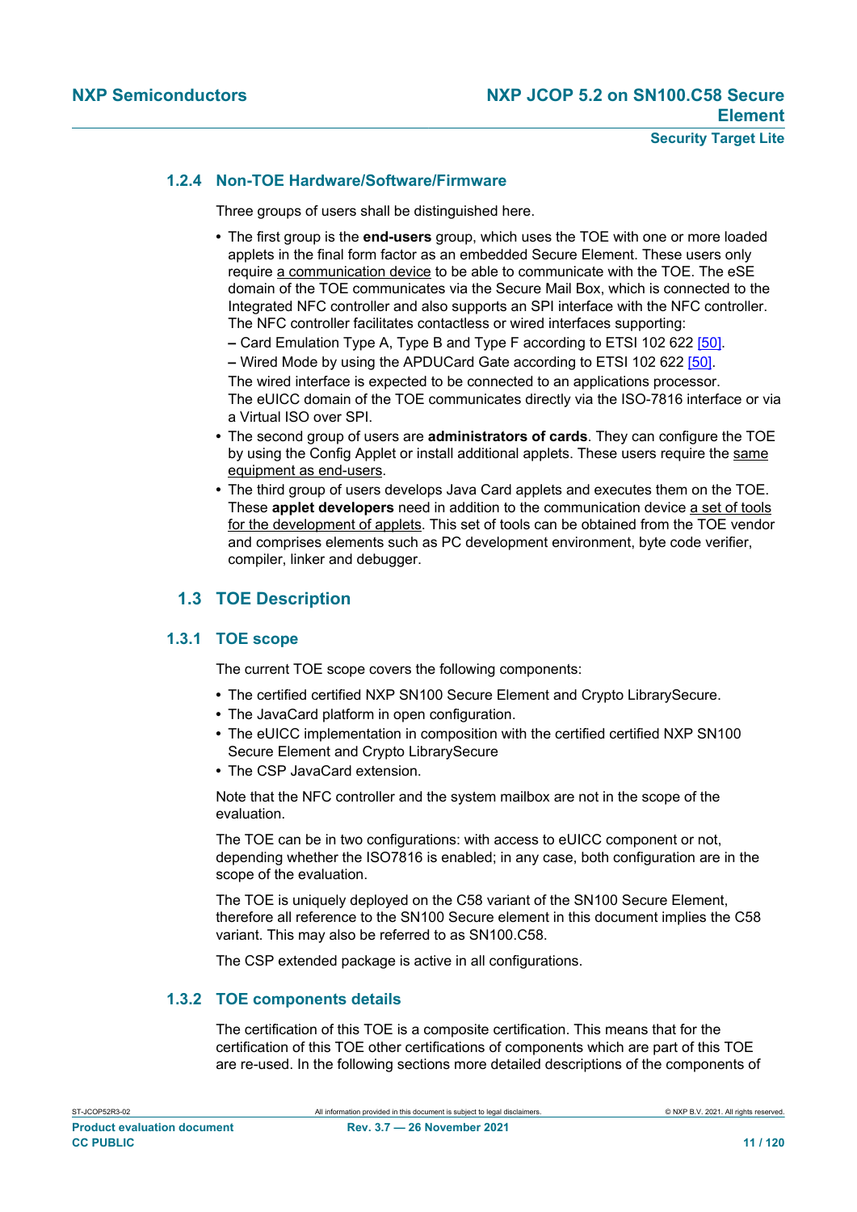### 1.2.4 Non-TOE Hardware/Software/Firmware

Three groups of users shall be distinguished here.

- The first group is the **end-users** group, which uses the TOE with one or more loaded applets in the final form factor as an embedded Secure Element. These users only require a communication device to be able to communicate with the TOE. The eSE domain of the TOE communicates via the Secure Mail Box, which is connected to the Integrated NFC controller and also supports an SPI interface with the NFC controller. The NFC controller facilitates contactless or wired interfaces supporting:
  - Card Emulation Type A, Type B and Type F according to ETSI 102 622 [50].
  - Wired Mode by using the APDUCard Gate according to ETSI 102 622 [50].

  The wired interface is expected to be connected to an applications processor.
  The eUICC domain of the TOE communicates directly via the ISO-7816 interface or via a Virtual ISO over SPI.
- The second group of users are **administrators of cards**. They can configure the TOE by using the Config Applet or install additional applets. These users require the same equipment as end-users.
- The third group of users develops Java Card applets and executes them on the TOE. These **applet developers** need in addition to the communication device a set of tools for the development of applets. This set of tools can be obtained from the TOE vendor and comprises elements such as PC development environment, byte code verifier, compiler, linker and debugger.

## 1.3 TOE Description

### 1.3.1 TOE scope

The current TOE scope covers the following components:

- The certified certified NXP SN100 Secure Element and Crypto LibrarySecure.
- The JavaCard platform in open configuration.
- The eUICC implementation in composition with the certified certified NXP SN100 Secure Element and Crypto LibrarySecure
- The CSP JavaCard extension.

Note that the NFC controller and the system mailbox are not in the scope of the evaluation.

The TOE can be in two configurations: with access to eUICC component or not, depending whether the ISO7816 is enabled; in any case, both configuration are in the scope of the evaluation.

The TOE is uniquely deployed on the C58 variant of the SN100 Secure Element, therefore all reference to the SN100 Secure element in this document implies the C58 variant. This may also be referred to as SN100.C58.

The CSP extended package is active in all configurations.

### 1.3.2 TOE components details

The certification of this TOE is a composite certification. This means that for the certification of this TOE other certifications of components which are part of this TOE are re-used. In the following sections more detailed descriptions of the components of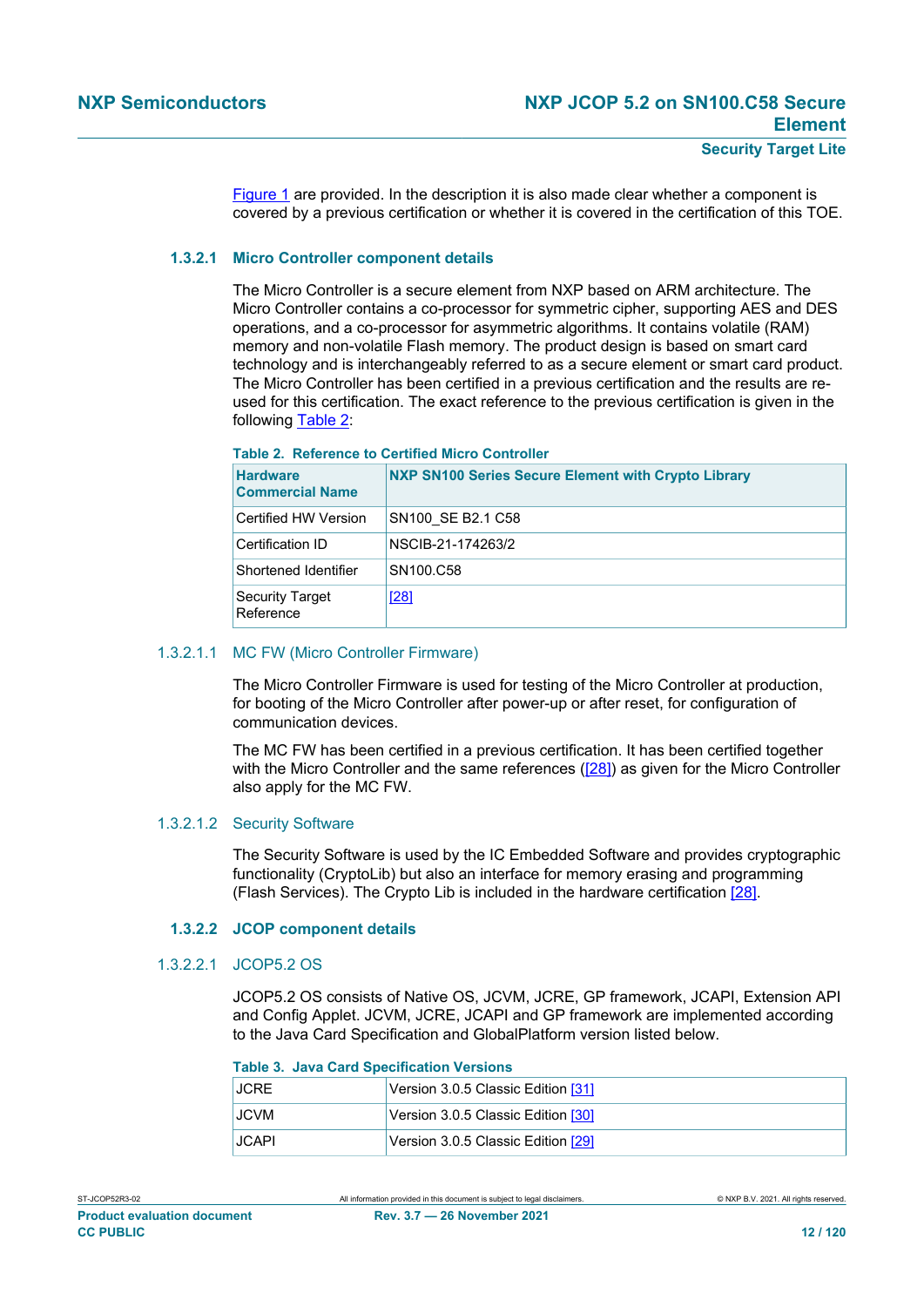Figure 1 are provided. In the description it is also made clear whether a component is covered by a previous certification or whether it is covered in the certification of this TOE.

### 1.3.2.1 Micro Controller component details

The Micro Controller is a secure element from NXP based on ARM architecture. The Micro Controller contains a co-processor for symmetric cipher, supporting AES and DES operations, and a co-processor for asymmetric algorithms. It contains volatile (RAM) memory and non-volatile Flash memory. The product design is based on smart card technology and is interchangeably referred to as a secure element or smart card product. The Micro Controller has been certified in a previous certification and the results are re-used for this certification. The exact reference to the previous certification is given in the following Table 2:

**Table 2. Reference to Certified Micro Controller**

| Hardware Commercial Name | NXP SN100 Series Secure Element with Crypto Library |
|---|---|
| Certified HW Version | SN100_SE B2.1 C58 |
| Certification ID | NSCIB-21-174263/2 |
| Shortened Identifier | SN100.C58 |
| Security Target Reference | [28] |

#### 1.3.2.1.1 MC FW (Micro Controller Firmware)

The Micro Controller Firmware is used for testing of the Micro Controller at production, for booting of the Micro Controller after power-up or after reset, for configuration of communication devices.

The MC FW has been certified in a previous certification. It has been certified together with the Micro Controller and the same references ([28]) as given for the Micro Controller also apply for the MC FW.

#### 1.3.2.1.2 Security Software

The Security Software is used by the IC Embedded Software and provides cryptographic functionality (CryptoLib) but also an interface for memory erasing and programming (Flash Services). The Crypto Lib is included in the hardware certification [28].

### 1.3.2.2 JCOP component details

#### 1.3.2.2.1 JCOP5.2 OS

JCOP5.2 OS consists of Native OS, JCVM, JCRE, GP framework, JCAPI, Extension API and Config Applet. JCVM, JCRE, JCAPI and GP framework are implemented according to the Java Card Specification and GlobalPlatform version listed below.

**Table 3. Java Card Specification Versions**

| | |
|---|---|
| JCRE | Version 3.0.5 Classic Edition [31] |
| JCVM | Version 3.0.5 Classic Edition [30] |
| JCAPI | Version 3.0.5 Classic Edition [29] |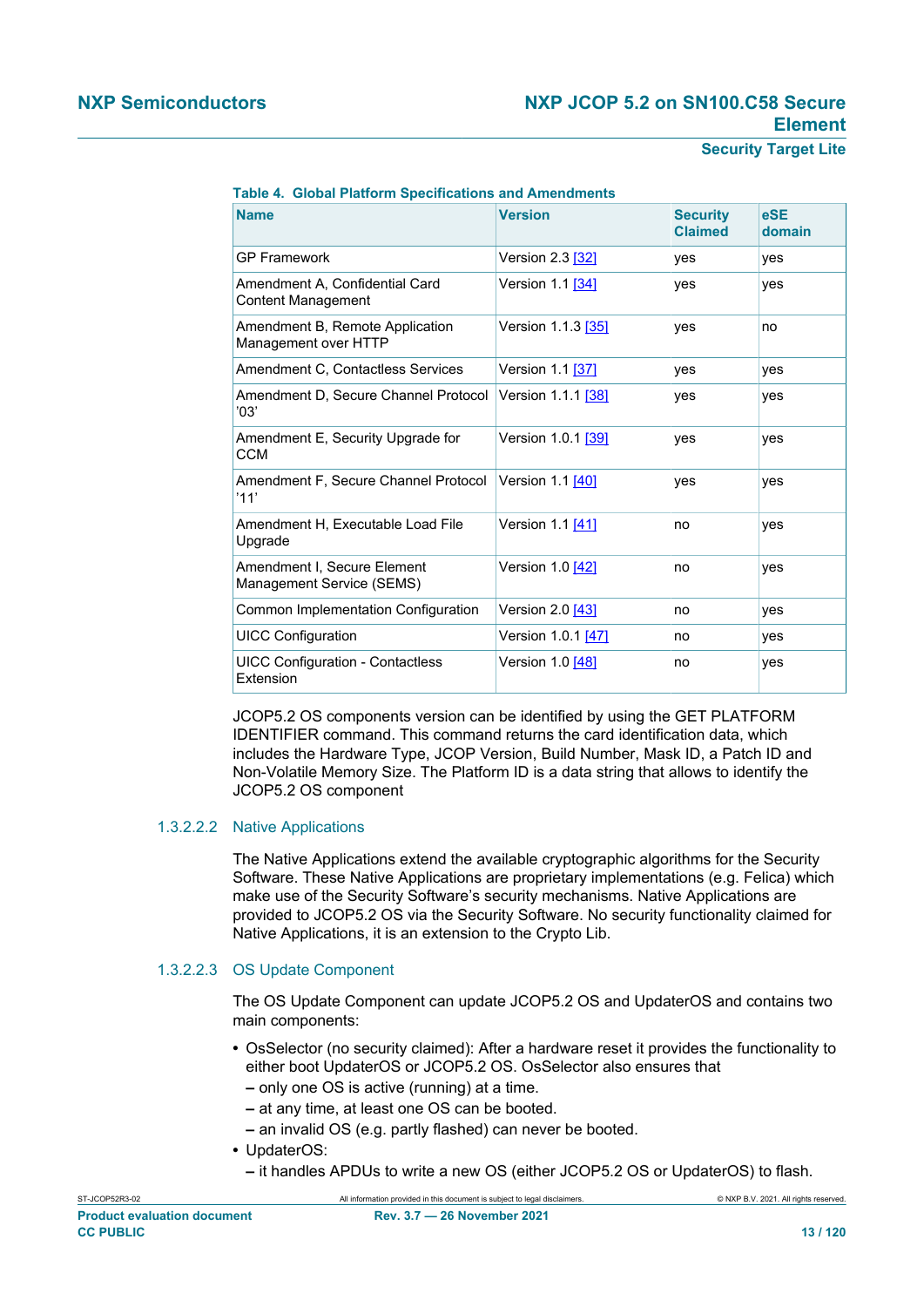**Table 4. Global Platform Specifications and Amendments**

| Name | Version | Security Claimed | eSE domain |
|---|---|---|---|
| GP Framework | Version 2.3 [32] | yes | yes |
| Amendment A, Confidential Card Content Management | Version 1.1 [34] | yes | yes |
| Amendment B, Remote Application Management over HTTP | Version 1.1.3 [35] | yes | no |
| Amendment C, Contactless Services | Version 1.1 [37] | yes | yes |
| Amendment D, Secure Channel Protocol '03' | Version 1.1.1 [38] | yes | yes |
| Amendment E, Security Upgrade for CCM | Version 1.0.1 [39] | yes | yes |
| Amendment F, Secure Channel Protocol '11' | Version 1.1 [40] | yes | yes |
| Amendment H, Executable Load File Upgrade | Version 1.1 [41] | no | yes |
| Amendment I, Secure Element Management Service (SEMS) | Version 1.0 [42] | no | yes |
| Common Implementation Configuration | Version 2.0 [43] | no | yes |
| UICC Configuration | Version 1.0.1 [47] | no | yes |
| UICC Configuration - Contactless Extension | Version 1.0 [48] | no | yes |

JCOP5.2 OS components version can be identified by using the GET PLATFORM IDENTIFIER command. This command returns the card identification data, which includes the Hardware Type, JCOP Version, Build Number, Mask ID, a Patch ID and Non-Volatile Memory Size. The Platform ID is a data string that allows to identify the JCOP5.2 OS component

#### 1.3.2.2.2 Native Applications

The Native Applications extend the available cryptographic algorithms for the Security Software. These Native Applications are proprietary implementations (e.g. Felica) which make use of the Security Software's security mechanisms. Native Applications are provided to JCOP5.2 OS via the Security Software. No security functionality claimed for Native Applications, it is an extension to the Crypto Lib.

#### 1.3.2.2.3 OS Update Component

The OS Update Component can update JCOP5.2 OS and UpdaterOS and contains two main components:

- OsSelector (no security claimed): After a hardware reset it provides the functionality to either boot UpdaterOS or JCOP5.2 OS. OsSelector also ensures that
  - only one OS is active (running) at a time.
  - at any time, at least one OS can be booted.
  - an invalid OS (e.g. partly flashed) can never be booted.
- UpdaterOS:
  - it handles APDUs to write a new OS (either JCOP5.2 OS or UpdaterOS) to flash.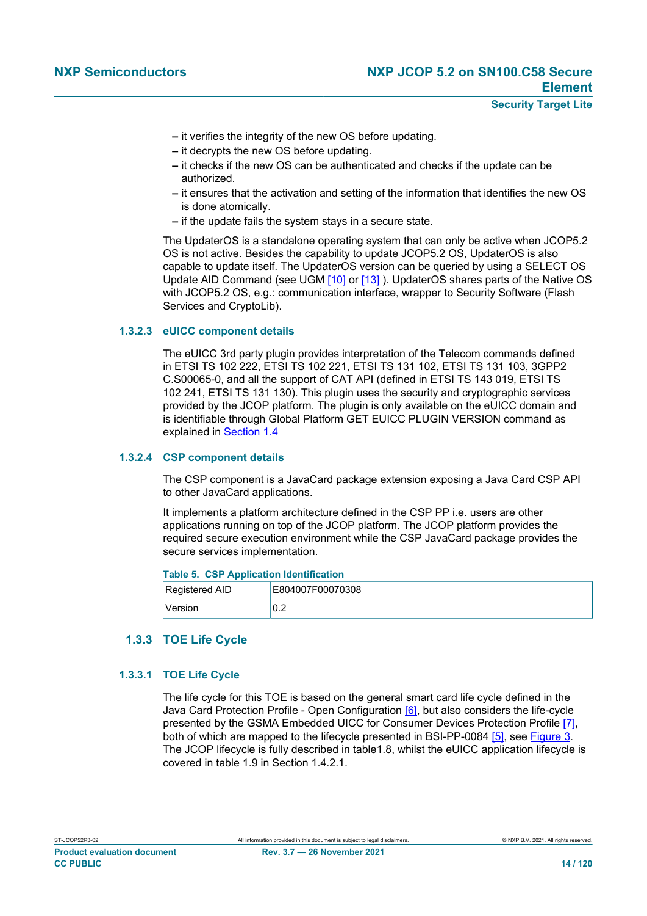- it verifies the integrity of the new OS before updating.
- it decrypts the new OS before updating.
- it checks if the new OS can be authenticated and checks if the update can be authorized.
- it ensures that the activation and setting of the information that identifies the new OS is done atomically.
- if the update fails the system stays in a secure state.

The UpdaterOS is a standalone operating system that can only be active when JCOP5.2 OS is not active. Besides the capability to update JCOP5.2 OS, UpdaterOS is also capable to update itself. The UpdaterOS version can be queried by using a SELECT OS Update AID Command (see UGM [10] or [13] ). UpdaterOS shares parts of the Native OS with JCOP5.2 OS, e.g.: communication interface, wrapper to Security Software (Flash Services and CryptoLib).

#### 1.3.2.3 eUICC component details

The eUICC 3rd party plugin provides interpretation of the Telecom commands defined in ETSI TS 102 222, ETSI TS 102 221, ETSI TS 131 102, ETSI TS 131 103, 3GPP2 C.S00065-0, and all the support of CAT API (defined in ETSI TS 143 019, ETSI TS 102 241, ETSI TS 131 130). This plugin uses the security and cryptographic services provided by the JCOP platform. The plugin is only available on the eUICC domain and is identifiable through Global Platform GET EUICC PLUGIN VERSION command as explained in Section 1.4

#### 1.3.2.4 CSP component details

The CSP component is a JavaCard package extension exposing a Java Card CSP API to other JavaCard applications.

It implements a platform architecture defined in the CSP PP i.e. users are other applications running on top of the JCOP platform. The JCOP platform provides the required secure execution environment while the CSP JavaCard package provides the secure services implementation.

**Table 5. CSP Application Identification**

| | |
|---|---|
| Registered AID | E804007F00070308 |
| Version | 0.2 |

### 1.3.3 TOE Life Cycle

#### 1.3.3.1 TOE Life Cycle

The life cycle for this TOE is based on the general smart card life cycle defined in the Java Card Protection Profile - Open Configuration [6], but also considers the life-cycle presented by the GSMA Embedded UICC for Consumer Devices Protection Profile [7], both of which are mapped to the lifecycle presented in BSI-PP-0084 [5], see Figure 3. The JCOP lifecycle is fully described in table1.8, whilst the eUICC application lifecycle is covered in table 1.9 in Section 1.4.2.1.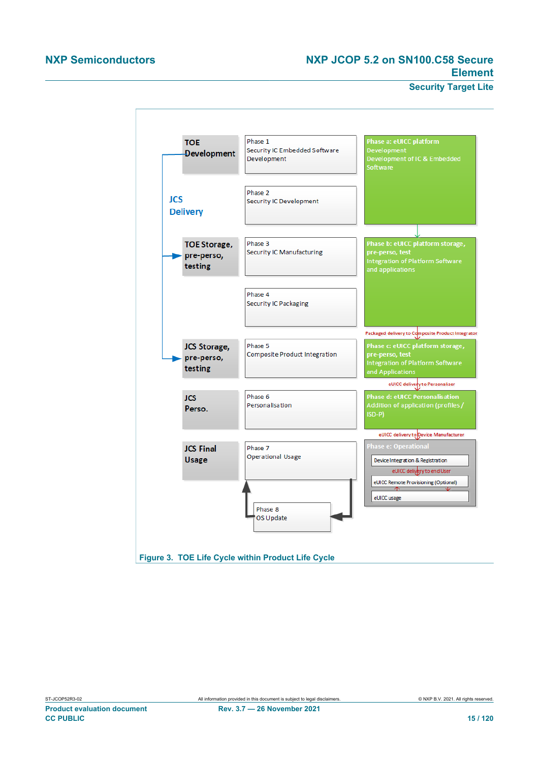TOE Development

JCS Delivery

TOE Storage, pre-perso, testing

JCS Storage, pre-perso, testing

JCS Perso.

JCS Final Usage

Phase 1
Security IC Embedded Software Development

Phase 2
Security IC Development

Phase 3
Security IC Manufacturing

Phase 4
Security IC Packaging

Phase 5
Composite Product Integration

Phase 6
Personalisation

Phase 7
Operational Usage

Phase 8
OS Update

Phase a: eUICC platform Development
Development of IC & Embedded Software

Phase b: eUICC platform storage, pre-perso, test
Integration of Platform Software and applications

Packaged delivery to Composite Product Integrator

Phase c: eUICC platform storage, pre-perso, test
Integration of Platform Software and Applications

eUICC delivery to Personaliser

Phase d: eUICC Personalisation
Addition of application (profiles / ISD-P)

eUICC delivery to Device Manufacturer

Phase e: Operational

Device Integration & Registration

eUICC delivery to end User

eUICC Remote Provisioning (Optional)

eUICC usage

Figure 3. TOE Life Cycle within Product Life Cycle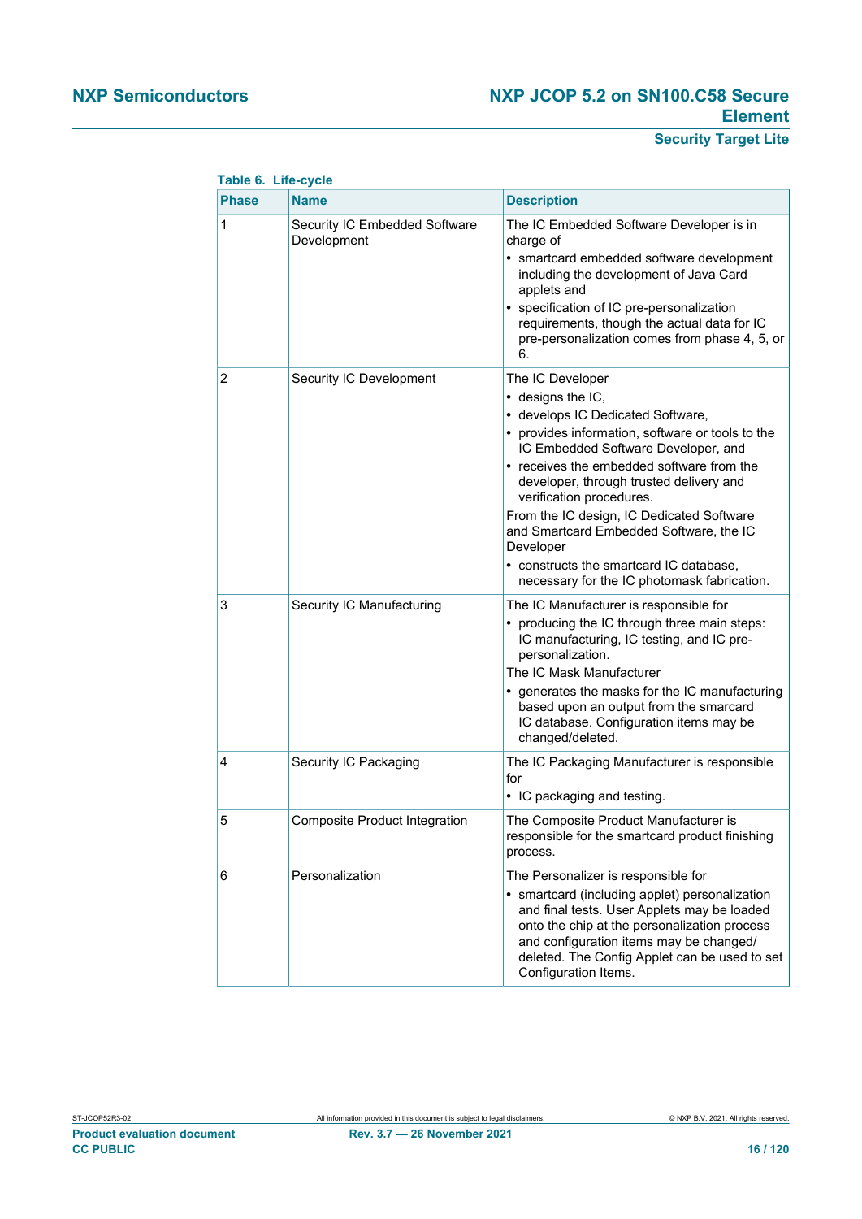**Table 6. Life-cycle**

| Phase | Name | Description |
|---|---|---|
| 1 | Security IC Embedded Software Development | The IC Embedded Software Developer is in charge of<br>• smartcard embedded software development including the development of Java Card applets and<br>• specification of IC pre-personalization requirements, though the actual data for IC pre-personalization comes from phase 4, 5, or 6. |
| 2 | Security IC Development | The IC Developer<br>• designs the IC,<br>• develops IC Dedicated Software,<br>• provides information, software or tools to the IC Embedded Software Developer, and<br>• receives the embedded software from the developer, through trusted delivery and verification procedures.<br>From the IC design, IC Dedicated Software and Smartcard Embedded Software, the IC Developer<br>• constructs the smartcard IC database, necessary for the IC photomask fabrication. |
| 3 | Security IC Manufacturing | The IC Manufacturer is responsible for<br>• producing the IC through three main steps: IC manufacturing, IC testing, and IC pre-personalization.<br>The IC Mask Manufacturer<br>• generates the masks for the IC manufacturing based upon an output from the smarcard IC database. Configuration items may be changed/deleted. |
| 4 | Security IC Packaging | The IC Packaging Manufacturer is responsible for<br>• IC packaging and testing. |
| 5 | Composite Product Integration | The Composite Product Manufacturer is responsible for the smartcard product finishing process. |
| 6 | Personalization | The Personalizer is responsible for<br>• smartcard (including applet) personalization and final tests. User Applets may be loaded onto the chip at the personalization process and configuration items may be changed/ deleted. The Config Applet can be used to set Configuration Items. |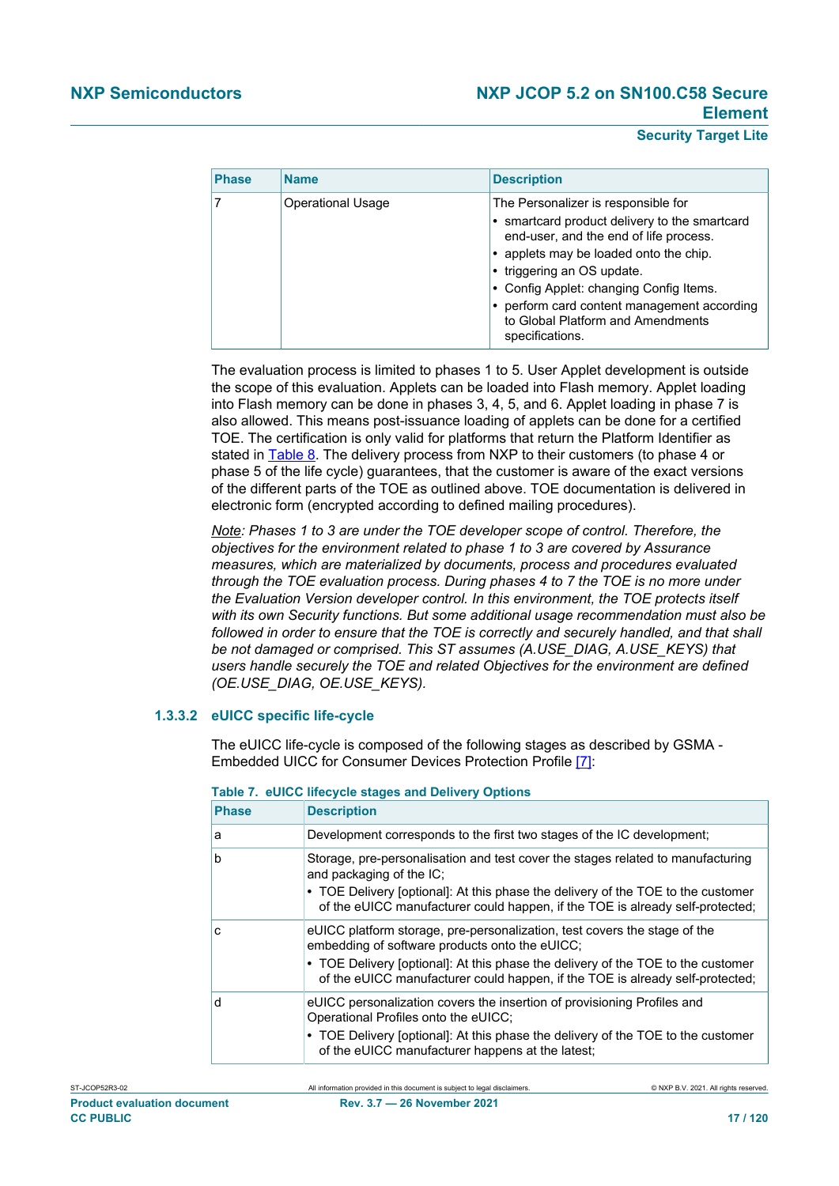| Phase | Name | Description |
|---|---|---|
| 7 | Operational Usage | The Personalizer is responsible for<br>• smartcard product delivery to the smartcard end-user, and the end of life process.<br>• applets may be loaded onto the chip.<br>• triggering an OS update.<br>• Config Applet: changing Config Items.<br>• perform card content management according to Global Platform and Amendments specifications. |

The evaluation process is limited to phases 1 to 5. User Applet development is outside the scope of this evaluation. Applets can be loaded into Flash memory. Applet loading into Flash memory can be done in phases 3, 4, 5, and 6. Applet loading in phase 7 is also allowed. This means post-issuance loading of applets can be done for a certified TOE. The certification is only valid for platforms that return the Platform Identifier as stated in Table 8. The delivery process from NXP to their customers (to phase 4 or phase 5 of the life cycle) guarantees, that the customer is aware of the exact versions of the different parts of the TOE as outlined above. TOE documentation is delivered in electronic form (encrypted according to defined mailing procedures).

*Note: Phases 1 to 3 are under the TOE developer scope of control. Therefore, the objectives for the environment related to phase 1 to 3 are covered by Assurance measures, which are materialized by documents, process and procedures evaluated through the TOE evaluation process. During phases 4 to 7 the TOE is no more under the Evaluation Version developer control. In this environment, the TOE protects itself with its own Security functions. But some additional usage recommendation must also be followed in order to ensure that the TOE is correctly and securely handled, and that shall be not damaged or comprised. This ST assumes (A.USE_DIAG, A.USE_KEYS) that users handle securely the TOE and related Objectives for the environment are defined (OE.USE_DIAG, OE.USE_KEYS).*

### 1.3.3.2 eUICC specific life-cycle

The eUICC life-cycle is composed of the following stages as described by GSMA - Embedded UICC for Consumer Devices Protection Profile [7]:

**Table 7. eUICC lifecycle stages and Delivery Options**

| Phase | Description |
|---|---|
| a | Development corresponds to the first two stages of the IC development; |
| b | Storage, pre-personalisation and test cover the stages related to manufacturing and packaging of the IC;<br>• TOE Delivery [optional]: At this phase the delivery of the TOE to the customer of the eUICC manufacturer could happen, if the TOE is already self-protected; |
| c | eUICC platform storage, pre-personalization, test covers the stage of the embedding of software products onto the eUICC;<br>• TOE Delivery [optional]: At this phase the delivery of the TOE to the customer of the eUICC manufacturer could happen, if the TOE is already self-protected; |
| d | eUICC personalization covers the insertion of provisioning Profiles and Operational Profiles onto the eUICC;<br>• TOE Delivery [optional]: At this phase the delivery of the TOE to the customer of the eUICC manufacturer happens at the latest; |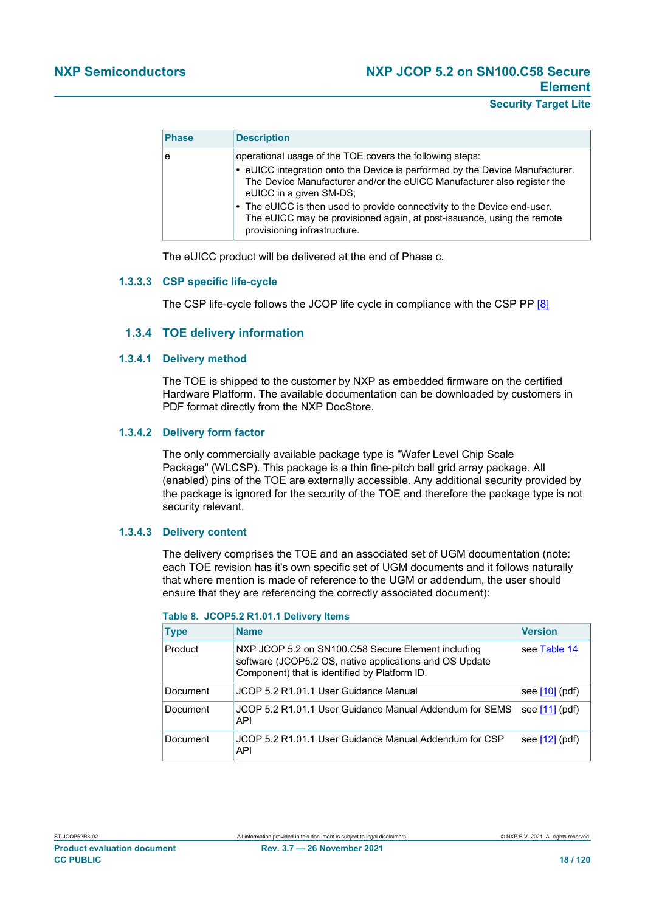| Phase | Description |
| --- | --- |
| e | operational usage of the TOE covers the following steps:<br>• eUICC integration onto the Device is performed by the Device Manufacturer. The Device Manufacturer and/or the eUICC Manufacturer also register the eUICC in a given SM-DS;<br>• The eUICC is then used to provide connectivity to the Device end-user. The eUICC may be provisioned again, at post-issuance, using the remote provisioning infrastructure. |

The eUICC product will be delivered at the end of Phase c.

#### 1.3.3.3 CSP specific life-cycle

The CSP life-cycle follows the JCOP life cycle in compliance with the CSP PP [8]

### 1.3.4 TOE delivery information

#### 1.3.4.1 Delivery method

The TOE is shipped to the customer by NXP as embedded firmware on the certified Hardware Platform. The available documentation can be downloaded by customers in PDF format directly from the NXP DocStore.

#### 1.3.4.2 Delivery form factor

The only commercially available package type is "Wafer Level Chip Scale Package" (WLCSP). This package is a thin fine-pitch ball grid array package. All (enabled) pins of the TOE are externally accessible. Any additional security provided by the package is ignored for the security of the TOE and therefore the package type is not security relevant.

#### 1.3.4.3 Delivery content

The delivery comprises the TOE and an associated set of UGM documentation (note: each TOE revision has it's own specific set of UGM documents and it follows naturally that where mention is made of reference to the UGM or addendum, the user should ensure that they are referencing the correctly associated document):

**Table 8. JCOP5.2 R1.01.1 Delivery Items**

| Type | Name | Version |
| --- | --- | --- |
| Product | NXP JCOP 5.2 on SN100.C58 Secure Element including software (JCOP5.2 OS, native applications and OS Update Component) that is identified by Platform ID. | see Table 14 |
| Document | JCOP 5.2 R1.01.1 User Guidance Manual | see [10] (pdf) |
| Document | JCOP 5.2 R1.01.1 User Guidance Manual Addendum for SEMS API | see [11] (pdf) |
| Document | JCOP 5.2 R1.01.1 User Guidance Manual Addendum for CSP API | see [12] (pdf) |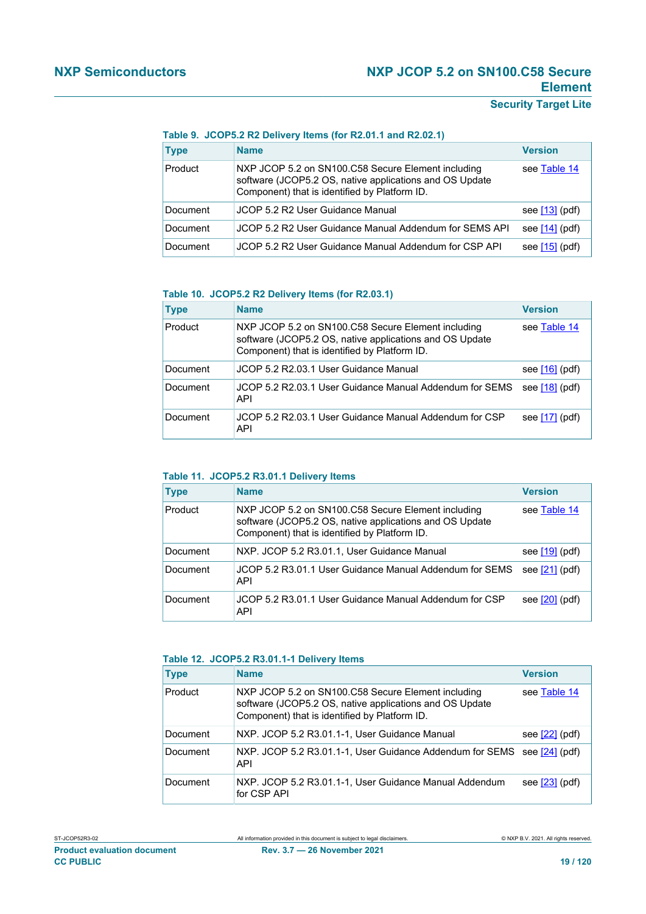**Table 9. JCOP5.2 R2 Delivery Items (for R2.01.1 and R2.02.1)**

| Type | Name | Version |
|---|---|---|
| Product | NXP JCOP 5.2 on SN100.C58 Secure Element including software (JCOP5.2 OS, native applications and OS Update Component) that is identified by Platform ID. | see Table 14 |
| Document | JCOP 5.2 R2 User Guidance Manual | see [13] (pdf) |
| Document | JCOP 5.2 R2 User Guidance Manual Addendum for SEMS API | see [14] (pdf) |
| Document | JCOP 5.2 R2 User Guidance Manual Addendum for CSP API | see [15] (pdf) |

**Table 10. JCOP5.2 R2 Delivery Items (for R2.03.1)**

| Type | Name | Version |
|---|---|---|
| Product | NXP JCOP 5.2 on SN100.C58 Secure Element including software (JCOP5.2 OS, native applications and OS Update Component) that is identified by Platform ID. | see Table 14 |
| Document | JCOP 5.2 R2.03.1 User Guidance Manual | see [16] (pdf) |
| Document | JCOP 5.2 R2.03.1 User Guidance Manual Addendum for SEMS API | see [18] (pdf) |
| Document | JCOP 5.2 R2.03.1 User Guidance Manual Addendum for CSP API | see [17] (pdf) |

**Table 11. JCOP5.2 R3.01.1 Delivery Items**

| Type | Name | Version |
|---|---|---|
| Product | NXP JCOP 5.2 on SN100.C58 Secure Element including software (JCOP5.2 OS, native applications and OS Update Component) that is identified by Platform ID. | see Table 14 |
| Document | NXP. JCOP 5.2 R3.01.1, User Guidance Manual | see [19] (pdf) |
| Document | JCOP 5.2 R3.01.1 User Guidance Manual Addendum for SEMS API | see [21] (pdf) |
| Document | JCOP 5.2 R3.01.1 User Guidance Manual Addendum for CSP API | see [20] (pdf) |

**Table 12. JCOP5.2 R3.01.1-1 Delivery Items**

| Type | Name | Version |
|---|---|---|
| Product | NXP JCOP 5.2 on SN100.C58 Secure Element including software (JCOP5.2 OS, native applications and OS Update Component) that is identified by Platform ID. | see Table 14 |
| Document | NXP. JCOP 5.2 R3.01.1-1, User Guidance Manual | see [22] (pdf) |
| Document | NXP. JCOP 5.2 R3.01.1-1, User Guidance Addendum for SEMS API | see [24] (pdf) |
| Document | NXP. JCOP 5.2 R3.01.1-1, User Guidance Manual Addendum for CSP API | see [23] (pdf) |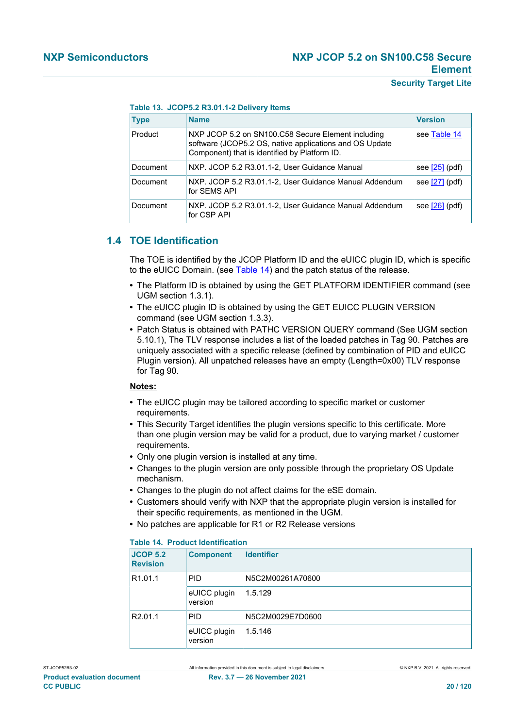**Table 13. JCOP5.2 R3.01.1-2 Delivery Items**

| Type | Name | Version |
|---|---|---|
| Product | NXP JCOP 5.2 on SN100.C58 Secure Element including software (JCOP5.2 OS, native applications and OS Update Component) that is identified by Platform ID. | see Table 14 |
| Document | NXP. JCOP 5.2 R3.01.1-2, User Guidance Manual | see [25] (pdf) |
| Document | NXP. JCOP 5.2 R3.01.1-2, User Guidance Manual Addendum for SEMS API | see [27] (pdf) |
| Document | NXP. JCOP 5.2 R3.01.1-2, User Guidance Manual Addendum for CSP API | see [26] (pdf) |

## 1.4 TOE Identification

The TOE is identified by the JCOP Platform ID and the eUICC plugin ID, which is specific to the eUICC Domain. (see Table 14) and the patch status of the release.

- The Platform ID is obtained by using the GET PLATFORM IDENTIFIER command (see UGM section 1.3.1).
- The eUICC plugin ID is obtained by using the GET EUICC PLUGIN VERSION command (see UGM section 1.3.3).
- Patch Status is obtained with PATHC VERSION QUERY command (See UGM section 5.10.1), The TLV response includes a list of the loaded patches in Tag 90. Patches are uniquely associated with a specific release (defined by combination of PID and eUICC Plugin version). All unpatched releases have an empty (Length=0x00) TLV response for Tag 90.

**Notes:**

- The eUICC plugin may be tailored according to specific market or customer requirements.
- This Security Target identifies the plugin versions specific to this certificate. More than one plugin version may be valid for a product, due to varying market / customer requirements.
- Only one plugin version is installed at any time.
- Changes to the plugin version are only possible through the proprietary OS Update mechanism.
- Changes to the plugin do not affect claims for the eSE domain.
- Customers should verify with NXP that the appropriate plugin version is installed for their specific requirements, as mentioned in the UGM.
- No patches are applicable for R1 or R2 Release versions

**Table 14. Product Identification**

| JCOP 5.2 Revision | Component | Identifier |
|---|---|---|
| R1.01.1 | PID | N5C2M00261A70600 |
| | eUICC plugin version | 1.5.129 |
| R2.01.1 | PID | N5C2M0029E7D0600 |
| | eUICC plugin version | 1.5.146 |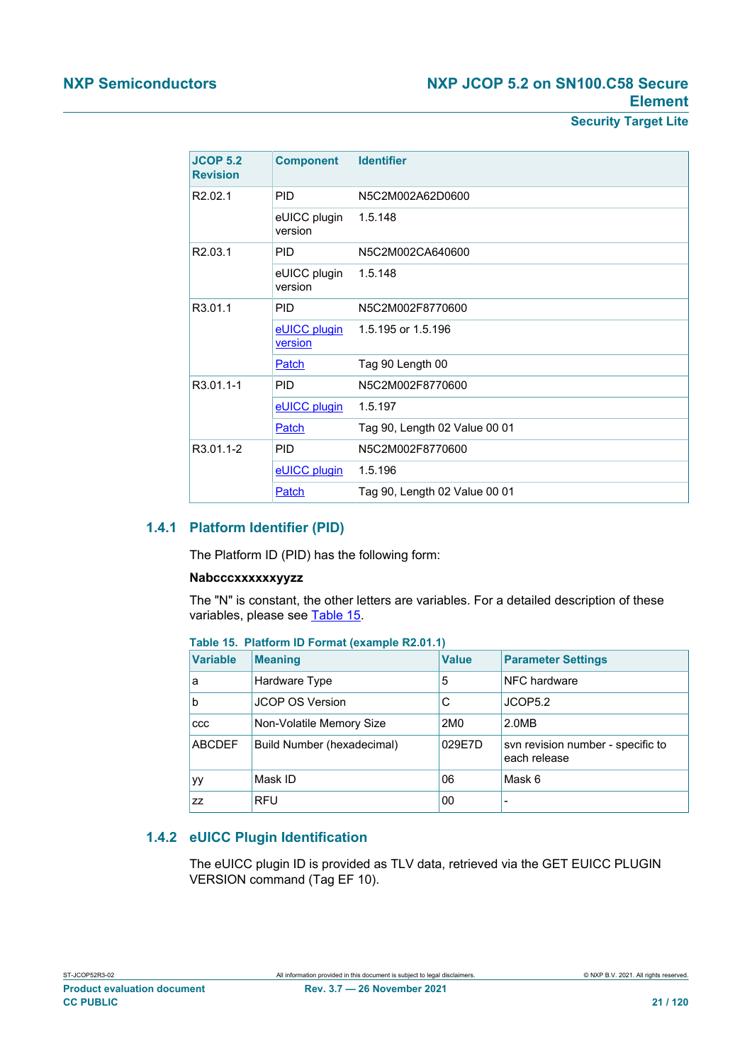| JCOP 5.2 Revision | Component | Identifier |
| --- | --- | --- |
| R2.02.1 | PID | N5C2M002A62D0600 |
| | eUICC plugin version | 1.5.148 |
| R2.03.1 | PID | N5C2M002CA640600 |
| | eUICC plugin version | 1.5.148 |
| R3.01.1 | PID | N5C2M002F8770600 |
| | eUICC plugin version | 1.5.195 or 1.5.196 |
| | Patch | Tag 90 Length 00 |
| R3.01.1-1 | PID | N5C2M002F8770600 |
| | eUICC plugin | 1.5.197 |
| | Patch | Tag 90, Length 02 Value 00 01 |
| R3.01.1-2 | PID | N5C2M002F8770600 |
| | eUICC plugin | 1.5.196 |
| | Patch | Tag 90, Length 02 Value 00 01 |

### 1.4.1 Platform Identifier (PID)

The Platform ID (PID) has the following form:

**Nabcccxxxxxxyyzz**

The "N" is constant, the other letters are variables. For a detailed description of these variables, please see Table 15.

**Table 15. Platform ID Format (example R2.01.1)**

| Variable | Meaning | Value | Parameter Settings |
| --- | --- | --- | --- |
| a | Hardware Type | 5 | NFC hardware |
| b | JCOP OS Version | C | JCOP5.2 |
| ccc | Non-Volatile Memory Size | 2M0 | 2.0MB |
| ABCDEF | Build Number (hexadecimal) | 029E7D | svn revision number - specific to each release |
| yy | Mask ID | 06 | Mask 6 |
| zz | RFU | 00 | - |

### 1.4.2 eUICC Plugin Identification

The eUICC plugin ID is provided as TLV data, retrieved via the GET EUICC PLUGIN VERSION command (Tag EF 10).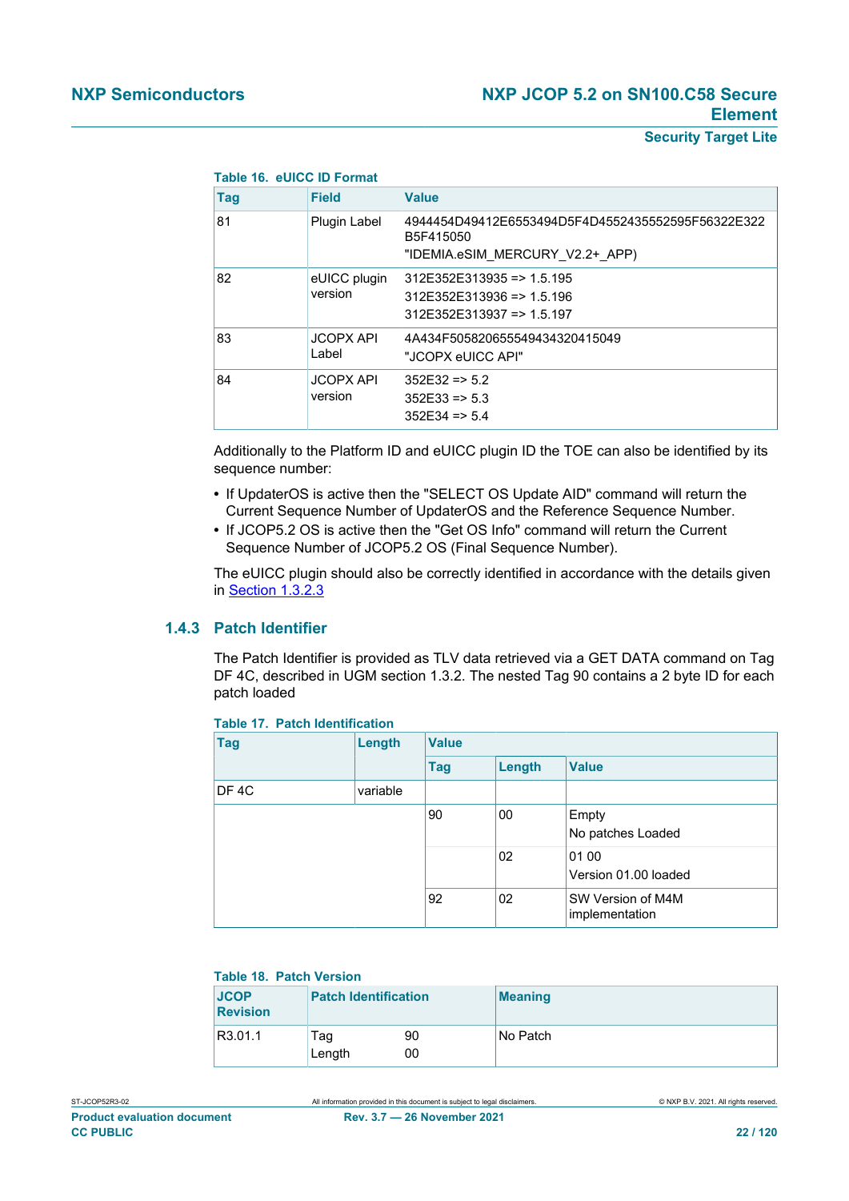**Table 16. eUICC ID Format**

| Tag | Field | Value |
|---|---|---|
| 81 | Plugin Label | 4944454D49412E6553494D5F4D4552435552595F56322E322B5F415050<br>"IDEMIA.eSIM_MERCURY_V2.2+_APP) |
| 82 | eUICC plugin version | 312E352E313935 => 1.5.195<br>312E352E313936 => 1.5.196<br>312E352E313937 => 1.5.197 |
| 83 | JCOPX API Label | 4A434F5058206555494343204150 49<br>"JCOPX eUICC API" |
| 84 | JCOPX API version | 352E32 => 5.2<br>352E33 => 5.3<br>352E34 => 5.4 |

Additionally to the Platform ID and eUICC plugin ID the TOE can also be identified by its sequence number:

- If UpdaterOS is active then the "SELECT OS Update AID" command will return the Current Sequence Number of UpdaterOS and the Reference Sequence Number.
- If JCOP5.2 OS is active then the "Get OS Info" command will return the Current Sequence Number of JCOP5.2 OS (Final Sequence Number).

The eUICC plugin should also be correctly identified in accordance with the details given in Section 1.3.2.3

### 1.4.3 Patch Identifier

The Patch Identifier is provided as TLV data retrieved via a GET DATA command on Tag DF 4C, described in UGM section 1.3.2. The nested Tag 90 contains a 2 byte ID for each patch loaded

**Table 17. Patch Identification**

| Tag | Length | Value | | |
|---|---|---|---|---|
| | | Tag | Length | Value |
| DF 4C | variable | | | |
| | | 90 | 00 | Empty<br>No patches Loaded |
| | | | 02 | 01 00<br>Version 01.00 loaded |
| | | 92 | 02 | SW Version of M4M implementation |

**Table 18. Patch Version**

| JCOP Revision | Patch Identification | | Meaning |
|---|---|---|---|
| R3.01.1 | Tag<br>Length | 90<br>00 | No Patch |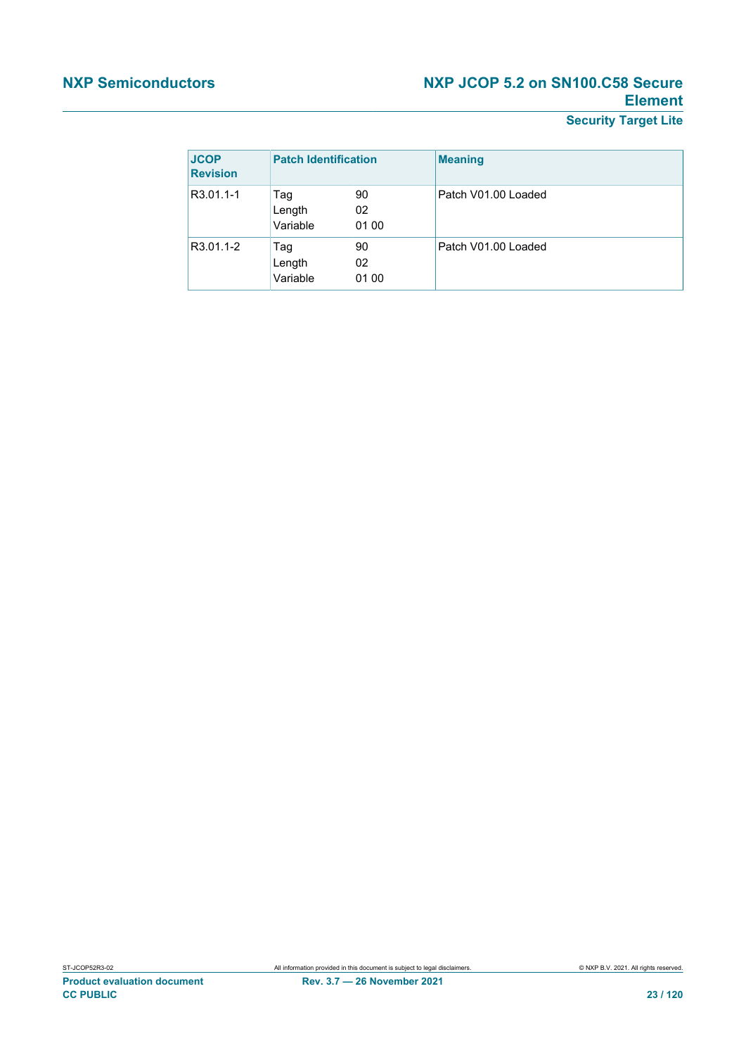| JCOP Revision | Patch Identification | | Meaning |
|---|---|---|---|
| R3.01.1-1 | Tag<br>Length<br>Variable | 90<br>02<br>01 00 | Patch V01.00 Loaded |
| R3.01.1-2 | Tag<br>Length<br>Variable | 90<br>02<br>01 00 | Patch V01.00 Loaded |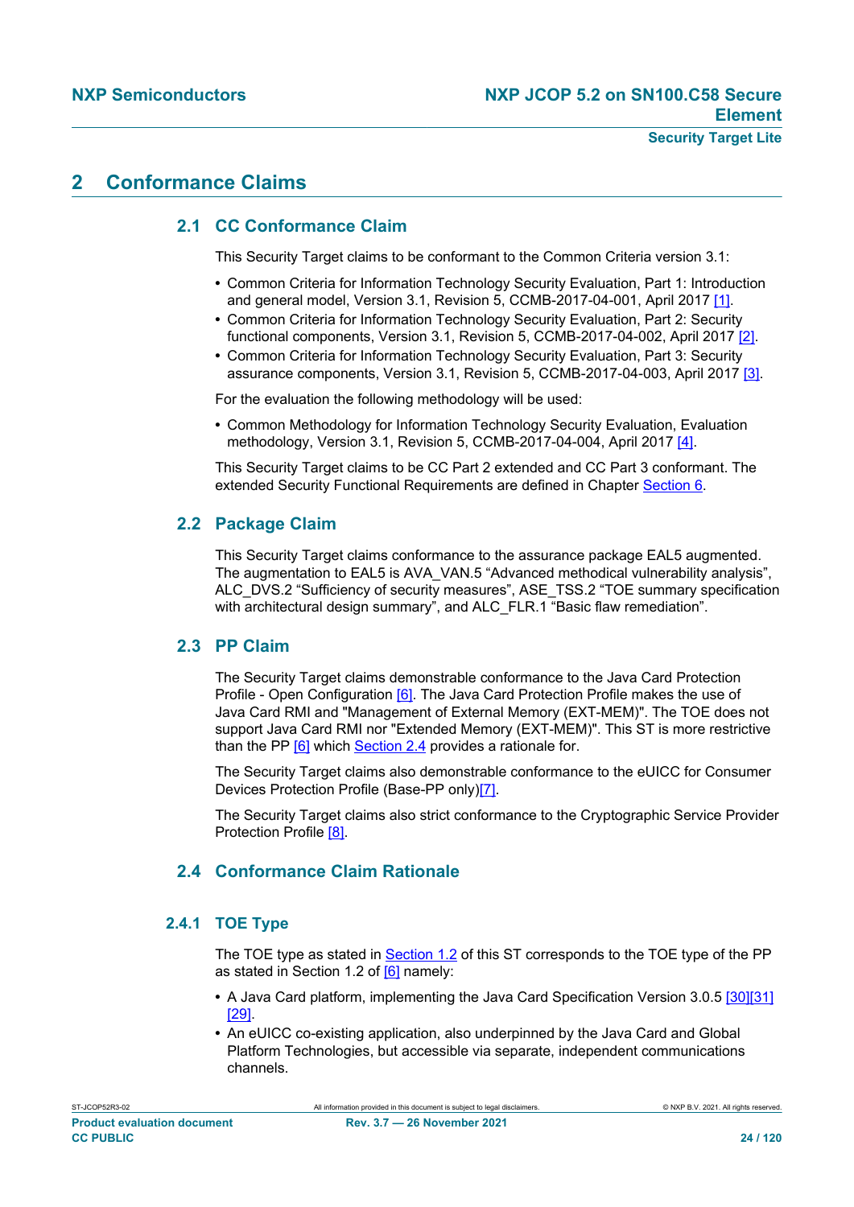# 2 Conformance Claims

## 2.1 CC Conformance Claim

This Security Target claims to be conformant to the Common Criteria version 3.1:

- Common Criteria for Information Technology Security Evaluation, Part 1: Introduction and general model, Version 3.1, Revision 5, CCMB-2017-04-001, April 2017 [1].
- Common Criteria for Information Technology Security Evaluation, Part 2: Security functional components, Version 3.1, Revision 5, CCMB-2017-04-002, April 2017 [2].
- Common Criteria for Information Technology Security Evaluation, Part 3: Security assurance components, Version 3.1, Revision 5, CCMB-2017-04-003, April 2017 [3].

For the evaluation the following methodology will be used:

- Common Methodology for Information Technology Security Evaluation, Evaluation methodology, Version 3.1, Revision 5, CCMB-2017-04-004, April 2017 [4].

This Security Target claims to be CC Part 2 extended and CC Part 3 conformant. The extended Security Functional Requirements are defined in Chapter Section 6.

## 2.2 Package Claim

This Security Target claims conformance to the assurance package EAL5 augmented. The augmentation to EAL5 is AVA_VAN.5 “Advanced methodical vulnerability analysis”, ALC_DVS.2 “Sufficiency of security measures”, ASE_TSS.2 “TOE summary specification with architectural design summary”, and ALC_FLR.1 “Basic flaw remediation”.

## 2.3 PP Claim

The Security Target claims demonstrable conformance to the Java Card Protection Profile - Open Configuration [6]. The Java Card Protection Profile makes the use of Java Card RMI and "Management of External Memory (EXT-MEM)". The TOE does not support Java Card RMI nor "Extended Memory (EXT-MEM)". This ST is more restrictive than the PP [6] which Section 2.4 provides a rationale for.

The Security Target claims also demonstrable conformance to the eUICC for Consumer Devices Protection Profile (Base-PP only)[7].

The Security Target claims also strict conformance to the Cryptographic Service Provider Protection Profile [8].

## 2.4 Conformance Claim Rationale

### 2.4.1 TOE Type

The TOE type as stated in Section 1.2 of this ST corresponds to the TOE type of the PP as stated in Section 1.2 of [6] namely:

- A Java Card platform, implementing the Java Card Specification Version 3.0.5 [30][31][29].
- An eUICC co-existing application, also underpinned by the Java Card and Global Platform Technologies, but accessible via separate, independent communications channels.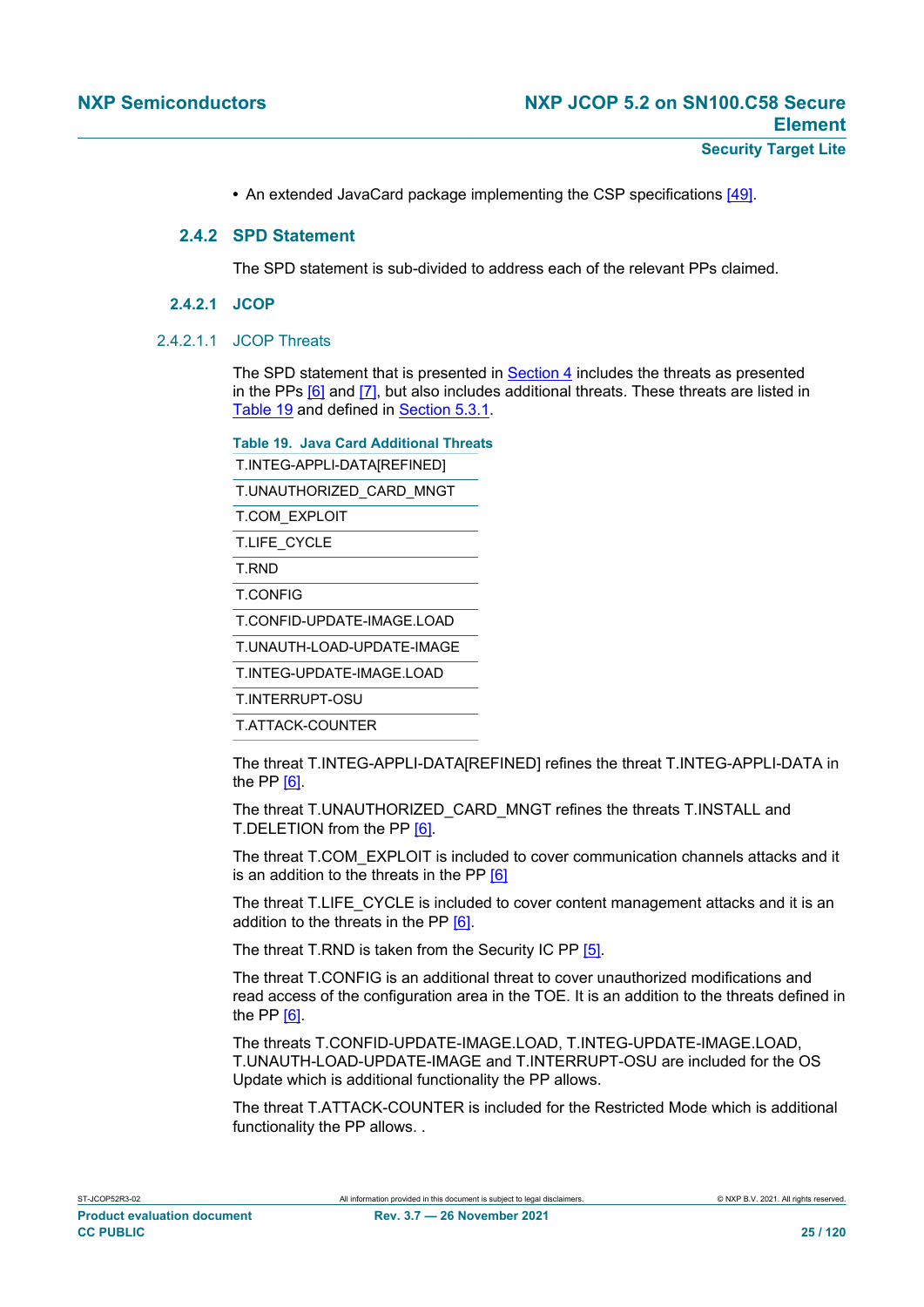- An extended JavaCard package implementing the CSP specifications [49].

### 2.4.2 SPD Statement

The SPD statement is sub-divided to address each of the relevant PPs claimed.

#### 2.4.2.1 JCOP

##### 2.4.2.1.1 JCOP Threats

The SPD statement that is presented in Section 4 includes the threats as presented in the PPs [6] and [7], but also includes additional threats. These threats are listed in Table 19 and defined in Section 5.3.1.

**Table 19. Java Card Additional Threats**

| |
|---|
| T.INTEG-APPLI-DATA[REFINED] |
| T.UNAUTHORIZED_CARD_MNGT |
| T.COM_EXPLOIT |
| T.LIFE_CYCLE |
| T.RND |
| T.CONFIG |
| T.CONFID-UPDATE-IMAGE.LOAD |
| T.UNAUTH-LOAD-UPDATE-IMAGE |
| T.INTEG-UPDATE-IMAGE.LOAD |
| T.INTERRUPT-OSU |
| T.ATTACK-COUNTER |

The threat T.INTEG-APPLI-DATA[REFINED] refines the threat T.INTEG-APPLI-DATA in the PP [6].

The threat T.UNAUTHORIZED_CARD_MNGT refines the threats T.INSTALL and T.DELETION from the PP [6].

The threat T.COM_EXPLOIT is included to cover communication channels attacks and it is an addition to the threats in the PP [6]

The threat T.LIFE_CYCLE is included to cover content management attacks and it is an addition to the threats in the PP [6].

The threat T.RND is taken from the Security IC PP [5].

The threat T.CONFIG is an additional threat to cover unauthorized modifications and read access of the configuration area in the TOE. It is an addition to the threats defined in the PP [6].

The threats T.CONFID-UPDATE-IMAGE.LOAD, T.INTEG-UPDATE-IMAGE.LOAD, T.UNAUTH-LOAD-UPDATE-IMAGE and T.INTERRUPT-OSU are included for the OS Update which is additional functionality the PP allows.

The threat T.ATTACK-COUNTER is included for the Restricted Mode which is additional functionality the PP allows. .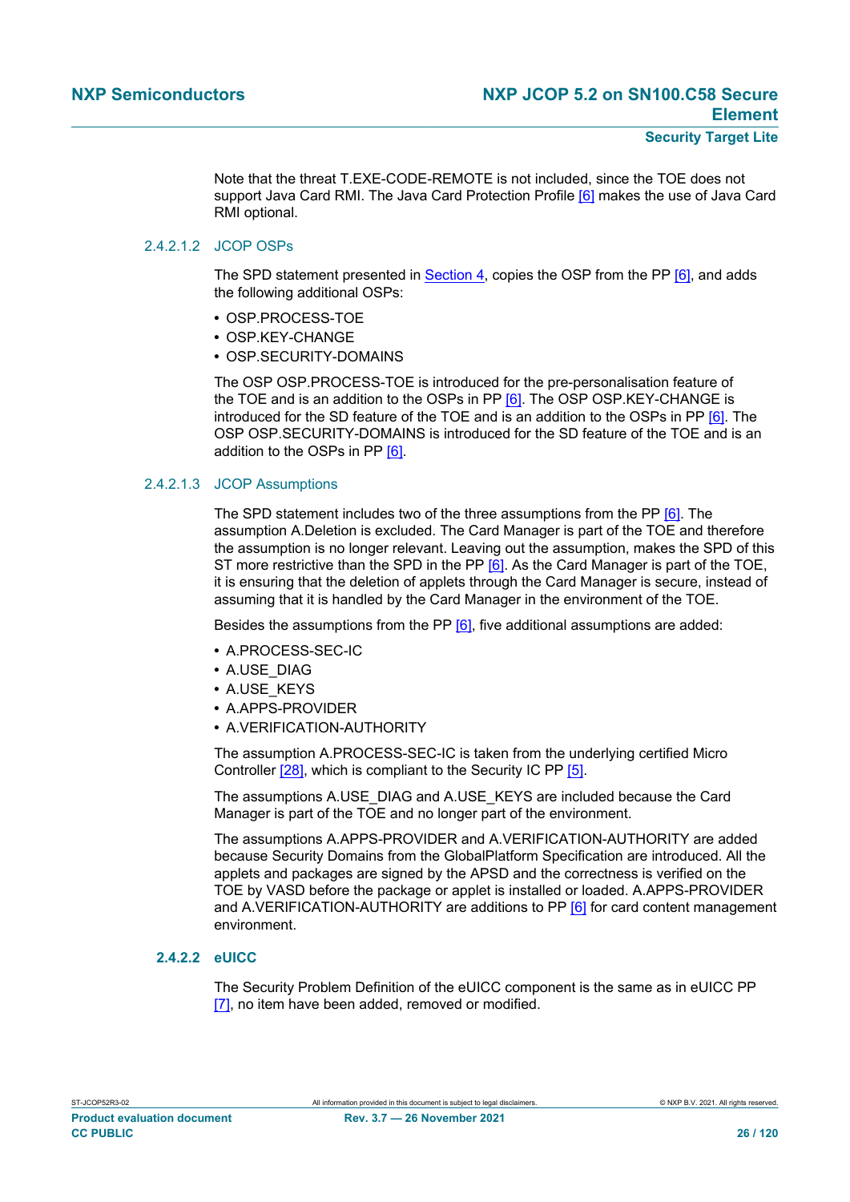Note that the threat T.EXE-CODE-REMOTE is not included, since the TOE does not support Java Card RMI. The Java Card Protection Profile [6] makes the use of Java Card RMI optional.

#### 2.4.2.1.2 JCOP OSPs

The SPD statement presented in Section 4, copies the OSP from the PP [6], and adds the following additional OSPs:

- OSP.PROCESS-TOE
- OSP.KEY-CHANGE
- OSP.SECURITY-DOMAINS

The OSP OSP.PROCESS-TOE is introduced for the pre-personalisation feature of the TOE and is an addition to the OSPs in PP [6]. The OSP OSP.KEY-CHANGE is introduced for the SD feature of the TOE and is an addition to the OSPs in PP [6]. The OSP OSP.SECURITY-DOMAINS is introduced for the SD feature of the TOE and is an addition to the OSPs in PP [6].

#### 2.4.2.1.3 JCOP Assumptions

The SPD statement includes two of the three assumptions from the PP [6]. The assumption A.Deletion is excluded. The Card Manager is part of the TOE and therefore the assumption is no longer relevant. Leaving out the assumption, makes the SPD of this ST more restrictive than the SPD in the PP [6]. As the Card Manager is part of the TOE, it is ensuring that the deletion of applets through the Card Manager is secure, instead of assuming that it is handled by the Card Manager in the environment of the TOE.

Besides the assumptions from the PP [6], five additional assumptions are added:

- A.PROCESS-SEC-IC
- A.USE_DIAG
- A.USE_KEYS
- A.APPS-PROVIDER
- A.VERIFICATION-AUTHORITY

The assumption A.PROCESS-SEC-IC is taken from the underlying certified Micro Controller [28], which is compliant to the Security IC PP [5].

The assumptions A.USE_DIAG and A.USE_KEYS are included because the Card Manager is part of the TOE and no longer part of the environment.

The assumptions A.APPS-PROVIDER and A.VERIFICATION-AUTHORITY are added because Security Domains from the GlobalPlatform Specification are introduced. All the applets and packages are signed by the APSD and the correctness is verified on the TOE by VASD before the package or applet is installed or loaded. A.APPS-PROVIDER and A.VERIFICATION-AUTHORITY are additions to PP [6] for card content management environment.

### 2.4.2.2 eUICC

The Security Problem Definition of the eUICC component is the same as in eUICC PP [7], no item have been added, removed or modified.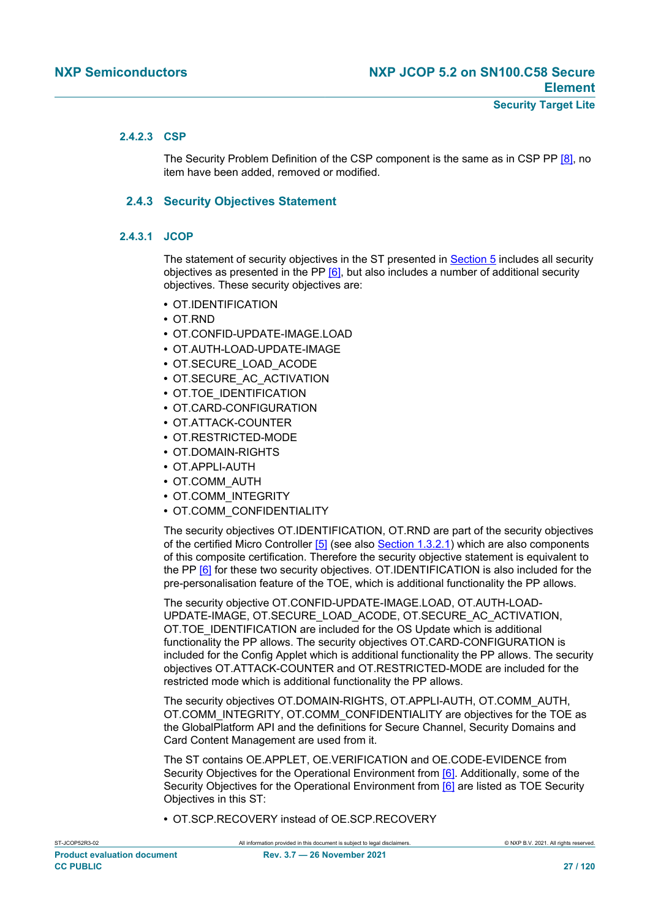#### 2.4.2.3 CSP

The Security Problem Definition of the CSP component is the same as in CSP PP [8], no item have been added, removed or modified.

### 2.4.3 Security Objectives Statement

#### 2.4.3.1 JCOP

The statement of security objectives in the ST presented in Section 5 includes all security objectives as presented in the PP [6], but also includes a number of additional security objectives. These security objectives are:

- OT.IDENTIFICATION
- OT.RND
- OT.CONFID-UPDATE-IMAGE.LOAD
- OT.AUTH-LOAD-UPDATE-IMAGE
- OT.SECURE_LOAD_ACODE
- OT.SECURE_AC_ACTIVATION
- OT.TOE_IDENTIFICATION
- OT.CARD-CONFIGURATION
- OT.ATTACK-COUNTER
- OT.RESTRICTED-MODE
- OT.DOMAIN-RIGHTS
- OT.APPLI-AUTH
- OT.COMM_AUTH
- OT.COMM_INTEGRITY
- OT.COMM_CONFIDENTIALITY

The security objectives OT.IDENTIFICATION, OT.RND are part of the security objectives of the certified Micro Controller [5] (see also Section 1.3.2.1) which are also components of this composite certification. Therefore the security objective statement is equivalent to the PP [6] for these two security objectives. OT.IDENTIFICATION is also included for the pre-personalisation feature of the TOE, which is additional functionality the PP allows.

The security objective OT.CONFID-UPDATE-IMAGE.LOAD, OT.AUTH-LOAD-UPDATE-IMAGE, OT.SECURE_LOAD_ACODE, OT.SECURE_AC_ACTIVATION, OT.TOE_IDENTIFICATION are included for the OS Update which is additional functionality the PP allows. The security objectives OT.CARD-CONFIGURATION is included for the Config Applet which is additional functionality the PP allows. The security objectives OT.ATTACK-COUNTER and OT.RESTRICTED-MODE are included for the restricted mode which is additional functionality the PP allows.

The security objectives OT.DOMAIN-RIGHTS, OT.APPLI-AUTH, OT.COMM_AUTH, OT.COMM_INTEGRITY, OT.COMM_CONFIDENTIALITY are objectives for the TOE as the GlobalPlatform API and the definitions for Secure Channel, Security Domains and Card Content Management are used from it.

The ST contains OE.APPLET, OE.VERIFICATION and OE.CODE-EVIDENCE from Security Objectives for the Operational Environment from [6]. Additionally, some of the Security Objectives for the Operational Environment from [6] are listed as TOE Security Objectives in this ST:

- OT.SCP.RECOVERY instead of OE.SCP.RECOVERY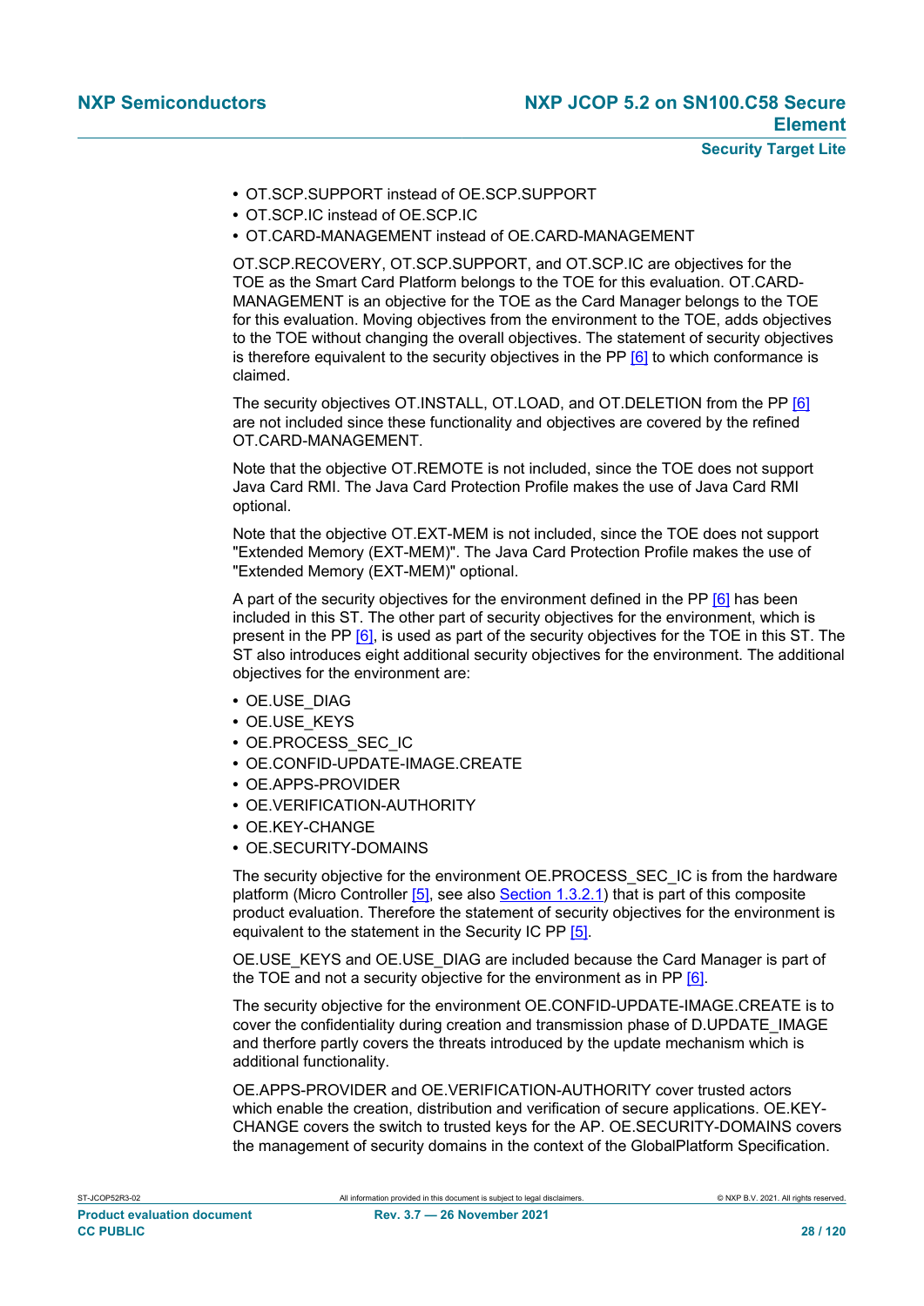- OT.SCP.SUPPORT instead of OE.SCP.SUPPORT
- OT.SCP.IC instead of OE.SCP.IC
- OT.CARD-MANAGEMENT instead of OE.CARD-MANAGEMENT

OT.SCP.RECOVERY, OT.SCP.SUPPORT, and OT.SCP.IC are objectives for the TOE as the Smart Card Platform belongs to the TOE for this evaluation. OT.CARD-MANAGEMENT is an objective for the TOE as the Card Manager belongs to the TOE for this evaluation. Moving objectives from the environment to the TOE, adds objectives to the TOE without changing the overall objectives. The statement of security objectives is therefore equivalent to the security objectives in the PP [6] to which conformance is claimed.

The security objectives OT.INSTALL, OT.LOAD, and OT.DELETION from the PP [6] are not included since these functionality and objectives are covered by the refined OT.CARD-MANAGEMENT.

Note that the objective OT.REMOTE is not included, since the TOE does not support Java Card RMI. The Java Card Protection Profile makes the use of Java Card RMI optional.

Note that the objective OT.EXT-MEM is not included, since the TOE does not support "Extended Memory (EXT-MEM)". The Java Card Protection Profile makes the use of "Extended Memory (EXT-MEM)" optional.

A part of the security objectives for the environment defined in the PP [6] has been included in this ST. The other part of security objectives for the environment, which is present in the PP [6], is used as part of the security objectives for the TOE in this ST. The ST also introduces eight additional security objectives for the environment. The additional objectives for the environment are:

- OE.USE_DIAG
- OE.USE_KEYS
- OE.PROCESS_SEC_IC
- OE.CONFID-UPDATE-IMAGE.CREATE
- OE.APPS-PROVIDER
- OE.VERIFICATION-AUTHORITY
- OE.KEY-CHANGE
- OE.SECURITY-DOMAINS

The security objective for the environment OE.PROCESS_SEC_IC is from the hardware platform (Micro Controller [5], see also Section 1.3.2.1) that is part of this composite product evaluation. Therefore the statement of security objectives for the environment is equivalent to the statement in the Security IC PP [5].

OE.USE_KEYS and OE.USE_DIAG are included because the Card Manager is part of the TOE and not a security objective for the environment as in PP [6].

The security objective for the environment OE.CONFID-UPDATE-IMAGE.CREATE is to cover the confidentiality during creation and transmission phase of D.UPDATE_IMAGE and therfore partly covers the threats introduced by the update mechanism which is additional functionality.

OE.APPS-PROVIDER and OE.VERIFICATION-AUTHORITY cover trusted actors which enable the creation, distribution and verification of secure applications. OE.KEY-CHANGE covers the switch to trusted keys for the AP. OE.SECURITY-DOMAINS covers the management of security domains in the context of the GlobalPlatform Specification.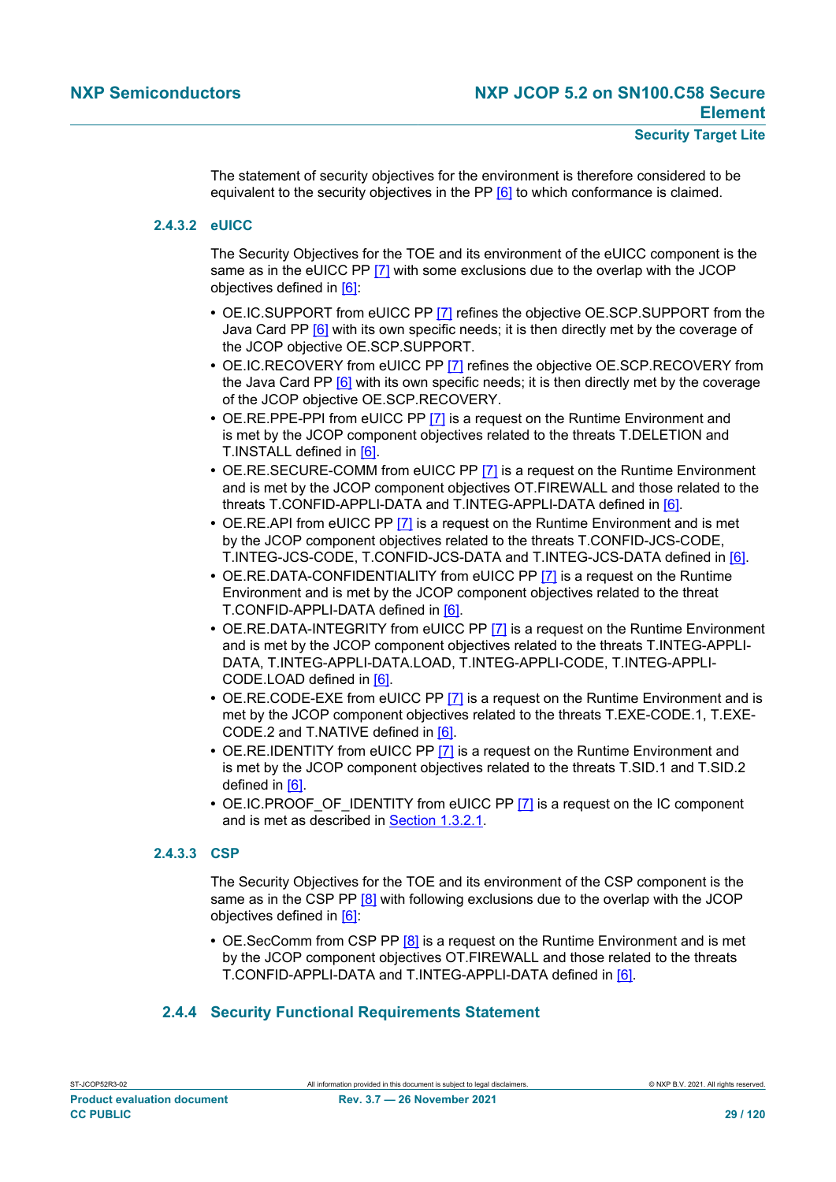The statement of security objectives for the environment is therefore considered to be equivalent to the security objectives in the PP [6] to which conformance is claimed.

#### 2.4.3.2 eUICC

The Security Objectives for the TOE and its environment of the eUICC component is the same as in the eUICC PP [7] with some exclusions due to the overlap with the JCOP objectives defined in [6]:

- OE.IC.SUPPORT from eUICC PP [7] refines the objective OE.SCP.SUPPORT from the Java Card PP [6] with its own specific needs; it is then directly met by the coverage of the JCOP objective OE.SCP.SUPPORT.
- OE.IC.RECOVERY from eUICC PP [7] refines the objective OE.SCP.RECOVERY from the Java Card PP [6] with its own specific needs; it is then directly met by the coverage of the JCOP objective OE.SCP.RECOVERY.
- OE.RE.PPE-PPI from eUICC PP [7] is a request on the Runtime Environment and is met by the JCOP component objectives related to the threats T.DELETION and T.INSTALL defined in [6].
- OE.RE.SECURE-COMM from eUICC PP [7] is a request on the Runtime Environment and is met by the JCOP component objectives OT.FIREWALL and those related to the threats T.CONFID-APPLI-DATA and T.INTEG-APPLI-DATA defined in [6].
- OE.RE.API from eUICC PP [7] is a request on the Runtime Environment and is met by the JCOP component objectives related to the threats T.CONFID-JCS-CODE, T.INTEG-JCS-CODE, T.CONFID-JCS-DATA and T.INTEG-JCS-DATA defined in [6].
- OE.RE.DATA-CONFIDENTIALITY from eUICC PP [7] is a request on the Runtime Environment and is met by the JCOP component objectives related to the threat T.CONFID-APPLI-DATA defined in [6].
- OE.RE.DATA-INTEGRITY from eUICC PP [7] is a request on the Runtime Environment and is met by the JCOP component objectives related to the threats T.INTEG-APPLI-DATA, T.INTEG-APPLI-DATA.LOAD, T.INTEG-APPLI-CODE, T.INTEG-APPLI-CODE.LOAD defined in [6].
- OE.RE.CODE-EXE from eUICC PP [7] is a request on the Runtime Environment and is met by the JCOP component objectives related to the threats T.EXE-CODE.1, T.EXE-CODE.2 and T.NATIVE defined in [6].
- OE.RE.IDENTITY from eUICC PP [7] is a request on the Runtime Environment and is met by the JCOP component objectives related to the threats T.SID.1 and T.SID.2 defined in [6].
- OE.IC.PROOF_OF_IDENTITY from eUICC PP [7] is a request on the IC component and is met as described in Section 1.3.2.1.

#### 2.4.3.3 CSP

The Security Objectives for the TOE and its environment of the CSP component is the same as in the CSP PP [8] with following exclusions due to the overlap with the JCOP objectives defined in [6]:

- OE.SecComm from CSP PP [8] is a request on the Runtime Environment and is met by the JCOP component objectives OT.FIREWALL and those related to the threats T.CONFID-APPLI-DATA and T.INTEG-APPLI-DATA defined in [6].

### 2.4.4 Security Functional Requirements Statement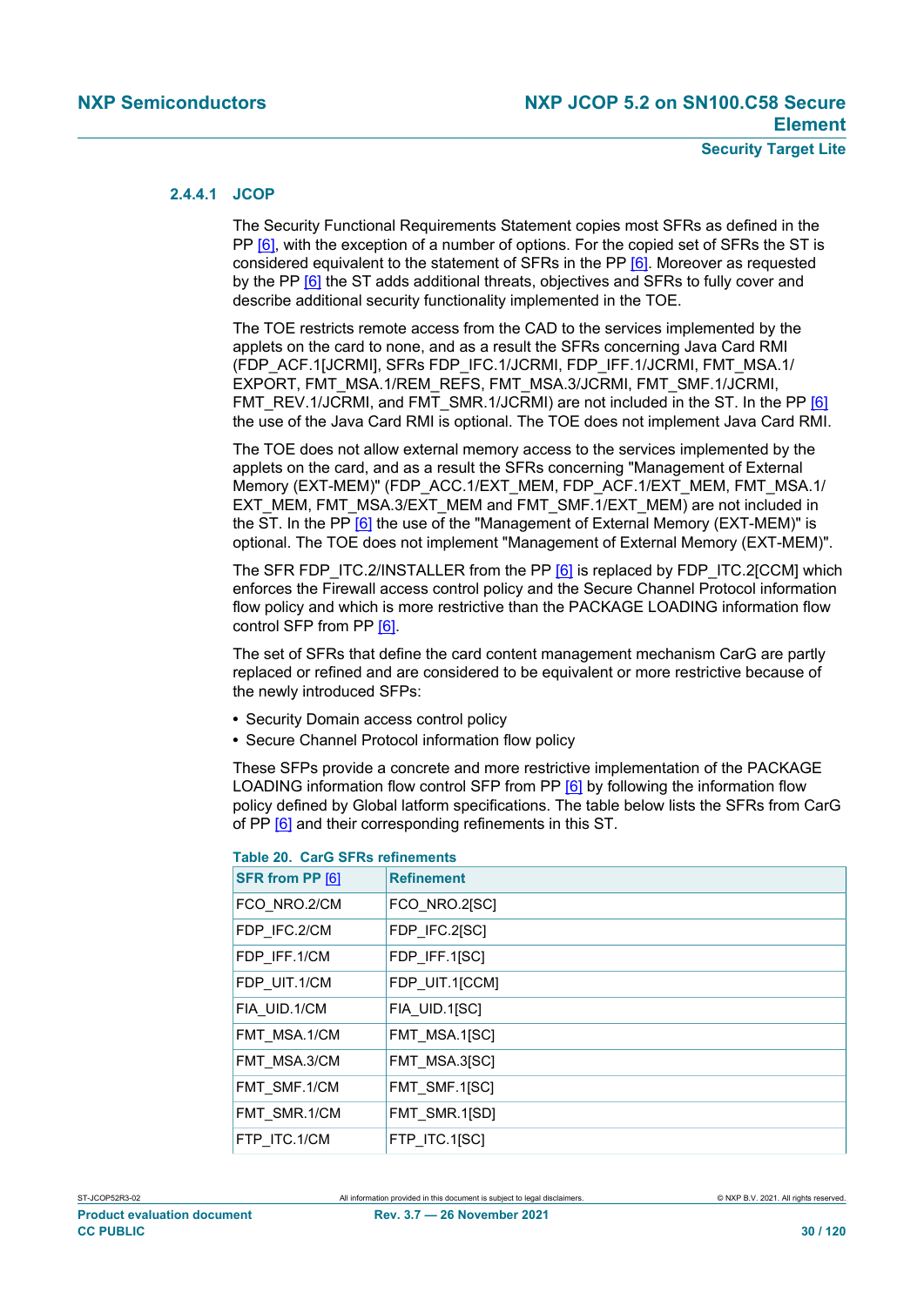#### 2.4.4.1 JCOP

The Security Functional Requirements Statement copies most SFRs as defined in the PP [6], with the exception of a number of options. For the copied set of SFRs the ST is considered equivalent to the statement of SFRs in the PP [6]. Moreover as requested by the PP [6] the ST adds additional threats, objectives and SFRs to fully cover and describe additional security functionality implemented in the TOE.

The TOE restricts remote access from the CAD to the services implemented by the applets on the card to none, and as a result the SFRs concerning Java Card RMI (FDP_ACF.1[JCRMI], SFRs FDP_IFC.1/JCRMI, FDP_IFF.1/JCRMI, FMT_MSA.1/EXPORT, FMT_MSA.1/REM_REFS, FMT_MSA.3/JCRMI, FMT_SMF.1/JCRMI, FMT_REV.1/JCRMI, and FMT_SMR.1/JCRMI) are not included in the ST. In the PP [6] the use of the Java Card RMI is optional. The TOE does not implement Java Card RMI.

The TOE does not allow external memory access to the services implemented by the applets on the card, and as a result the SFRs concerning "Management of External Memory (EXT-MEM)" (FDP_ACC.1/EXT_MEM, FDP_ACF.1/EXT_MEM, FMT_MSA.1/EXT_MEM, FMT_MSA.3/EXT_MEM and FMT_SMF.1/EXT_MEM) are not included in the ST. In the PP [6] the use of the "Management of External Memory (EXT-MEM)" is optional. The TOE does not implement "Management of External Memory (EXT-MEM)".

The SFR FDP_ITC.2/INSTALLER from the PP [6] is replaced by FDP_ITC.2[CCM] which enforces the Firewall access control policy and the Secure Channel Protocol information flow policy and which is more restrictive than the PACKAGE LOADING information flow control SFP from PP [6].

The set of SFRs that define the card content management mechanism CarG are partly replaced or refined and are considered to be equivalent or more restrictive because of the newly introduced SFPs:

- Security Domain access control policy
- Secure Channel Protocol information flow policy

These SFPs provide a concrete and more restrictive implementation of the PACKAGE LOADING information flow control SFP from PP [6] by following the information flow policy defined by Global latform specifications. The table below lists the SFRs from CarG of PP [6] and their corresponding refinements in this ST.

**Table 20. CarG SFRs refinements**

| SFR from PP [6] | Refinement |
|---|---|
| FCO_NRO.2/CM | FCO_NRO.2[SC] |
| FDP_IFC.2/CM | FDP_IFC.2[SC] |
| FDP_IFF.1/CM | FDP_IFF.1[SC] |
| FDP_UIT.1/CM | FDP_UIT.1[CCM] |
| FIA_UID.1/CM | FIA_UID.1[SC] |
| FMT_MSA.1/CM | FMT_MSA.1[SC] |
| FMT_MSA.3/CM | FMT_MSA.3[SC] |
| FMT_SMF.1/CM | FMT_SMF.1[SC] |
| FMT_SMR.1/CM | FMT_SMR.1[SD] |
| FTP_ITC.1/CM | FTP_ITC.1[SC] |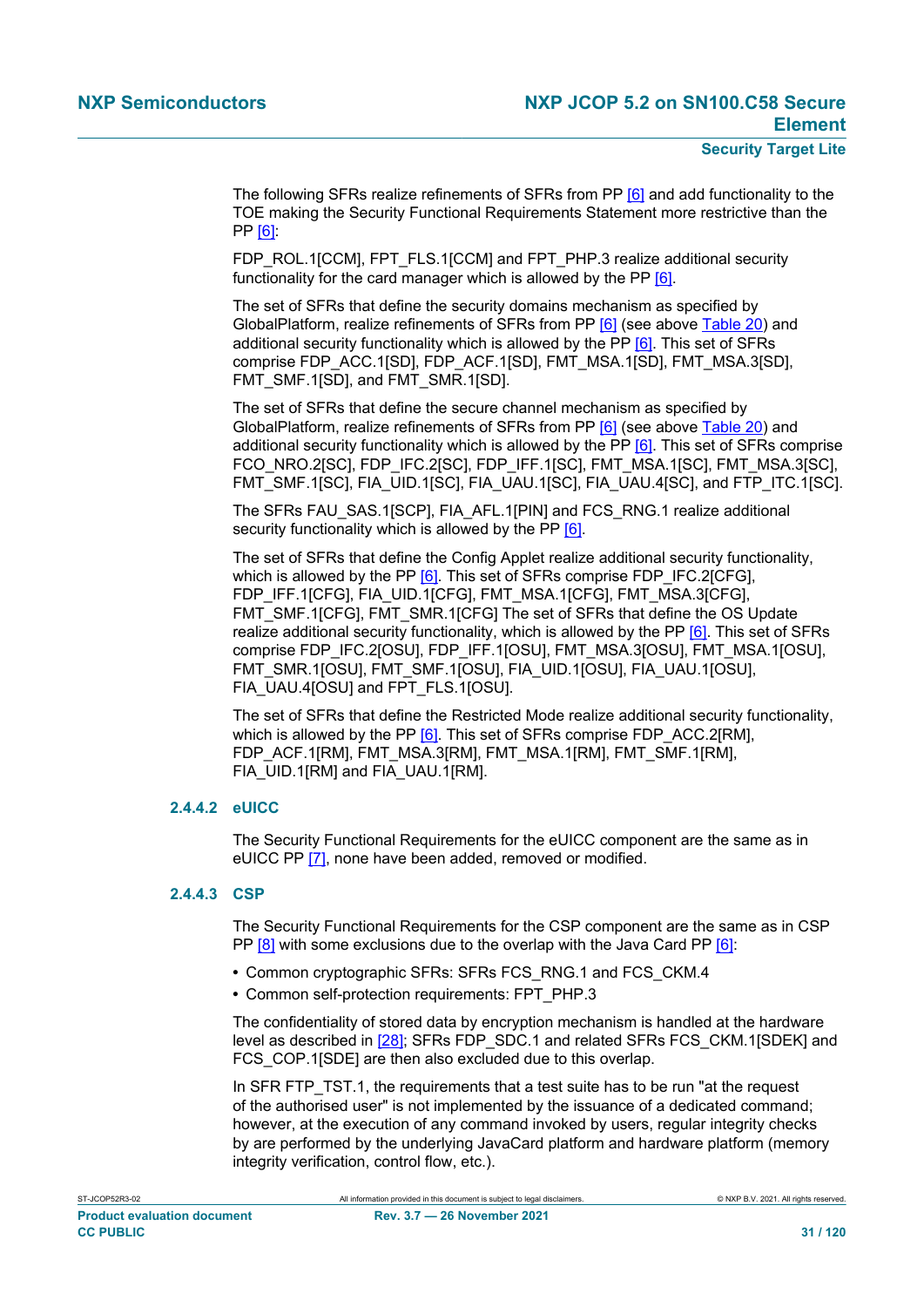The following SFRs realize refinements of SFRs from PP [6] and add functionality to the TOE making the Security Functional Requirements Statement more restrictive than the PP [6]:

FDP_ROL.1[CCM], FPT_FLS.1[CCM] and FPT_PHP.3 realize additional security functionality for the card manager which is allowed by the PP [6].

The set of SFRs that define the security domains mechanism as specified by GlobalPlatform, realize refinements of SFRs from PP [6] (see above Table 20) and additional security functionality which is allowed by the PP [6]. This set of SFRs comprise FDP_ACC.1[SD], FDP_ACF.1[SD], FMT_MSA.1[SD], FMT_MSA.3[SD], FMT_SMF.1[SD], and FMT_SMR.1[SD].

The set of SFRs that define the secure channel mechanism as specified by GlobalPlatform, realize refinements of SFRs from PP [6] (see above Table 20) and additional security functionality which is allowed by the PP [6]. This set of SFRs comprise FCO_NRO.2[SC], FDP_IFC.2[SC], FDP_IFF.1[SC], FMT_MSA.1[SC], FMT_MSA.3[SC], FMT_SMF.1[SC], FIA_UID.1[SC], FIA_UAU.1[SC], FIA_UAU.4[SC], and FTP_ITC.1[SC].

The SFRs FAU_SAS.1[SCP], FIA_AFL.1[PIN] and FCS_RNG.1 realize additional security functionality which is allowed by the PP [6].

The set of SFRs that define the Config Applet realize additional security functionality, which is allowed by the PP [6]. This set of SFRs comprise FDP_IFC.2[CFG], FDP_IFF.1[CFG], FIA_UID.1[CFG], FMT_MSA.1[CFG], FMT_MSA.3[CFG], FMT_SMF.1[CFG], FMT_SMR.1[CFG] The set of SFRs that define the OS Update realize additional security functionality, which is allowed by the PP [6]. This set of SFRs comprise FDP_IFC.2[OSU], FDP_IFF.1[OSU], FMT_MSA.3[OSU], FMT_MSA.1[OSU], FMT_SMR.1[OSU], FMT_SMF.1[OSU], FIA_UID.1[OSU], FIA_UAU.1[OSU], FIA_UAU.4[OSU] and FPT_FLS.1[OSU].

The set of SFRs that define the Restricted Mode realize additional security functionality, which is allowed by the PP [6]. This set of SFRs comprise FDP_ACC.2[RM], FDP_ACF.1[RM], FMT_MSA.3[RM], FMT_MSA.1[RM], FMT_SMF.1[RM], FIA_UID.1[RM] and FIA_UAU.1[RM].

#### 2.4.4.2 eUICC

The Security Functional Requirements for the eUICC component are the same as in eUICC PP [7], none have been added, removed or modified.

#### 2.4.4.3 CSP

The Security Functional Requirements for the CSP component are the same as in CSP PP [8] with some exclusions due to the overlap with the Java Card PP [6]:

- Common cryptographic SFRs: SFRs FCS_RNG.1 and FCS_CKM.4
- Common self-protection requirements: FPT_PHP.3

The confidentiality of stored data by encryption mechanism is handled at the hardware level as described in [28]; SFRs FDP_SDC.1 and related SFRs FCS_CKM.1[SDEK] and FCS_COP.1[SDE] are then also excluded due to this overlap.

In SFR FTP_TST.1, the requirements that a test suite has to be run "at the request of the authorised user" is not implemented by the issuance of a dedicated command; however, at the execution of any command invoked by users, regular integrity checks by are performed by the underlying JavaCard platform and hardware platform (memory integrity verification, control flow, etc.).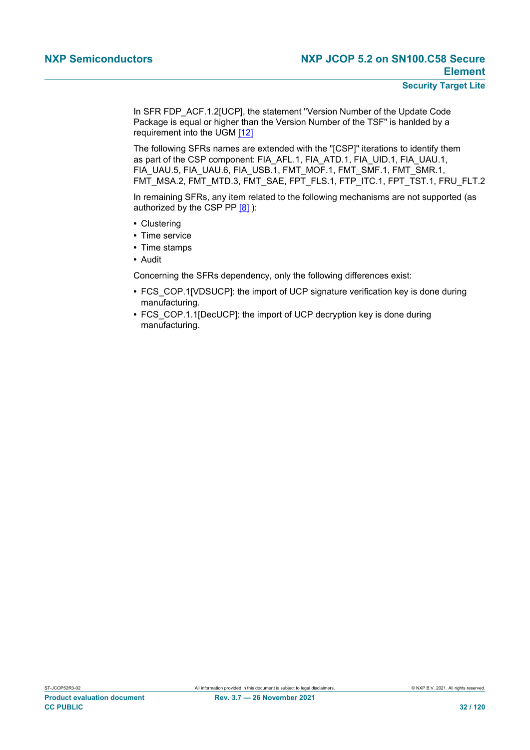In SFR FDP_ACF.1.2[UCP], the statement "Version Number of the Update Code Package is equal or higher than the Version Number of the TSF" is hanlded by a requirement into the UGM [12]

The following SFRs names are extended with the "[CSP]" iterations to identify them as part of the CSP component: FIA_AFL.1, FIA_ATD.1, FIA_UID.1, FIA_UAU.1, FIA_UAU.5, FIA_UAU.6, FIA_USB.1, FMT_MOF.1, FMT_SMF.1, FMT_SMR.1, FMT_MSA.2, FMT_MTD.3, FMT_SAE, FPT_FLS.1, FTP_ITC.1, FPT_TST.1, FRU_FLT.2

In remaining SFRs, any item related to the following mechanisms are not supported (as authorized by the CSP PP [8] ):

- Clustering
- Time service
- Time stamps
- Audit

Concerning the SFRs dependency, only the following differences exist:

- FCS_COP.1[VDSUCP]: the import of UCP signature verification key is done during manufacturing.
- FCS_COP.1.1[DecUCP]: the import of UCP decryption key is done during manufacturing.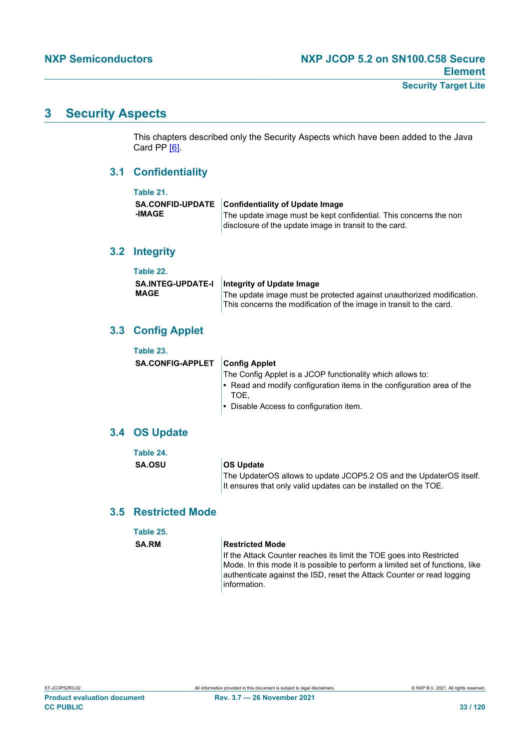# 3 Security Aspects

This chapters described only the Security Aspects which have been added to the Java Card PP [6].

## 3.1 Confidentiality

Table 21.

| | |
|---|---|
| **SA.CONFID-UPDATE-IMAGE** | **Confidentiality of Update Image**<br>The update image must be kept confidential. This concerns the non disclosure of the update image in transit to the card. |

## 3.2 Integrity

Table 22.

| | |
|---|---|
| **SA.INTEG-UPDATE-IMAGE** | **Integrity of Update Image**<br>The update image must be protected against unauthorized modification. This concerns the modification of the image in transit to the card. |

## 3.3 Config Applet

Table 23.

| | |
|---|---|
| **SA.CONFIG-APPLET** | **Config Applet**<br>The Config Applet is a JCOP functionality which allows to:<br>• Read and modify configuration items in the configuration area of the TOE,<br>• Disable Access to configuration item. |

## 3.4 OS Update

Table 24.

| | |
|---|---|
| **SA.OSU** | **OS Update**<br>The UpdaterOS allows to update JCOP5.2 OS and the UpdaterOS itself. It ensures that only valid updates can be installed on the TOE. |

## 3.5 Restricted Mode

Table 25.

| | |
|---|---|
| **SA.RM** | **Restricted Mode**<br>If the Attack Counter reaches its limit the TOE goes into Restricted Mode. In this mode it is possible to perform a limited set of functions, like authenticate against the ISD, reset the Attack Counter or read logging information. |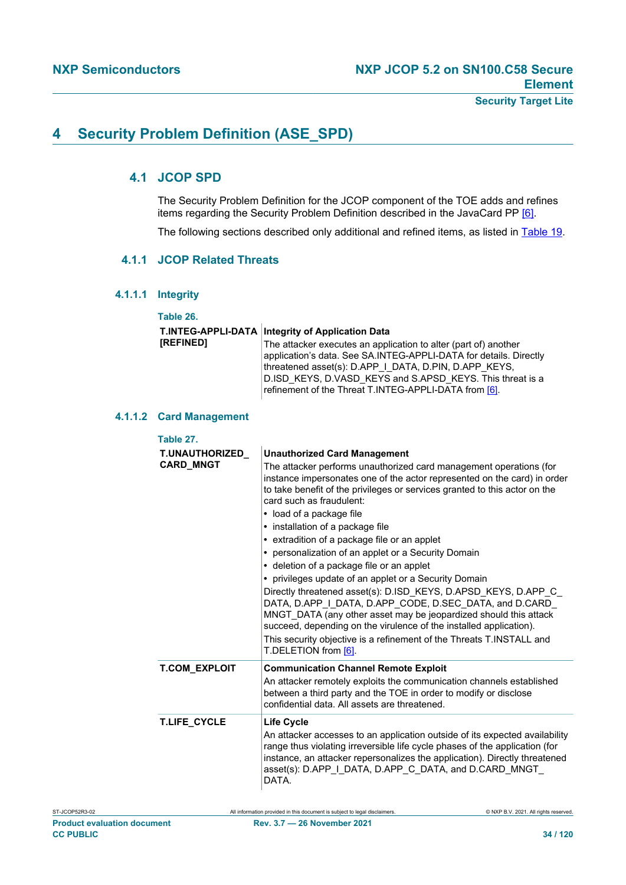# 4 Security Problem Definition (ASE_SPD)

## 4.1 JCOP SPD

The Security Problem Definition for the JCOP component of the TOE adds and refines items regarding the Security Problem Definition described in the JavaCard PP [6].

The following sections described only additional and refined items, as listed in Table 19.

### 4.1.1 JCOP Related Threats

#### 4.1.1.1 Integrity

Table 26.

| | |
|---|---|
| **T.INTEG-APPLI-DATA [REFINED]** | **Integrity of Application Data**<br>The attacker executes an application to alter (part of) another application's data. See SA.INTEG-APPLI-DATA for details. Directly threatened asset(s): D.APP_I_DATA, D.PIN, D.APP_KEYS, D.ISD_KEYS, D.VASD_KEYS and S.APSD_KEYS. This threat is a refinement of the Threat T.INTEG-APPLI-DATA from [6]. |

#### 4.1.1.2 Card Management

Table 27.

| | |
|---|---|
| **T.UNAUTHORIZED_ CARD_MNGT** | **Unauthorized Card Management**<br>The attacker performs unauthorized card management operations (for instance impersonates one of the actor represented on the card) in order to take benefit of the privileges or services granted to this actor on the card such as fraudulent:<br>• load of a package file<br>• installation of a package file<br>• extradition of a package file or an applet<br>• personalization of an applet or a Security Domain<br>• deletion of a package file or an applet<br>• privileges update of an applet or a Security Domain<br>Directly threatened asset(s): D.ISD_KEYS, D.APSD_KEYS, D.APP_C_ DATA, D.APP_I_DATA, D.APP_CODE, D.SEC_DATA, and D.CARD_ MNGT_DATA (any other asset may be jeopardized should this attack succeed, depending on the virulence of the installed application).<br>This security objective is a refinement of the Threats T.INSTALL and T.DELETION from [6]. |
| **T.COM_EXPLOIT** | **Communication Channel Remote Exploit**<br>An attacker remotely exploits the communication channels established between a third party and the TOE in order to modify or disclose confidential data. All assets are threatened. |
| **T.LIFE_CYCLE** | **Life Cycle**<br>An attacker accesses to an application outside of its expected availability range thus violating irreversible life cycle phases of the application (for instance, an attacker repersonalizes the application). Directly threatened asset(s): D.APP_I_DATA, D.APP_C_DATA, and D.CARD_MNGT_ DATA. |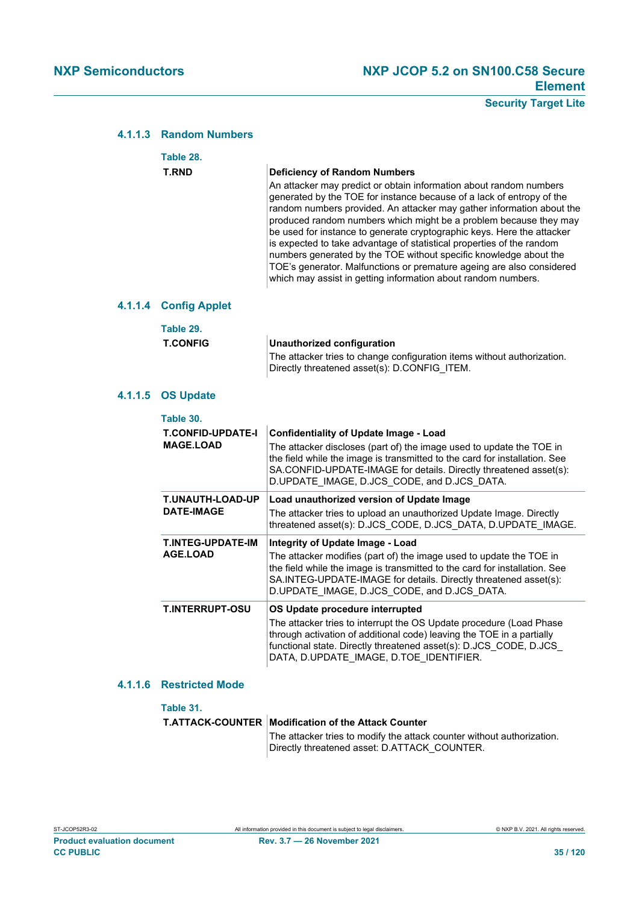#### 4.1.1.3 Random Numbers

Table 28.

| T.RND | **Deficiency of Random Numbers**<br>An attacker may predict or obtain information about random numbers generated by the TOE for instance because of a lack of entropy of the random numbers provided. An attacker may gather information about the produced random numbers which might be a problem because they may be used for instance to generate cryptographic keys. Here the attacker is expected to take advantage of statistical properties of the random numbers generated by the TOE without specific knowledge about the TOE's generator. Malfunctions or premature ageing are also considered which may assist in getting information about random numbers. |
|---|---|

#### 4.1.1.4 Config Applet

Table 29.

| T.CONFIG | **Unauthorized configuration**<br>The attacker tries to change configuration items without authorization. Directly threatened asset(s): D.CONFIG_ITEM. |
|---|---|

#### 4.1.1.5 OS Update

Table 30.

| T.CONFID-UPDATE-IMAGE.LOAD | **Confidentiality of Update Image - Load**<br>The attacker discloses (part of) the image used to update the TOE in the field while the image is transmitted to the card for installation. See SA.CONFID-UPDATE-IMAGE for details. Directly threatened asset(s): D.UPDATE_IMAGE, D.JCS_CODE, and D.JCS_DATA. |
|---|---|
| T.UNAUTH-LOAD-UPDATE-IMAGE | **Load unauthorized version of Update Image**<br>The attacker tries to upload an unauthorized Update Image. Directly threatened asset(s): D.JCS_CODE, D.JCS_DATA, D.UPDATE_IMAGE. |
| T.INTEG-UPDATE-IMAGE.LOAD | **Integrity of Update Image - Load**<br>The attacker modifies (part of) the image used to update the TOE in the field while the image is transmitted to the card for installation. See SA.INTEG-UPDATE-IMAGE for details. Directly threatened asset(s): D.UPDATE_IMAGE, D.JCS_CODE, and D.JCS_DATA. |
| T.INTERRUPT-OSU | **OS Update procedure interrupted**<br>The attacker tries to interrupt the OS Update procedure (Load Phase through activation of additional code) leaving the TOE in a partially functional state. Directly threatened asset(s): D.JCS_CODE, D.JCS_DATA, D.UPDATE_IMAGE, D.TOE_IDENTIFIER. |

#### 4.1.1.6 Restricted Mode

Table 31.

| T.ATTACK-COUNTER | **Modification of the Attack Counter**<br>The attacker tries to modify the attack counter without authorization. Directly threatened asset: D.ATTACK_COUNTER. |
|---|---|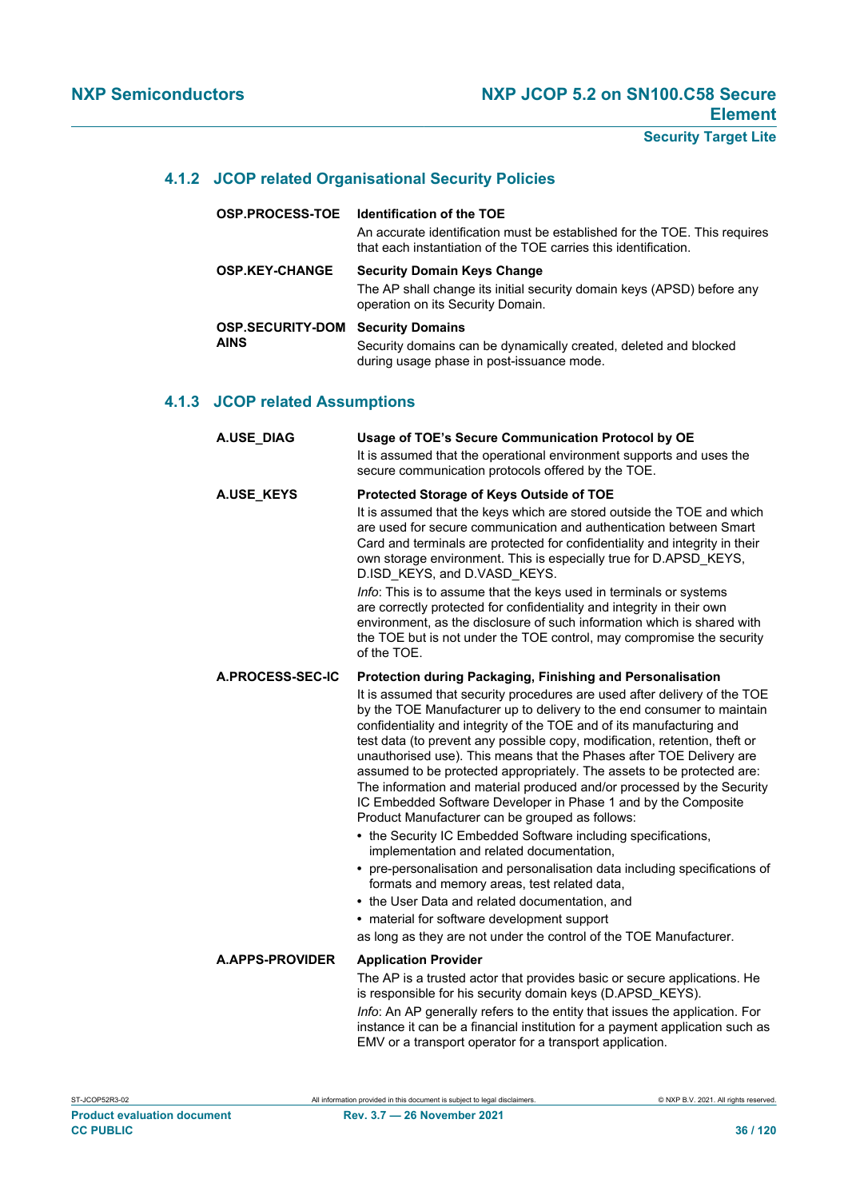### 4.1.2 JCOP related Organisational Security Policies

**OSP.PROCESS-TOE** **Identification of the TOE**

An accurate identification must be established for the TOE. This requires that each instantiation of the TOE carries this identification.

**OSP.KEY-CHANGE** **Security Domain Keys Change**

The AP shall change its initial security domain keys (APSD) before any operation on its Security Domain.

**OSP.SECURITY-DOMAINS** **Security Domains**

Security domains can be dynamically created, deleted and blocked during usage phase in post-issuance mode.

### 4.1.3 JCOP related Assumptions

**A.USE_DIAG** **Usage of TOE's Secure Communication Protocol by OE**

It is assumed that the operational environment supports and uses the secure communication protocols offered by the TOE.

**A.USE_KEYS** **Protected Storage of Keys Outside of TOE**

It is assumed that the keys which are stored outside the TOE and which are used for secure communication and authentication between Smart Card and terminals are protected for confidentiality and integrity in their own storage environment. This is especially true for D.APSD_KEYS, D.ISD_KEYS, and D.VASD_KEYS.

*Info*: This is to assume that the keys used in terminals or systems are correctly protected for confidentiality and integrity in their own environment, as the disclosure of such information which is shared with the TOE but is not under the TOE control, may compromise the security of the TOE.

**A.PROCESS-SEC-IC** **Protection during Packaging, Finishing and Personalisation**

It is assumed that security procedures are used after delivery of the TOE by the TOE Manufacturer up to delivery to the end consumer to maintain confidentiality and integrity of the TOE and of its manufacturing and test data (to prevent any possible copy, modification, retention, theft or unauthorised use). This means that the Phases after TOE Delivery are assumed to be protected appropriately. The assets to be protected are: The information and material produced and/or processed by the Security IC Embedded Software Developer in Phase 1 and by the Composite Product Manufacturer can be grouped as follows:

- the Security IC Embedded Software including specifications, implementation and related documentation,
- pre-personalisation and personalisation data including specifications of formats and memory areas, test related data,
- the User Data and related documentation, and
- material for software development support

as long as they are not under the control of the TOE Manufacturer.

**A.APPS-PROVIDER** **Application Provider**

The AP is a trusted actor that provides basic or secure applications. He is responsible for his security domain keys (D.APSD_KEYS).

*Info*: An AP generally refers to the entity that issues the application. For instance it can be a financial institution for a payment application such as EMV or a transport operator for a transport application.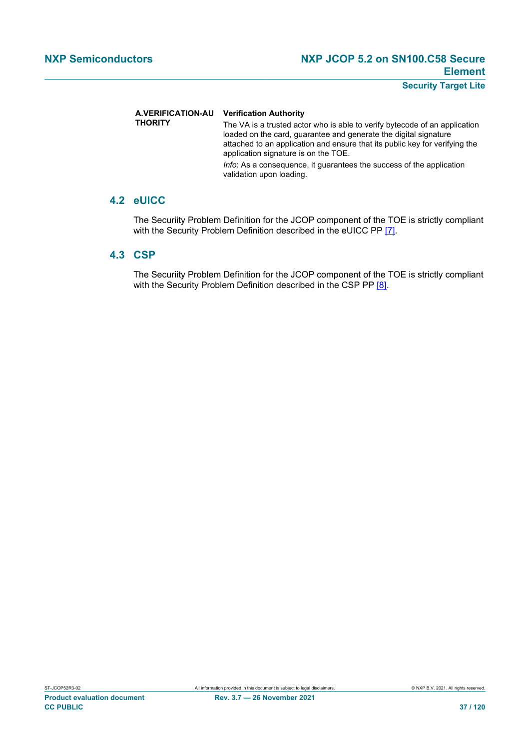| | |
|---|---|
| **A.VERIFICATION-AUTHORITY** | **Verification Authority**<br>The VA is a trusted actor who is able to verify bytecode of an application loaded on the card, guarantee and generate the digital signature attached to an application and ensure that its public key for verifying the application signature is on the TOE.<br>*Info*: As a consequence, it guarantees the success of the application validation upon loading. |

## 4.2 eUICC

The Securiity Problem Definition for the JCOP component of the TOE is strictly compliant with the Security Problem Definition described in the eUICC PP [7].

## 4.3 CSP

The Securiity Problem Definition for the JCOP component of the TOE is strictly compliant with the Security Problem Definition described in the CSP PP [8].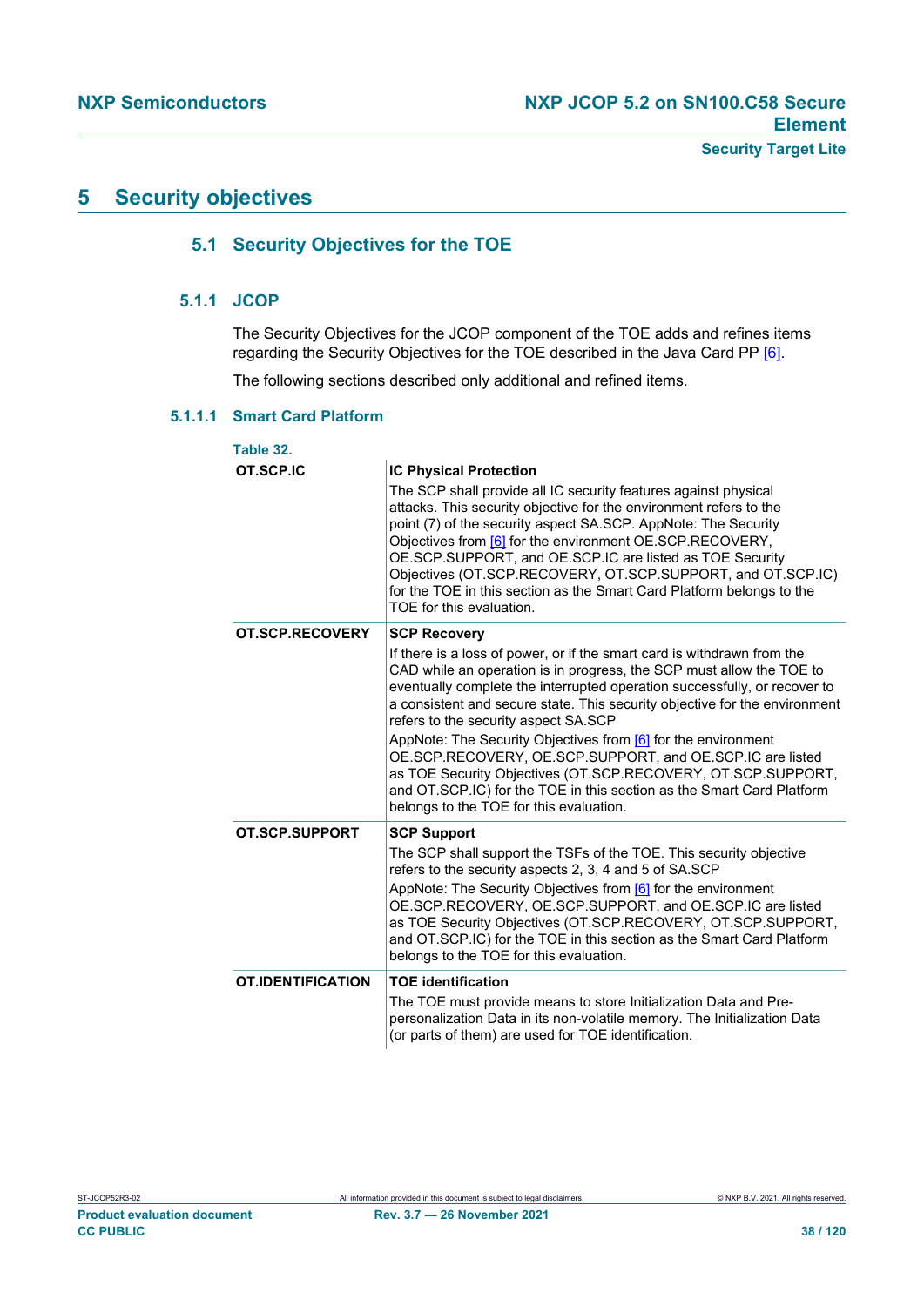# 5 Security objectives

## 5.1 Security Objectives for the TOE

### 5.1.1 JCOP

The Security Objectives for the JCOP component of the TOE adds and refines items regarding the Security Objectives for the TOE described in the Java Card PP [6].

The following sections described only additional and refined items.

#### 5.1.1.1 Smart Card Platform

Table 32.

| | |
|---|---|
| **OT.SCP.IC** | **IC Physical Protection**<br>The SCP shall provide all IC security features against physical attacks. This security objective for the environment refers to the point (7) of the security aspect SA.SCP. AppNote: The Security Objectives from [6] for the environment OE.SCP.RECOVERY, OE.SCP.SUPPORT, and OE.SCP.IC are listed as TOE Security Objectives (OT.SCP.RECOVERY, OT.SCP.SUPPORT, and OT.SCP.IC) for the TOE in this section as the Smart Card Platform belongs to the TOE for this evaluation. |
| **OT.SCP.RECOVERY** | **SCP Recovery**<br>If there is a loss of power, or if the smart card is withdrawn from the CAD while an operation is in progress, the SCP must allow the TOE to eventually complete the interrupted operation successfully, or recover to a consistent and secure state. This security objective for the environment refers to the security aspect SA.SCP<br>AppNote: The Security Objectives from [6] for the environment OE.SCP.RECOVERY, OE.SCP.SUPPORT, and OE.SCP.IC are listed as TOE Security Objectives (OT.SCP.RECOVERY, OT.SCP.SUPPORT, and OT.SCP.IC) for the TOE in this section as the Smart Card Platform belongs to the TOE for this evaluation. |
| **OT.SCP.SUPPORT** | **SCP Support**<br>The SCP shall support the TSFs of the TOE. This security objective refers to the security aspects 2, 3, 4 and 5 of SA.SCP<br>AppNote: The Security Objectives from [6] for the environment OE.SCP.RECOVERY, OE.SCP.SUPPORT, and OE.SCP.IC are listed as TOE Security Objectives (OT.SCP.RECOVERY, OT.SCP.SUPPORT, and OT.SCP.IC) for the TOE in this section as the Smart Card Platform belongs to the TOE for this evaluation. |
| **OT.IDENTIFICATION** | **TOE identification**<br>The TOE must provide means to store Initialization Data and Pre-personalization Data in its non-volatile memory. The Initialization Data (or parts of them) are used for TOE identification. |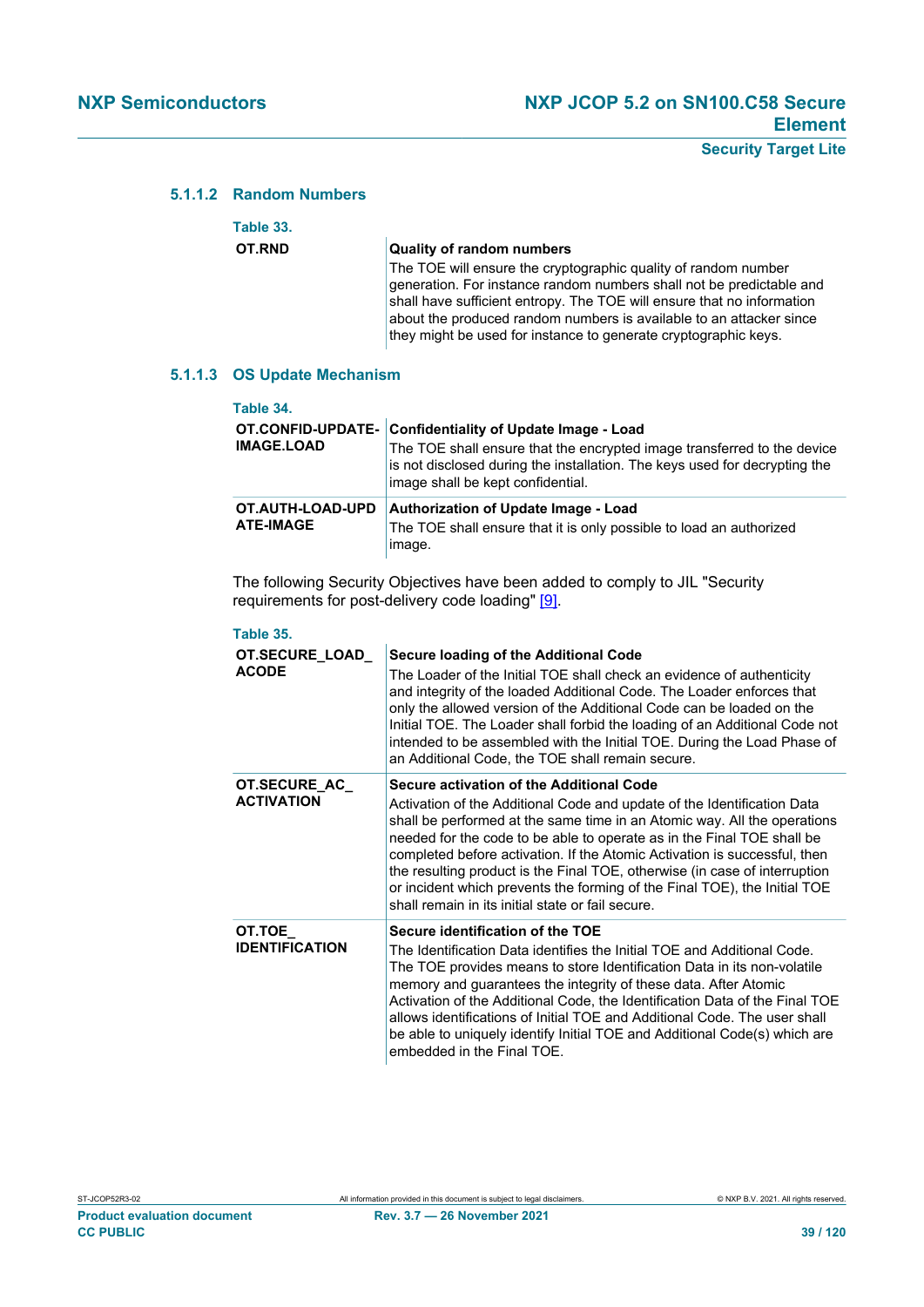#### 5.1.1.2 Random Numbers

**Table 33.**

| | |
|---|---|
| **OT.RND** | **Quality of random numbers**<br>The TOE will ensure the cryptographic quality of random number generation. For instance random numbers shall not be predictable and shall have sufficient entropy. The TOE will ensure that no information about the produced random numbers is available to an attacker since they might be used for instance to generate cryptographic keys. |

#### 5.1.1.3 OS Update Mechanism

**Table 34.**

| | |
|---|---|
| **OT.CONFID-UPDATE-IMAGE.LOAD** | **Confidentiality of Update Image - Load**<br>The TOE shall ensure that the encrypted image transferred to the device is not disclosed during the installation. The keys used for decrypting the image shall be kept confidential. |
| **OT.AUTH-LOAD-UPDATE-IMAGE** | **Authorization of Update Image - Load**<br>The TOE shall ensure that it is only possible to load an authorized image. |

The following Security Objectives have been added to comply to JIL "Security requirements for post-delivery code loading" [9].

**Table 35.**

| | |
|---|---|
| **OT.SECURE_LOAD_ACODE** | **Secure loading of the Additional Code**<br>The Loader of the Initial TOE shall check an evidence of authenticity and integrity of the loaded Additional Code. The Loader enforces that only the allowed version of the Additional Code can be loaded on the Initial TOE. The Loader shall forbid the loading of an Additional Code not intended to be assembled with the Initial TOE. During the Load Phase of an Additional Code, the TOE shall remain secure. |
| **OT.SECURE_AC_ACTIVATION** | **Secure activation of the Additional Code**<br>Activation of the Additional Code and update of the Identification Data shall be performed at the same time in an Atomic way. All the operations needed for the code to be able to operate as in the Final TOE shall be completed before activation. If the Atomic Activation is successful, then the resulting product is the Final TOE, otherwise (in case of interruption or incident which prevents the forming of the Final TOE), the Initial TOE shall remain in its initial state or fail secure. |
| **OT.TOE_IDENTIFICATION** | **Secure identification of the TOE**<br>The Identification Data identifies the Initial TOE and Additional Code. The TOE provides means to store Identification Data in its non-volatile memory and guarantees the integrity of these data. After Atomic Activation of the Additional Code, the Identification Data of the Final TOE allows identifications of Initial TOE and Additional Code. The user shall be able to uniquely identify Initial TOE and Additional Code(s) which are embedded in the Final TOE. |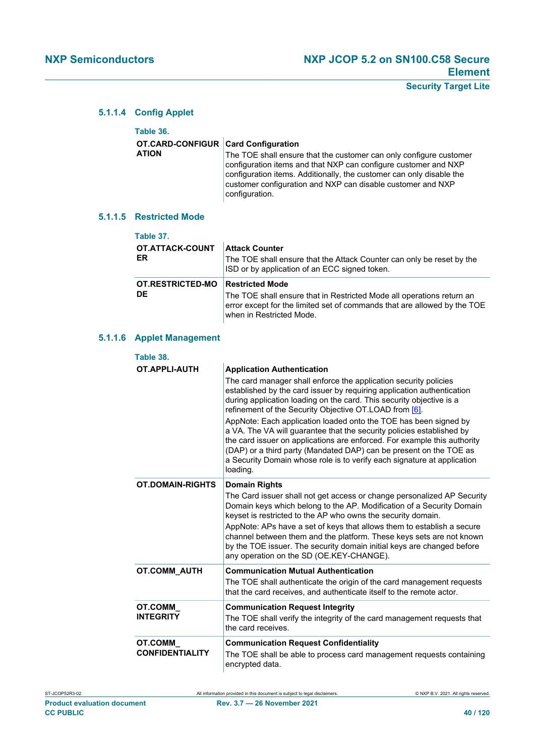#### 5.1.1.4 Config Applet

Table 36.

| | |
|---|---|
| **OT.CARD-CONFIGURATION** | **Card Configuration**<br>The TOE shall ensure that the customer can only configure customer configuration items and that NXP can configure customer and NXP configuration items. Additionally, the customer can only disable the customer configuration and NXP can disable customer and NXP configuration. |

#### 5.1.1.5 Restricted Mode

Table 37.

| | |
|---|---|
| **OT.ATTACK-COUNTER** | **Attack Counter**<br>The TOE shall ensure that the Attack Counter can only be reset by the ISD or by application of an ECC signed token. |
| **OT.RESTRICTED-MODE** | **Restricted Mode**<br>The TOE shall ensure that in Restricted Mode all operations return an error except for the limited set of commands that are allowed by the TOE when in Restricted Mode. |

#### 5.1.1.6 Applet Management

Table 38.

| | |
|---|---|
| **OT.APPLI-AUTH** | **Application Authentication**<br>The card manager shall enforce the application security policies established by the card issuer by requiring application authentication during application loading on the card. This security objective is a refinement of the Security Objective OT.LOAD from [6].<br>AppNote: Each application loaded onto the TOE has been signed by a VA. The VA will guarantee that the security policies established by the card issuer on applications are enforced. For example this authority (DAP) or a third party (Mandated DAP) can be present on the TOE as a Security Domain whose role is to verify each signature at application loading. |
| **OT.DOMAIN-RIGHTS** | **Domain Rights**<br>The Card issuer shall not get access or change personalized AP Security Domain keys which belong to the AP. Modification of a Security Domain keyset is restricted to the AP who owns the security domain.<br>AppNote: APs have a set of keys that allows them to establish a secure channel between them and the platform. These keys sets are not known by the TOE issuer. The security domain initial keys are changed before any operation on the SD (OE.KEY-CHANGE). |
| **OT.COMM_AUTH** | **Communication Mutual Authentication**<br>The TOE shall authenticate the origin of the card management requests that the card receives, and authenticate itself to the remote actor. |
| **OT.COMM_INTEGRITY** | **Communication Request Integrity**<br>The TOE shall verify the integrity of the card management requests that the card receives. |
| **OT.COMM_CONFIDENTIALITY** | **Communication Request Confidentiality**<br>The TOE shall be able to process card management requests containing encrypted data. |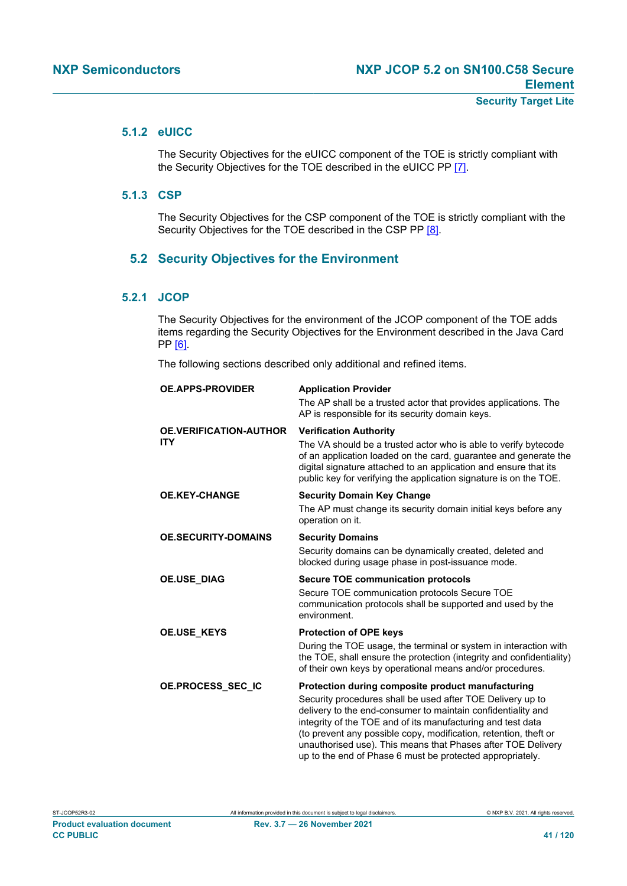### 5.1.2 eUICC

The Security Objectives for the eUICC component of the TOE is strictly compliant with the Security Objectives for the TOE described in the eUICC PP [7].

### 5.1.3 CSP

The Security Objectives for the CSP component of the TOE is strictly compliant with the Security Objectives for the TOE described in the CSP PP [8].

## 5.2 Security Objectives for the Environment

### 5.2.1 JCOP

The Security Objectives for the environment of the JCOP component of the TOE adds items regarding the Security Objectives for the Environment described in the Java Card PP [6].

The following sections described only additional and refined items.

| | |
|---|---|
| **OE.APPS-PROVIDER** | **Application Provider**<br>The AP shall be a trusted actor that provides applications. The AP is responsible for its security domain keys. |
| **OE.VERIFICATION-AUTHORITY** | **Verification Authority**<br>The VA should be a trusted actor who is able to verify bytecode of an application loaded on the card, guarantee and generate the digital signature attached to an application and ensure that its public key for verifying the application signature is on the TOE. |
| **OE.KEY-CHANGE** | **Security Domain Key Change**<br>The AP must change its security domain initial keys before any operation on it. |
| **OE.SECURITY-DOMAINS** | **Security Domains**<br>Security domains can be dynamically created, deleted and blocked during usage phase in post-issuance mode. |
| **OE.USE_DIAG** | **Secure TOE communication protocols**<br>Secure TOE communication protocols Secure TOE communication protocols shall be supported and used by the environment. |
| **OE.USE_KEYS** | **Protection of OPE keys**<br>During the TOE usage, the terminal or system in interaction with the TOE, shall ensure the protection (integrity and confidentiality) of their own keys by operational means and/or procedures. |
| **OE.PROCESS_SEC_IC** | **Protection during composite product manufacturing**<br>Security procedures shall be used after TOE Delivery up to delivery to the end-consumer to maintain confidentiality and integrity of the TOE and of its manufacturing and test data (to prevent any possible copy, modification, retention, theft or unauthorised use). This means that Phases after TOE Delivery up to the end of Phase 6 must be protected appropriately. |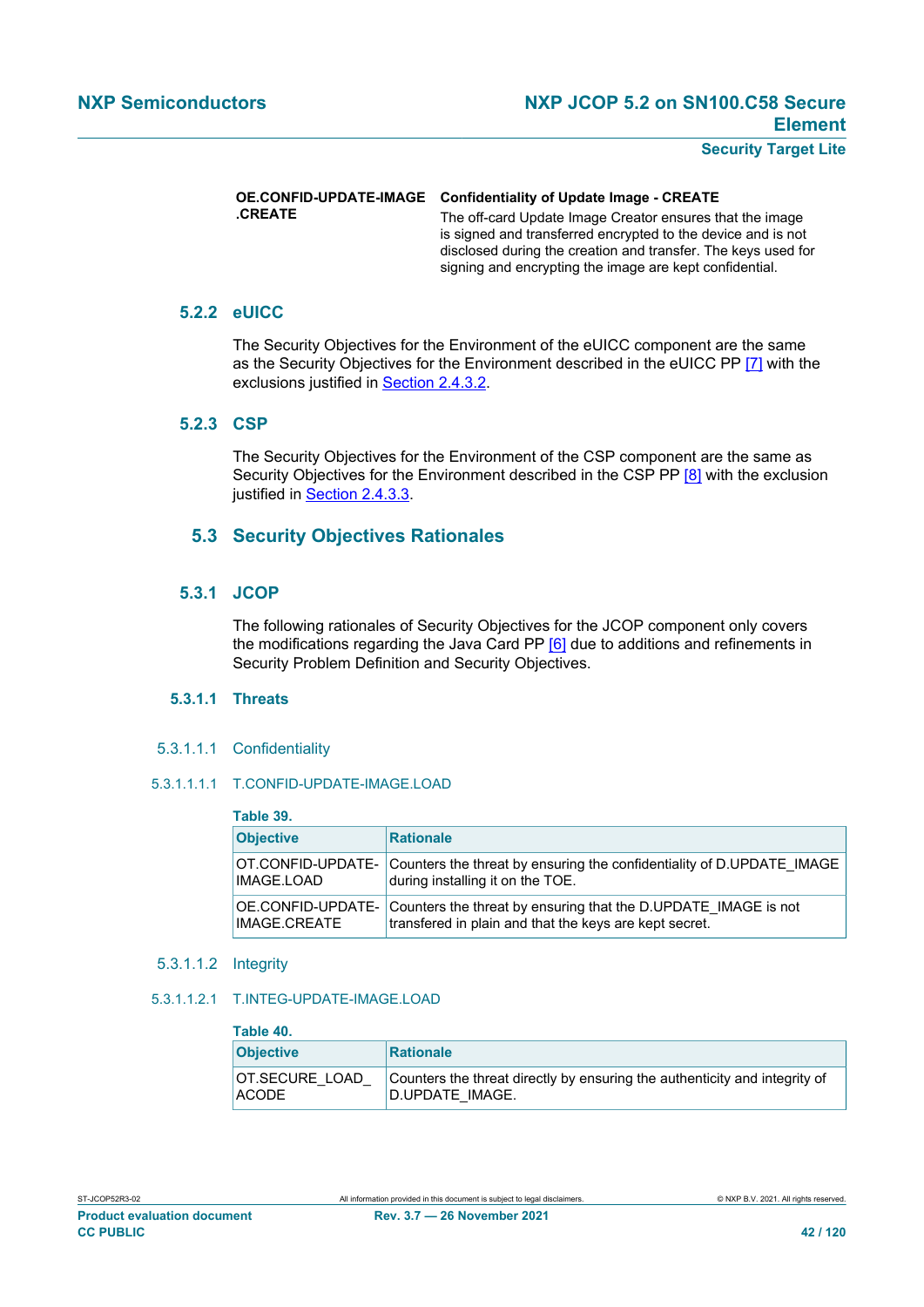**OE.CONFID-UPDATE-IMAGE.CREATE** **Confidentiality of Update Image - CREATE**

The off-card Update Image Creator ensures that the image is signed and transferred encrypted to the device and is not disclosed during the creation and transfer. The keys used for signing and encrypting the image are kept confidential.

### 5.2.2 eUICC

The Security Objectives for the Environment of the eUICC component are the same as the Security Objectives for the Environment described in the eUICC PP [7] with the exclusions justified in Section 2.4.3.2.

### 5.2.3 CSP

The Security Objectives for the Environment of the CSP component are the same as Security Objectives for the Environment described in the CSP PP [8] with the exclusion justified in Section 2.4.3.3.

## 5.3 Security Objectives Rationales

### 5.3.1 JCOP

The following rationales of Security Objectives for the JCOP component only covers the modifications regarding the Java Card PP [6] due to additions and refinements in Security Problem Definition and Security Objectives.

#### 5.3.1.1 Threats

##### 5.3.1.1.1 Confidentiality

###### 5.3.1.1.1.1 T.CONFID-UPDATE-IMAGE.LOAD

**Table 39.**

| Objective | Rationale |
|---|---|
| OT.CONFID-UPDATE-IMAGE.LOAD | Counters the threat by ensuring the confidentiality of D.UPDATE_IMAGE during installing it on the TOE. |
| OE.CONFID-UPDATE-IMAGE.CREATE | Counters the threat by ensuring that the D.UPDATE_IMAGE is not transfered in plain and that the keys are kept secret. |

##### 5.3.1.1.2 Integrity

###### 5.3.1.1.2.1 T.INTEG-UPDATE-IMAGE.LOAD

**Table 40.**

| Objective | Rationale |
|---|---|
| OT.SECURE_LOAD_ACODE | Counters the threat directly by ensuring the authenticity and integrity of D.UPDATE_IMAGE. |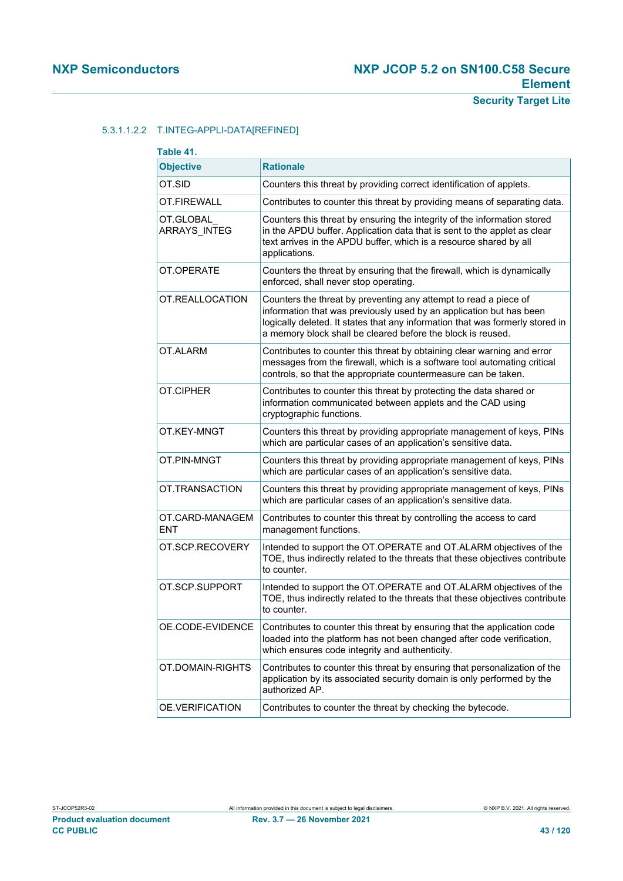#### 5.3.1.1.2.2 T.INTEG-APPLI-DATA[REFINED]

**Table 41.**

| Objective | Rationale |
|---|---|
| OT.SID | Counters this threat by providing correct identification of applets. |
| OT.FIREWALL | Contributes to counter this threat by providing means of separating data. |
| OT.GLOBAL_ARRAYS_INTEG | Counters this threat by ensuring the integrity of the information stored in the APDU buffer. Application data that is sent to the applet as clear text arrives in the APDU buffer, which is a resource shared by all applications. |
| OT.OPERATE | Counters the threat by ensuring that the firewall, which is dynamically enforced, shall never stop operating. |
| OT.REALLOCATION | Counters the threat by preventing any attempt to read a piece of information that was previously used by an application but has been logically deleted. It states that any information that was formerly stored in a memory block shall be cleared before the block is reused. |
| OT.ALARM | Contributes to counter this threat by obtaining clear warning and error messages from the firewall, which is a software tool automating critical controls, so that the appropriate countermeasure can be taken. |
| OT.CIPHER | Contributes to counter this threat by protecting the data shared or information communicated between applets and the CAD using cryptographic functions. |
| OT.KEY-MNGT | Counters this threat by providing appropriate management of keys, PINs which are particular cases of an application's sensitive data. |
| OT.PIN-MNGT | Counters this threat by providing appropriate management of keys, PINs which are particular cases of an application's sensitive data. |
| OT.TRANSACTION | Counters this threat by providing appropriate management of keys, PINs which are particular cases of an application's sensitive data. |
| OT.CARD-MANAGEMENT | Contributes to counter this threat by controlling the access to card management functions. |
| OT.SCP.RECOVERY | Intended to support the OT.OPERATE and OT.ALARM objectives of the TOE, thus indirectly related to the threats that these objectives contribute to counter. |
| OT.SCP.SUPPORT | Intended to support the OT.OPERATE and OT.ALARM objectives of the TOE, thus indirectly related to the threats that these objectives contribute to counter. |
| OE.CODE-EVIDENCE | Contributes to counter this threat by ensuring that the application code loaded into the platform has not been changed after code verification, which ensures code integrity and authenticity. |
| OT.DOMAIN-RIGHTS | Contributes to counter this threat by ensuring that personalization of the application by its associated security domain is only performed by the authorized AP. |
| OE.VERIFICATION | Contributes to counter the threat by checking the bytecode. |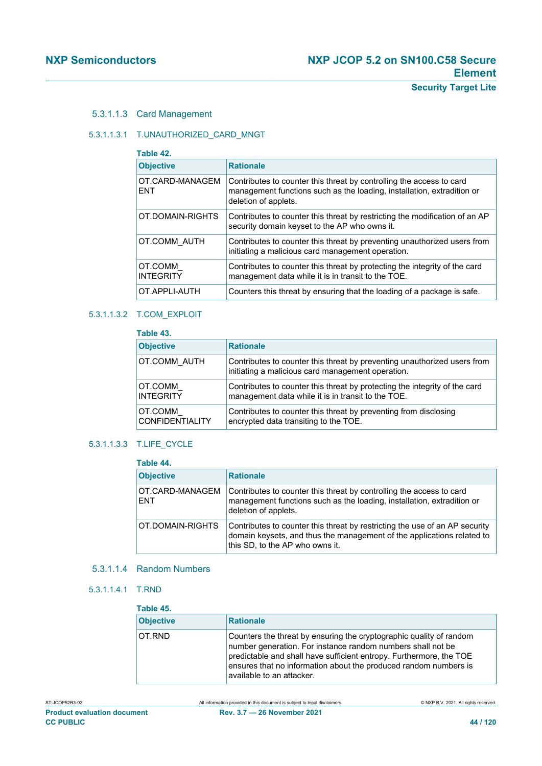#### 5.3.1.1.3 Card Management

##### 5.3.1.1.3.1 T.UNAUTHORIZED_CARD_MNGT

**Table 42.**

| Objective | Rationale |
| --- | --- |
| OT.CARD-MANAGEMENT | Contributes to counter this threat by controlling the access to card management functions such as the loading, installation, extradition or deletion of applets. |
| OT.DOMAIN-RIGHTS | Contributes to counter this threat by restricting the modification of an AP security domain keyset to the AP who owns it. |
| OT.COMM_AUTH | Contributes to counter this threat by preventing unauthorized users from initiating a malicious card management operation. |
| OT.COMM_INTEGRITY | Contributes to counter this threat by protecting the integrity of the card management data while it is in transit to the TOE. |
| OT.APPLI-AUTH | Counters this threat by ensuring that the loading of a package is safe. |

##### 5.3.1.1.3.2 T.COM_EXPLOIT

**Table 43.**

| Objective | Rationale |
| --- | --- |
| OT.COMM_AUTH | Contributes to counter this threat by preventing unauthorized users from initiating a malicious card management operation. |
| OT.COMM_INTEGRITY | Contributes to counter this threat by protecting the integrity of the card management data while it is in transit to the TOE. |
| OT.COMM_CONFIDENTIALITY | Contributes to counter this threat by preventing from disclosing encrypted data transiting to the TOE. |

##### 5.3.1.1.3.3 T.LIFE_CYCLE

**Table 44.**

| Objective | Rationale |
| --- | --- |
| OT.CARD-MANAGEMENT | Contributes to counter this threat by controlling the access to card management functions such as the loading, installation, extradition or deletion of applets. |
| OT.DOMAIN-RIGHTS | Contributes to counter this threat by restricting the use of an AP security domain keysets, and thus the management of the applications related to this SD, to the AP who owns it. |

#### 5.3.1.1.4 Random Numbers

##### 5.3.1.1.4.1 T.RND

**Table 45.**

| Objective | Rationale |
| --- | --- |
| OT.RND | Counters the threat by ensuring the cryptographic quality of random number generation. For instance random numbers shall not be predictable and shall have sufficient entropy. Furthermore, the TOE ensures that no information about the produced random numbers is available to an attacker. |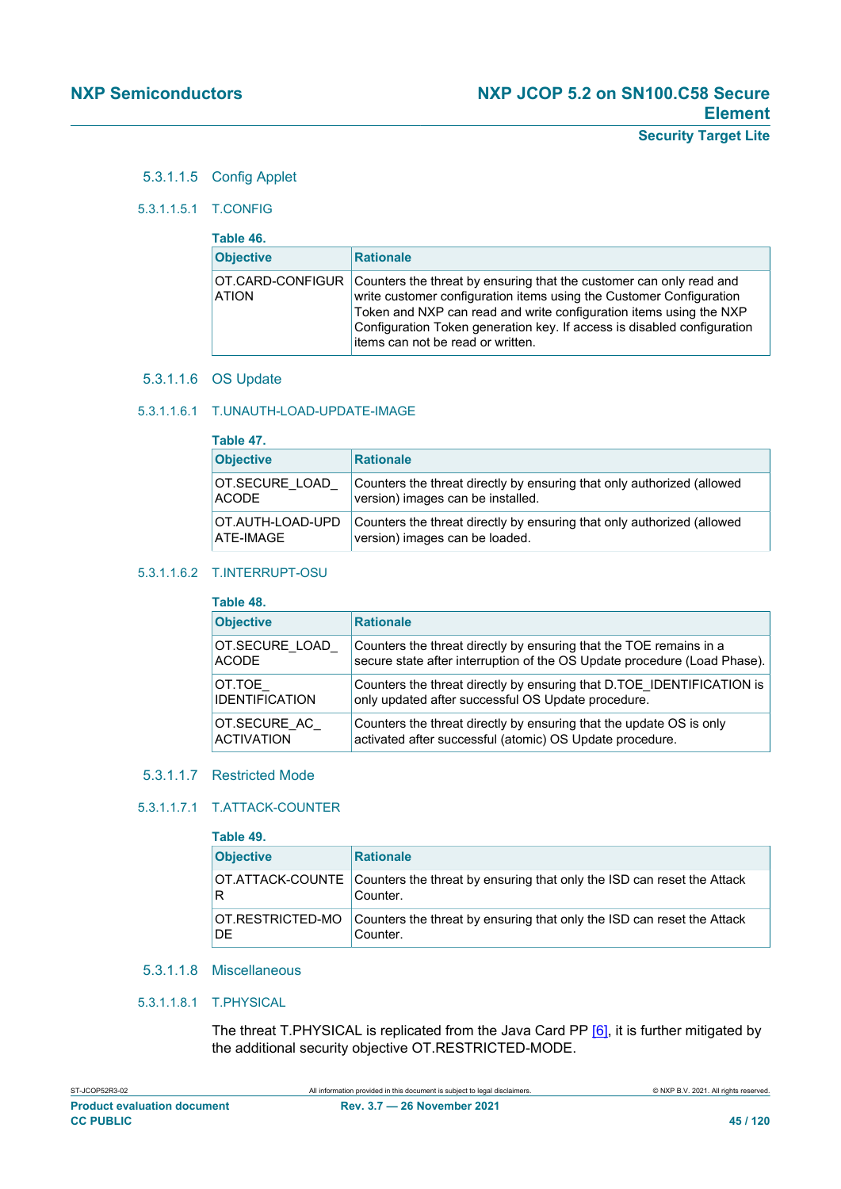#### 5.3.1.1.5 Config Applet

##### 5.3.1.1.5.1 T.CONFIG

**Table 46.**

| Objective | Rationale |
| --- | --- |
| OT.CARD-CONFIGURATION | Counters the threat by ensuring that the customer can only read and write customer configuration items using the Customer Configuration Token and NXP can read and write configuration items using the NXP Configuration Token generation key. If access is disabled configuration items can not be read or written. |

#### 5.3.1.1.6 OS Update

##### 5.3.1.1.6.1 T.UNAUTH-LOAD-UPDATE-IMAGE

**Table 47.**

| Objective | Rationale |
| --- | --- |
| OT.SECURE_LOAD_ACODE | Counters the threat directly by ensuring that only authorized (allowed version) images can be installed. |
| OT.AUTH-LOAD-UPDATE-IMAGE | Counters the threat directly by ensuring that only authorized (allowed version) images can be loaded. |

##### 5.3.1.1.6.2 T.INTERRUPT-OSU

**Table 48.**

| Objective | Rationale |
| --- | --- |
| OT.SECURE_LOAD_ACODE | Counters the threat directly by ensuring that the TOE remains in a secure state after interruption of the OS Update procedure (Load Phase). |
| OT.TOE_IDENTIFICATION | Counters the threat directly by ensuring that D.TOE_IDENTIFICATION is only updated after successful OS Update procedure. |
| OT.SECURE_AC_ACTIVATION | Counters the threat directly by ensuring that the update OS is only activated after successful (atomic) OS Update procedure. |

#### 5.3.1.1.7 Restricted Mode

##### 5.3.1.1.7.1 T.ATTACK-COUNTER

**Table 49.**

| Objective | Rationale |
| --- | --- |
| OT.ATTACK-COUNTER | Counters the threat by ensuring that only the ISD can reset the Attack Counter. |
| OT.RESTRICTED-MODE | Counters the threat by ensuring that only the ISD can reset the Attack Counter. |

#### 5.3.1.1.8 Miscellaneous

##### 5.3.1.1.8.1 T.PHYSICAL

The threat T.PHYSICAL is replicated from the Java Card PP [6], it is further mitigated by the additional security objective OT.RESTRICTED-MODE.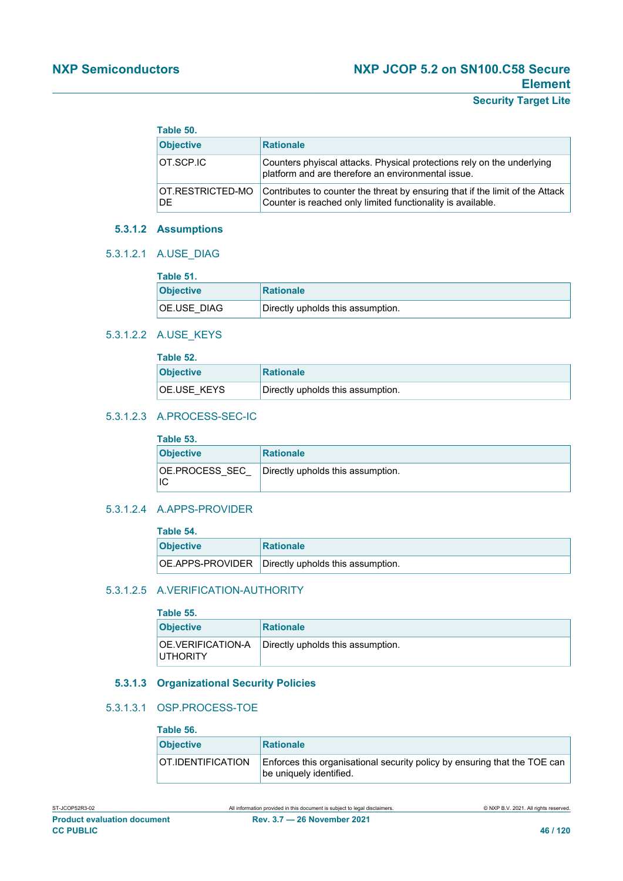**Table 50.**

| Objective | Rationale |
|---|---|
| OT.SCP.IC | Counters phyiscal attacks. Physical protections rely on the underlying platform and are therefore an environmental issue. |
| OT.RESTRICTED-MODE | Contributes to counter the threat by ensuring that if the limit of the Attack Counter is reached only limited functionality is available. |

### 5.3.1.2 Assumptions

#### 5.3.1.2.1 A.USE_DIAG

**Table 51.**

| Objective | Rationale |
|---|---|
| OE.USE_DIAG | Directly upholds this assumption. |

#### 5.3.1.2.2 A.USE_KEYS

**Table 52.**

| Objective | Rationale |
|---|---|
| OE.USE_KEYS | Directly upholds this assumption. |

#### 5.3.1.2.3 A.PROCESS-SEC-IC

**Table 53.**

| Objective | Rationale |
|---|---|
| OE.PROCESS_SEC_IC | Directly upholds this assumption. |

#### 5.3.1.2.4 A.APPS-PROVIDER

**Table 54.**

| Objective | Rationale |
|---|---|
| OE.APPS-PROVIDER | Directly upholds this assumption. |

#### 5.3.1.2.5 A.VERIFICATION-AUTHORITY

**Table 55.**

| Objective | Rationale |
|---|---|
| OE.VERIFICATION-AUTHORITY | Directly upholds this assumption. |

### 5.3.1.3 Organizational Security Policies

#### 5.3.1.3.1 OSP.PROCESS-TOE

**Table 56.**

| Objective | Rationale |
|---|---|
| OT.IDENTIFICATION | Enforces this organisational security policy by ensuring that the TOE can be uniquely identified. |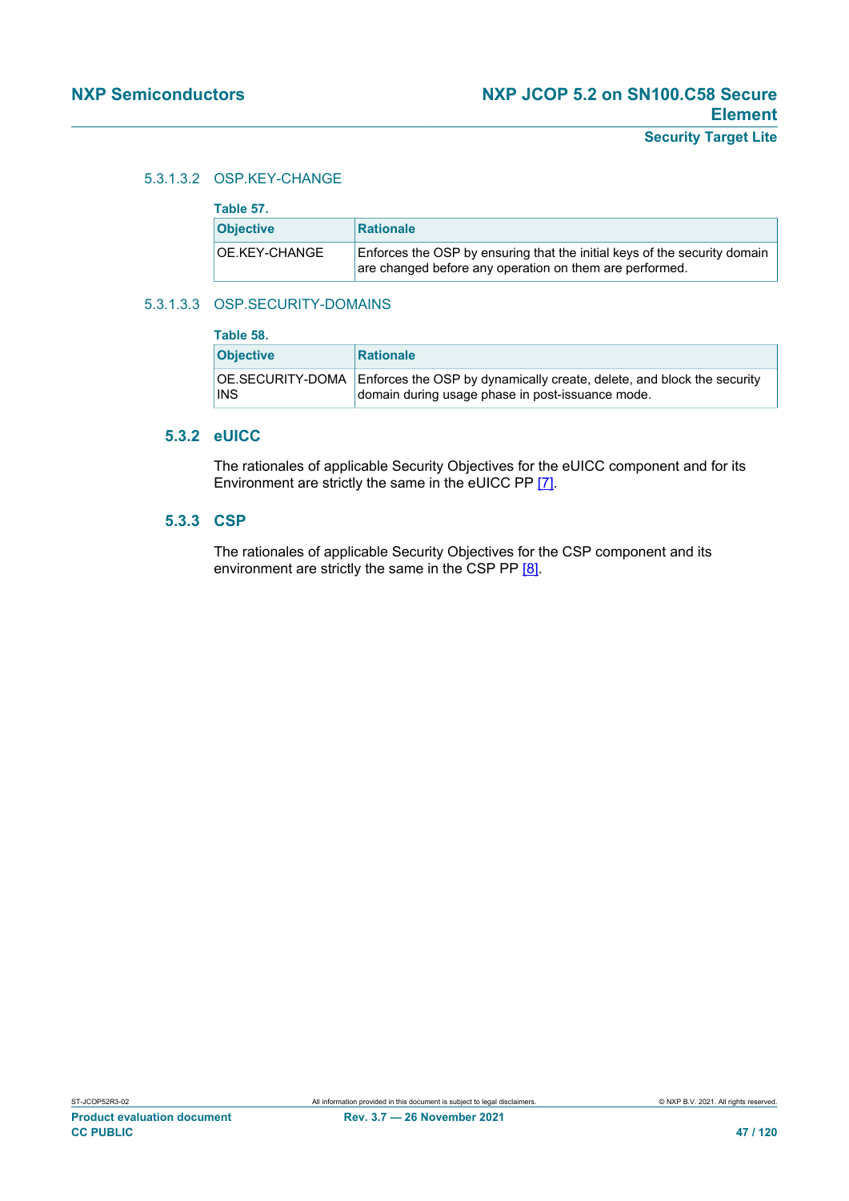##### 5.3.1.3.2 OSP.KEY-CHANGE

**Table 57.**

| Objective | Rationale |
|---|---|
| OE.KEY-CHANGE | Enforces the OSP by ensuring that the initial keys of the security domain are changed before any operation on them are performed. |

##### 5.3.1.3.3 OSP.SECURITY-DOMAINS

**Table 58.**

| Objective | Rationale |
|---|---|
| OE.SECURITY-DOMAINS | Enforces the OSP by dynamically create, delete, and block the security domain during usage phase in post-issuance mode. |

### 5.3.2 eUICC

The rationales of applicable Security Objectives for the eUICC component and for its Environment are strictly the same in the eUICC PP [7].

### 5.3.3 CSP

The rationales of applicable Security Objectives for the CSP component and its environment are strictly the same in the CSP PP [8].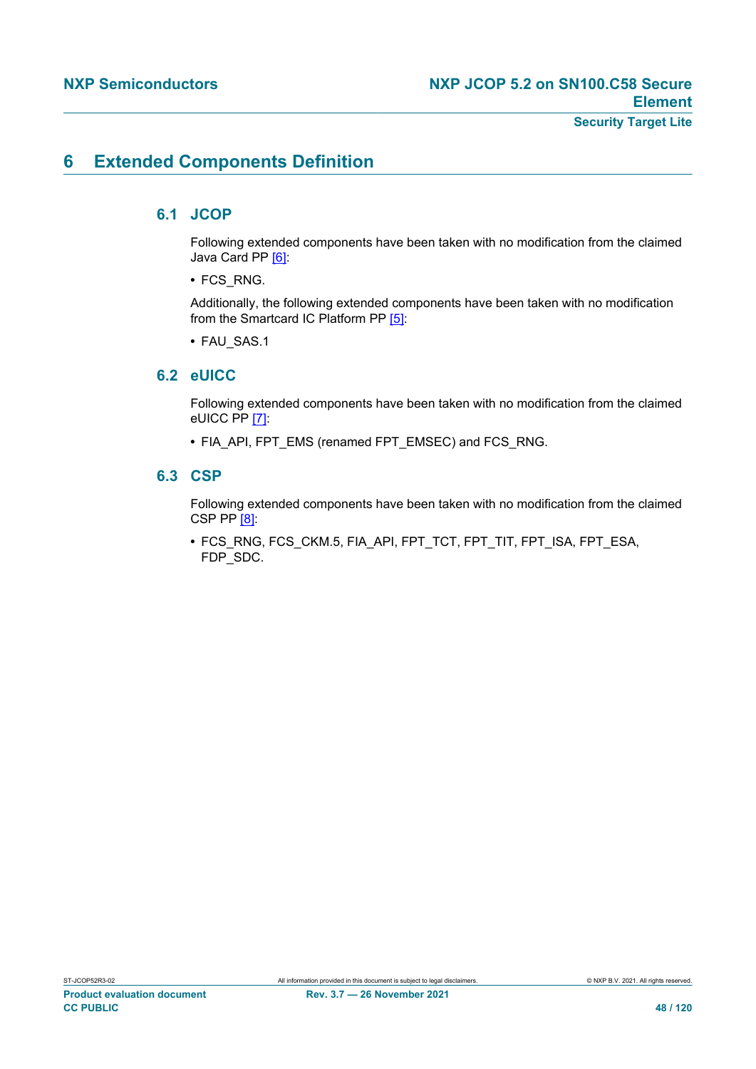# 6 Extended Components Definition

## 6.1 JCOP

Following extended components have been taken with no modification from the claimed Java Card PP [6]:

- FCS_RNG.

Additionally, the following extended components have been taken with no modification from the Smartcard IC Platform PP [5]:

- FAU_SAS.1

## 6.2 eUICC

Following extended components have been taken with no modification from the claimed eUICC PP [7]:

- FIA_API, FPT_EMS (renamed FPT_EMSEC) and FCS_RNG.

## 6.3 CSP

Following extended components have been taken with no modification from the claimed CSP PP [8]:

- FCS_RNG, FCS_CKM.5, FIA_API, FPT_TCT, FPT_TIT, FPT_ISA, FPT_ESA, FDP_SDC.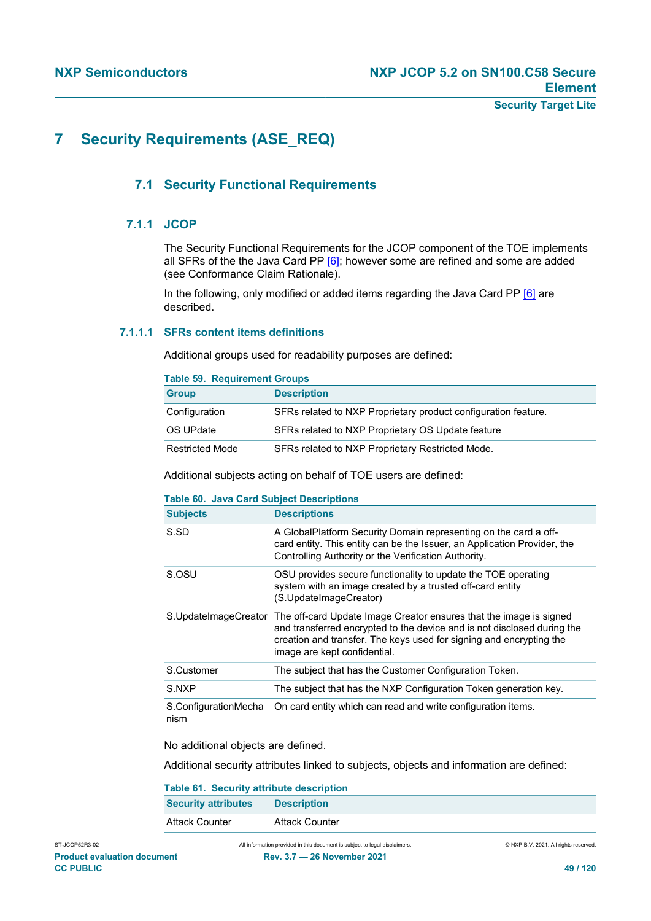# 7 Security Requirements (ASE_REQ)

## 7.1 Security Functional Requirements

### 7.1.1 JCOP

The Security Functional Requirements for the JCOP component of the TOE implements all SFRs of the the Java Card PP [6]; however some are refined and some are added (see Conformance Claim Rationale).

In the following, only modified or added items regarding the Java Card PP [6] are described.

#### 7.1.1.1 SFRs content items definitions

Additional groups used for readability purposes are defined:

**Table 59. Requirement Groups**

| Group | Description |
|---|---|
| Configuration | SFRs related to NXP Proprietary product configuration feature. |
| OS UPdate | SFRs related to NXP Proprietary OS Update feature |
| Restricted Mode | SFRs related to NXP Proprietary Restricted Mode. |

Additional subjects acting on behalf of TOE users are defined:

**Table 60. Java Card Subject Descriptions**

| Subjects | Descriptions |
|---|---|
| S.SD | A GlobalPlatform Security Domain representing on the card a off-card entity. This entity can be the Issuer, an Application Provider, the Controlling Authority or the Verification Authority. |
| S.OSU | OSU provides secure functionality to update the TOE operating system with an image created by a trusted off-card entity (S.UpdateImageCreator) |
| S.UpdateImageCreator | The off-card Update Image Creator ensures that the image is signed and transferred encrypted to the device and is not disclosed during the creation and transfer. The keys used for signing and encrypting the image are kept confidential. |
| S.Customer | The subject that has the Customer Configuration Token. |
| S.NXP | The subject that has the NXP Configuration Token generation key. |
| S.ConfigurationMechanism | On card entity which can read and write configuration items. |

No additional objects are defined.

Additional security attributes linked to subjects, objects and information are defined:

**Table 61. Security attribute description**

| Security attributes | Description |
|---|---|
| Attack Counter | Attack Counter |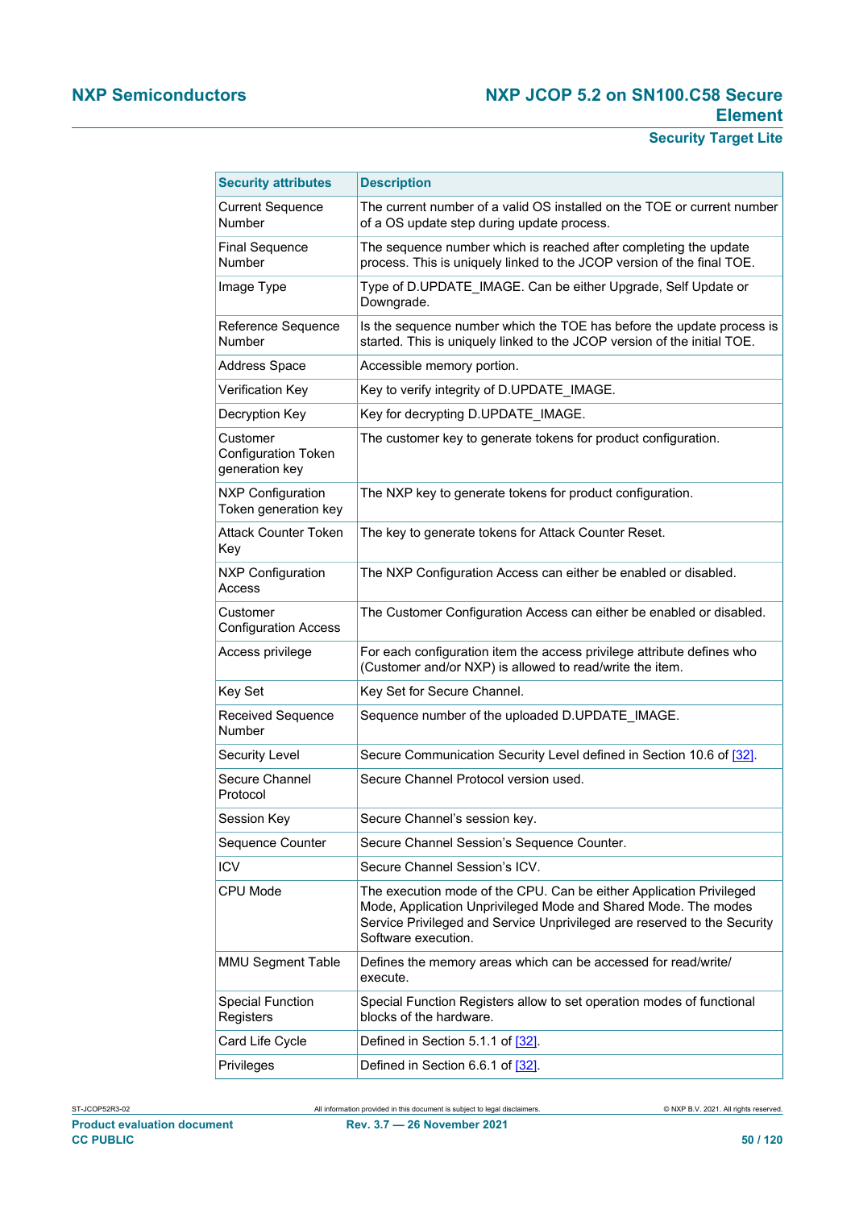| Security attributes | Description |
|---|---|
| Current Sequence Number | The current number of a valid OS installed on the TOE or current number of a OS update step during update process. |
| Final Sequence Number | The sequence number which is reached after completing the update process. This is uniquely linked to the JCOP version of the final TOE. |
| Image Type | Type of D.UPDATE_IMAGE. Can be either Upgrade, Self Update or Downgrade. |
| Reference Sequence Number | Is the sequence number which the TOE has before the update process is started. This is uniquely linked to the JCOP version of the initial TOE. |
| Address Space | Accessible memory portion. |
| Verification Key | Key to verify integrity of D.UPDATE_IMAGE. |
| Decryption Key | Key for decrypting D.UPDATE_IMAGE. |
| Customer Configuration Token generation key | The customer key to generate tokens for product configuration. |
| NXP Configuration Token generation key | The NXP key to generate tokens for product configuration. |
| Attack Counter Token Key | The key to generate tokens for Attack Counter Reset. |
| NXP Configuration Access | The NXP Configuration Access can either be enabled or disabled. |
| Customer Configuration Access | The Customer Configuration Access can either be enabled or disabled. |
| Access privilege | For each configuration item the access privilege attribute defines who (Customer and/or NXP) is allowed to read/write the item. |
| Key Set | Key Set for Secure Channel. |
| Received Sequence Number | Sequence number of the uploaded D.UPDATE_IMAGE. |
| Security Level | Secure Communication Security Level defined in Section 10.6 of [32]. |
| Secure Channel Protocol | Secure Channel Protocol version used. |
| Session Key | Secure Channel's session key. |
| Sequence Counter | Secure Channel Session's Sequence Counter. |
| ICV | Secure Channel Session's ICV. |
| CPU Mode | The execution mode of the CPU. Can be either Application Privileged Mode, Application Unprivileged Mode and Shared Mode. The modes Service Privileged and Service Unprivileged are reserved to the Security Software execution. |
| MMU Segment Table | Defines the memory areas which can be accessed for read/write/ execute. |
| Special Function Registers | Special Function Registers allow to set operation modes of functional blocks of the hardware. |
| Card Life Cycle | Defined in Section 5.1.1 of [32]. |
| Privileges | Defined in Section 6.6.1 of [32]. |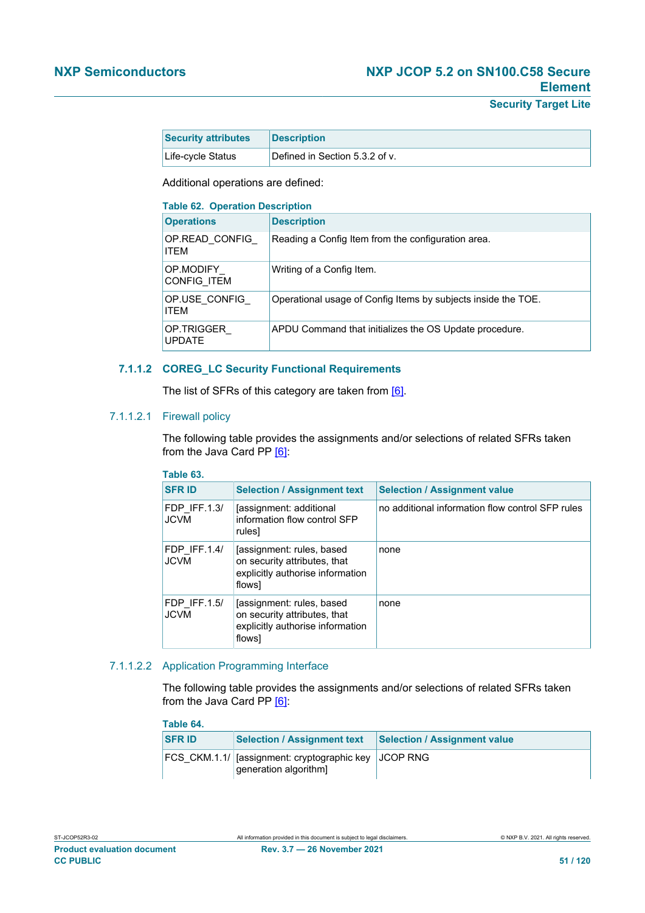| Security attributes | Description |
| --- | --- |
| Life-cycle Status | Defined in Section 5.3.2 of v. |

Additional operations are defined:

**Table 62. Operation Description**

| Operations | Description |
| --- | --- |
| OP.READ_CONFIG_ ITEM | Reading a Config Item from the configuration area. |
| OP.MODIFY_ CONFIG_ITEM | Writing of a Config Item. |
| OP.USE_CONFIG_ ITEM | Operational usage of Config Items by subjects inside the TOE. |
| OP.TRIGGER_ UPDATE | APDU Command that initializes the OS Update procedure. |

### 7.1.1.2 COREG_LC Security Functional Requirements

The list of SFRs of this category are taken from [6].

#### 7.1.1.2.1 Firewall policy

The following table provides the assignments and/or selections of related SFRs taken from the Java Card PP [6]:

**Table 63.**

| SFR ID | Selection / Assignment text | Selection / Assignment value |
| --- | --- | --- |
| FDP_IFF.1.3/ JCVM | [assignment: additional information flow control SFP rules] | no additional information flow control SFP rules |
| FDP_IFF.1.4/ JCVM | [assignment: rules, based on security attributes, that explicitly authorise information flows] | none |
| FDP_IFF.1.5/ JCVM | [assignment: rules, based on security attributes, that explicitly authorise information flows] | none |

#### 7.1.1.2.2 Application Programming Interface

The following table provides the assignments and/or selections of related SFRs taken from the Java Card PP [6]:

**Table 64.**

| SFR ID | Selection / Assignment text | Selection / Assignment value |
| --- | --- | --- |
| FCS_CKM.1.1/ | [assignment: cryptographic key generation algorithm] | JCOP RNG |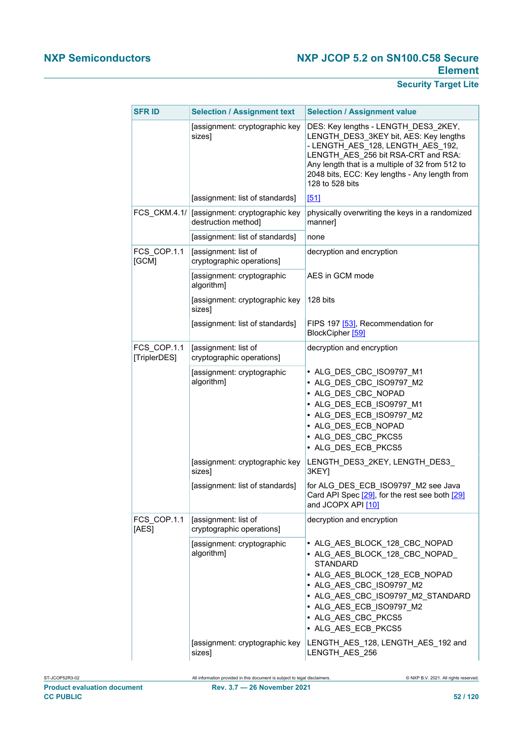| SFR ID | Selection / Assignment text | Selection / Assignment value |
|---|---|---|
| | [assignment: cryptographic key sizes] | DES: Key lengths - LENGTH_DES3_2KEY, LENGTH_DES3_3KEY bit, AES: Key lengths - LENGTH_AES_128, LENGTH_AES_192, LENGTH_AES_256 bit RSA-CRT and RSA: Any length that is a multiple of 32 from 512 to 2048 bits, ECC: Key lengths - Any length from 128 to 528 bits |
| | [assignment: list of standards] | [51] |
| FCS_CKM.4.1/ | [assignment: cryptographic key destruction method] | physically overwriting the keys in a randomized manner] |
| | [assignment: list of standards] | none |
| FCS_COP.1.1 [GCM] | [assignment: list of cryptographic operations] | decryption and encryption |
| | [assignment: cryptographic algorithm] | AES in GCM mode |
| | [assignment: cryptographic key sizes] | 128 bits |
| | [assignment: list of standards] | FIPS 197 [53], Recommendation for BlockCipher [59] |
| FCS_COP.1.1 [TriplerDES] | [assignment: list of cryptographic operations] | decryption and encryption |
| | [assignment: cryptographic algorithm] | • ALG_DES_CBC_ISO9797_M1<br>• ALG_DES_CBC_ISO9797_M2<br>• ALG_DES_CBC_NOPAD<br>• ALG_DES_ECB_ISO9797_M1<br>• ALG_DES_ECB_ISO9797_M2<br>• ALG_DES_ECB_NOPAD<br>• ALG_DES_CBC_PKCS5<br>• ALG_DES_ECB_PKCS5 |
| | [assignment: cryptographic key sizes] | LENGTH_DES3_2KEY, LENGTH_DES3_3KEY] |
| | [assignment: list of standards] | for ALG_DES_ECB_ISO9797_M2 see Java Card API Spec [29], for the rest see both [29] and JCOPX API [10] |
| FCS_COP.1.1 [AES] | [assignment: list of cryptographic operations] | decryption and encryption |
| | [assignment: cryptographic algorithm] | • ALG_AES_BLOCK_128_CBC_NOPAD<br>• ALG_AES_BLOCK_128_CBC_NOPAD_STANDARD<br>• ALG_AES_BLOCK_128_ECB_NOPAD<br>• ALG_AES_CBC_ISO9797_M2<br>• ALG_AES_CBC_ISO9797_M2_STANDARD<br>• ALG_AES_ECB_ISO9797_M2<br>• ALG_AES_CBC_PKCS5<br>• ALG_AES_ECB_PKCS5 |
| | [assignment: cryptographic key sizes] | LENGTH_AES_128, LENGTH_AES_192 and LENGTH_AES_256 |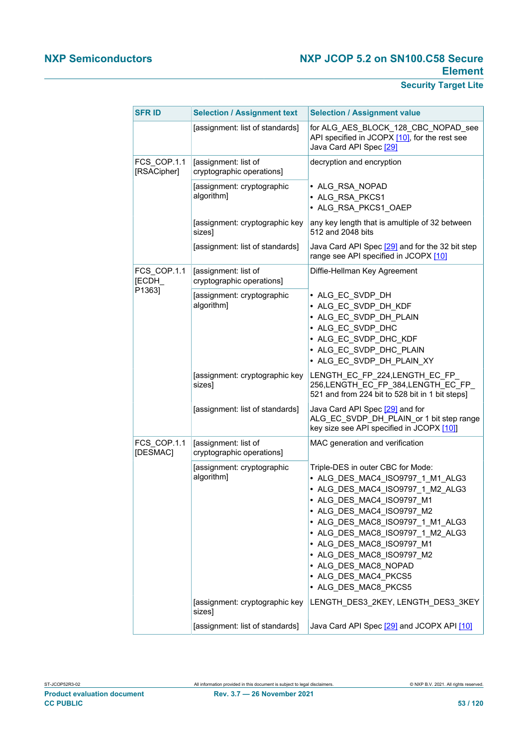| SFR ID | Selection / Assignment text | Selection / Assignment value |
|---|---|---|
| | [assignment: list of standards] | for ALG_AES_BLOCK_128_CBC_NOPAD_see API specified in JCOPX [10], for the rest see Java Card API Spec [29] |
| FCS_COP.1.1 [RSACipher] | [assignment: list of cryptographic operations] | decryption and encryption |
| | [assignment: cryptographic algorithm] | • ALG_RSA_NOPAD<br>• ALG_RSA_PKCS1<br>• ALG_RSA_PKCS1_OAEP |
| | [assignment: cryptographic key sizes] | any key length that is amultiple of 32 between 512 and 2048 bits |
| | [assignment: list of standards] | Java Card API Spec [29] and for the 32 bit step range see API specified in JCOPX [10] |
| FCS_COP.1.1 [ECDH_ P1363] | [assignment: list of cryptographic operations] | Diffie-Hellman Key Agreement |
| | [assignment: cryptographic algorithm] | • ALG_EC_SVDP_DH<br>• ALG_EC_SVDP_DH_KDF<br>• ALG_EC_SVDP_DH_PLAIN<br>• ALG_EC_SVDP_DHC<br>• ALG_EC_SVDP_DHC_KDF<br>• ALG_EC_SVDP_DHC_PLAIN<br>• ALG_EC_SVDP_DH_PLAIN_XY |
| | [assignment: cryptographic key sizes] | LENGTH_EC_FP_224,LENGTH_EC_FP_ 256,LENGTH_EC_FP_384,LENGTH_EC_FP_ 521 and from 224 bit to 528 bit in 1 bit steps] |
| | [assignment: list of standards] | Java Card API Spec [29] and for ALG_EC_SVDP_DH_PLAIN_or 1 bit step range key size see API specified in JCOPX [10]] |
| FCS_COP.1.1 [DESMAC] | [assignment: list of cryptographic operations] | MAC generation and verification |
| | [assignment: cryptographic algorithm] | Triple-DES in outer CBC for Mode:<br>• ALG_DES_MAC4_ISO9797_1_M1_ALG3<br>• ALG_DES_MAC4_ISO9797_1_M2_ALG3<br>• ALG_DES_MAC4_ISO9797_M1<br>• ALG_DES_MAC4_ISO9797_M2<br>• ALG_DES_MAC8_ISO9797_1_M1_ALG3<br>• ALG_DES_MAC8_ISO9797_1_M2_ALG3<br>• ALG_DES_MAC8_ISO9797_M1<br>• ALG_DES_MAC8_ISO9797_M2<br>• ALG_DES_MAC8_NOPAD<br>• ALG_DES_MAC4_PKCS5<br>• ALG_DES_MAC8_PKCS5 |
| | [assignment: cryptographic key sizes] | LENGTH_DES3_2KEY, LENGTH_DES3_3KEY |
| | [assignment: list of standards] | Java Card API Spec [29] and JCOPX API [10] |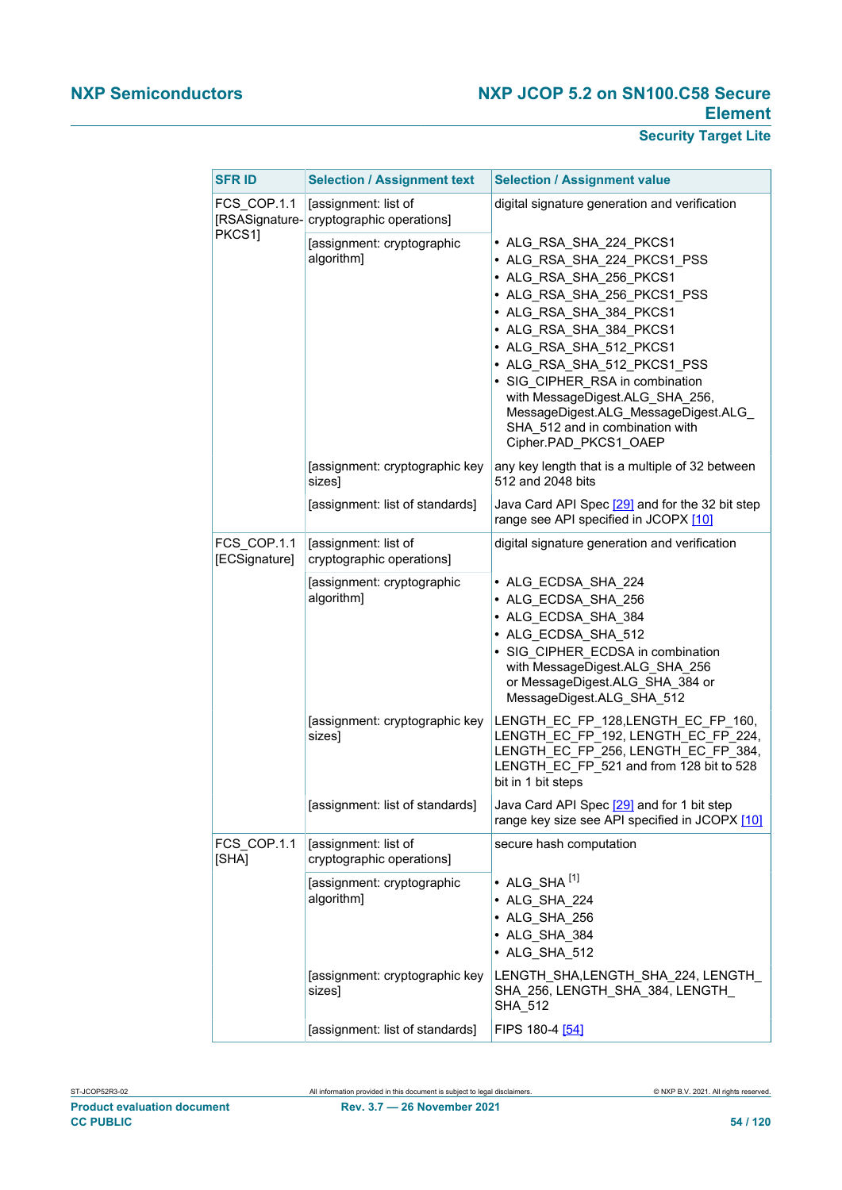| SFR ID | Selection / Assignment text | Selection / Assignment value |
|---|---|---|
| FCS_COP.1.1 [RSASignature-PKCS1] | [assignment: list of cryptographic operations] | digital signature generation and verification |
| | [assignment: cryptographic algorithm] | • ALG_RSA_SHA_224_PKCS1<br>• ALG_RSA_SHA_224_PKCS1_PSS<br>• ALG_RSA_SHA_256_PKCS1<br>• ALG_RSA_SHA_256_PKCS1_PSS<br>• ALG_RSA_SHA_384_PKCS1<br>• ALG_RSA_SHA_384_PKCS1<br>• ALG_RSA_SHA_512_PKCS1<br>• ALG_RSA_SHA_512_PKCS1_PSS<br>• SIG_CIPHER_RSA in combination with MessageDigest.ALG_SHA_256, MessageDigest.ALG_MessageDigest.ALG_SHA_512 and in combination with Cipher.PAD_PKCS1_OAEP |
| | [assignment: cryptographic key sizes] | any key length that is a multiple of 32 between 512 and 2048 bits |
| | [assignment: list of standards] | Java Card API Spec [29] and for the 32 bit step range see API specified in JCOPX [10] |
| FCS_COP.1.1 [ECSignature] | [assignment: list of cryptographic operations] | digital signature generation and verification |
| | [assignment: cryptographic algorithm] | • ALG_ECDSA_SHA_224<br>• ALG_ECDSA_SHA_256<br>• ALG_ECDSA_SHA_384<br>• ALG_ECDSA_SHA_512<br>• SIG_CIPHER_ECDSA in combination with MessageDigest.ALG_SHA_256 or MessageDigest.ALG_SHA_384 or MessageDigest.ALG_SHA_512 |
| | [assignment: cryptographic key sizes] | LENGTH_EC_FP_128,LENGTH_EC_FP_160, LENGTH_EC_FP_192, LENGTH_EC_FP_224, LENGTH_EC_FP_256, LENGTH_EC_FP_384, LENGTH_EC_FP_521 and from 128 bit to 528 bit in 1 bit steps |
| | [assignment: list of standards] | Java Card API Spec [29] and for 1 bit step range key size see API specified in JCOPX [10] |
| FCS_COP.1.1 [SHA] | [assignment: list of cryptographic operations] | secure hash computation |
| | [assignment: cryptographic algorithm] | • ALG_SHA [1]<br>• ALG_SHA_224<br>• ALG_SHA_256<br>• ALG_SHA_384<br>• ALG_SHA_512 |
| | [assignment: cryptographic key sizes] | LENGTH_SHA,LENGTH_SHA_224, LENGTH_SHA_256, LENGTH_SHA_384, LENGTH_SHA_512 |
| | [assignment: list of standards] | FIPS 180-4 [54] |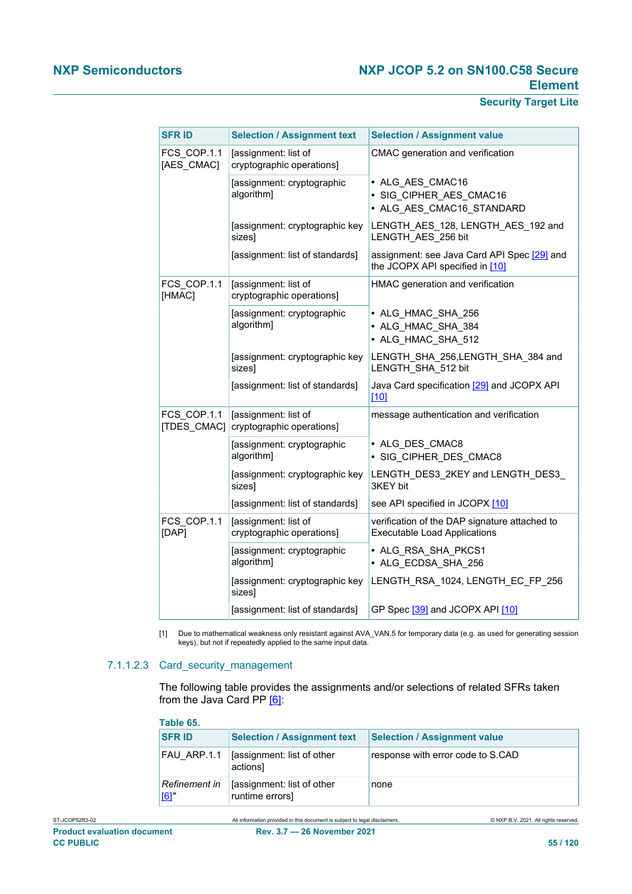| SFR ID | Selection / Assignment text | Selection / Assignment value |
|---|---|---|
| FCS_COP.1.1 [AES_CMAC] | [assignment: list of cryptographic operations] | CMAC generation and verification |
| | [assignment: cryptographic algorithm] | • ALG_AES_CMAC16<br>• SIG_CIPHER_AES_CMAC16<br>• ALG_AES_CMAC16_STANDARD |
| | [assignment: cryptographic key sizes] | LENGTH_AES_128, LENGTH_AES_192 and LENGTH_AES_256 bit |
| | [assignment: list of standards] | assignment: see Java Card API Spec [29] and the JCOPX API specified in [10] |
| FCS_COP.1.1 [HMAC] | [assignment: list of cryptographic operations] | HMAC generation and verification |
| | [assignment: cryptographic algorithm] | • ALG_HMAC_SHA_256<br>• ALG_HMAC_SHA_384<br>• ALG_HMAC_SHA_512 |
| | [assignment: cryptographic key sizes] | LENGTH_SHA_256,LENGTH_SHA_384 and LENGTH_SHA_512 bit |
| | [assignment: list of standards] | Java Card specification [29] and JCOPX API [10] |
| FCS_COP.1.1 [TDES_CMAC] | [assignment: list of cryptographic operations] | message authentication and verification |
| | [assignment: cryptographic algorithm] | • ALG_DES_CMAC8<br>• SIG_CIPHER_DES_CMAC8 |
| | [assignment: cryptographic key sizes] | LENGTH_DES3_2KEY and LENGTH_DES3_3KEY bit |
| | [assignment: list of standards] | see API specified in JCOPX [10] |
| FCS_COP.1.1 [DAP] | [assignment: list of cryptographic operations] | verification of the DAP signature attached to Executable Load Applications |
| | [assignment: cryptographic algorithm] | • ALG_RSA_SHA_PKCS1<br>• ALG_ECDSA_SHA_256 |
| | [assignment: cryptographic key sizes] | LENGTH_RSA_1024, LENGTH_EC_FP_256 |
| | [assignment: list of standards] | GP Spec [39] and JCOPX API [10] |

[1] Due to mathematical weakness only resistant against AVA_VAN.5 for temporary data (e.g. as used for generating session keys), but not if repeatedly applied to the same input data.

#### 7.1.1.2.3 Card_security_management

The following table provides the assignments and/or selections of related SFRs taken from the Java Card PP [6]:

**Table 65.**

| SFR ID | Selection / Assignment text | Selection / Assignment value |
|---|---|---|
| FAU_ARP.1.1 | [assignment: list of other actions] | response with error code to S.CAD |
| *Refinement in* [6]" | [assignment: list of other runtime errors] | none |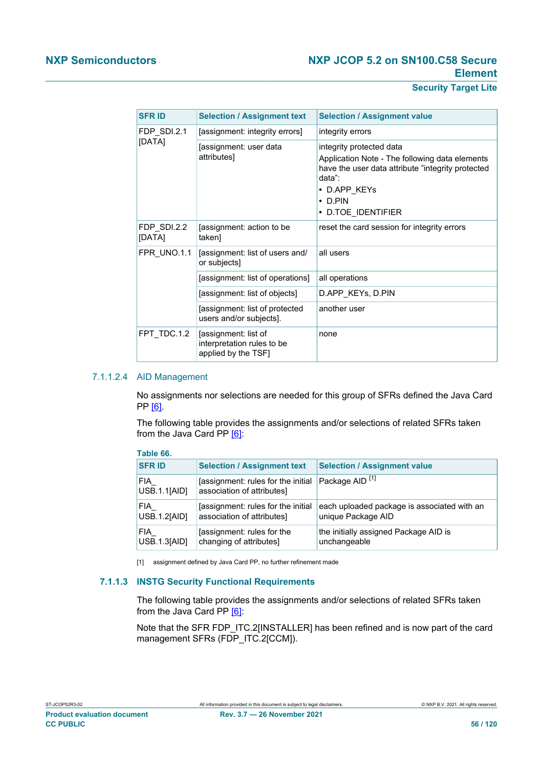| SFR ID | Selection / Assignment text | Selection / Assignment value |
|---|---|---|
| FDP_SDI.2.1 [DATA] | [assignment: integrity errors] | integrity errors |
| | [assignment: user data attributes] | integrity protected data<br>Application Note - The following data elements have the user data attribute "integrity protected data":<br>• D.APP_KEYs<br>• D.PIN<br>• D.TOE_IDENTIFIER |
| FDP_SDI.2.2 [DATA] | [assignment: action to be taken] | reset the card session for integrity errors |
| FPR_UNO.1.1 | [assignment: list of users and/ or subjects] | all users |
| | [assignment: list of operations] | all operations |
| | [assignment: list of objects] | D.APP_KEYs, D.PIN |
| | [assignment: list of protected users and/or subjects]. | another user |
| FPT_TDC.1.2 | [assignment: list of interpretation rules to be applied by the TSF] | none |

#### 7.1.1.2.4 AID Management

No assignments nor selections are needed for this group of SFRs defined the Java Card PP [6].

The following table provides the assignments and/or selections of related SFRs taken from the Java Card PP [6]:

**Table 66.**

| SFR ID | Selection / Assignment text | Selection / Assignment value |
|---|---|---|
| FIA_ USB.1.1[AID] | [assignment: rules for the initial association of attributes] | Package AID [1] |
| FIA_ USB.1.2[AID] | [assignment: rules for the initial association of attributes] | each uploaded package is associated with an unique Package AID |
| FIA_ USB.1.3[AID] | [assignment: rules for the changing of attributes] | the initially assigned Package AID is unchangeable |

[1] assignment defined by Java Card PP, no further refinement made

### 7.1.1.3 INSTG Security Functional Requirements

The following table provides the assignments and/or selections of related SFRs taken from the Java Card PP [6]:

Note that the SFR FDP_ITC.2[INSTALLER] has been refined and is now part of the card management SFRs (FDP_ITC.2[CCM]).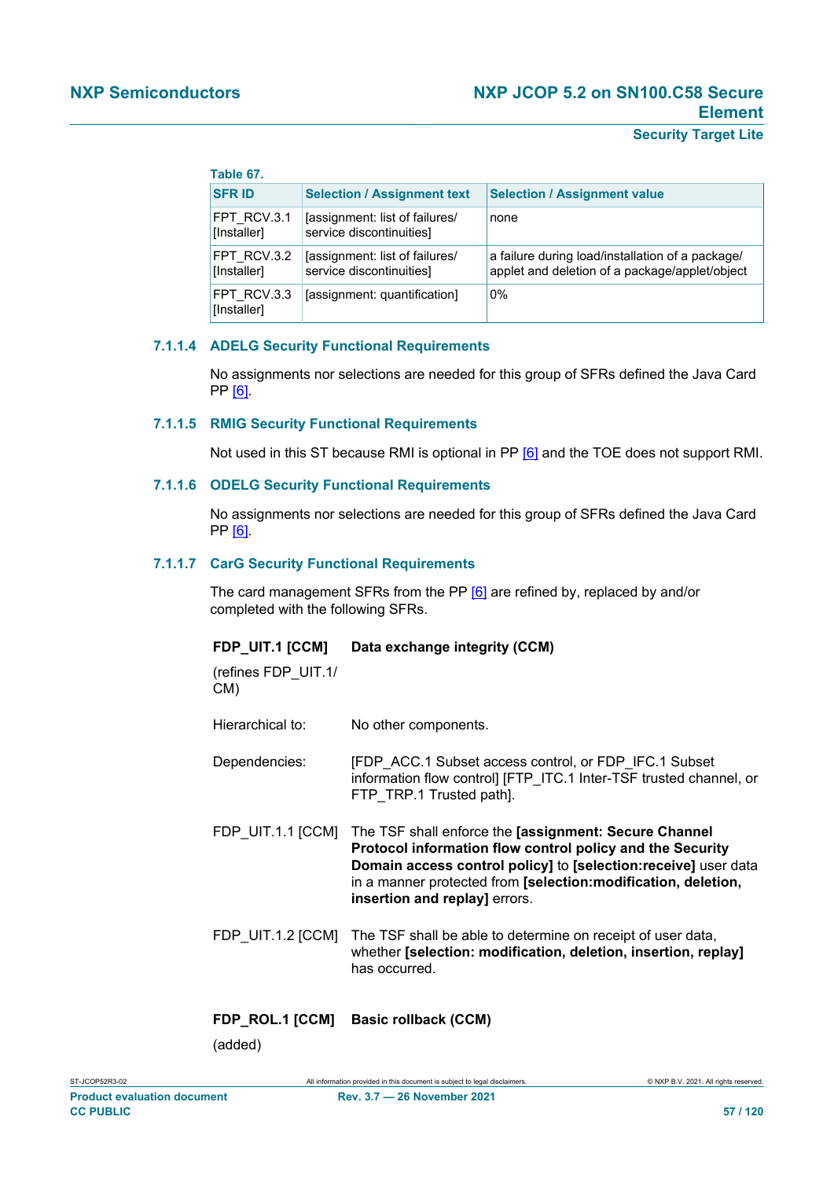**Table 67.**

| SFR ID | Selection / Assignment text | Selection / Assignment value |
|---|---|---|
| FPT_RCV.3.1 [Installer] | [assignment: list of failures/ service discontinuities] | none |
| FPT_RCV.3.2 [Installer] | [assignment: list of failures/ service discontinuities] | a failure during load/installation of a package/ applet and deletion of a package/applet/object |
| FPT_RCV.3.3 [Installer] | [assignment: quantification] | 0% |

### 7.1.1.4 ADELG Security Functional Requirements

No assignments nor selections are needed for this group of SFRs defined the Java Card PP [6].

### 7.1.1.5 RMIG Security Functional Requirements

Not used in this ST because RMI is optional in PP [6] and the TOE does not support RMI.

### 7.1.1.6 ODELG Security Functional Requirements

No assignments nor selections are needed for this group of SFRs defined the Java Card PP [6].

### 7.1.1.7 CarG Security Functional Requirements

The card management SFRs from the PP [6] are refined by, replaced by and/or completed with the following SFRs.

**FDP_UIT.1 [CCM]** **Data exchange integrity (CCM)**

(refines FDP_UIT.1/ CM)

Hierarchical to: No other components.

Dependencies: [FDP_ACC.1 Subset access control, or FDP_IFC.1 Subset information flow control] [FTP_ITC.1 Inter-TSF trusted channel, or FTP_TRP.1 Trusted path].

FDP_UIT.1.1 [CCM] The TSF shall enforce the **[assignment: Secure Channel Protocol information flow control policy and the Security Domain access control policy]** to **[selection:receive]** user data in a manner protected from **[selection:modification, deletion, insertion and replay]** errors.

FDP_UIT.1.2 [CCM] The TSF shall be able to determine on receipt of user data, whether **[selection: modification, deletion, insertion, replay]** has occurred.

**FDP_ROL.1 [CCM]** **Basic rollback (CCM)**

(added)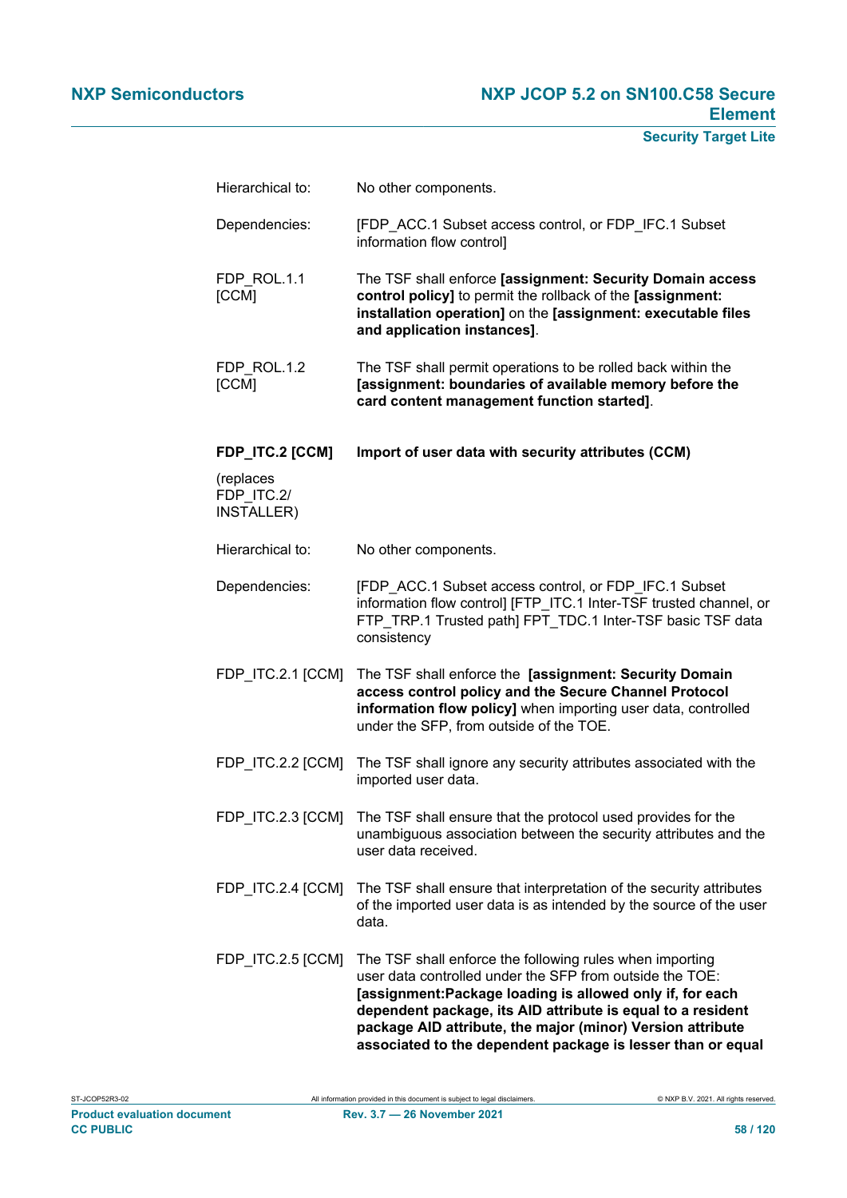Hierarchical to: No other components.

Dependencies: [FDP_ACC.1 Subset access control, or FDP_IFC.1 Subset information flow control]

FDP_ROL.1.1 [CCM] The TSF shall enforce **[assignment: Security Domain access control policy]** to permit the rollback of the **[assignment: installation operation]** on the **[assignment: executable files and application instances]**.

FDP_ROL.1.2 [CCM] The TSF shall permit operations to be rolled back within the **[assignment: boundaries of available memory before the card content management function started]**.

**FDP_ITC.2 [CCM]** **Import of user data with security attributes (CCM)**

(replaces FDP_ITC.2/ INSTALLER)

Hierarchical to: No other components.

Dependencies: [FDP_ACC.1 Subset access control, or FDP_IFC.1 Subset information flow control] [FTP_ITC.1 Inter-TSF trusted channel, or FTP_TRP.1 Trusted path] FPT_TDC.1 Inter-TSF basic TSF data consistency

FDP_ITC.2.1 [CCM] The TSF shall enforce the **[assignment: Security Domain access control policy and the Secure Channel Protocol information flow policy]** when importing user data, controlled under the SFP, from outside of the TOE.

FDP_ITC.2.2 [CCM] The TSF shall ignore any security attributes associated with the imported user data.

FDP_ITC.2.3 [CCM] The TSF shall ensure that the protocol used provides for the unambiguous association between the security attributes and the user data received.

FDP_ITC.2.4 [CCM] The TSF shall ensure that interpretation of the security attributes of the imported user data is as intended by the source of the user data.

FDP_ITC.2.5 [CCM] The TSF shall enforce the following rules when importing user data controlled under the SFP from outside the TOE: **[assignment:Package loading is allowed only if, for each dependent package, its AID attribute is equal to a resident package AID attribute, the major (minor) Version attribute associated to the dependent package is lesser than or equal**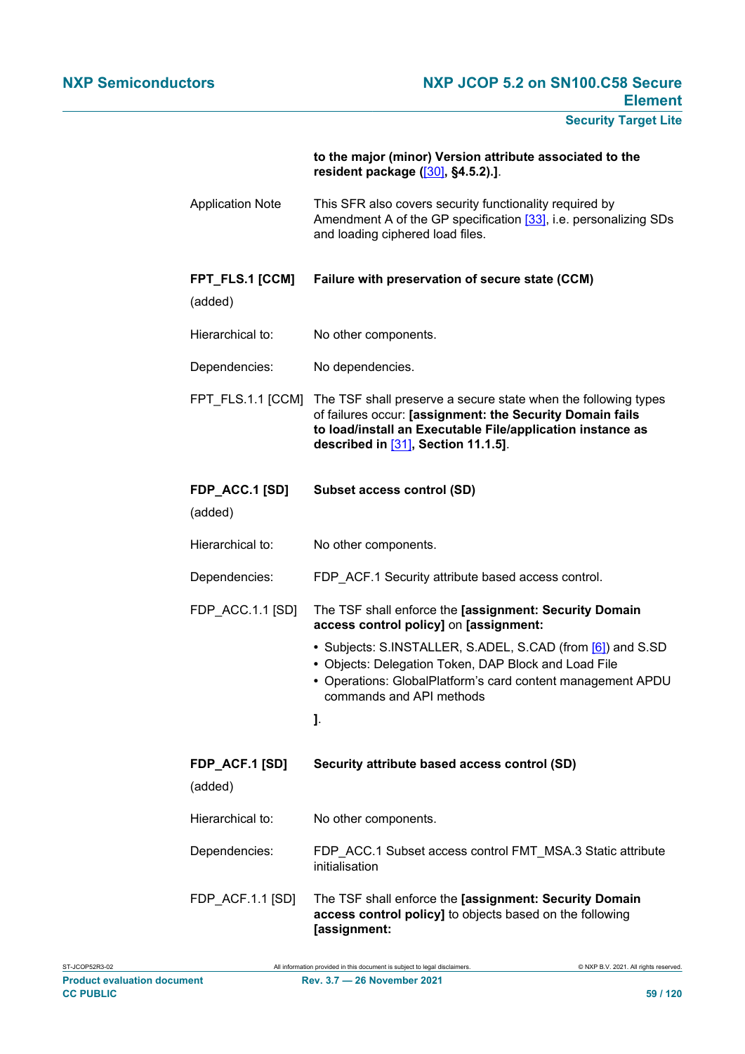**to the major (minor) Version attribute associated to the resident package ([30], §4.5.2).]**.

Application Note — This SFR also covers security functionality required by Amendment A of the GP specification [33], i.e. personalizing SDs and loading ciphered load files.

**FPT_FLS.1 [CCM]** (added) — **Failure with preservation of secure state (CCM)**

Hierarchical to: No other components.

Dependencies: No dependencies.

FPT_FLS.1.1 [CCM] The TSF shall preserve a secure state when the following types of failures occur: **[assignment: the Security Domain fails to load/install an Executable File/application instance as described in [31], Section 11.1.5]**.

**FDP_ACC.1 [SD]** (added) — **Subset access control (SD)**

Hierarchical to: No other components.

Dependencies: FDP_ACF.1 Security attribute based access control.

FDP_ACC.1.1 [SD] The TSF shall enforce the **[assignment: Security Domain access control policy]** on **[assignment:**

- Subjects: S.INSTALLER, S.ADEL, S.CAD (from [6]) and S.SD
- Objects: Delegation Token, DAP Block and Load File
- Operations: GlobalPlatform's card content management APDU commands and API methods

**]**.

**FDP_ACF.1 [SD]** (added) — **Security attribute based access control (SD)**

Hierarchical to: No other components.

Dependencies: FDP_ACC.1 Subset access control FMT_MSA.3 Static attribute initialisation

FDP_ACF.1.1 [SD] The TSF shall enforce the **[assignment: Security Domain access control policy]** to objects based on the following **[assignment:**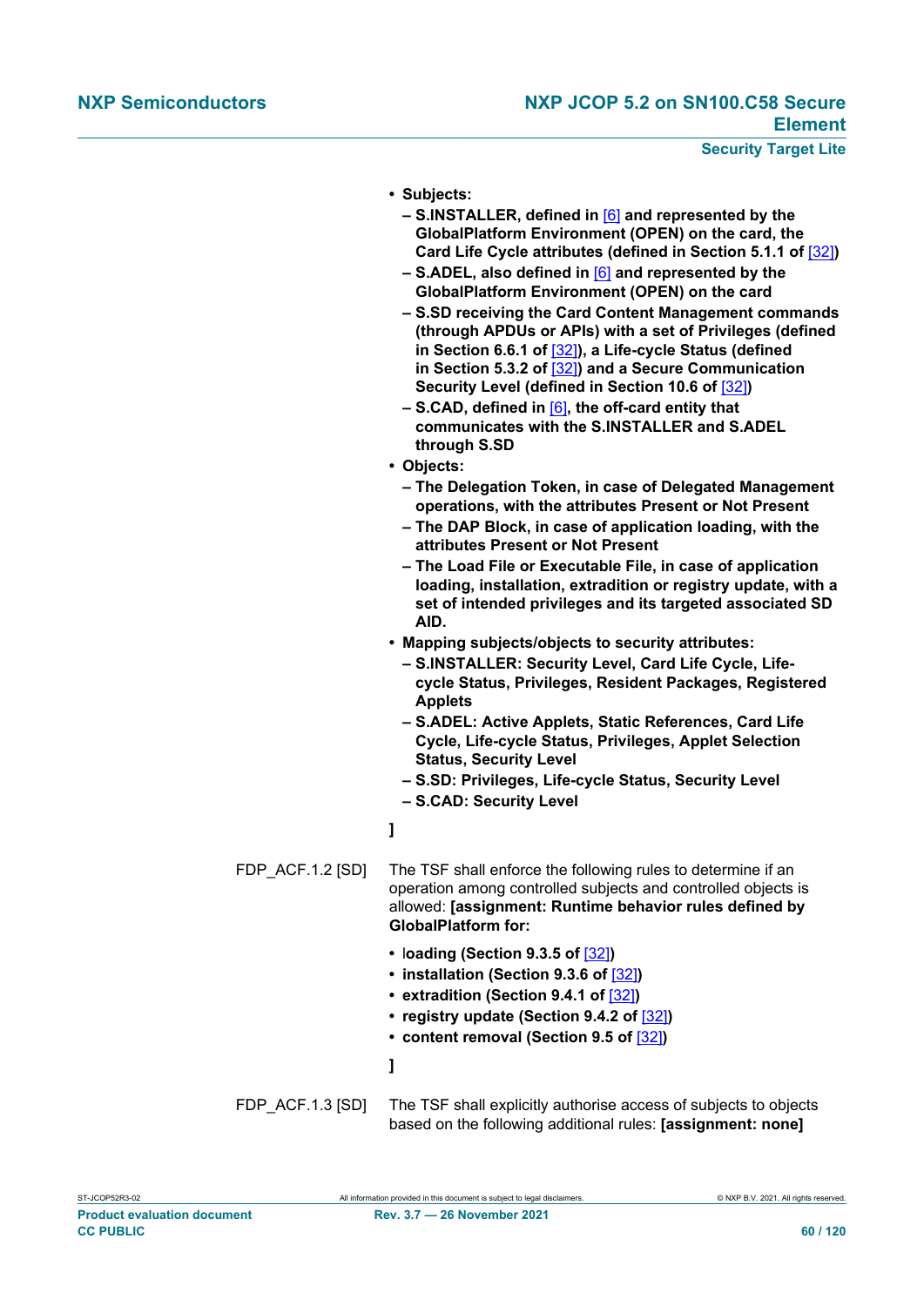- **Subjects:**
  - **S.INSTALLER, defined in [6] and represented by the GlobalPlatform Environment (OPEN) on the card, the Card Life Cycle attributes (defined in Section 5.1.1 of [32])**
  - **S.ADEL, also defined in [6] and represented by the GlobalPlatform Environment (OPEN) on the card**
  - **S.SD receiving the Card Content Management commands (through APDUs or APIs) with a set of Privileges (defined in Section 6.6.1 of [32]), a Life-cycle Status (defined in Section 5.3.2 of [32]) and a Secure Communication Security Level (defined in Section 10.6 of [32])**
  - **S.CAD, defined in [6], the off-card entity that communicates with the S.INSTALLER and S.ADEL through S.SD**
- **Objects:**
  - **The Delegation Token, in case of Delegated Management operations, with the attributes Present or Not Present**
  - **The DAP Block, in case of application loading, with the attributes Present or Not Present**
  - **The Load File or Executable File, in case of application loading, installation, extradition or registry update, with a set of intended privileges and its targeted associated SD AID.**
- **Mapping subjects/objects to security attributes:**
  - **S.INSTALLER: Security Level, Card Life Cycle, Life-cycle Status, Privileges, Resident Packages, Registered Applets**
  - **S.ADEL: Active Applets, Static References, Card Life Cycle, Life-cycle Status, Privileges, Applet Selection Status, Security Level**
  - **S.SD: Privileges, Life-cycle Status, Security Level**
  - **S.CAD: Security Level**

**]**

FDP_ACF.1.2 [SD] The TSF shall enforce the following rules to determine if an operation among controlled subjects and controlled objects is allowed: **[assignment: Runtime behavior rules defined by GlobalPlatform for:**

- **loading (Section 9.3.5 of [32])**
- **installation (Section 9.3.6 of [32])**
- **extradition (Section 9.4.1 of [32])**
- **registry update (Section 9.4.2 of [32])**
- **content removal (Section 9.5 of [32])**

**]**

FDP_ACF.1.3 [SD] The TSF shall explicitly authorise access of subjects to objects based on the following additional rules: **[assignment: none]**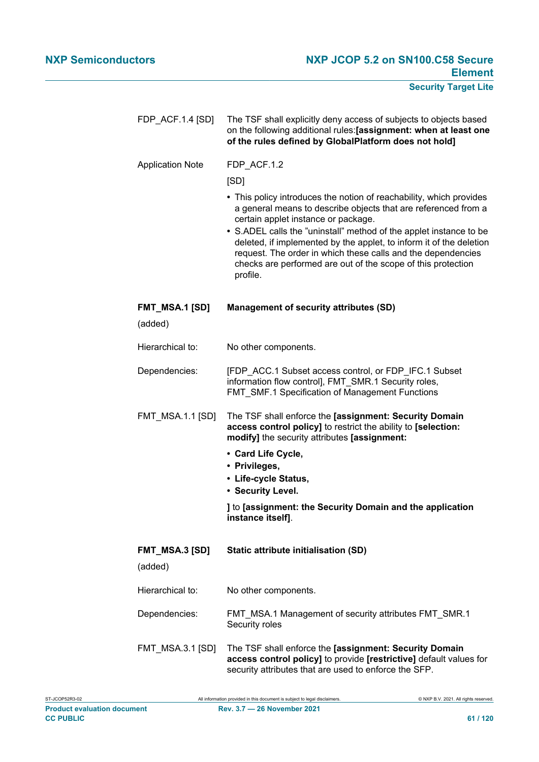FDP_ACF.1.4 [SD] The TSF shall explicitly deny access of subjects to objects based on the following additional rules:**[assignment: when at least one of the rules defined by GlobalPlatform does not hold]**

Application Note FDP_ACF.1.2

[SD]

- This policy introduces the notion of reachability, which provides a general means to describe objects that are referenced from a certain applet instance or package.
- S.ADEL calls the "uninstall" method of the applet instance to be deleted, if implemented by the applet, to inform it of the deletion request. The order in which these calls and the dependencies checks are performed are out of the scope of this protection profile.

**FMT_MSA.1 [SD]** **Management of security attributes (SD)**

(added)

Hierarchical to: No other components.

Dependencies: [FDP_ACC.1 Subset access control, or FDP_IFC.1 Subset information flow control], FMT_SMR.1 Security roles, FMT_SMF.1 Specification of Management Functions

FMT_MSA.1.1 [SD] The TSF shall enforce the **[assignment: Security Domain access control policy]** to restrict the ability to **[selection: modify]** the security attributes **[assignment:**

- **Card Life Cycle,**
- **Privileges,**
- **Life-cycle Status,**
- **Security Level.**

**]** to **[assignment: the Security Domain and the application instance itself]**.

**FMT_MSA.3 [SD]** **Static attribute initialisation (SD)**

(added)

Hierarchical to: No other components.

Dependencies: FMT_MSA.1 Management of security attributes FMT_SMR.1 Security roles

FMT_MSA.3.1 [SD] The TSF shall enforce the **[assignment: Security Domain access control policy]** to provide **[restrictive]** default values for security attributes that are used to enforce the SFP.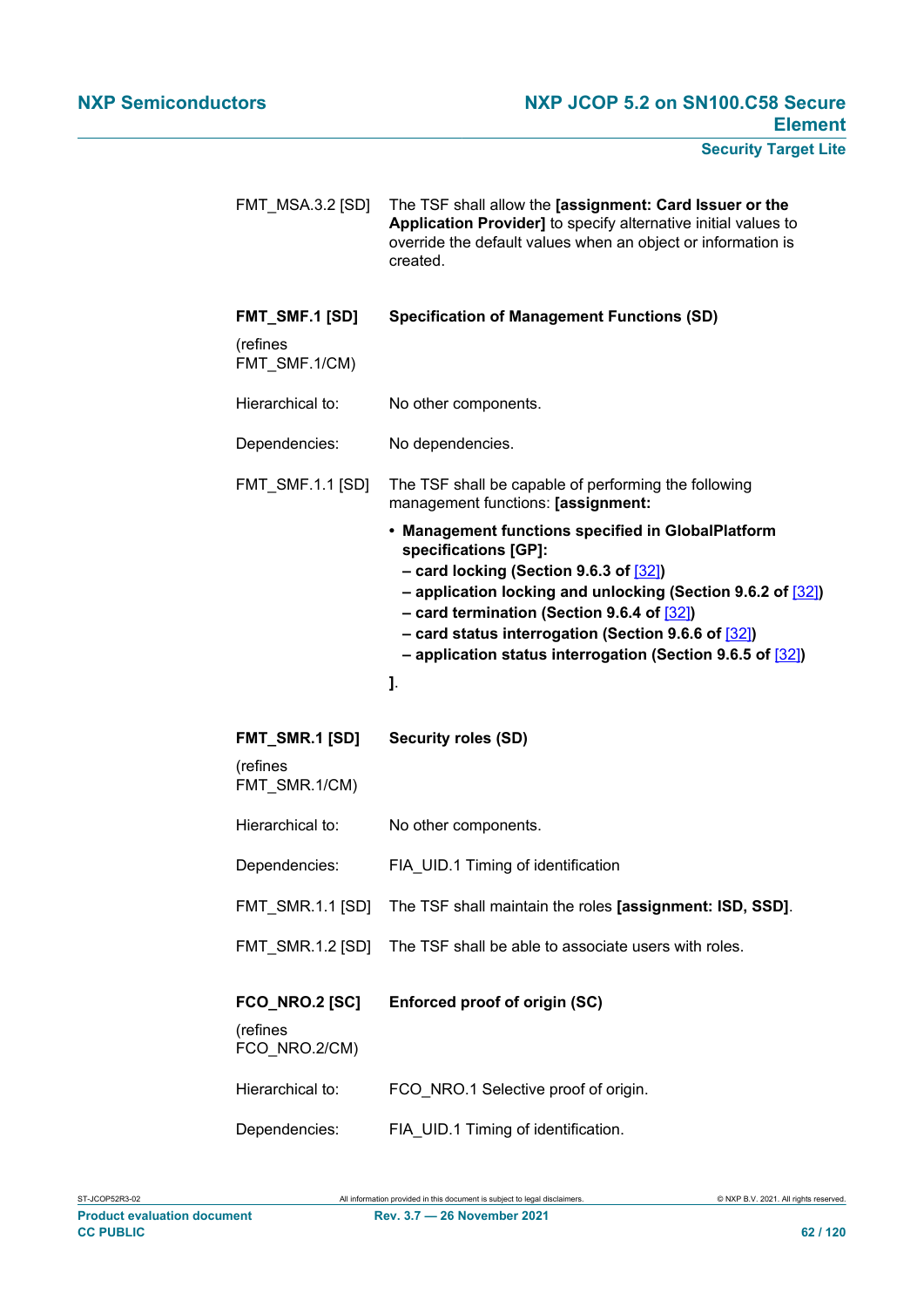FMT_MSA.3.2 [SD] The TSF shall allow the **[assignment: Card Issuer or the Application Provider]** to specify alternative initial values to override the default values when an object or information is created.

**FMT_SMF.1 [SD]** **Specification of Management Functions (SD)**

(refines FMT_SMF.1/CM)

Hierarchical to: No other components.

Dependencies: No dependencies.

FMT_SMF.1.1 [SD] The TSF shall be capable of performing the following management functions: **[assignment:**

- **Management functions specified in GlobalPlatform specifications [GP]:**
  **– card locking (Section 9.6.3 of [32])**
  **– application locking and unlocking (Section 9.6.2 of [32])**
  **– card termination (Section 9.6.4 of [32])**
  **– card status interrogation (Section 9.6.6 of [32])**
  **– application status interrogation (Section 9.6.5 of [32])**

**]**.

**FMT_SMR.1 [SD]** **Security roles (SD)**

(refines FMT_SMR.1/CM)

Hierarchical to: No other components.

Dependencies: FIA_UID.1 Timing of identification

FMT_SMR.1.1 [SD] The TSF shall maintain the roles **[assignment: ISD, SSD]**.

FMT_SMR.1.2 [SD] The TSF shall be able to associate users with roles.

**FCO_NRO.2 [SC]** **Enforced proof of origin (SC)**

(refines FCO_NRO.2/CM)

Hierarchical to: FCO_NRO.1 Selective proof of origin.

Dependencies: FIA_UID.1 Timing of identification.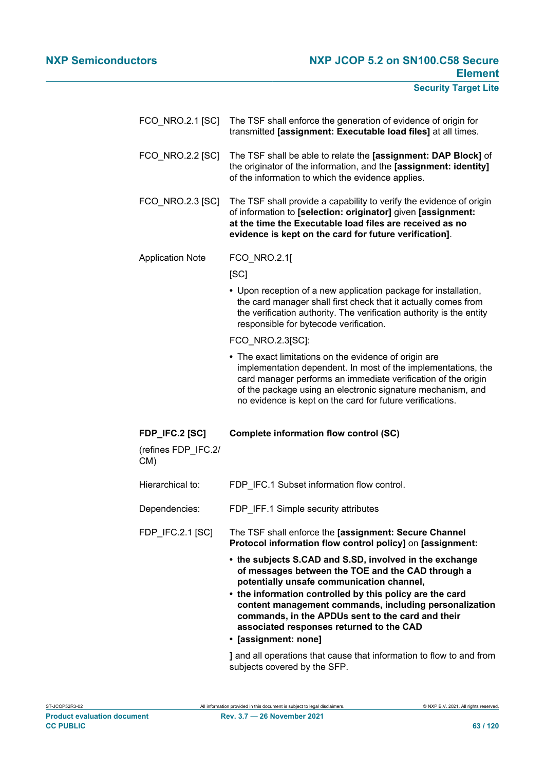FCO_NRO.2.1 [SC] The TSF shall enforce the generation of evidence of origin for transmitted **[assignment: Executable load files]** at all times.

FCO_NRO.2.2 [SC] The TSF shall be able to relate the **[assignment: DAP Block]** of the originator of the information, and the **[assignment: identity]** of the information to which the evidence applies.

FCO_NRO.2.3 [SC] The TSF shall provide a capability to verify the evidence of origin of information to **[selection: originator]** given **[assignment: at the time the Executable load files are received as no evidence is kept on the card for future verification]**.

Application Note FCO_NRO.2.1[

[SC]

- Upon reception of a new application package for installation, the card manager shall first check that it actually comes from the verification authority. The verification authority is the entity responsible for bytecode verification.

FCO_NRO.2.3[SC]:

- The exact limitations on the evidence of origin are implementation dependent. In most of the implementations, the card manager performs an immediate verification of the origin of the package using an electronic signature mechanism, and no evidence is kept on the card for future verifications.

**FDP_IFC.2 [SC]** **Complete information flow control (SC)**

(refines FDP_IFC.2/CM)

Hierarchical to: FDP_IFC.1 Subset information flow control.

Dependencies: FDP_IFF.1 Simple security attributes

FDP_IFC.2.1 [SC] The TSF shall enforce the **[assignment: Secure Channel Protocol information flow control policy]** on **[assignment:**

- t**he subjects S.CAD and S.SD, involved in the exchange of messages between the TOE and the CAD through a potentially unsafe communication channel,**
- **the information controlled by this policy are the card content management commands, including personalization commands, in the APDUs sent to the card and their associated responses returned to the CAD**
- **[assignment: none]**

**]** and all operations that cause that information to flow to and from subjects covered by the SFP.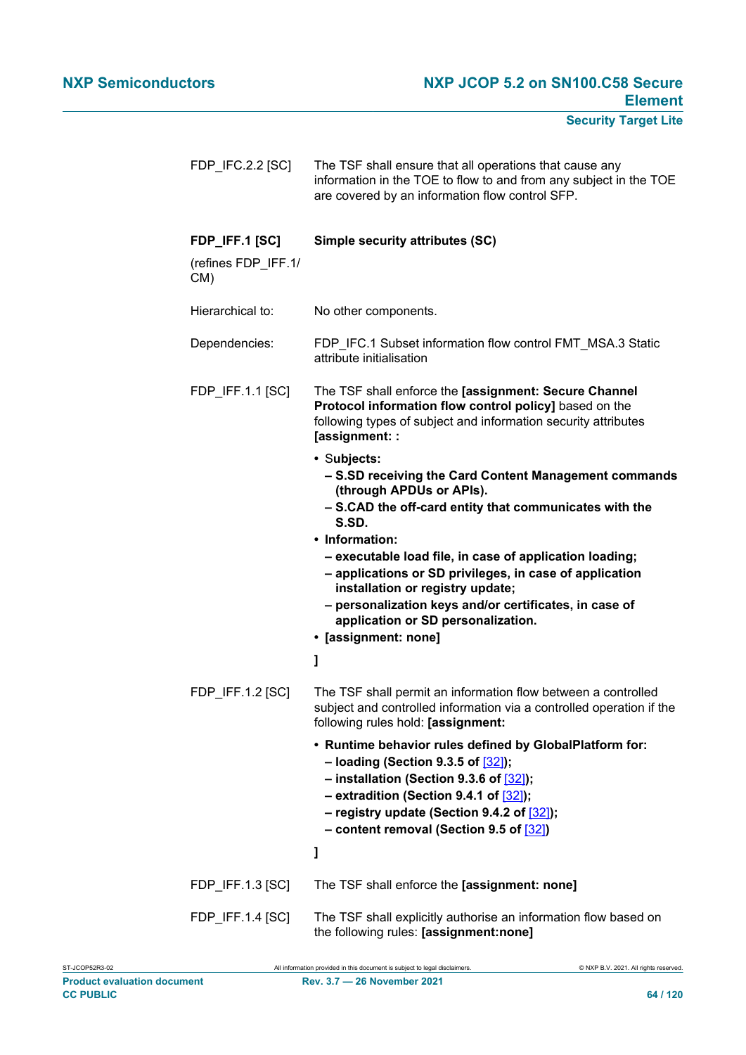FDP_IFC.2.2 [SC] The TSF shall ensure that all operations that cause any information in the TOE to flow to and from any subject in the TOE are covered by an information flow control SFP.

**FDP_IFF.1 [SC]** **Simple security attributes (SC)**

(refines FDP_IFF.1/ CM)

Hierarchical to: No other components.

Dependencies: FDP_IFC.1 Subset information flow control FMT_MSA.3 Static attribute initialisation

FDP_IFF.1.1 [SC] The TSF shall enforce the **[assignment: Secure Channel Protocol information flow control policy]** based on the following types of subject and information security attributes **[assignment: :**

- **Subjects:**
  - **S.SD receiving the Card Content Management commands (through APDUs or APIs).**
  - **S.CAD the off-card entity that communicates with the S.SD.**
- **Information:**
  - **executable load file, in case of application loading;**
  - **applications or SD privileges, in case of application installation or registry update;**
  - **personalization keys and/or certificates, in case of application or SD personalization.**
- **[assignment: none]**

**]**

FDP_IFF.1.2 [SC] The TSF shall permit an information flow between a controlled subject and controlled information via a controlled operation if the following rules hold: **[assignment:**

- **Runtime behavior rules defined by GlobalPlatform for:**
  - **loading (Section 9.3.5 of [32]);**
  - **installation (Section 9.3.6 of [32]);**
  - **extradition (Section 9.4.1 of [32]);**
  - **registry update (Section 9.4.2 of [32]);**
  - **content removal (Section 9.5 of [32])**

**]**

FDP_IFF.1.3 [SC] The TSF shall enforce the **[assignment: none]**

FDP_IFF.1.4 [SC] The TSF shall explicitly authorise an information flow based on the following rules: **[assignment:none]**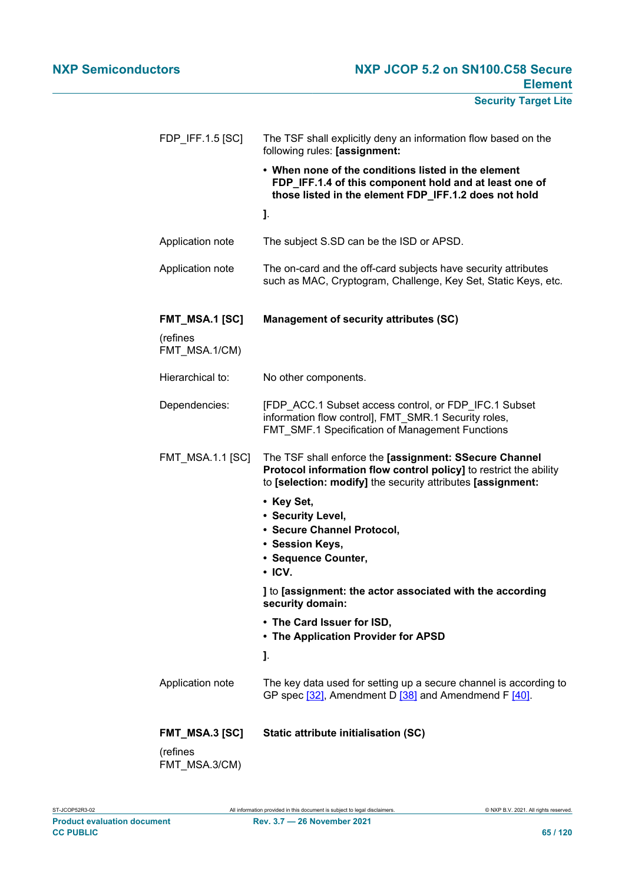FDP_IFF.1.5 [SC] The TSF shall explicitly deny an information flow based on the following rules: **[assignment:**

- **When none of the conditions listed in the element FDP_IFF.1.4 of this component hold and at least one of those listed in the element FDP_IFF.1.2 does not hold**

**]**.

Application note: The subject S.SD can be the ISD or APSD.

Application note: The on-card and the off-card subjects have security attributes such as MAC, Cryptogram, Challenge, Key Set, Static Keys, etc.

**FMT_MSA.1 [SC] Management of security attributes (SC)**

(refines FMT_MSA.1/CM)

Hierarchical to: No other components.

Dependencies: [FDP_ACC.1 Subset access control, or FDP_IFC.1 Subset information flow control], FMT_SMR.1 Security roles, FMT_SMF.1 Specification of Management Functions

FMT_MSA.1.1 [SC] The TSF shall enforce the **[assignment: SSecure Channel Protocol information flow control policy]** to restrict the ability to **[selection: modify]** the security attributes **[assignment:**

- **Key Set,**
- **Security Level,**
- **Secure Channel Protocol,**
- **Session Keys,**
- **Sequence Counter,**
- **ICV.**

**]** to **[assignment: the actor associated with the according security domain:**

- **The Card Issuer for ISD,**
- **The Application Provider for APSD**

**]**.

Application note: The key data used for setting up a secure channel is according to GP spec [32], Amendment D [38] and Amendment F [40].

**FMT_MSA.3 [SC] Static attribute initialisation (SC)**

(refines FMT_MSA.3/CM)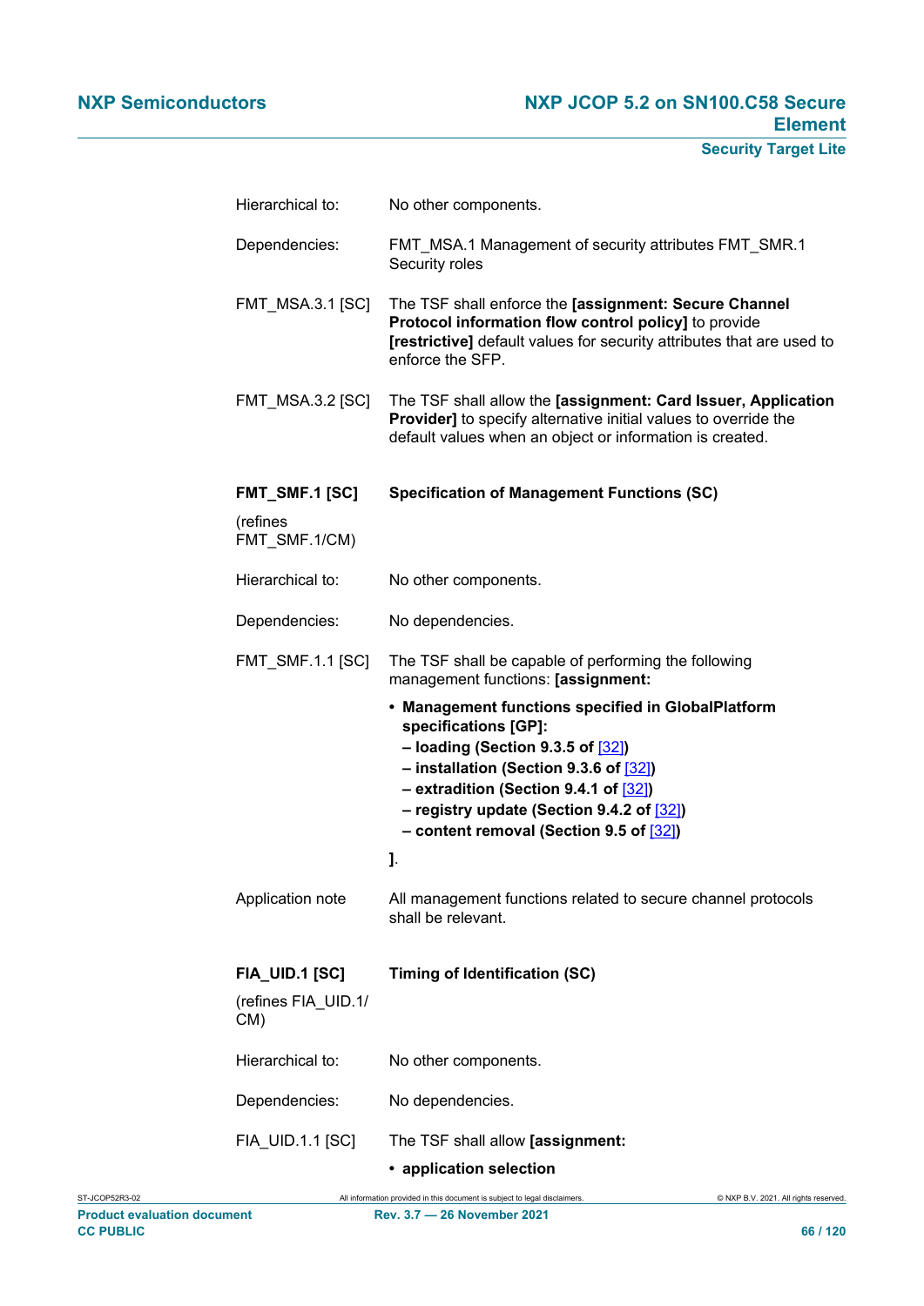Hierarchical to: No other components.

Dependencies: FMT_MSA.1 Management of security attributes FMT_SMR.1 Security roles

FMT_MSA.3.1 [SC] The TSF shall enforce the **[assignment: Secure Channel Protocol information flow control policy]** to provide **[restrictive]** default values for security attributes that are used to enforce the SFP.

FMT_MSA.3.2 [SC] The TSF shall allow the **[assignment: Card Issuer, Application Provider]** to specify alternative initial values to override the default values when an object or information is created.

**FMT_SMF.1 [SC]** **Specification of Management Functions (SC)**

(refines FMT_SMF.1/CM)

Hierarchical to: No other components.

Dependencies: No dependencies.

FMT_SMF.1.1 [SC] The TSF shall be capable of performing the following management functions: **[assignment:**

- **Management functions specified in GlobalPlatform specifications [GP]:**
  - **– loading (Section 9.3.5 of [32])**
  - **– installation (Section 9.3.6 of [32])**
  - **– extradition (Section 9.4.1 of [32])**
  - **– registry update (Section 9.4.2 of [32])**
  - **– content removal (Section 9.5 of [32])**

**]**.

Application note All management functions related to secure channel protocols shall be relevant.

**FIA_UID.1 [SC]** **Timing of Identification (SC)**

(refines FIA_UID.1/CM)

Hierarchical to: No other components.

Dependencies: No dependencies.

FIA_UID.1.1 [SC] The TSF shall allow **[assignment:**

- **application selection**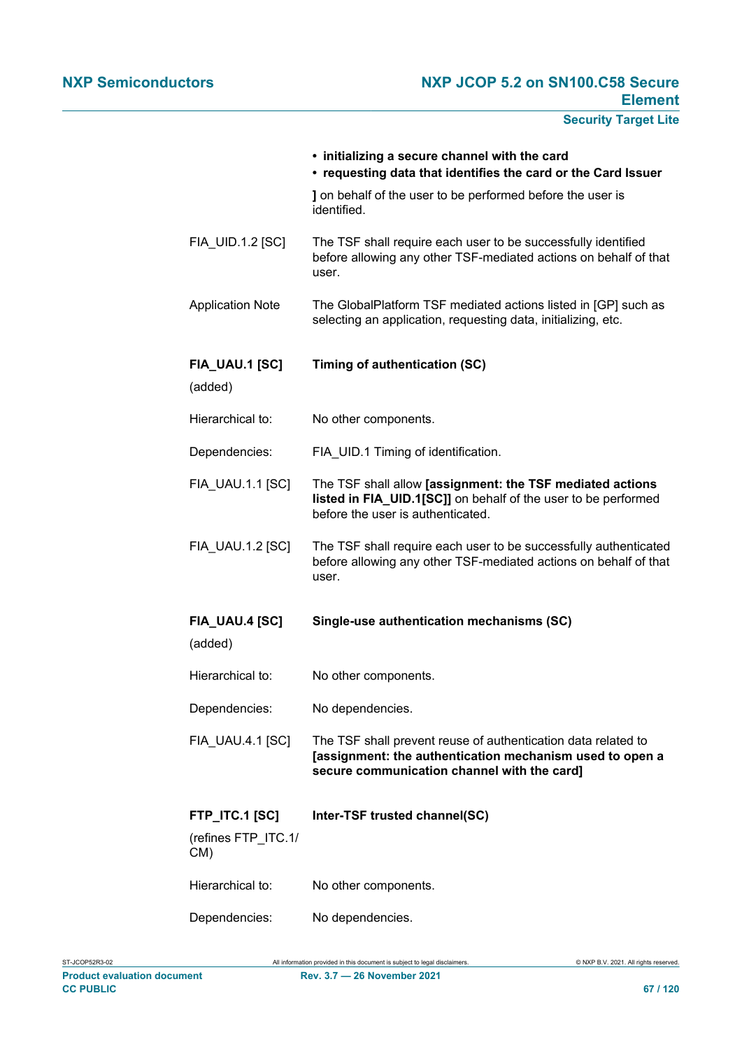- **initializing a secure channel with the card**
- **requesting data that identifies the card or the Card Issuer**

**]** on behalf of the user to be performed before the user is identified.

| | |
|---|---|
| FIA_UID.1.2 [SC] | The TSF shall require each user to be successfully identified before allowing any other TSF-mediated actions on behalf of that user. |
| Application Note | The GlobalPlatform TSF mediated actions listed in [GP] such as selecting an application, requesting data, initializing, etc. |

| | |
|---|---|
| **FIA_UAU.1 [SC]** (added) | **Timing of authentication (SC)** |
| Hierarchical to: | No other components. |
| Dependencies: | FIA_UID.1 Timing of identification. |
| FIA_UAU.1.1 [SC] | The TSF shall allow **[assignment: the TSF mediated actions listed in FIA_UID.1[SC]]** on behalf of the user to be performed before the user is authenticated. |
| FIA_UAU.1.2 [SC] | The TSF shall require each user to be successfully authenticated before allowing any other TSF-mediated actions on behalf of that user. |

| | |
|---|---|
| **FIA_UAU.4 [SC]** (added) | **Single-use authentication mechanisms (SC)** |
| Hierarchical to: | No other components. |
| Dependencies: | No dependencies. |
| FIA_UAU.4.1 [SC] | The TSF shall prevent reuse of authentication data related to **[assignment: the authentication mechanism used to open a secure communication channel with the card]** |

| | |
|---|---|
| **FTP_ITC.1 [SC]** (refines FTP_ITC.1/CM) | **Inter-TSF trusted channel(SC)** |
| Hierarchical to: | No other components. |
| Dependencies: | No dependencies. |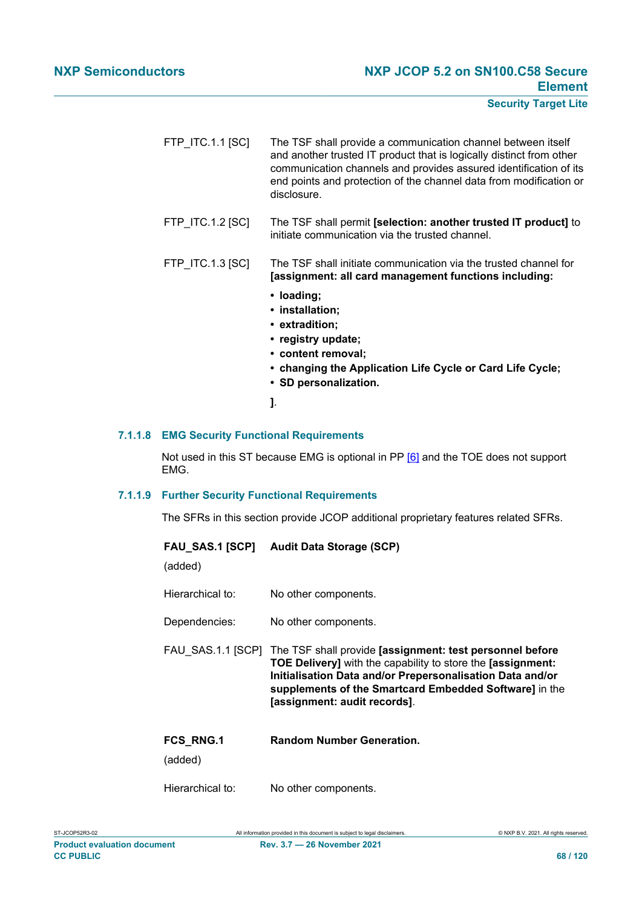FTP_ITC.1.1 [SC] The TSF shall provide a communication channel between itself and another trusted IT product that is logically distinct from other communication channels and provides assured identification of its end points and protection of the channel data from modification or disclosure.

FTP_ITC.1.2 [SC] The TSF shall permit **[selection: another trusted IT product]** to initiate communication via the trusted channel.

FTP_ITC.1.3 [SC] The TSF shall initiate communication via the trusted channel for **[assignment: all card management functions including:**

- **loading;**
- **installation;**
- **extradition;**
- **registry update;**
- **content removal;**
- **changing the Application Life Cycle or Card Life Cycle;**
- **SD personalization.**

**]**.

#### 7.1.1.8 EMG Security Functional Requirements

Not used in this ST because EMG is optional in PP [6] and the TOE does not support EMG.

#### 7.1.1.9 Further Security Functional Requirements

The SFRs in this section provide JCOP additional proprietary features related SFRs.

**FAU_SAS.1 [SCP]** **Audit Data Storage (SCP)**

(added)

Hierarchical to: No other components.

Dependencies: No other components.

FAU_SAS.1.1 [SCP] The TSF shall provide **[assignment: test personnel before TOE Delivery]** with the capability to store the **[assignment: Initialisation Data and/or Prepersonalisation Data and/or supplements of the Smartcard Embedded Software]** in the **[assignment: audit records]**.

**FCS_RNG.1** **Random Number Generation.**

(added)

Hierarchical to: No other components.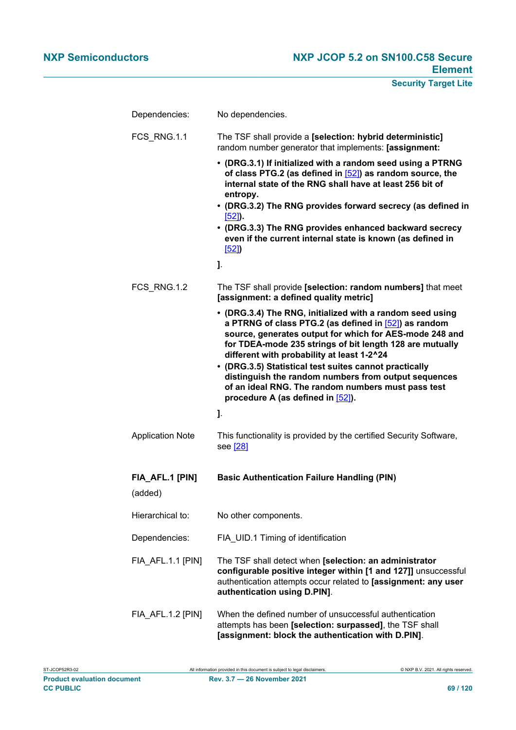Dependencies: No dependencies.

FCS_RNG.1.1 The TSF shall provide a **[selection: hybrid deterministic]** random number generator that implements: **[assignment:**

- **(DRG.3.1) If initialized with a random seed using a PTRNG of class PTG.2 (as defined in [52]) as random source, the internal state of the RNG shall have at least 256 bit of entropy.**
- **(DRG.3.2) The RNG provides forward secrecy (as defined in [52]).**
- **(DRG.3.3) The RNG provides enhanced backward secrecy even if the current internal state is known (as defined in [52])**

**]**.

FCS_RNG.1.2 The TSF shall provide **[selection: random numbers]** that meet **[assignment: a defined quality metric]**

- **(DRG.3.4) The RNG, initialized with a random seed using a PTRNG of class PTG.2 (as defined in [52]) as random source, generates output for which for AES-mode 248 and for TDEA-mode 235 strings of bit length 128 are mutually different with probability at least 1-2^24**
- **(DRG.3.5) Statistical test suites cannot practically distinguish the random numbers from output sequences of an ideal RNG. The random numbers must pass test procedure A (as defined in [52]).**

**]**.

Application Note This functionality is provided by the certified Security Software, see [28]

**FIA_AFL.1 [PIN]** (added) **Basic Authentication Failure Handling (PIN)**

Hierarchical to: No other components.

Dependencies: FIA_UID.1 Timing of identification

FIA_AFL.1.1 [PIN] The TSF shall detect when **[selection: an administrator configurable positive integer within [1 and 127]]** unsuccessful authentication attempts occur related to **[assignment: any user authentication using D.PIN]**.

FIA_AFL.1.2 [PIN] When the defined number of unsuccessful authentication attempts has been **[selection: surpassed]**, the TSF shall **[assignment: block the authentication with D.PIN]**.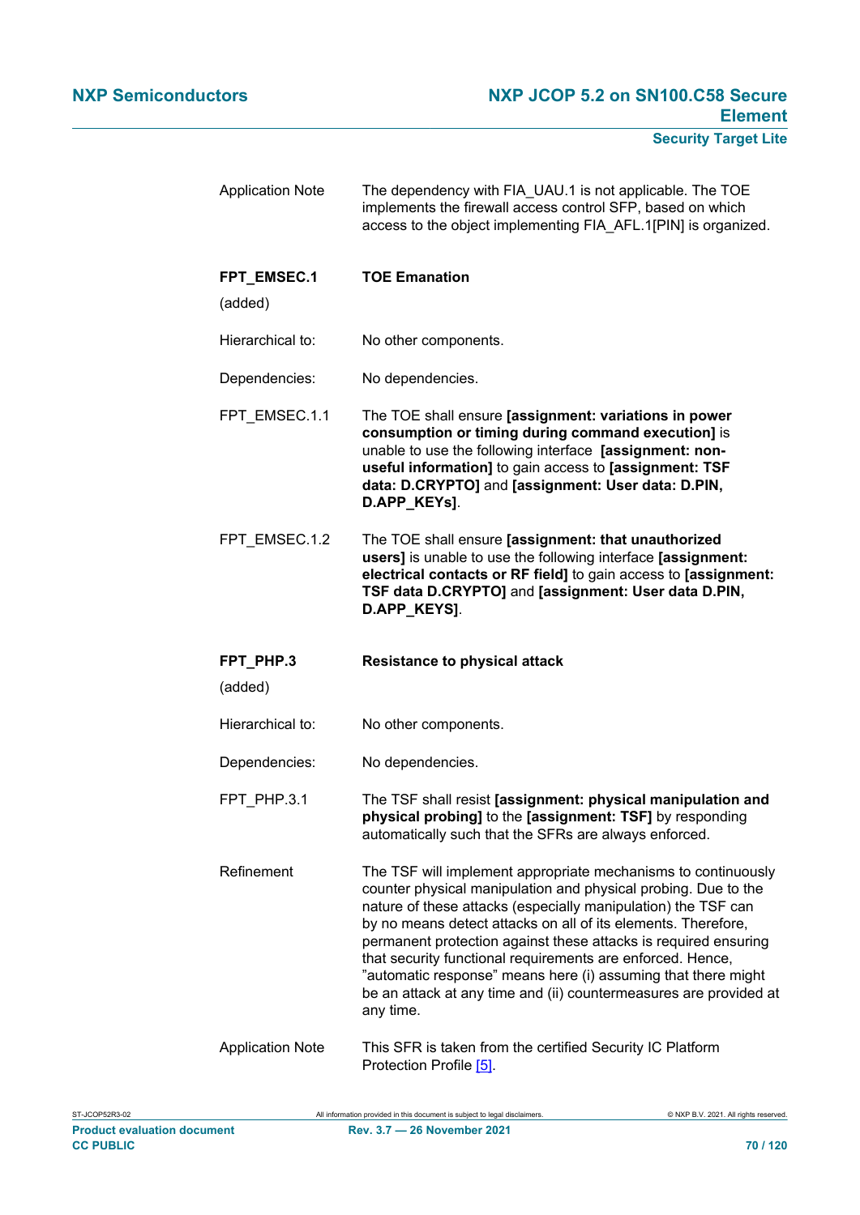| | |
|---|---|
| Application Note | The dependency with FIA_UAU.1 is not applicable. The TOE implements the firewall access control SFP, based on which access to the object implementing FIA_AFL.1[PIN] is organized. |

| | |
|---|---|
| **FPT_EMSEC.1** (added) | **TOE Emanation** |
| Hierarchical to: | No other components. |
| Dependencies: | No dependencies. |
| FPT_EMSEC.1.1 | The TOE shall ensure **[assignment: variations in power consumption or timing during command execution]** is unable to use the following interface **[assignment: non-useful information]** to gain access to **[assignment: TSF data: D.CRYPTO]** and **[assignment: User data: D.PIN, D.APP_KEYs]**. |
| FPT_EMSEC.1.2 | The TOE shall ensure **[assignment: that unauthorized users]** is unable to use the following interface **[assignment: electrical contacts or RF field]** to gain access to **[assignment: TSF data D.CRYPTO]** and **[assignment: User data D.PIN, D.APP_KEYS]**. |

| | |
|---|---|
| **FPT_PHP.3** (added) | **Resistance to physical attack** |
| Hierarchical to: | No other components. |
| Dependencies: | No dependencies. |
| FPT_PHP.3.1 | The TSF shall resist **[assignment: physical manipulation and physical probing]** to the **[assignment: TSF]** by responding automatically such that the SFRs are always enforced. |
| Refinement | The TSF will implement appropriate mechanisms to continuously counter physical manipulation and physical probing. Due to the nature of these attacks (especially manipulation) the TSF can by no means detect attacks on all of its elements. Therefore, permanent protection against these attacks is required ensuring that security functional requirements are enforced. Hence, "automatic response" means here (i) assuming that there might be an attack at any time and (ii) countermeasures are provided at any time. |
| Application Note | This SFR is taken from the certified Security IC Platform Protection Profile [5]. |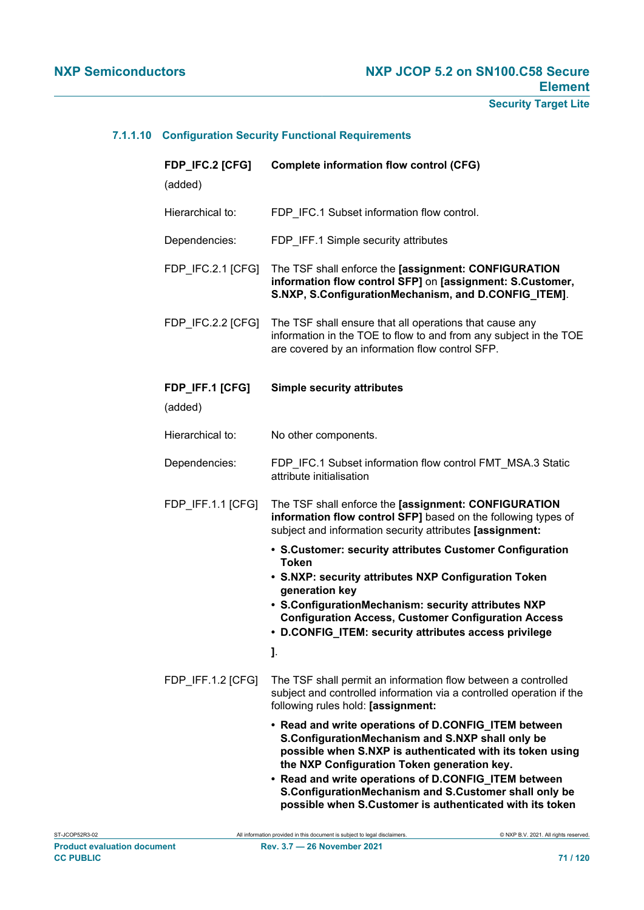#### 7.1.1.10 Configuration Security Functional Requirements

**FDP_IFC.2 [CFG]** (added) **Complete information flow control (CFG)**

Hierarchical to: FDP_IFC.1 Subset information flow control.

Dependencies: FDP_IFF.1 Simple security attributes

FDP_IFC.2.1 [CFG] The TSF shall enforce the **[assignment: CONFIGURATION information flow control SFP]** on **[assignment: S.Customer, S.NXP, S.ConfigurationMechanism, and D.CONFIG_ITEM]**.

FDP_IFC.2.2 [CFG] The TSF shall ensure that all operations that cause any information in the TOE to flow to and from any subject in the TOE are covered by an information flow control SFP.

**FDP_IFF.1 [CFG]** (added) **Simple security attributes**

Hierarchical to: No other components.

Dependencies: FDP_IFC.1 Subset information flow control FMT_MSA.3 Static attribute initialisation

FDP_IFF.1.1 [CFG] The TSF shall enforce the **[assignment: CONFIGURATION information flow control SFP]** based on the following types of subject and information security attributes **[assignment:**

- **S.Customer: security attributes Customer Configuration Token**
- **S.NXP: security attributes NXP Configuration Token generation key**
- **S.ConfigurationMechanism: security attributes NXP Configuration Access, Customer Configuration Access**
- **D.CONFIG_ITEM: security attributes access privilege**

**]**.

FDP_IFF.1.2 [CFG] The TSF shall permit an information flow between a controlled subject and controlled information via a controlled operation if the following rules hold: **[assignment:**

- **Read and write operations of D.CONFIG_ITEM between S.ConfigurationMechanism and S.NXP shall only be possible when S.NXP is authenticated with its token using the NXP Configuration Token generation key.**
- **Read and write operations of D.CONFIG_ITEM between S.ConfigurationMechanism and S.Customer shall only be possible when S.Customer is authenticated with its token**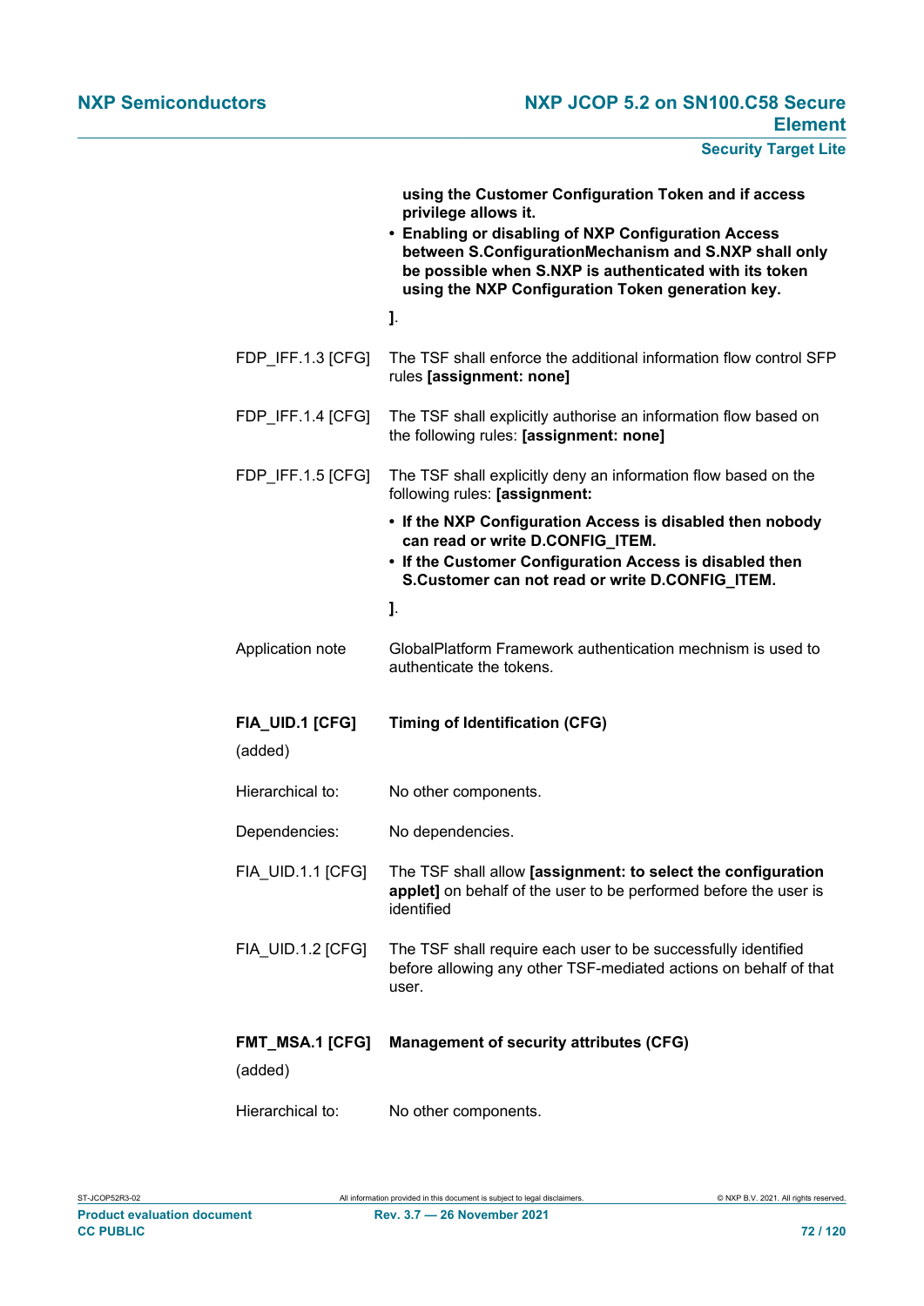**using the Customer Configuration Token and if access privilege allows it.**

- **Enabling or disabling of NXP Configuration Access between S.ConfigurationMechanism and S.NXP shall only be possible when S.NXP is authenticated with its token using the NXP Configuration Token generation key.**

**]**.

FDP_IFF.1.3 [CFG] The TSF shall enforce the additional information flow control SFP rules **[assignment: none]**

FDP_IFF.1.4 [CFG] The TSF shall explicitly authorise an information flow based on the following rules: **[assignment: none]**

FDP_IFF.1.5 [CFG] The TSF shall explicitly deny an information flow based on the following rules: **[assignment:**

- **If the NXP Configuration Access is disabled then nobody can read or write D.CONFIG_ITEM.**
- **If the Customer Configuration Access is disabled then S.Customer can not read or write D.CONFIG_ITEM.**

**]**.

Application note GlobalPlatform Framework authentication mechnism is used to authenticate the tokens.

**FIA_UID.1 [CFG]** **Timing of Identification (CFG)**

(added)

Hierarchical to: No other components.

Dependencies: No dependencies.

FIA_UID.1.1 [CFG] The TSF shall allow **[assignment: to select the configuration applet]** on behalf of the user to be performed before the user is identified

FIA_UID.1.2 [CFG] The TSF shall require each user to be successfully identified before allowing any other TSF-mediated actions on behalf of that user.

**FMT_MSA.1 [CFG]** **Management of security attributes (CFG)**

(added)

Hierarchical to: No other components.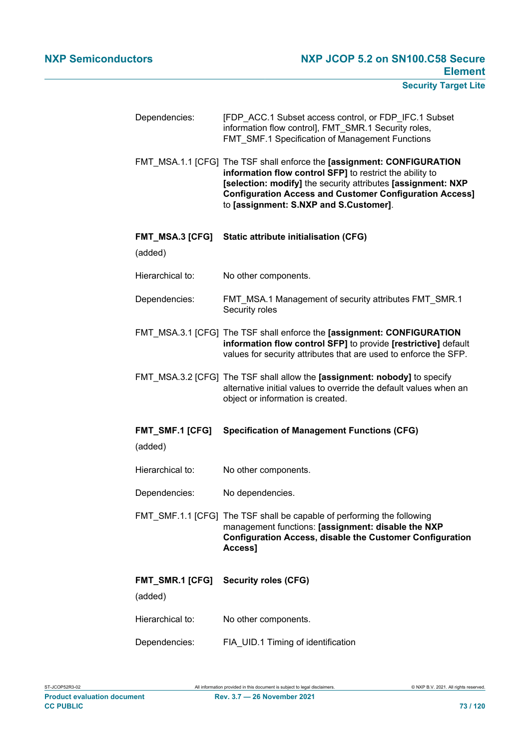Dependencies: [FDP_ACC.1 Subset access control, or FDP_IFC.1 Subset information flow control], FMT_SMR.1 Security roles, FMT_SMF.1 Specification of Management Functions

FMT_MSA.1.1 [CFG] The TSF shall enforce the **[assignment: CONFIGURATION information flow control SFP]** to restrict the ability to **[selection: modify]** the security attributes **[assignment: NXP Configuration Access and Customer Configuration Access]** to **[assignment: S.NXP and S.Customer]**.

**FMT_MSA.3 [CFG] Static attribute initialisation (CFG)**

(added)

Hierarchical to: No other components.

Dependencies: FMT_MSA.1 Management of security attributes FMT_SMR.1 Security roles

FMT_MSA.3.1 [CFG] The TSF shall enforce the **[assignment: CONFIGURATION information flow control SFP]** to provide **[restrictive]** default values for security attributes that are used to enforce the SFP.

FMT_MSA.3.2 [CFG] The TSF shall allow the **[assignment: nobody]** to specify alternative initial values to override the default values when an object or information is created.

**FMT_SMF.1 [CFG] Specification of Management Functions (CFG)**

(added)

Hierarchical to: No other components.

Dependencies: No dependencies.

FMT_SMF.1.1 [CFG] The TSF shall be capable of performing the following management functions: **[assignment: disable the NXP Configuration Access, disable the Customer Configuration Access]**

**FMT_SMR.1 [CFG] Security roles (CFG)**

(added)

Hierarchical to: No other components.

Dependencies: FIA_UID.1 Timing of identification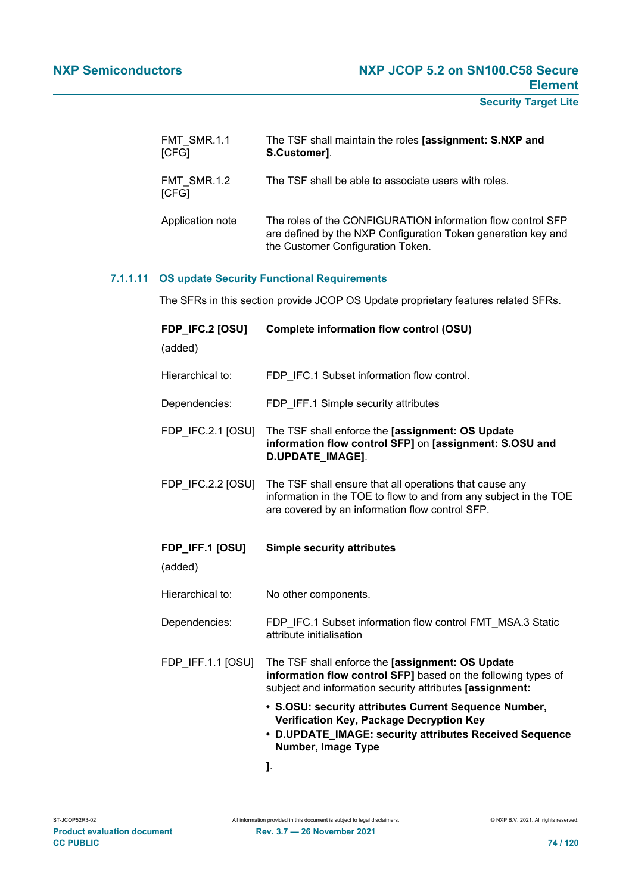FMT_SMR.1.1 [CFG] The TSF shall maintain the roles **[assignment: S.NXP and S.Customer]**.

FMT_SMR.1.2 [CFG] The TSF shall be able to associate users with roles.

Application note The roles of the CONFIGURATION information flow control SFP are defined by the NXP Configuration Token generation key and the Customer Configuration Token.

#### 7.1.1.11 OS update Security Functional Requirements

The SFRs in this section provide JCOP OS Update proprietary features related SFRs.

**FDP_IFC.2 [OSU]** **Complete information flow control (OSU)**

(added)

Hierarchical to: FDP_IFC.1 Subset information flow control.

Dependencies: FDP_IFF.1 Simple security attributes

FDP_IFC.2.1 [OSU] The TSF shall enforce the **[assignment: OS Update information flow control SFP]** on **[assignment: S.OSU and D.UPDATE_IMAGE]**.

FDP_IFC.2.2 [OSU] The TSF shall ensure that all operations that cause any information in the TOE to flow to and from any subject in the TOE are covered by an information flow control SFP.

**FDP_IFF.1 [OSU]** **Simple security attributes**

(added)

Hierarchical to: No other components.

Dependencies: FDP_IFC.1 Subset information flow control FMT_MSA.3 Static attribute initialisation

FDP_IFF.1.1 [OSU] The TSF shall enforce the **[assignment: OS Update information flow control SFP]** based on the following types of subject and information security attributes **[assignment:**

- **S.OSU: security attributes Current Sequence Number, Verification Key, Package Decryption Key**
- **D.UPDATE_IMAGE: security attributes Received Sequence Number, Image Type**

**]**.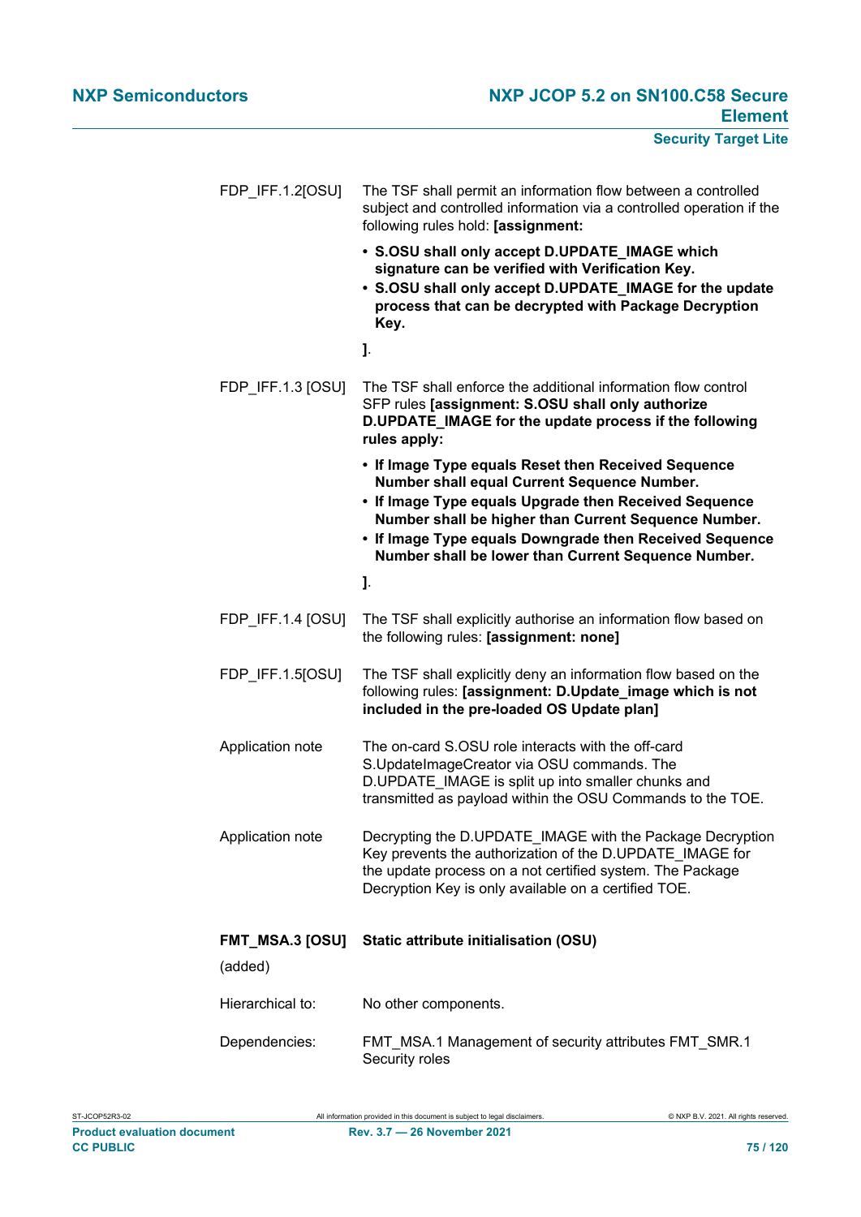FDP_IFF.1.2[OSU] The TSF shall permit an information flow between a controlled subject and controlled information via a controlled operation if the following rules hold: **[assignment:**

- **S.OSU shall only accept D.UPDATE_IMAGE which signature can be verified with Verification Key.**
- **S.OSU shall only accept D.UPDATE_IMAGE for the update process that can be decrypted with Package Decryption Key.**

**]**.

FDP_IFF.1.3 [OSU] The TSF shall enforce the additional information flow control SFP rules **[assignment: S.OSU shall only authorize D.UPDATE_IMAGE for the update process if the following rules apply:**

- **If Image Type equals Reset then Received Sequence Number shall equal Current Sequence Number.**
- **If Image Type equals Upgrade then Received Sequence Number shall be higher than Current Sequence Number.**
- **If Image Type equals Downgrade then Received Sequence Number shall be lower than Current Sequence Number.**

**]**.

FDP_IFF.1.4 [OSU] The TSF shall explicitly authorise an information flow based on the following rules: **[assignment: none]**

FDP_IFF.1.5[OSU] The TSF shall explicitly deny an information flow based on the following rules: **[assignment: D.Update_image which is not included in the pre-loaded OS Update plan]**

Application note: The on-card S.OSU role interacts with the off-card S.UpdateImageCreator via OSU commands. The D.UPDATE_IMAGE is split up into smaller chunks and transmitted as payload within the OSU Commands to the TOE.

Application note: Decrypting the D.UPDATE_IMAGE with the Package Decryption Key prevents the authorization of the D.UPDATE_IMAGE for the update process on a not certified system. The Package Decryption Key is only available on a certified TOE.

**FMT_MSA.3 [OSU] Static attribute initialisation (OSU)**

(added)

Hierarchical to: No other components.

Dependencies: FMT_MSA.1 Management of security attributes FMT_SMR.1 Security roles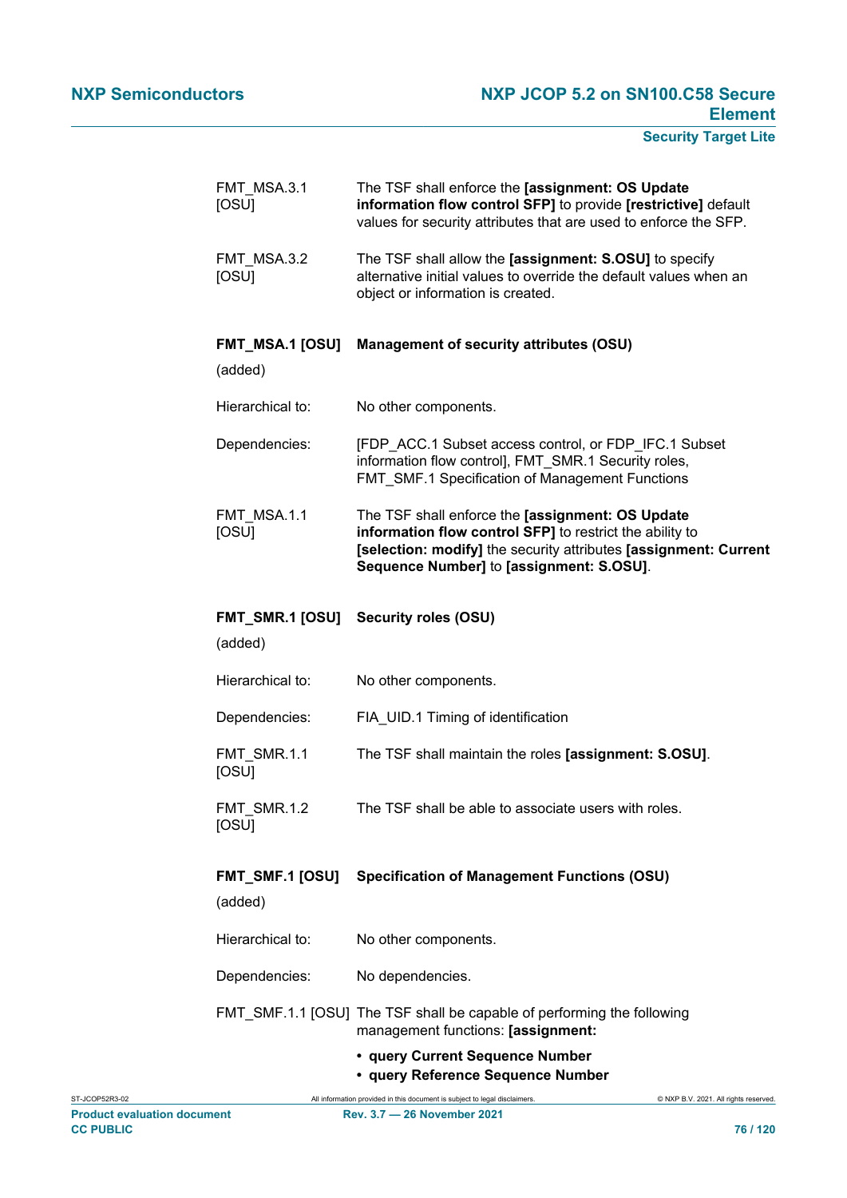| | |
|---|---|
| FMT_MSA.3.1 [OSU] | The TSF shall enforce the **[assignment: OS Update information flow control SFP]** to provide **[restrictive]** default values for security attributes that are used to enforce the SFP. |
| FMT_MSA.3.2 [OSU] | The TSF shall allow the **[assignment: S.OSU]** to specify alternative initial values to override the default values when an object or information is created. |

**FMT_MSA.1 [OSU]** (added) **Management of security attributes (OSU)**

| | |
|---|---|
| Hierarchical to: | No other components. |
| Dependencies: | [FDP_ACC.1 Subset access control, or FDP_IFC.1 Subset information flow control], FMT_SMR.1 Security roles, FMT_SMF.1 Specification of Management Functions |
| FMT_MSA.1.1 [OSU] | The TSF shall enforce the **[assignment: OS Update information flow control SFP]** to restrict the ability to **[selection: modify]** the security attributes **[assignment: Current Sequence Number]** to **[assignment: S.OSU]**. |

**FMT_SMR.1 [OSU]** (added) **Security roles (OSU)**

| | |
|---|---|
| Hierarchical to: | No other components. |
| Dependencies: | FIA_UID.1 Timing of identification |
| FMT_SMR.1.1 [OSU] | The TSF shall maintain the roles **[assignment: S.OSU]**. |
| FMT_SMR.1.2 [OSU] | The TSF shall be able to associate users with roles. |

**FMT_SMF.1 [OSU]** (added) **Specification of Management Functions (OSU)**

| | |
|---|---|
| Hierarchical to: | No other components. |
| Dependencies: | No dependencies. |
| FMT_SMF.1.1 [OSU] | The TSF shall be capable of performing the following management functions: **[assignment:** |

- **query Current Sequence Number**
- **query Reference Sequence Number**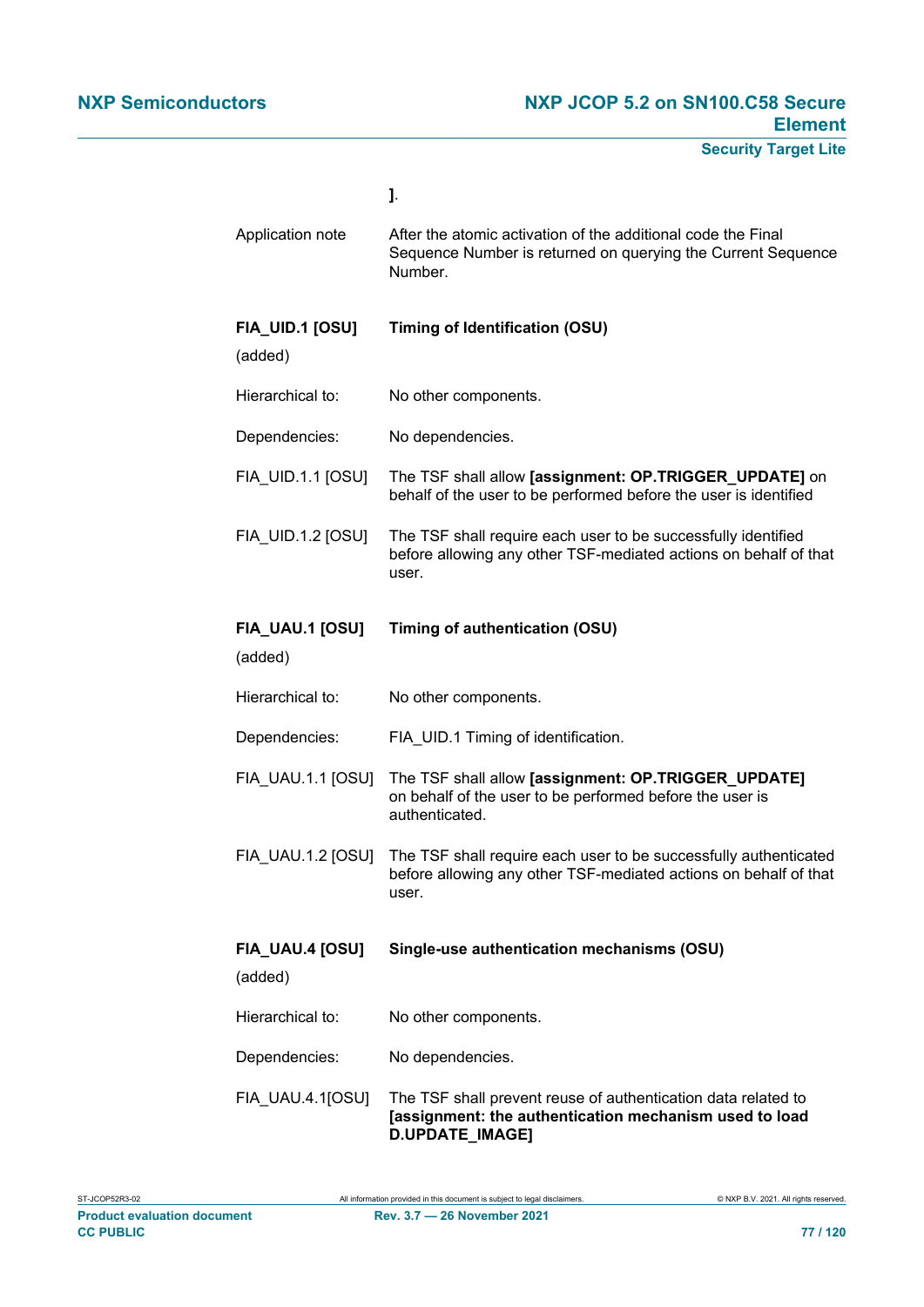**]**.

| | |
|---|---|
| Application note | After the atomic activation of the additional code the Final Sequence Number is returned on querying the Current Sequence Number. |

| | |
|---|---|
| **FIA_UID.1 [OSU]** (added) | **Timing of Identification (OSU)** |
| Hierarchical to: | No other components. |
| Dependencies: | No dependencies. |
| FIA_UID.1.1 [OSU] | The TSF shall allow **[assignment: OP.TRIGGER_UPDATE]** on behalf of the user to be performed before the user is identified |
| FIA_UID.1.2 [OSU] | The TSF shall require each user to be successfully identified before allowing any other TSF-mediated actions on behalf of that user. |

| | |
|---|---|
| **FIA_UAU.1 [OSU]** (added) | **Timing of authentication (OSU)** |
| Hierarchical to: | No other components. |
| Dependencies: | FIA_UID.1 Timing of identification. |
| FIA_UAU.1.1 [OSU] | The TSF shall allow **[assignment: OP.TRIGGER_UPDATE]** on behalf of the user to be performed before the user is authenticated. |
| FIA_UAU.1.2 [OSU] | The TSF shall require each user to be successfully authenticated before allowing any other TSF-mediated actions on behalf of that user. |

| | |
|---|---|
| **FIA_UAU.4 [OSU]** (added) | **Single-use authentication mechanisms (OSU)** |
| Hierarchical to: | No other components. |
| Dependencies: | No dependencies. |
| FIA_UAU.4.1[OSU] | The TSF shall prevent reuse of authentication data related to **[assignment: the authentication mechanism used to load D.UPDATE_IMAGE]** |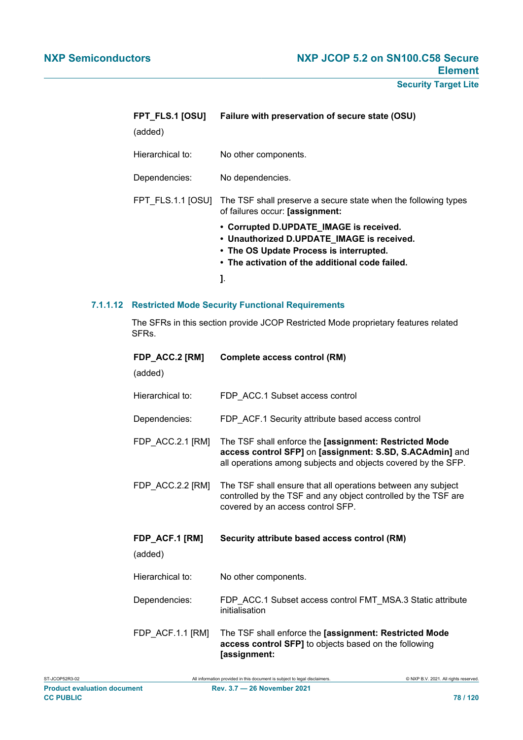**FPT_FLS.1 [OSU]** **Failure with preservation of secure state (OSU)**

(added)

Hierarchical to: No other components.

Dependencies: No dependencies.

FPT_FLS.1.1 [OSU] The TSF shall preserve a secure state when the following types of failures occur: **[assignment:**

- **Corrupted D.UPDATE_IMAGE is received.**
- **Unauthorized D.UPDATE_IMAGE is received.**
- **The OS Update Process is interrupted.**
- **The activation of the additional code failed.**

**]**.

#### 7.1.1.12 Restricted Mode Security Functional Requirements

The SFRs in this section provide JCOP Restricted Mode proprietary features related SFRs.

**FDP_ACC.2 [RM]** **Complete access control (RM)**

(added)

Hierarchical to: FDP_ACC.1 Subset access control

Dependencies: FDP_ACF.1 Security attribute based access control

FDP_ACC.2.1 [RM] The TSF shall enforce the **[assignment: Restricted Mode access control SFP]** on **[assignment: S.SD, S.ACAdmin]** and all operations among subjects and objects covered by the SFP.

FDP_ACC.2.2 [RM] The TSF shall ensure that all operations between any subject controlled by the TSF and any object controlled by the TSF are covered by an access control SFP.

**FDP_ACF.1 [RM]** **Security attribute based access control (RM)**

(added)

Hierarchical to: No other components.

Dependencies: FDP_ACC.1 Subset access control FMT_MSA.3 Static attribute initialisation

FDP_ACF.1.1 [RM] The TSF shall enforce the **[assignment: Restricted Mode access control SFP]** to objects based on the following **[assignment:**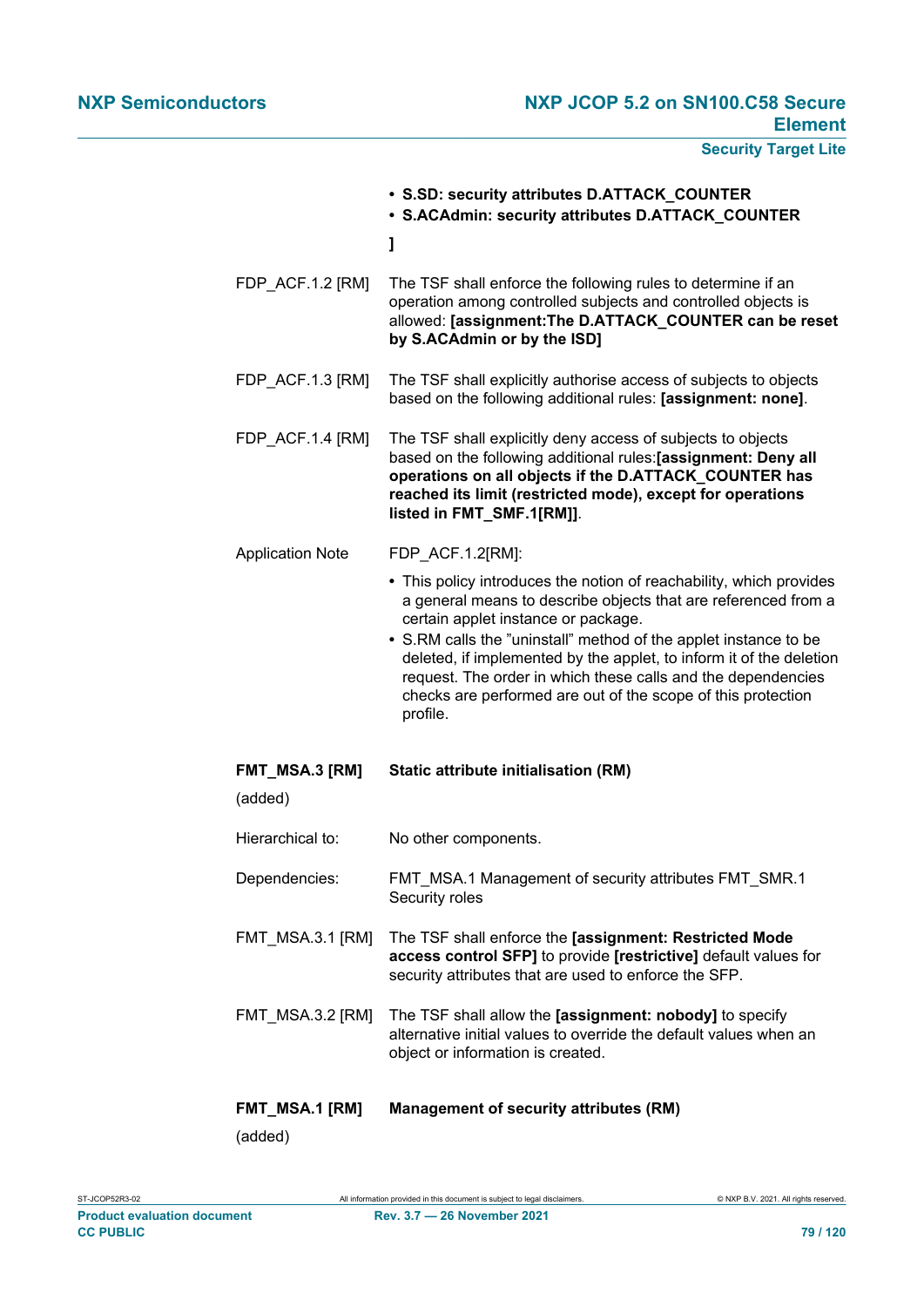- **S.SD: security attributes D.ATTACK_COUNTER**
- **S.ACAdmin: security attributes D.ATTACK_COUNTER**

**]**

FDP_ACF.1.2 [RM] The TSF shall enforce the following rules to determine if an operation among controlled subjects and controlled objects is allowed: **[assignment:The D.ATTACK_COUNTER can be reset by S.ACAdmin or by the ISD]**

FDP_ACF.1.3 [RM] The TSF shall explicitly authorise access of subjects to objects based on the following additional rules: **[assignment: none]**.

FDP_ACF.1.4 [RM] The TSF shall explicitly deny access of subjects to objects based on the following additional rules:**[assignment: Deny all operations on all objects if the D.ATTACK_COUNTER has reached its limit (restricted mode), except for operations listed in FMT_SMF.1[RM]]**.

Application Note FDP_ACF.1.2[RM]:

- This policy introduces the notion of reachability, which provides a general means to describe objects that are referenced from a certain applet instance or package.
- S.RM calls the "uninstall" method of the applet instance to be deleted, if implemented by the applet, to inform it of the deletion request. The order in which these calls and the dependencies checks are performed are out of the scope of this protection profile.

**FMT_MSA.3 [RM]** **Static attribute initialisation (RM)**

(added)

Hierarchical to: No other components.

Dependencies: FMT_MSA.1 Management of security attributes FMT_SMR.1 Security roles

FMT_MSA.3.1 [RM] The TSF shall enforce the **[assignment: Restricted Mode access control SFP]** to provide **[restrictive]** default values for security attributes that are used to enforce the SFP.

FMT_MSA.3.2 [RM] The TSF shall allow the **[assignment: nobody]** to specify alternative initial values to override the default values when an object or information is created.

**FMT_MSA.1 [RM]** **Management of security attributes (RM)**

(added)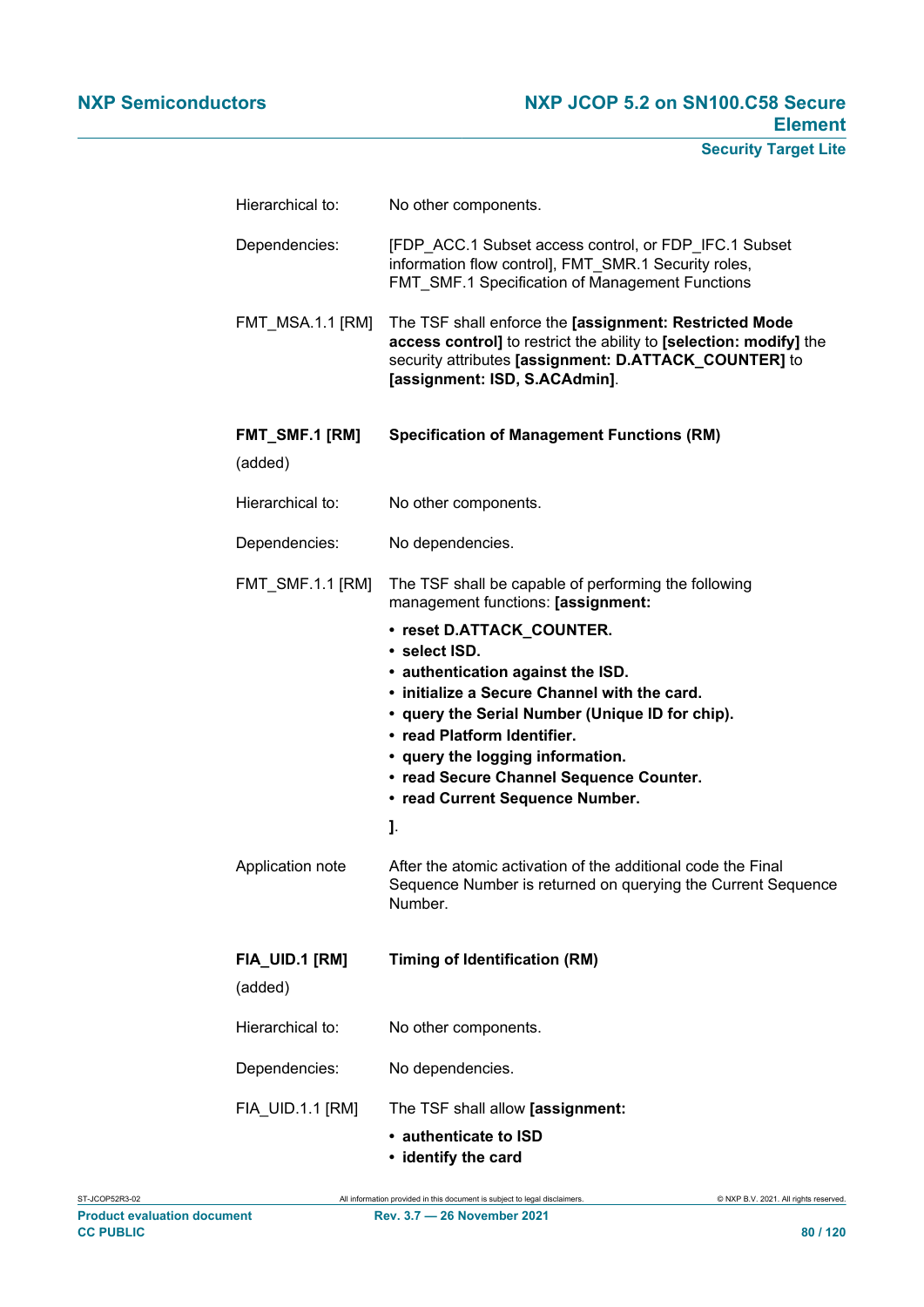Hierarchical to: No other components.

Dependencies: [FDP_ACC.1 Subset access control, or FDP_IFC.1 Subset information flow control], FMT_SMR.1 Security roles, FMT_SMF.1 Specification of Management Functions

FMT_MSA.1.1 [RM] The TSF shall enforce the **[assignment: Restricted Mode access control]** to restrict the ability to **[selection: modify]** the security attributes **[assignment: D.ATTACK_COUNTER]** to **[assignment: ISD, S.ACAdmin]**.

**FMT_SMF.1 [RM]** **Specification of Management Functions (RM)**

(added)

Hierarchical to: No other components.

Dependencies: No dependencies.

FMT_SMF.1.1 [RM] The TSF shall be capable of performing the following management functions: **[assignment:**

- **reset D.ATTACK_COUNTER.**
- **select ISD.**
- **authentication against the ISD.**
- **initialize a Secure Channel with the card.**
- **query the Serial Number (Unique ID for chip).**
- **read Platform Identifier.**
- **query the logging information.**
- **read Secure Channel Sequence Counter.**
- **read Current Sequence Number.**

**]**.

Application note After the atomic activation of the additional code the Final Sequence Number is returned on querying the Current Sequence Number.

**FIA_UID.1 [RM]** **Timing of Identification (RM)**

(added)

Hierarchical to: No other components.

Dependencies: No dependencies.

FIA_UID.1.1 [RM] The TSF shall allow **[assignment:**

- **authenticate to ISD**
- **identify the card**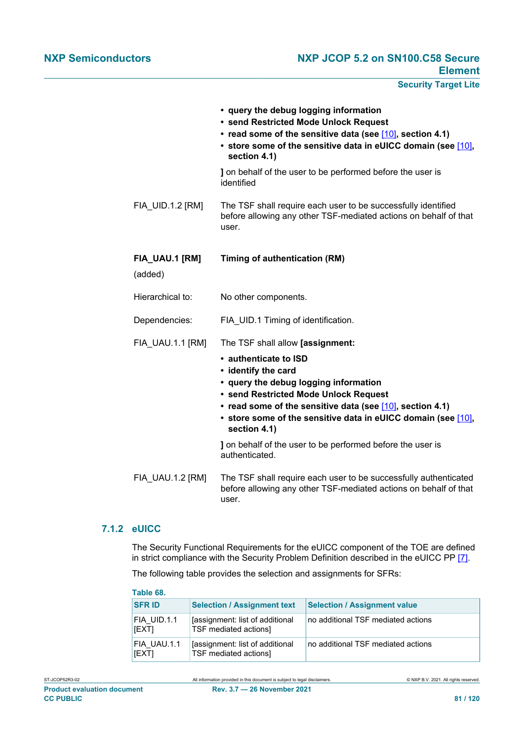- **query the debug logging information**
- **send Restricted Mode Unlock Request**
- **read some of the sensitive data (see [10], section 4.1)**
- **store some of the sensitive data in eUICC domain (see [10], section 4.1)**

**]** on behalf of the user to be performed before the user is identified

FIA_UID.1.2 [RM] The TSF shall require each user to be successfully identified before allowing any other TSF-mediated actions on behalf of that user.

**FIA_UAU.1 [RM]** **Timing of authentication (RM)**

(added)

Hierarchical to: No other components.

Dependencies: FIA_UID.1 Timing of identification.

FIA_UAU.1.1 [RM] The TSF shall allow **[assignment:**

- **authenticate to ISD**
- **identify the card**
- **query the debug logging information**
- **send Restricted Mode Unlock Request**
- **read some of the sensitive data (see [10], section 4.1)**
- **store some of the sensitive data in eUICC domain (see [10], section 4.1)**

**]** on behalf of the user to be performed before the user is authenticated.

FIA_UAU.1.2 [RM] The TSF shall require each user to be successfully authenticated before allowing any other TSF-mediated actions on behalf of that user.

### 7.1.2 eUICC

The Security Functional Requirements for the eUICC component of the TOE are defined in strict compliance with the Security Problem Definition described in the eUICC PP [7].

The following table provides the selection and assignments for SFRs:

**Table 68.**

| SFR ID | Selection / Assignment text | Selection / Assignment value |
|---|---|---|
| FIA_UID.1.1 [EXT] | [assignment: list of additional TSF mediated actions] | no additional TSF mediated actions |
| FIA_UAU.1.1 [EXT] | [assignment: list of additional TSF mediated actions] | no additional TSF mediated actions |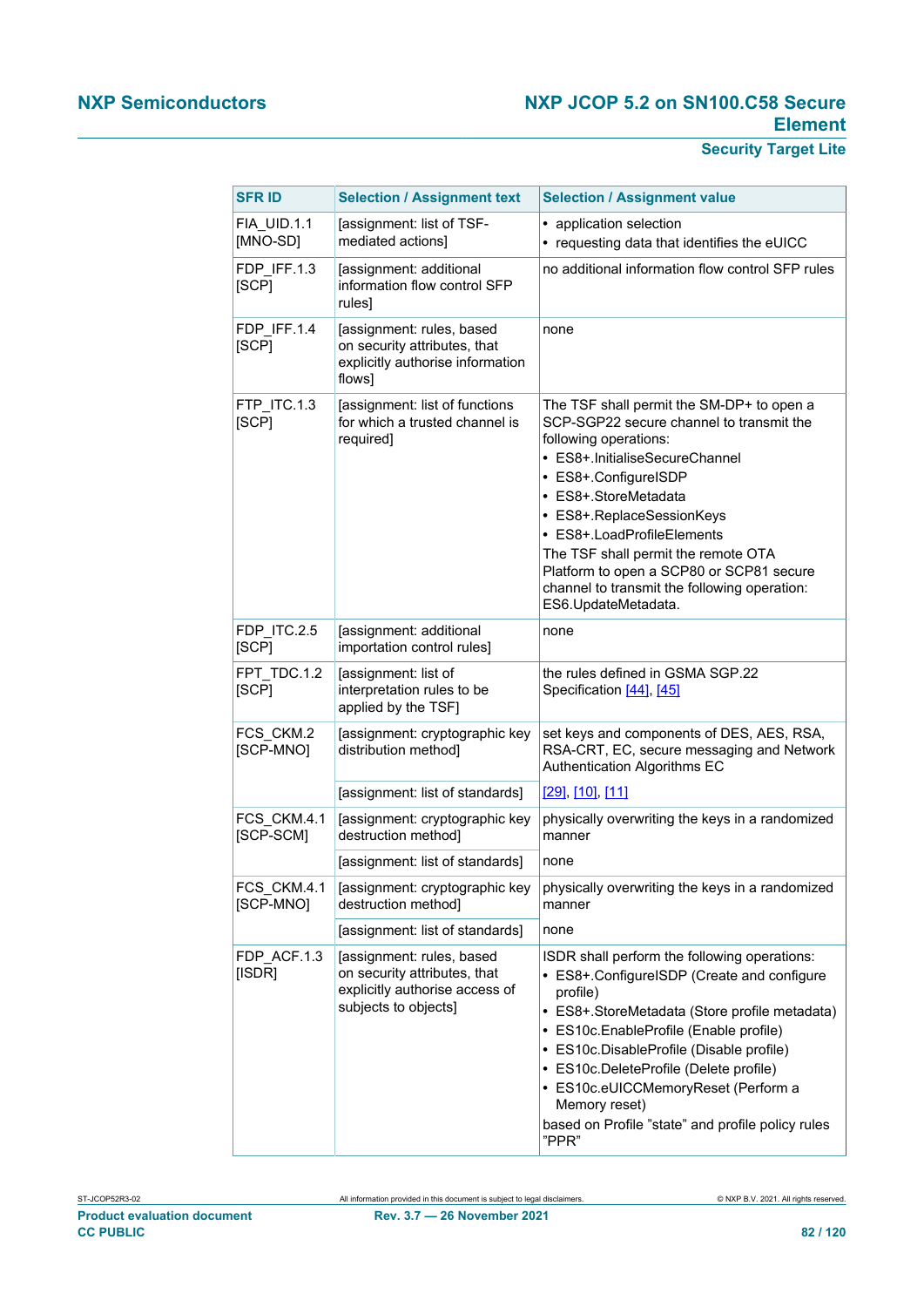| SFR ID | Selection / Assignment text | Selection / Assignment value |
|---|---|---|
| FIA_UID.1.1 [MNO-SD] | [assignment: list of TSF-mediated actions] | • application selection<br>• requesting data that identifies the eUICC |
| FDP_IFF.1.3 [SCP] | [assignment: additional information flow control SFP rules] | no additional information flow control SFP rules |
| FDP_IFF.1.4 [SCP] | [assignment: rules, based on security attributes, that explicitly authorise information flows] | none |
| FTP_ITC.1.3 [SCP] | [assignment: list of functions for which a trusted channel is required] | The TSF shall permit the SM-DP+ to open a SCP-SGP22 secure channel to transmit the following operations:<br>• ES8+.InitialiseSecureChannel<br>• ES8+.ConfigureISDP<br>• ES8+.StoreMetadata<br>• ES8+.ReplaceSessionKeys<br>• ES8+.LoadProfileElements<br>The TSF shall permit the remote OTA Platform to open a SCP80 or SCP81 secure channel to transmit the following operation: ES6.UpdateMetadata. |
| FDP_ITC.2.5 [SCP] | [assignment: additional importation control rules] | none |
| FPT_TDC.1.2 [SCP] | [assignment: list of interpretation rules to be applied by the TSF] | the rules defined in GSMA SGP.22 Specification [44], [45] |
| FCS_CKM.2 [SCP-MNO] | [assignment: cryptographic key distribution method] | set keys and components of DES, AES, RSA, RSA-CRT, EC, secure messaging and Network Authentication Algorithms EC |
| | [assignment: list of standards] | [29], [10], [11] |
| FCS_CKM.4.1 [SCP-SCM] | [assignment: cryptographic key destruction method] | physically overwriting the keys in a randomized manner |
| | [assignment: list of standards] | none |
| FCS_CKM.4.1 [SCP-MNO] | [assignment: cryptographic key destruction method] | physically overwriting the keys in a randomized manner |
| | [assignment: list of standards] | none |
| FDP_ACF.1.3 [ISDR] | [assignment: rules, based on security attributes, that explicitly authorise access of subjects to objects] | ISDR shall perform the following operations:<br>• ES8+.ConfigureISDP (Create and configure profile)<br>• ES8+.StoreMetadata (Store profile metadata)<br>• ES10c.EnableProfile (Enable profile)<br>• ES10c.DisableProfile (Disable profile)<br>• ES10c.DeleteProfile (Delete profile)<br>• ES10c.eUICCMemoryReset (Perform a Memory reset)<br>based on Profile "state" and profile policy rules "PPR" |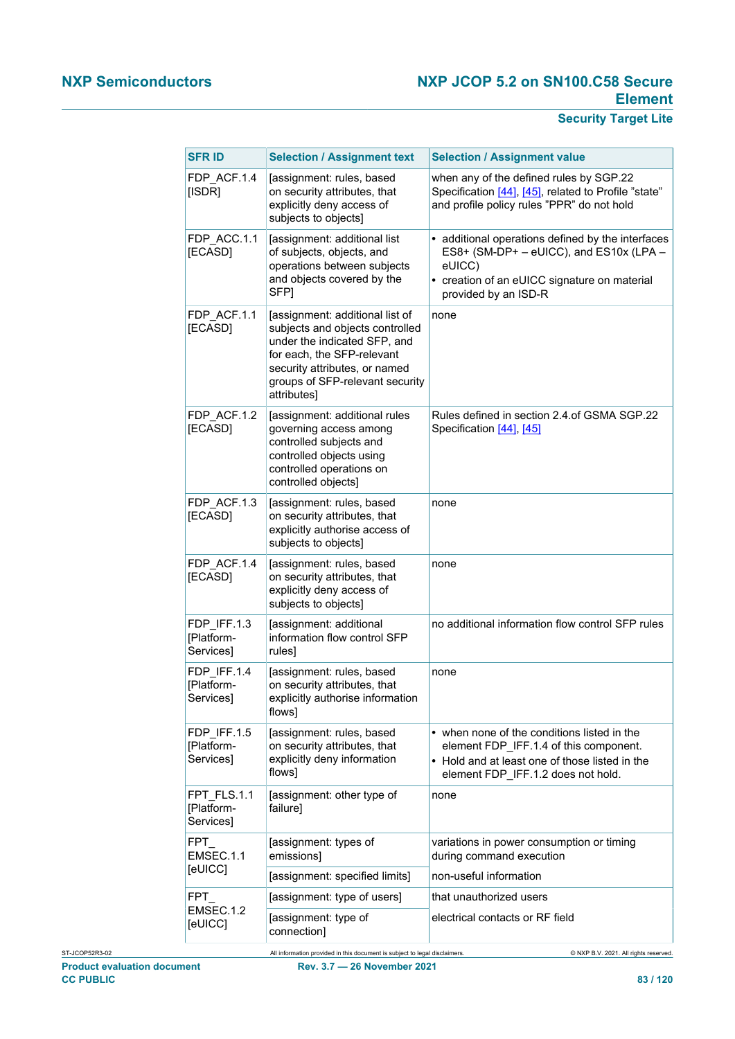| SFR ID | Selection / Assignment text | Selection / Assignment value |
|---|---|---|
| FDP_ACF.1.4 [ISDR] | [assignment: rules, based on security attributes, that explicitly deny access of subjects to objects] | when any of the defined rules by SGP.22 Specification [44], [45], related to Profile "state" and profile policy rules "PPR" do not hold |
| FDP_ACC.1.1 [ECASD] | [assignment: additional list of subjects, objects, and operations between subjects and objects covered by the SFP] | • additional operations defined by the interfaces ES8+ (SM-DP+ – eUICC), and ES10x (LPA – eUICC)<br>• creation of an eUICC signature on material provided by an ISD-R |
| FDP_ACF.1.1 [ECASD] | [assignment: additional list of subjects and objects controlled under the indicated SFP, and for each, the SFP-relevant security attributes, or named groups of SFP-relevant security attributes] | none |
| FDP_ACF.1.2 [ECASD] | [assignment: additional rules governing access among controlled subjects and controlled objects using controlled operations on controlled objects] | Rules defined in section 2.4.of GSMA SGP.22 Specification [44], [45] |
| FDP_ACF.1.3 [ECASD] | [assignment: rules, based on security attributes, that explicitly authorise access of subjects to objects] | none |
| FDP_ACF.1.4 [ECASD] | [assignment: rules, based on security attributes, that explicitly deny access of subjects to objects] | none |
| FDP_IFF.1.3 [Platform-Services] | [assignment: additional information flow control SFP rules] | no additional information flow control SFP rules |
| FDP_IFF.1.4 [Platform-Services] | [assignment: rules, based on security attributes, that explicitly authorise information flows] | none |
| FDP_IFF.1.5 [Platform-Services] | [assignment: rules, based on security attributes, that explicitly deny information flows] | • when none of the conditions listed in the element FDP_IFF.1.4 of this component.<br>• Hold and at least one of those listed in the element FDP_IFF.1.2 does not hold. |
| FPT_FLS.1.1 [Platform-Services] | [assignment: other type of failure] | none |
| FPT_ EMSEC.1.1 [eUICC] | [assignment: types of emissions] | variations in power consumption or timing during command execution |
| | [assignment: specified limits] | non-useful information |
| FPT_ EMSEC.1.2 [eUICC] | [assignment: type of users] | that unauthorized users |
| | [assignment: type of connection] | electrical contacts or RF field |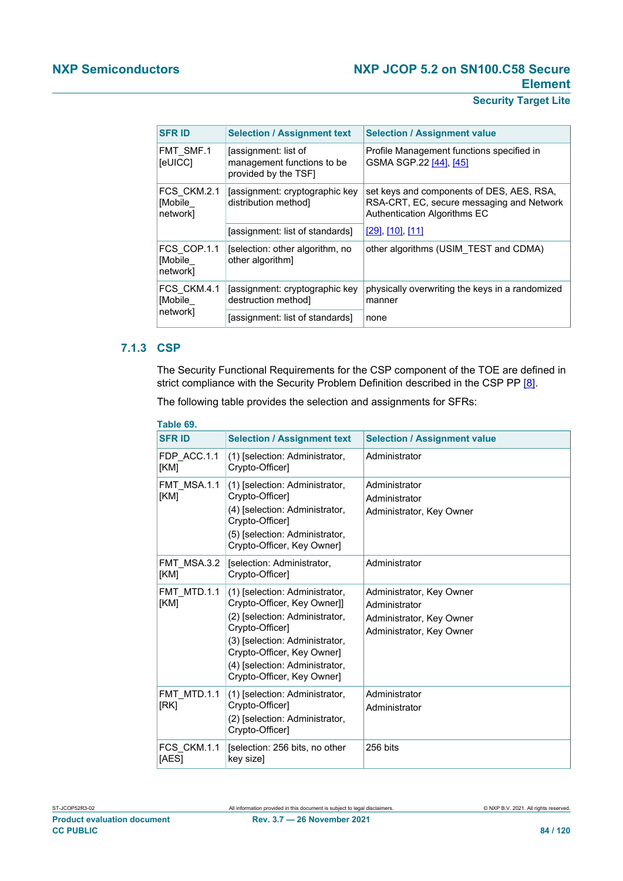| SFR ID | Selection / Assignment text | Selection / Assignment value |
|---|---|---|
| FMT_SMF.1 [eUICC] | [assignment: list of management functions to be provided by the TSF] | Profile Management functions specified in GSMA SGP.22 [44], [45] |
| FCS_CKM.2.1 [Mobile_ network] | [assignment: cryptographic key distribution method] | set keys and components of DES, AES, RSA, RSA-CRT, EC, secure messaging and Network Authentication Algorithms EC |
| | [assignment: list of standards] | [29], [10], [11] |
| FCS_COP.1.1 [Mobile_ network] | [selection: other algorithm, no other algorithm] | other algorithms (USIM_TEST and CDMA) |
| FCS_CKM.4.1 [Mobile_ network] | [assignment: cryptographic key destruction method] | physically overwriting the keys in a randomized manner |
| | [assignment: list of standards] | none |

### 7.1.3 CSP

The Security Functional Requirements for the CSP component of the TOE are defined in strict compliance with the Security Problem Definition described in the CSP PP [8].

The following table provides the selection and assignments for SFRs:

**Table 69.**

| SFR ID | Selection / Assignment text | Selection / Assignment value |
|---|---|---|
| FDP_ACC.1.1 [KM] | (1) [selection: Administrator, Crypto-Officer] | Administrator |
| FMT_MSA.1.1 [KM] | (1) [selection: Administrator, Crypto-Officer]<br>(4) [selection: Administrator, Crypto-Officer]<br>(5) [selection: Administrator, Crypto-Officer, Key Owner] | Administrator<br>Administrator<br>Administrator, Key Owner |
| FMT_MSA.3.2 [KM] | [selection: Administrator, Crypto-Officer] | Administrator |
| FMT_MTD.1.1 [KM] | (1) [selection: Administrator, Crypto-Officer, Key Owner]]<br>(2) [selection: Administrator, Crypto-Officer]<br>(3) [selection: Administrator, Crypto-Officer, Key Owner]<br>(4) [selection: Administrator, Crypto-Officer, Key Owner] | Administrator, Key Owner<br>Administrator<br>Administrator, Key Owner<br>Administrator, Key Owner |
| FMT_MTD.1.1 [RK] | (1) [selection: Administrator, Crypto-Officer]<br>(2) [selection: Administrator, Crypto-Officer] | Administrator<br>Administrator |
| FCS_CKM.1.1 [AES] | [selection: 256 bits, no other key size] | 256 bits |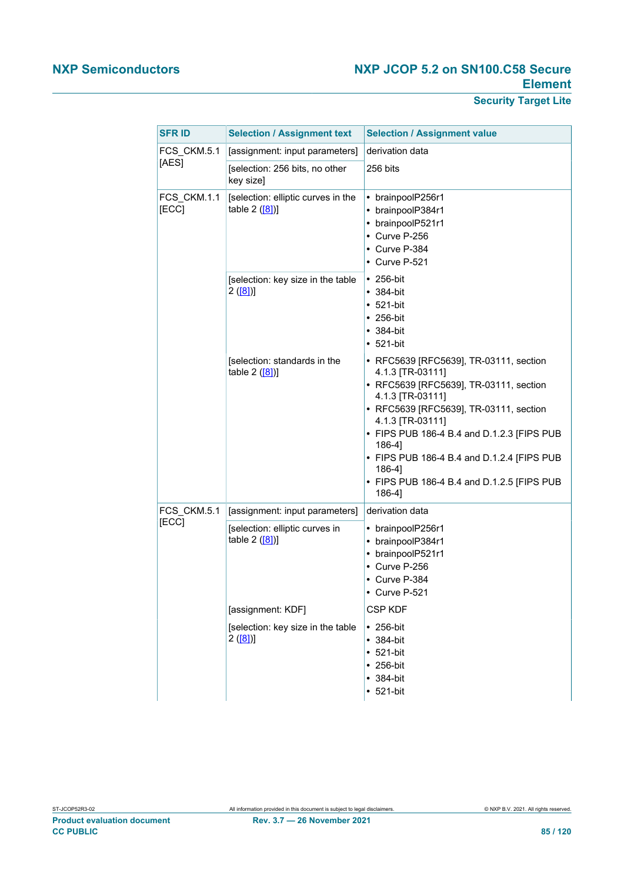| SFR ID | Selection / Assignment text | Selection / Assignment value |
|---|---|---|
| FCS_CKM.5.1 [AES] | [assignment: input parameters] | derivation data |
| | [selection: 256 bits, no other key size] | 256 bits |
| FCS_CKM.1.1 [ECC] | [selection: elliptic curves in the table 2 ([8])] | • brainpoolP256r1<br>• brainpoolP384r1<br>• brainpoolP521r1<br>• Curve P-256<br>• Curve P-384<br>• Curve P-521 |
| | [selection: key size in the table 2 ([8])] | • 256-bit<br>• 384-bit<br>• 521-bit<br>• 256-bit<br>• 384-bit<br>• 521-bit |
| | [selection: standards in the table 2 ([8])] | • RFC5639 [RFC5639], TR-03111, section 4.1.3 [TR-03111]<br>• RFC5639 [RFC5639], TR-03111, section 4.1.3 [TR-03111]<br>• RFC5639 [RFC5639], TR-03111, section 4.1.3 [TR-03111]<br>• FIPS PUB 186-4 B.4 and D.1.2.3 [FIPS PUB 186-4]<br>• FIPS PUB 186-4 B.4 and D.1.2.4 [FIPS PUB 186-4]<br>• FIPS PUB 186-4 B.4 and D.1.2.5 [FIPS PUB 186-4] |
| FCS_CKM.5.1 [ECC] | [assignment: input parameters] | derivation data |
| | [selection: elliptic curves in table 2 ([8])] | • brainpoolP256r1<br>• brainpoolP384r1<br>• brainpoolP521r1<br>• Curve P-256<br>• Curve P-384<br>• Curve P-521 |
| | [assignment: KDF] | CSP KDF |
| | [selection: key size in the table 2 ([8])] | • 256-bit<br>• 384-bit<br>• 521-bit<br>• 256-bit<br>• 384-bit<br>• 521-bit |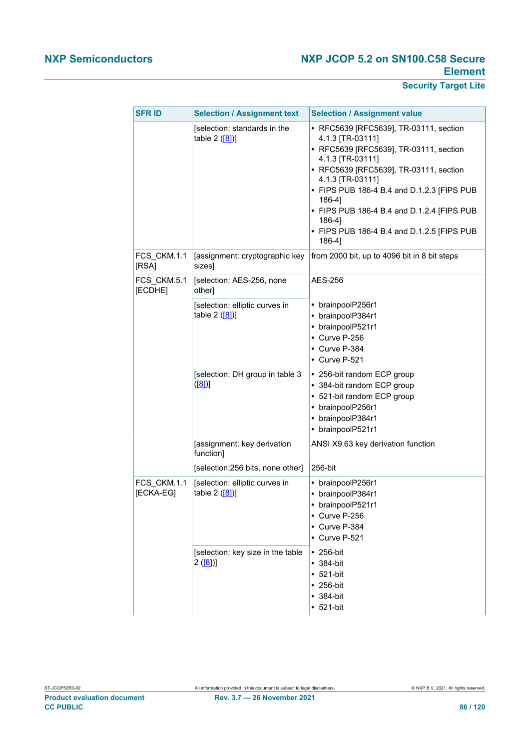| SFR ID | Selection / Assignment text | Selection / Assignment value |
|---|---|---|
| | [selection: standards in the table 2 ([8])] | • RFC5639 [RFC5639], TR-03111, section 4.1.3 [TR-03111]<br>• RFC5639 [RFC5639], TR-03111, section 4.1.3 [TR-03111]<br>• RFC5639 [RFC5639], TR-03111, section 4.1.3 [TR-03111]<br>• FIPS PUB 186-4 B.4 and D.1.2.3 [FIPS PUB 186-4]<br>• FIPS PUB 186-4 B.4 and D.1.2.4 [FIPS PUB 186-4]<br>• FIPS PUB 186-4 B.4 and D.1.2.5 [FIPS PUB 186-4] |
| FCS_CKM.1.1 [RSA] | [assignment: cryptographic key sizes] | from 2000 bit, up to 4096 bit in 8 bit steps |
| FCS_CKM.5.1 [ECDHE] | [selection: AES-256, none other] | AES-256 |
| | [selection: elliptic curves in table 2 ([8])] | • brainpoolP256r1<br>• brainpoolP384r1<br>• brainpoolP521r1<br>• Curve P-256<br>• Curve P-384<br>• Curve P-521 |
| | [selection: DH group in table 3 ([8])] | • 256-bit random ECP group<br>• 384-bit random ECP group<br>• 521-bit random ECP group<br>• brainpoolP256r1<br>• brainpoolP384r1<br>• brainpoolP521r1 |
| | [assignment: key derivation function] | ANSI X9.63 key derivation function |
| | [selection:256 bits, none other] | 256-bit |
| FCS_CKM.1.1 [ECKA-EG] | [selection: elliptic curves in table 2 ([8])] | • brainpoolP256r1<br>• brainpoolP384r1<br>• brainpoolP521r1<br>• Curve P-256<br>• Curve P-384<br>• Curve P-521 |
| | [selection: key size in the table 2 ([8])] | • 256-bit<br>• 384-bit<br>• 521-bit<br>• 256-bit<br>• 384-bit<br>• 521-bit |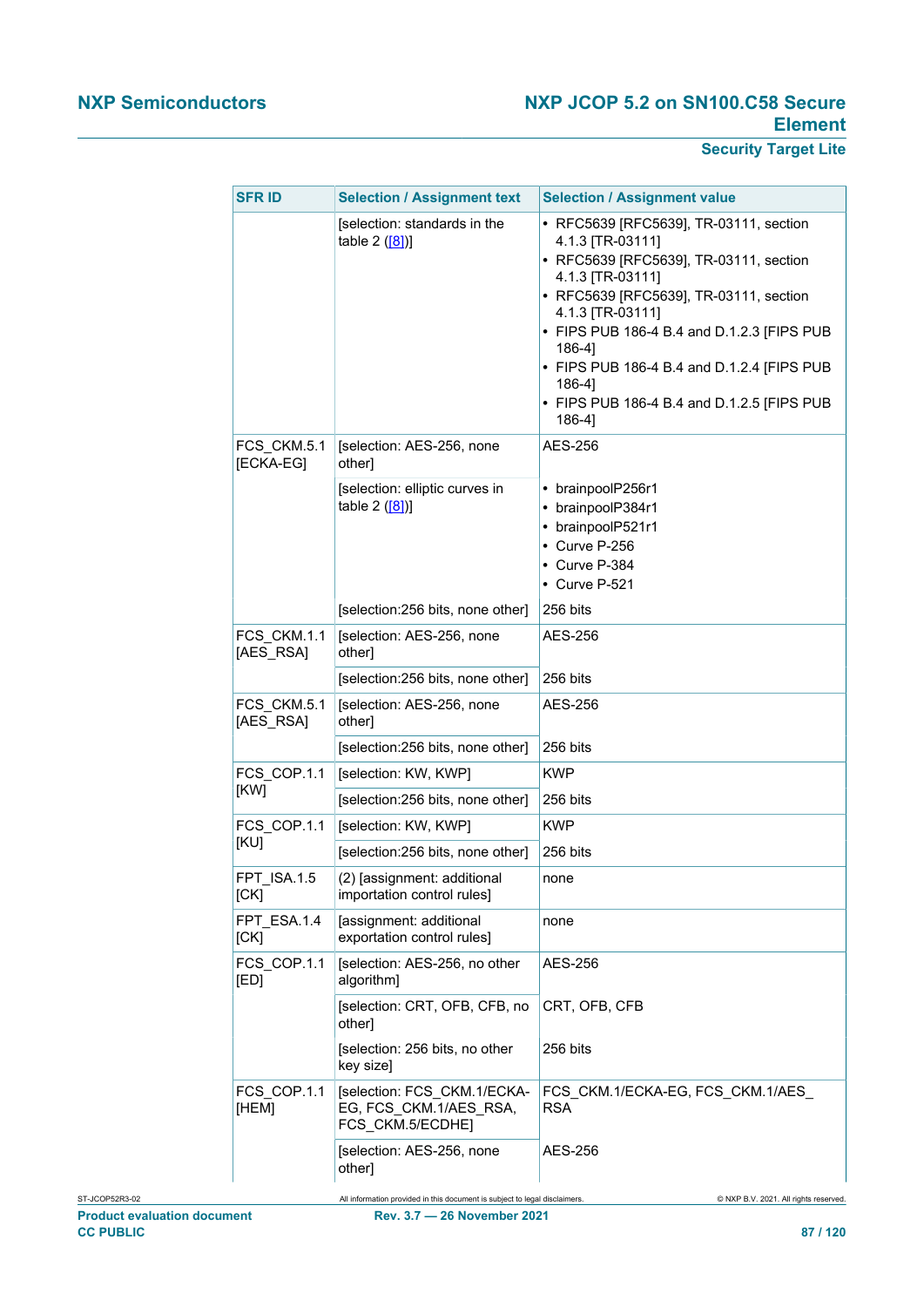| SFR ID | Selection / Assignment text | Selection / Assignment value |
|---|---|---|
| | [selection: standards in the table 2 ([8])] | • RFC5639 [RFC5639], TR-03111, section 4.1.3 [TR-03111]<br>• RFC5639 [RFC5639], TR-03111, section 4.1.3 [TR-03111]<br>• RFC5639 [RFC5639], TR-03111, section 4.1.3 [TR-03111]<br>• FIPS PUB 186-4 B.4 and D.1.2.3 [FIPS PUB 186-4]<br>• FIPS PUB 186-4 B.4 and D.1.2.4 [FIPS PUB 186-4]<br>• FIPS PUB 186-4 B.4 and D.1.2.5 [FIPS PUB 186-4] |
| FCS_CKM.5.1 [ECKA-EG] | [selection: AES-256, none other] | AES-256 |
| | [selection: elliptic curves in table 2 ([8])] | • brainpoolP256r1<br>• brainpoolP384r1<br>• brainpoolP521r1<br>• Curve P-256<br>• Curve P-384<br>• Curve P-521 |
| | [selection:256 bits, none other] | 256 bits |
| FCS_CKM.1.1 [AES_RSA] | [selection: AES-256, none other] | AES-256 |
| | [selection:256 bits, none other] | 256 bits |
| FCS_CKM.5.1 [AES_RSA] | [selection: AES-256, none other] | AES-256 |
| | [selection:256 bits, none other] | 256 bits |
| FCS_COP.1.1 [KW] | [selection: KW, KWP] | KWP |
| | [selection:256 bits, none other] | 256 bits |
| FCS_COP.1.1 [KU] | [selection: KW, KWP] | KWP |
| | [selection:256 bits, none other] | 256 bits |
| FPT_ISA.1.5 [CK] | (2) [assignment: additional importation control rules] | none |
| FPT_ESA.1.4 [CK] | [assignment: additional exportation control rules] | none |
| FCS_COP.1.1 [ED] | [selection: AES-256, no other algorithm] | AES-256 |
| | [selection: CRT, OFB, CFB, no other] | CRT, OFB, CFB |
| | [selection: 256 bits, no other key size] | 256 bits |
| FCS_COP.1.1 [HEM] | [selection: FCS_CKM.1/ECKA-EG, FCS_CKM.1/AES_RSA, FCS_CKM.5/ECDHE] | FCS_CKM.1/ECKA-EG, FCS_CKM.1/AES_RSA |
| | [selection: AES-256, none other] | AES-256 |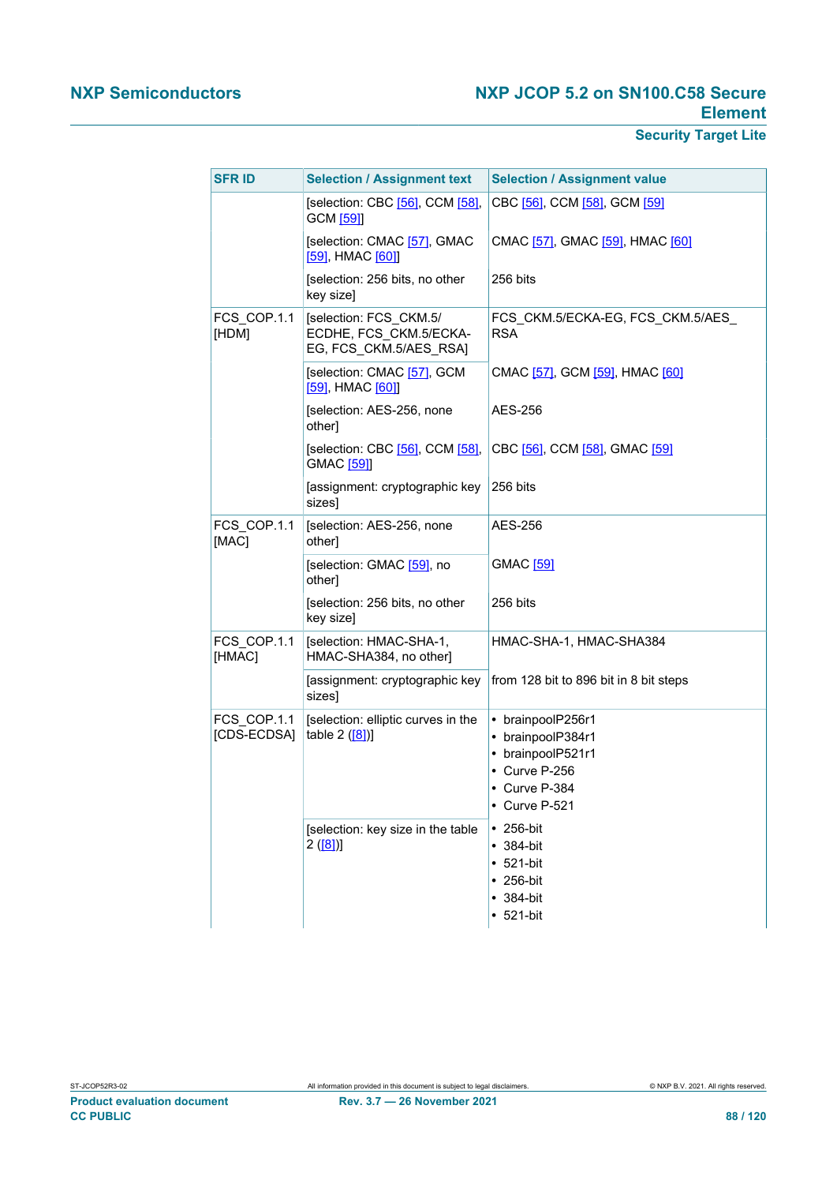| SFR ID | Selection / Assignment text | Selection / Assignment value |
|---|---|---|
| | [selection: CBC [56], CCM [58], GCM [59]] | CBC [56], CCM [58], GCM [59] |
| | [selection: CMAC [57], GMAC [59], HMAC [60]] | CMAC [57], GMAC [59], HMAC [60] |
| | [selection: 256 bits, no other key size] | 256 bits |
| FCS_COP.1.1 [HDM] | [selection: FCS_CKM.5/ ECDHE, FCS_CKM.5/ECKA-EG, FCS_CKM.5/AES_RSA] | FCS_CKM.5/ECKA-EG, FCS_CKM.5/AES_RSA |
| | [selection: CMAC [57], GCM [59], HMAC [60]] | CMAC [57], GCM [59], HMAC [60] |
| | [selection: AES-256, none other] | AES-256 |
| | [selection: CBC [56], CCM [58], GMAC [59]] | CBC [56], CCM [58], GMAC [59] |
| | [assignment: cryptographic key sizes] | 256 bits |
| FCS_COP.1.1 [MAC] | [selection: AES-256, none other] | AES-256 |
| | [selection: GMAC [59], no other] | GMAC [59] |
| | [selection: 256 bits, no other key size] | 256 bits |
| FCS_COP.1.1 [HMAC] | [selection: HMAC-SHA-1, HMAC-SHA384, no other] | HMAC-SHA-1, HMAC-SHA384 |
| | [assignment: cryptographic key sizes] | from 128 bit to 896 bit in 8 bit steps |
| FCS_COP.1.1 [CDS-ECDSA] | [selection: elliptic curves in the table 2 ([8])] | • brainpoolP256r1<br>• brainpoolP384r1<br>• brainpoolP521r1<br>• Curve P-256<br>• Curve P-384<br>• Curve P-521 |
| | [selection: key size in the table 2 ([8])] | • 256-bit<br>• 384-bit<br>• 521-bit<br>• 256-bit<br>• 384-bit<br>• 521-bit |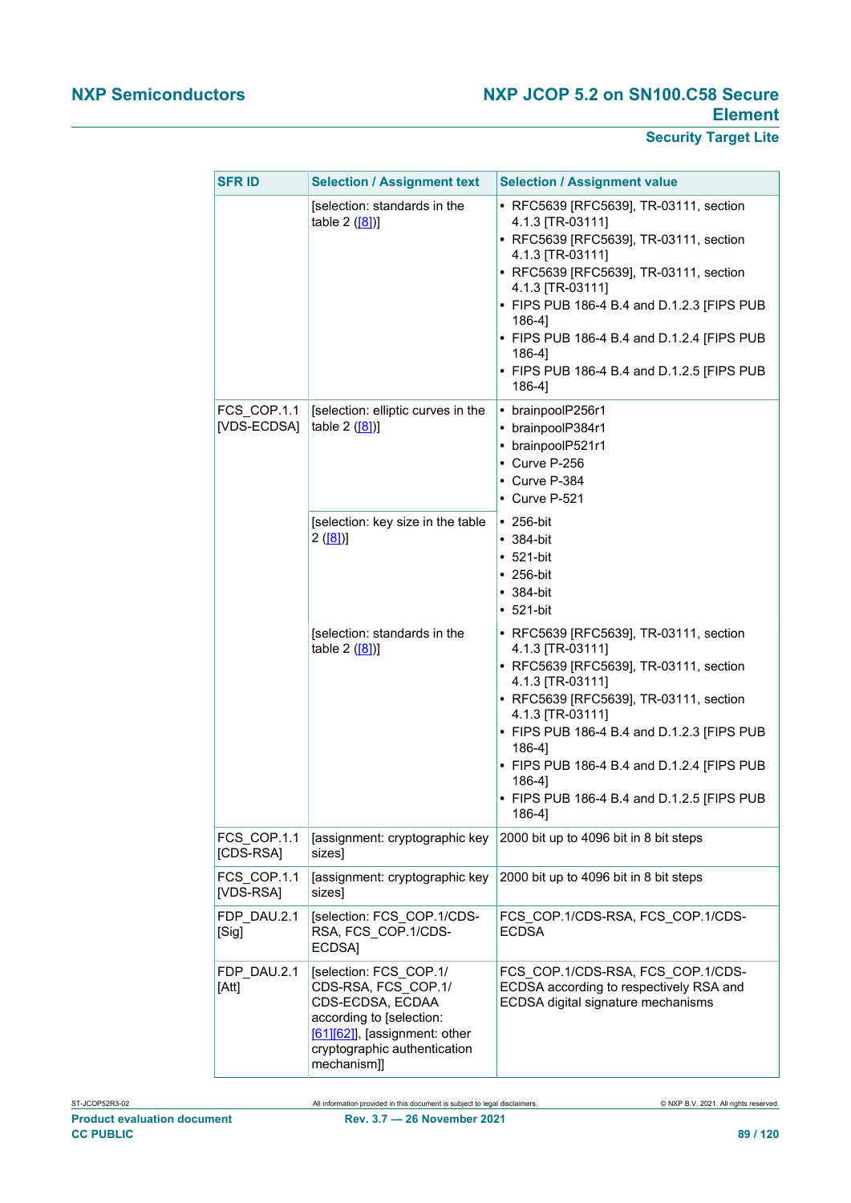| SFR ID | Selection / Assignment text | Selection / Assignment value |
|---|---|---|
| | [selection: standards in the table 2 ([8])] | • RFC5639 [RFC5639], TR-03111, section 4.1.3 [TR-03111]<br>• RFC5639 [RFC5639], TR-03111, section 4.1.3 [TR-03111]<br>• RFC5639 [RFC5639], TR-03111, section 4.1.3 [TR-03111]<br>• FIPS PUB 186-4 B.4 and D.1.2.3 [FIPS PUB 186-4]<br>• FIPS PUB 186-4 B.4 and D.1.2.4 [FIPS PUB 186-4]<br>• FIPS PUB 186-4 B.4 and D.1.2.5 [FIPS PUB 186-4] |
| FCS_COP.1.1 [VDS-ECDSA] | [selection: elliptic curves in the table 2 ([8])] | • brainpoolP256r1<br>• brainpoolP384r1<br>• brainpoolP521r1<br>• Curve P-256<br>• Curve P-384<br>• Curve P-521 |
| | [selection: key size in the table 2 ([8])] | • 256-bit<br>• 384-bit<br>• 521-bit<br>• 256-bit<br>• 384-bit<br>• 521-bit |
| | [selection: standards in the table 2 ([8])] | • RFC5639 [RFC5639], TR-03111, section 4.1.3 [TR-03111]<br>• RFC5639 [RFC5639], TR-03111, section 4.1.3 [TR-03111]<br>• RFC5639 [RFC5639], TR-03111, section 4.1.3 [TR-03111]<br>• FIPS PUB 186-4 B.4 and D.1.2.3 [FIPS PUB 186-4]<br>• FIPS PUB 186-4 B.4 and D.1.2.4 [FIPS PUB 186-4]<br>• FIPS PUB 186-4 B.4 and D.1.2.5 [FIPS PUB 186-4] |
| FCS_COP.1.1 [CDS-RSA] | [assignment: cryptographic key sizes] | 2000 bit up to 4096 bit in 8 bit steps |
| FCS_COP.1.1 [VDS-RSA] | [assignment: cryptographic key sizes] | 2000 bit up to 4096 bit in 8 bit steps |
| FDP_DAU.2.1 [Sig] | [selection: FCS_COP.1/CDS-RSA, FCS_COP.1/CDS-ECDSA] | FCS_COP.1/CDS-RSA, FCS_COP.1/CDS-ECDSA |
| FDP_DAU.2.1 [Att] | [selection: FCS_COP.1/CDS-RSA, FCS_COP.1/CDS-ECDSA, ECDAA according to [selection: [61][62]], [assignment: other cryptographic authentication mechanism]] | FCS_COP.1/CDS-RSA, FCS_COP.1/CDS-ECDSA according to respectively RSA and ECDSA digital signature mechanisms |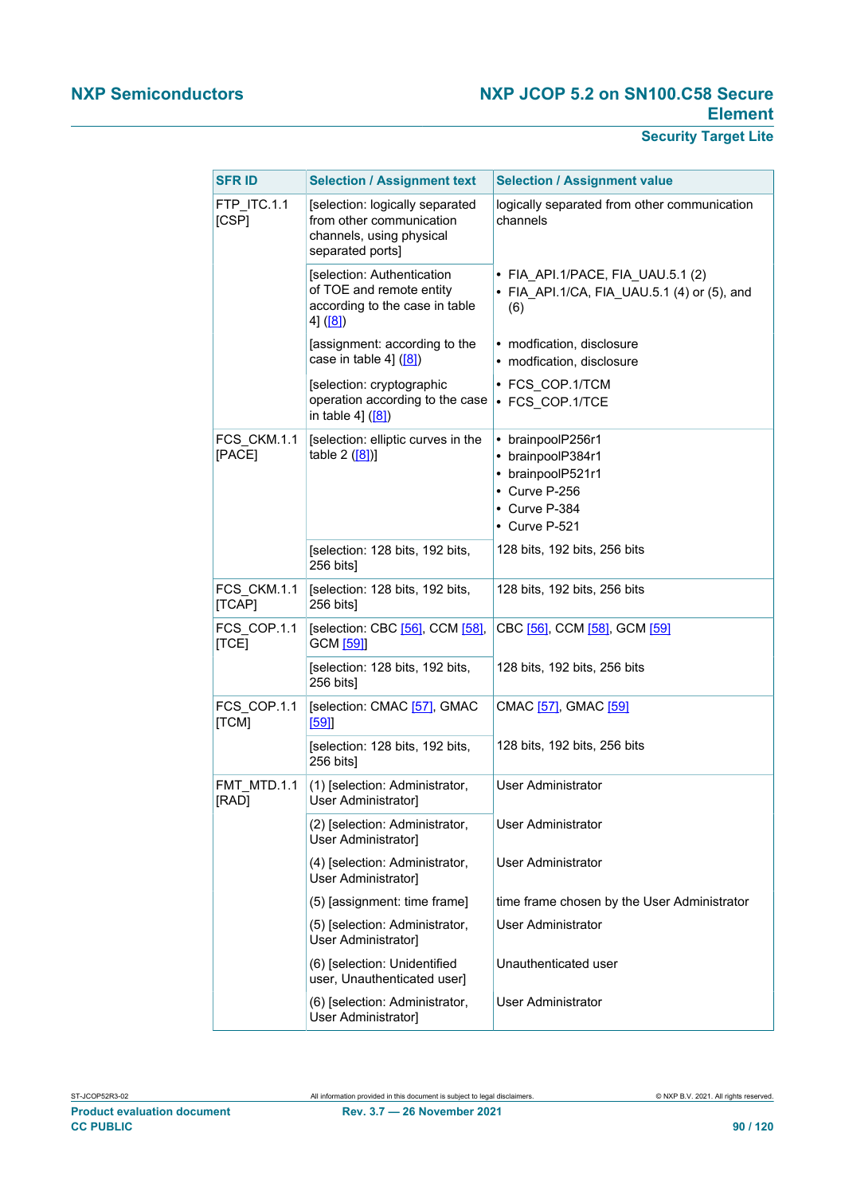| SFR ID | Selection / Assignment text | Selection / Assignment value |
|---|---|---|
| FTP_ITC.1.1 [CSP] | [selection: logically separated from other communication channels, using physical separated ports] | logically separated from other communication channels |
| | [selection: Authentication of TOE and remote entity according to the case in table 4] ([8]) | • FIA_API.1/PACE, FIA_UAU.5.1 (2)<br>• FIA_API.1/CA, FIA_UAU.5.1 (4) or (5), and (6) |
| | [assignment: according to the case in table 4] ([8]) | • modfication, disclosure<br>• modfication, disclosure |
| | [selection: cryptographic operation according to the case in table 4] ([8]) | • FCS_COP.1/TCM<br>• FCS_COP.1/TCE |
| FCS_CKM.1.1 [PACE] | [selection: elliptic curves in the table 2 ([8])] | • brainpoolP256r1<br>• brainpoolP384r1<br>• brainpoolP521r1<br>• Curve P-256<br>• Curve P-384<br>• Curve P-521 |
| | [selection: 128 bits, 192 bits, 256 bits] | 128 bits, 192 bits, 256 bits |
| FCS_CKM.1.1 [TCAP] | [selection: 128 bits, 192 bits, 256 bits] | 128 bits, 192 bits, 256 bits |
| FCS_COP.1.1 [TCE] | [selection: CBC [56], CCM [58], GCM [59]] | CBC [56], CCM [58], GCM [59] |
| | [selection: 128 bits, 192 bits, 256 bits] | 128 bits, 192 bits, 256 bits |
| FCS_COP.1.1 [TCM] | [selection: CMAC [57], GMAC [59]] | CMAC [57], GMAC [59] |
| | [selection: 128 bits, 192 bits, 256 bits] | 128 bits, 192 bits, 256 bits |
| FMT_MTD.1.1 [RAD] | (1) [selection: Administrator, User Administrator] | User Administrator |
| | (2) [selection: Administrator, User Administrator] | User Administrator |
| | (4) [selection: Administrator, User Administrator] | User Administrator |
| | (5) [assignment: time frame] | time frame chosen by the User Administrator |
| | (5) [selection: Administrator, User Administrator] | User Administrator |
| | (6) [selection: Unidentified user, Unauthenticated user] | Unauthenticated user |
| | (6) [selection: Administrator, User Administrator] | User Administrator |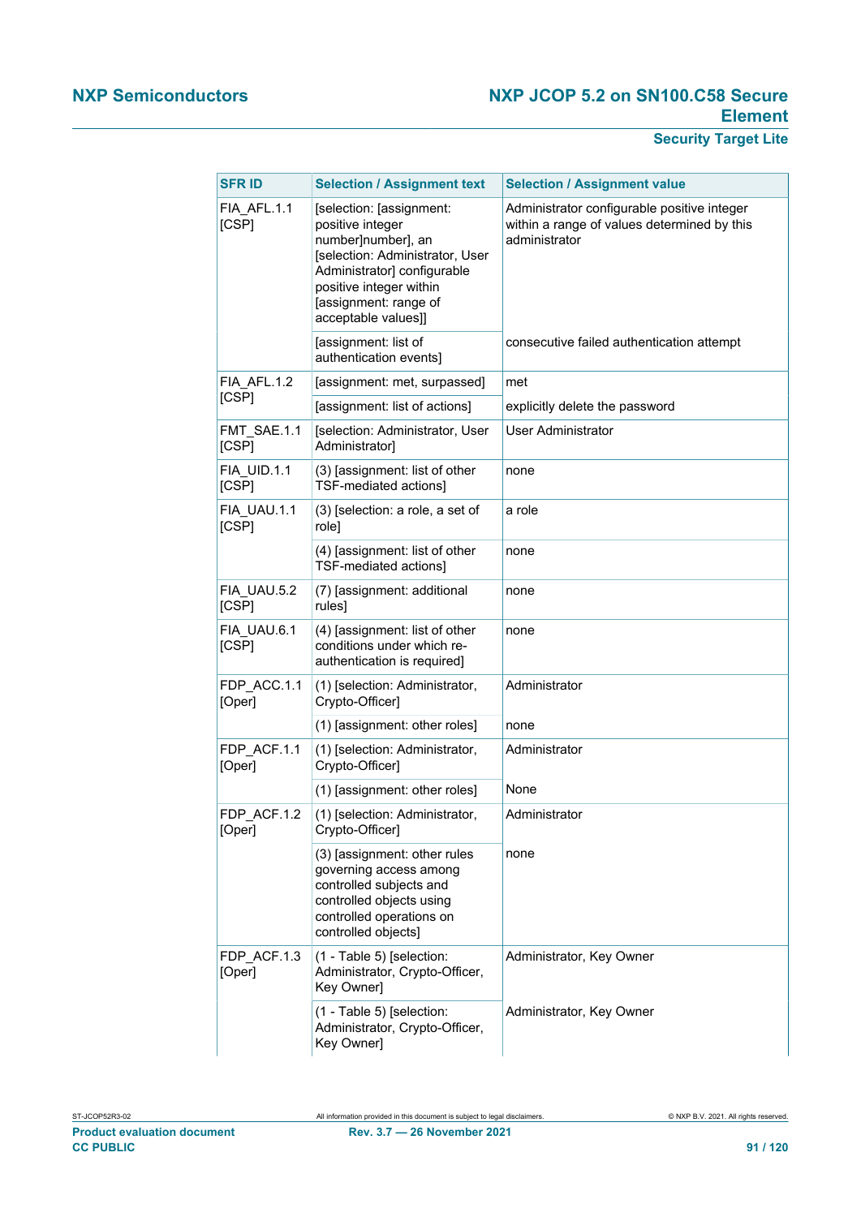| SFR ID | Selection / Assignment text | Selection / Assignment value |
| --- | --- | --- |
| FIA_AFL.1.1 [CSP] | [selection: [assignment: positive integer number]number], an [selection: Administrator, User Administrator] configurable positive integer within [assignment: range of acceptable values]] | Administrator configurable positive integer within a range of values determined by this administrator |
| | [assignment: list of authentication events] | consecutive failed authentication attempt |
| FIA_AFL.1.2 [CSP] | [assignment: met, surpassed] | met |
| | [assignment: list of actions] | explicitly delete the password |
| FMT_SAE.1.1 [CSP] | [selection: Administrator, User Administrator] | User Administrator |
| FIA_UID.1.1 [CSP] | (3) [assignment: list of other TSF-mediated actions] | none |
| FIA_UAU.1.1 [CSP] | (3) [selection: a role, a set of role] | a role |
| | (4) [assignment: list of other TSF-mediated actions] | none |
| FIA_UAU.5.2 [CSP] | (7) [assignment: additional rules] | none |
| FIA_UAU.6.1 [CSP] | (4) [assignment: list of other conditions under which re-authentication is required] | none |
| FDP_ACC.1.1 [Oper] | (1) [selection: Administrator, Crypto-Officer] | Administrator |
| | (1) [assignment: other roles] | none |
| FDP_ACF.1.1 [Oper] | (1) [selection: Administrator, Crypto-Officer] | Administrator |
| | (1) [assignment: other roles] | None |
| FDP_ACF.1.2 [Oper] | (1) [selection: Administrator, Crypto-Officer] | Administrator |
| | (3) [assignment: other rules governing access among controlled subjects and controlled objects using controlled operations on controlled objects] | none |
| FDP_ACF.1.3 [Oper] | (1 - Table 5) [selection: Administrator, Crypto-Officer, Key Owner] | Administrator, Key Owner |
| | (1 - Table 5) [selection: Administrator, Crypto-Officer, Key Owner] | Administrator, Key Owner |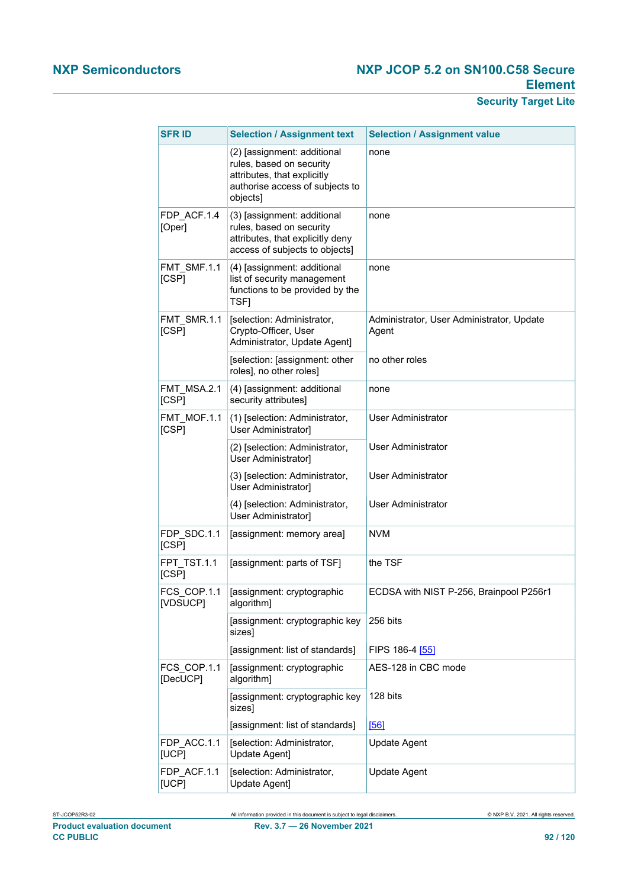| SFR ID | Selection / Assignment text | Selection / Assignment value |
|---|---|---|
| | (2) [assignment: additional rules, based on security attributes, that explicitly authorise access of subjects to objects] | none |
| FDP_ACF.1.4 [Oper] | (3) [assignment: additional rules, based on security attributes, that explicitly deny access of subjects to objects] | none |
| FMT_SMF.1.1 [CSP] | (4) [assignment: additional list of security management functions to be provided by the TSF] | none |
| FMT_SMR.1.1 [CSP] | [selection: Administrator, Crypto-Officer, User Administrator, Update Agent] | Administrator, User Administrator, Update Agent |
| | [selection: [assignment: other roles], no other roles] | no other roles |
| FMT_MSA.2.1 [CSP] | (4) [assignment: additional security attributes] | none |
| FMT_MOF.1.1 [CSP] | (1) [selection: Administrator, User Administrator] | User Administrator |
| | (2) [selection: Administrator, User Administrator] | User Administrator |
| | (3) [selection: Administrator, User Administrator] | User Administrator |
| | (4) [selection: Administrator, User Administrator] | User Administrator |
| FDP_SDC.1.1 [CSP] | [assignment: memory area] | NVM |
| FPT_TST.1.1 [CSP] | [assignment: parts of TSF] | the TSF |
| FCS_COP.1.1 [VDSUCP] | [assignment: cryptographic algorithm] | ECDSA with NIST P-256, Brainpool P256r1 |
| | [assignment: cryptographic key sizes] | 256 bits |
| | [assignment: list of standards] | FIPS 186-4 [55] |
| FCS_COP.1.1 [DecUCP] | [assignment: cryptographic algorithm] | AES-128 in CBC mode |
| | [assignment: cryptographic key sizes] | 128 bits |
| | [assignment: list of standards] | [56] |
| FDP_ACC.1.1 [UCP] | [selection: Administrator, Update Agent] | Update Agent |
| FDP_ACF.1.1 [UCP] | [selection: Administrator, Update Agent] | Update Agent |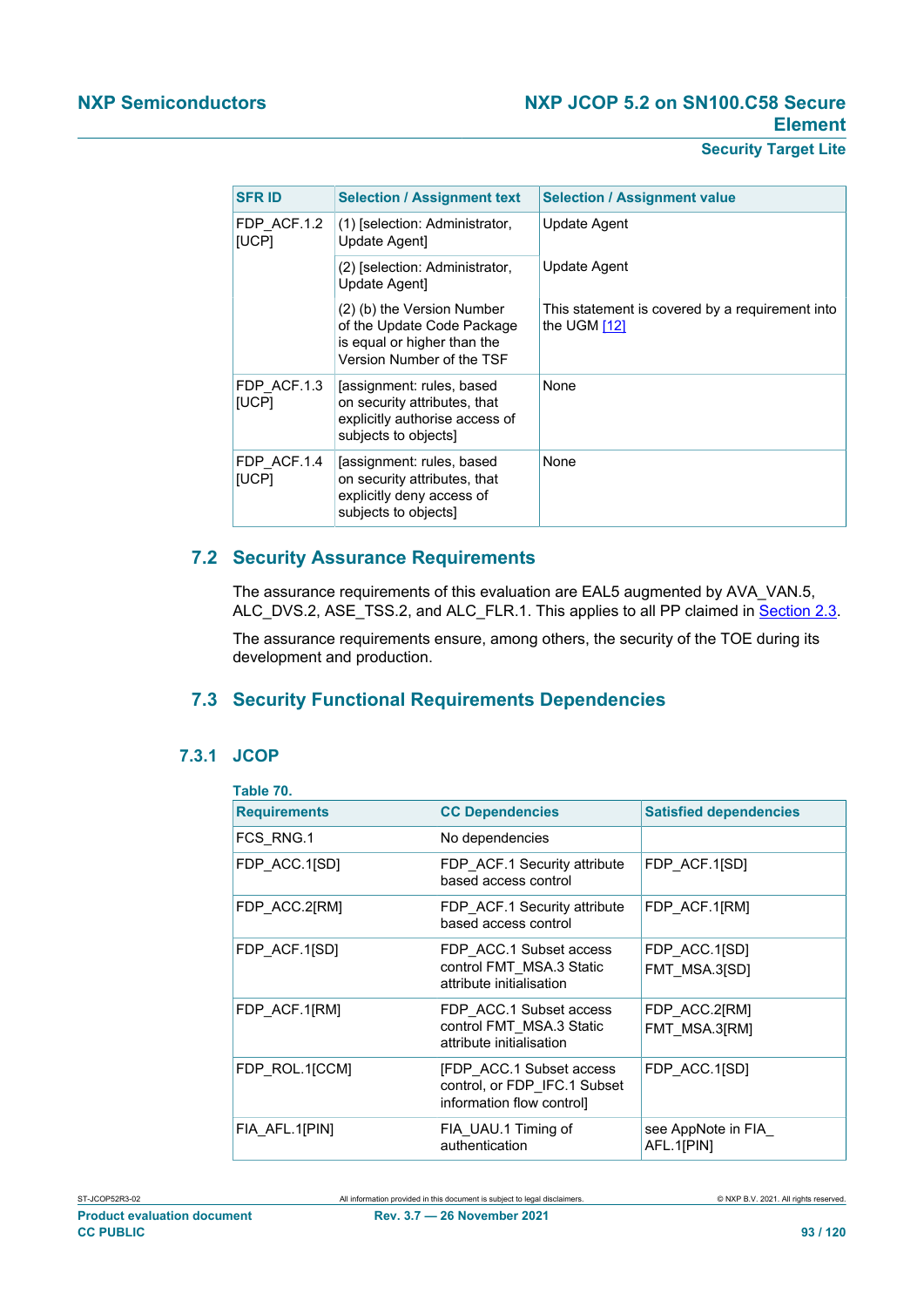| SFR ID | Selection / Assignment text | Selection / Assignment value |
|---|---|---|
| FDP_ACF.1.2 [UCP] | (1) [selection: Administrator, Update Agent] | Update Agent |
| | (2) [selection: Administrator, Update Agent] | Update Agent |
| | (2) (b) the Version Number of the Update Code Package is equal or higher than the Version Number of the TSF | This statement is covered by a requirement into the UGM [12] |
| FDP_ACF.1.3 [UCP] | [assignment: rules, based on security attributes, that explicitly authorise access of subjects to objects] | None |
| FDP_ACF.1.4 [UCP] | [assignment: rules, based on security attributes, that explicitly deny access of subjects to objects] | None |

## 7.2 Security Assurance Requirements

The assurance requirements of this evaluation are EAL5 augmented by AVA_VAN.5, ALC_DVS.2, ASE_TSS.2, and ALC_FLR.1. This applies to all PP claimed in Section 2.3.

The assurance requirements ensure, among others, the security of the TOE during its development and production.

## 7.3 Security Functional Requirements Dependencies

### 7.3.1 JCOP

**Table 70.**

| Requirements | CC Dependencies | Satisfied dependencies |
|---|---|---|
| FCS_RNG.1 | No dependencies | |
| FDP_ACC.1[SD] | FDP_ACF.1 Security attribute based access control | FDP_ACF.1[SD] |
| FDP_ACC.2[RM] | FDP_ACF.1 Security attribute based access control | FDP_ACF.1[RM] |
| FDP_ACF.1[SD] | FDP_ACC.1 Subset access control FMT_MSA.3 Static attribute initialisation | FDP_ACC.1[SD] FMT_MSA.3[SD] |
| FDP_ACF.1[RM] | FDP_ACC.1 Subset access control FMT_MSA.3 Static attribute initialisation | FDP_ACC.2[RM] FMT_MSA.3[RM] |
| FDP_ROL.1[CCM] | [FDP_ACC.1 Subset access control, or FDP_IFC.1 Subset information flow control] | FDP_ACC.1[SD] |
| FIA_AFL.1[PIN] | FIA_UAU.1 Timing of authentication | see AppNote in FIA_AFL.1[PIN] |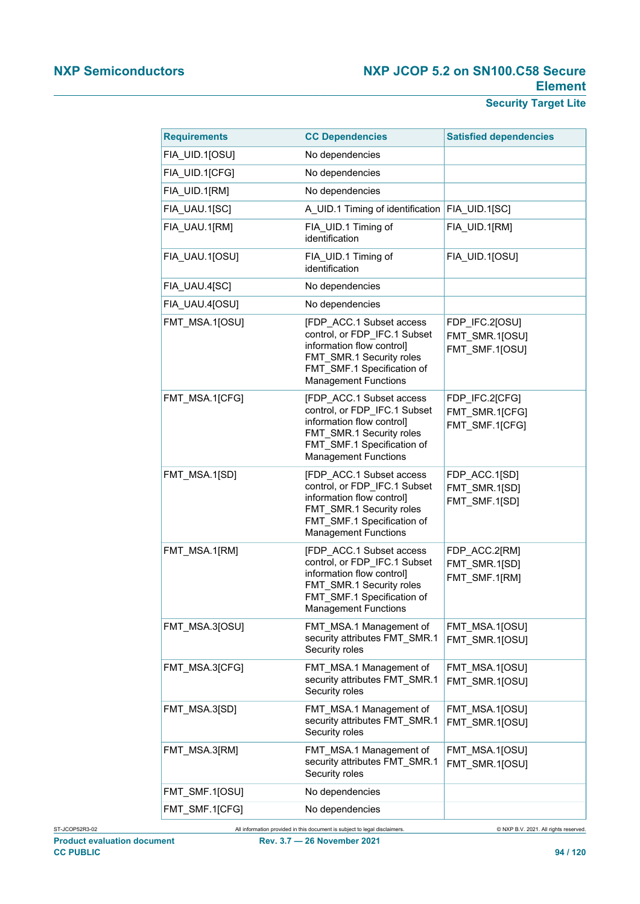| Requirements | CC Dependencies | Satisfied dependencies |
|---|---|---|
| FIA_UID.1[OSU] | No dependencies | |
| FIA_UID.1[CFG] | No dependencies | |
| FIA_UID.1[RM] | No dependencies | |
| FIA_UAU.1[SC] | A_UID.1 Timing of identification | FIA_UID.1[SC] |
| FIA_UAU.1[RM] | FIA_UID.1 Timing of identification | FIA_UID.1[RM] |
| FIA_UAU.1[OSU] | FIA_UID.1 Timing of identification | FIA_UID.1[OSU] |
| FIA_UAU.4[SC] | No dependencies | |
| FIA_UAU.4[OSU] | No dependencies | |
| FMT_MSA.1[OSU] | [FDP_ACC.1 Subset access control, or FDP_IFC.1 Subset information flow control] FMT_SMR.1 Security roles FMT_SMF.1 Specification of Management Functions | FDP_IFC.2[OSU] FMT_SMR.1[OSU] FMT_SMF.1[OSU] |
| FMT_MSA.1[CFG] | [FDP_ACC.1 Subset access control, or FDP_IFC.1 Subset information flow control] FMT_SMR.1 Security roles FMT_SMF.1 Specification of Management Functions | FDP_IFC.2[CFG] FMT_SMR.1[CFG] FMT_SMF.1[CFG] |
| FMT_MSA.1[SD] | [FDP_ACC.1 Subset access control, or FDP_IFC.1 Subset information flow control] FMT_SMR.1 Security roles FMT_SMF.1 Specification of Management Functions | FDP_ACC.1[SD] FMT_SMR.1[SD] FMT_SMF.1[SD] |
| FMT_MSA.1[RM] | [FDP_ACC.1 Subset access control, or FDP_IFC.1 Subset information flow control] FMT_SMR.1 Security roles FMT_SMF.1 Specification of Management Functions | FDP_ACC.2[RM] FMT_SMR.1[SD] FMT_SMF.1[RM] |
| FMT_MSA.3[OSU] | FMT_MSA.1 Management of security attributes FMT_SMR.1 Security roles | FMT_MSA.1[OSU] FMT_SMR.1[OSU] |
| FMT_MSA.3[CFG] | FMT_MSA.1 Management of security attributes FMT_SMR.1 Security roles | FMT_MSA.1[OSU] FMT_SMR.1[OSU] |
| FMT_MSA.3[SD] | FMT_MSA.1 Management of security attributes FMT_SMR.1 Security roles | FMT_MSA.1[OSU] FMT_SMR.1[OSU] |
| FMT_MSA.3[RM] | FMT_MSA.1 Management of security attributes FMT_SMR.1 Security roles | FMT_MSA.1[OSU] FMT_SMR.1[OSU] |
| FMT_SMF.1[OSU] | No dependencies | |
| FMT_SMF.1[CFG] | No dependencies | |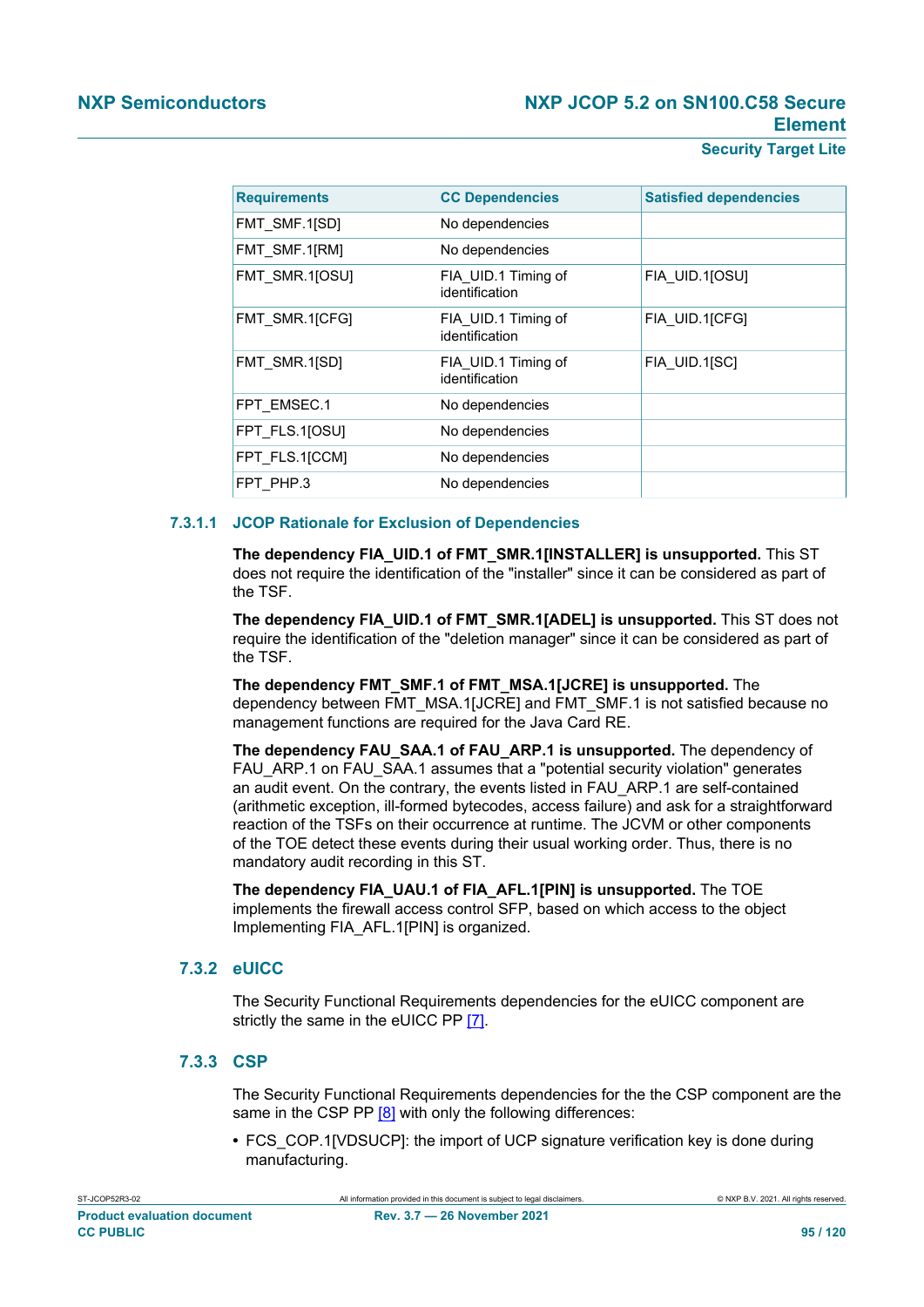| Requirements | CC Dependencies | Satisfied dependencies |
|---|---|---|
| FMT_SMF.1[SD] | No dependencies | |
| FMT_SMF.1[RM] | No dependencies | |
| FMT_SMR.1[OSU] | FIA_UID.1 Timing of identification | FIA_UID.1[OSU] |
| FMT_SMR.1[CFG] | FIA_UID.1 Timing of identification | FIA_UID.1[CFG] |
| FMT_SMR.1[SD] | FIA_UID.1 Timing of identification | FIA_UID.1[SC] |
| FPT_EMSEC.1 | No dependencies | |
| FPT_FLS.1[OSU] | No dependencies | |
| FPT_FLS.1[CCM] | No dependencies | |
| FPT_PHP.3 | No dependencies | |

#### 7.3.1.1 JCOP Rationale for Exclusion of Dependencies

**The dependency FIA_UID.1 of FMT_SMR.1[INSTALLER] is unsupported.** This ST does not require the identification of the "installer" since it can be considered as part of the TSF.

**The dependency FIA_UID.1 of FMT_SMR.1[ADEL] is unsupported.** This ST does not require the identification of the "deletion manager" since it can be considered as part of the TSF.

**The dependency FMT_SMF.1 of FMT_MSA.1[JCRE] is unsupported.** The dependency between FMT_MSA.1[JCRE] and FMT_SMF.1 is not satisfied because no management functions are required for the Java Card RE.

**The dependency FAU_SAA.1 of FAU_ARP.1 is unsupported.** The dependency of FAU_ARP.1 on FAU_SAA.1 assumes that a "potential security violation" generates an audit event. On the contrary, the events listed in FAU_ARP.1 are self-contained (arithmetic exception, ill-formed bytecodes, access failure) and ask for a straightforward reaction of the TSFs on their occurrence at runtime. The JCVM or other components of the TOE detect these events during their usual working order. Thus, there is no mandatory audit recording in this ST.

**The dependency FIA_UAU.1 of FIA_AFL.1[PIN] is unsupported.** The TOE implements the firewall access control SFP, based on which access to the object Implementing FIA_AFL.1[PIN] is organized.

### 7.3.2 eUICC

The Security Functional Requirements dependencies for the eUICC component are strictly the same in the eUICC PP [7].

### 7.3.3 CSP

The Security Functional Requirements dependencies for the the CSP component are the same in the CSP PP [8] with only the following differences:

- FCS_COP.1[VDSUCP]: the import of UCP signature verification key is done during manufacturing.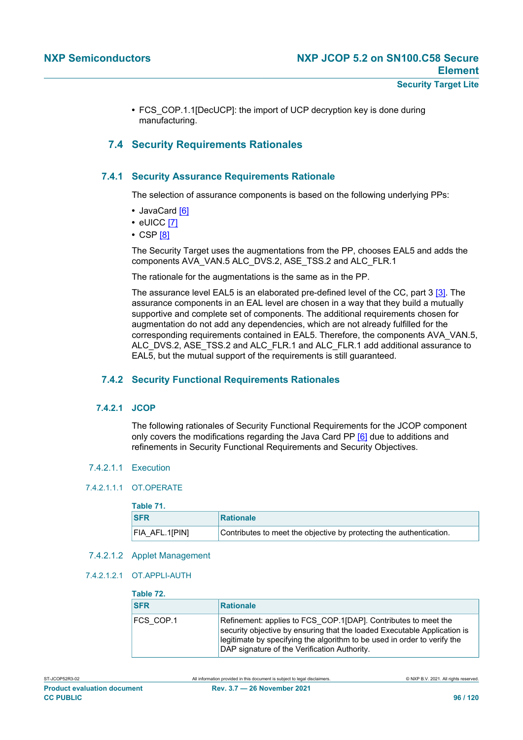- FCS_COP.1.1[DecUCP]: the import of UCP decryption key is done during manufacturing.

## 7.4 Security Requirements Rationales

### 7.4.1 Security Assurance Requirements Rationale

The selection of assurance components is based on the following underlying PPs:

- JavaCard [6]
- eUICC [7]
- CSP [8]

The Security Target uses the augmentations from the PP, chooses EAL5 and adds the components AVA_VAN.5 ALC_DVS.2, ASE_TSS.2 and ALC_FLR.1

The rationale for the augmentations is the same as in the PP.

The assurance level EAL5 is an elaborated pre-defined level of the CC, part 3 [3]. The assurance components in an EAL level are chosen in a way that they build a mutually supportive and complete set of components. The additional requirements chosen for augmentation do not add any dependencies, which are not already fulfilled for the corresponding requirements contained in EAL5. Therefore, the components AVA_VAN.5, ALC_DVS.2, ASE_TSS.2 and ALC_FLR.1 and ALC_FLR.1 add additional assurance to EAL5, but the mutual support of the requirements is still guaranteed.

### 7.4.2 Security Functional Requirements Rationales

#### 7.4.2.1 JCOP

The following rationales of Security Functional Requirements for the JCOP component only covers the modifications regarding the Java Card PP [6] due to additions and refinements in Security Functional Requirements and Security Objectives.

##### 7.4.2.1.1 Execution

###### 7.4.2.1.1.1 OT.OPERATE

**Table 71.**

| SFR | Rationale |
|---|---|
| FIA_AFL.1[PIN] | Contributes to meet the objective by protecting the authentication. |

##### 7.4.2.1.2 Applet Management

###### 7.4.2.1.2.1 OT.APPLI-AUTH

**Table 72.**

| SFR | Rationale |
|---|---|
| FCS_COP.1 | Refinement: applies to FCS_COP.1[DAP]. Contributes to meet the security objective by ensuring that the loaded Executable Application is legitimate by specifying the algorithm to be used in order to verify the DAP signature of the Verification Authority. |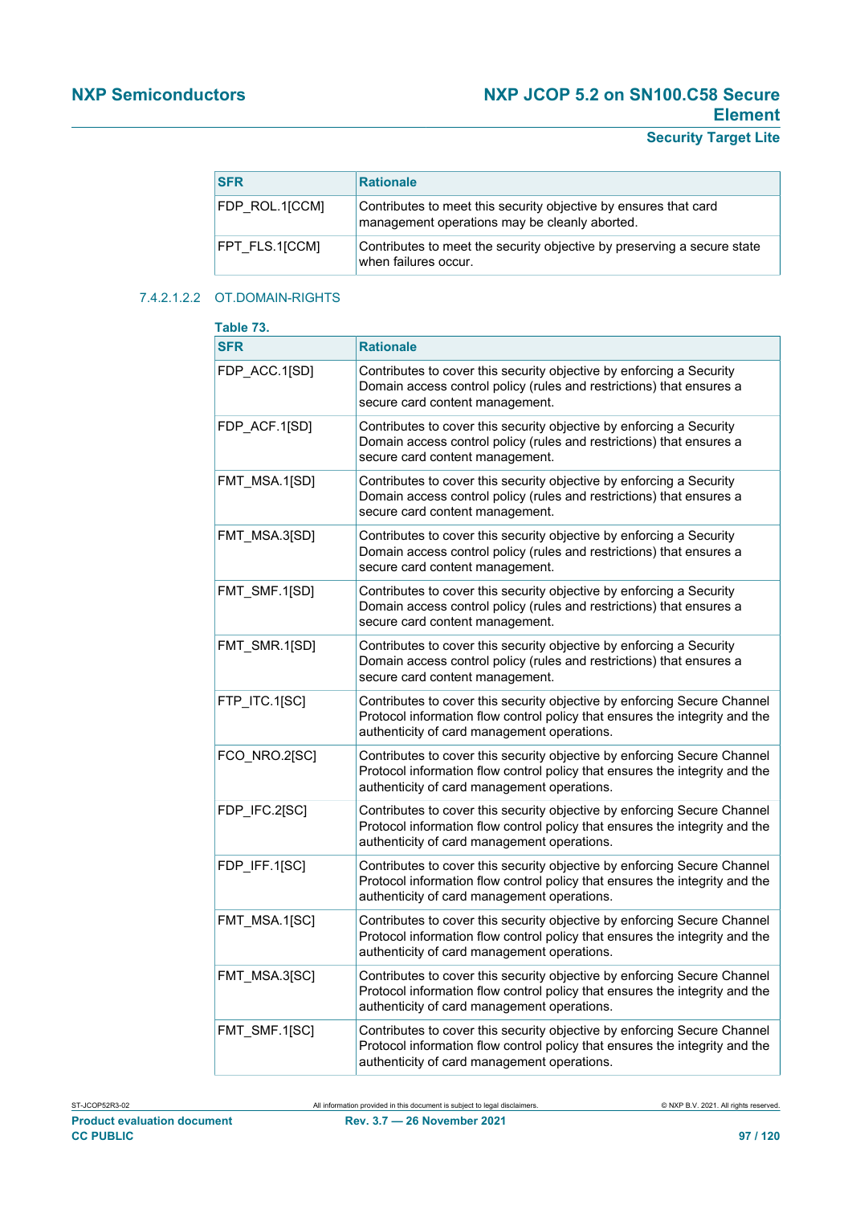| SFR | Rationale |
| --- | --- |
| FDP_ROL.1[CCM] | Contributes to meet this security objective by ensures that card management operations may be cleanly aborted. |
| FPT_FLS.1[CCM] | Contributes to meet the security objective by preserving a secure state when failures occur. |

#### 7.4.2.1.2.2 OT.DOMAIN-RIGHTS

**Table 73.**

| SFR | Rationale |
| --- | --- |
| FDP_ACC.1[SD] | Contributes to cover this security objective by enforcing a Security Domain access control policy (rules and restrictions) that ensures a secure card content management. |
| FDP_ACF.1[SD] | Contributes to cover this security objective by enforcing a Security Domain access control policy (rules and restrictions) that ensures a secure card content management. |
| FMT_MSA.1[SD] | Contributes to cover this security objective by enforcing a Security Domain access control policy (rules and restrictions) that ensures a secure card content management. |
| FMT_MSA.3[SD] | Contributes to cover this security objective by enforcing a Security Domain access control policy (rules and restrictions) that ensures a secure card content management. |
| FMT_SMF.1[SD] | Contributes to cover this security objective by enforcing a Security Domain access control policy (rules and restrictions) that ensures a secure card content management. |
| FMT_SMR.1[SD] | Contributes to cover this security objective by enforcing a Security Domain access control policy (rules and restrictions) that ensures a secure card content management. |
| FTP_ITC.1[SC] | Contributes to cover this security objective by enforcing Secure Channel Protocol information flow control policy that ensures the integrity and the authenticity of card management operations. |
| FCO_NRO.2[SC] | Contributes to cover this security objective by enforcing Secure Channel Protocol information flow control policy that ensures the integrity and the authenticity of card management operations. |
| FDP_IFC.2[SC] | Contributes to cover this security objective by enforcing Secure Channel Protocol information flow control policy that ensures the integrity and the authenticity of card management operations. |
| FDP_IFF.1[SC] | Contributes to cover this security objective by enforcing Secure Channel Protocol information flow control policy that ensures the integrity and the authenticity of card management operations. |
| FMT_MSA.1[SC] | Contributes to cover this security objective by enforcing Secure Channel Protocol information flow control policy that ensures the integrity and the authenticity of card management operations. |
| FMT_MSA.3[SC] | Contributes to cover this security objective by enforcing Secure Channel Protocol information flow control policy that ensures the integrity and the authenticity of card management operations. |
| FMT_SMF.1[SC] | Contributes to cover this security objective by enforcing Secure Channel Protocol information flow control policy that ensures the integrity and the authenticity of card management operations. |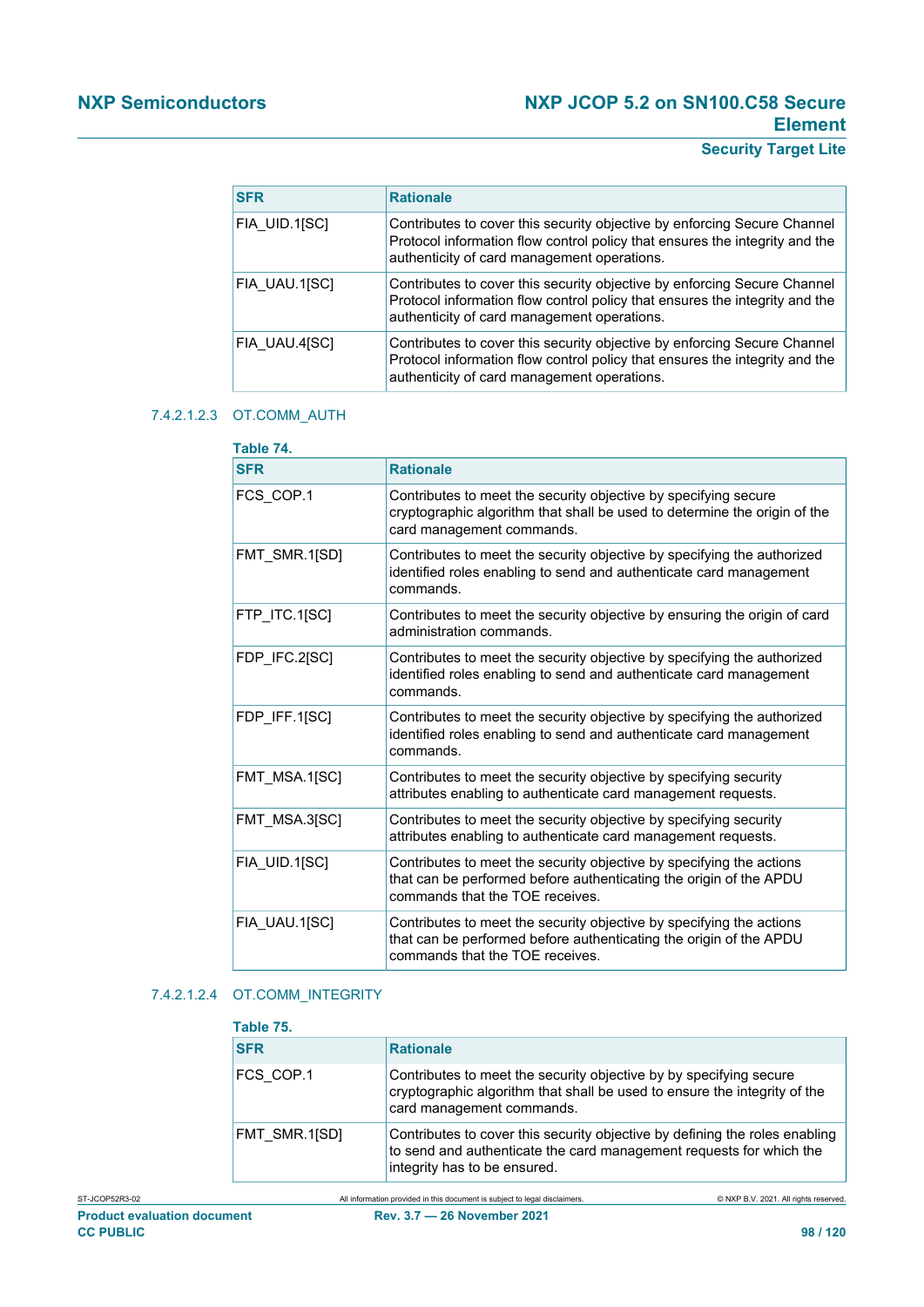| SFR | Rationale |
|---|---|
| FIA_UID.1[SC] | Contributes to cover this security objective by enforcing Secure Channel Protocol information flow control policy that ensures the integrity and the authenticity of card management operations. |
| FIA_UAU.1[SC] | Contributes to cover this security objective by enforcing Secure Channel Protocol information flow control policy that ensures the integrity and the authenticity of card management operations. |
| FIA_UAU.4[SC] | Contributes to cover this security objective by enforcing Secure Channel Protocol information flow control policy that ensures the integrity and the authenticity of card management operations. |

#### 7.4.2.1.2.3 OT.COMM_AUTH

**Table 74.**

| SFR | Rationale |
|---|---|
| FCS_COP.1 | Contributes to meet the security objective by specifying secure cryptographic algorithm that shall be used to determine the origin of the card management commands. |
| FMT_SMR.1[SD] | Contributes to meet the security objective by specifying the authorized identified roles enabling to send and authenticate card management commands. |
| FTP_ITC.1[SC] | Contributes to meet the security objective by ensuring the origin of card administration commands. |
| FDP_IFC.2[SC] | Contributes to meet the security objective by specifying the authorized identified roles enabling to send and authenticate card management commands. |
| FDP_IFF.1[SC] | Contributes to meet the security objective by specifying the authorized identified roles enabling to send and authenticate card management commands. |
| FMT_MSA.1[SC] | Contributes to meet the security objective by specifying security attributes enabling to authenticate card management requests. |
| FMT_MSA.3[SC] | Contributes to meet the security objective by specifying security attributes enabling to authenticate card management requests. |
| FIA_UID.1[SC] | Contributes to meet the security objective by specifying the actions that can be performed before authenticating the origin of the APDU commands that the TOE receives. |
| FIA_UAU.1[SC] | Contributes to meet the security objective by specifying the actions that can be performed before authenticating the origin of the APDU commands that the TOE receives. |

#### 7.4.2.1.2.4 OT.COMM_INTEGRITY

**Table 75.**

| SFR | Rationale |
|---|---|
| FCS_COP.1 | Contributes to meet the security objective by by specifying secure cryptographic algorithm that shall be used to ensure the integrity of the card management commands. |
| FMT_SMR.1[SD] | Contributes to cover this security objective by defining the roles enabling to send and authenticate the card management requests for which the integrity has to be ensured. |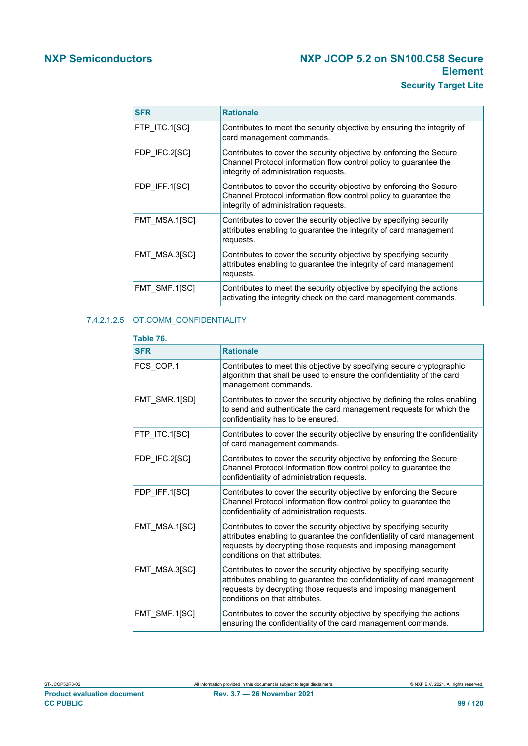| SFR | Rationale |
| --- | --- |
| FTP_ITC.1[SC] | Contributes to meet the security objective by ensuring the integrity of card management commands. |
| FDP_IFC.2[SC] | Contributes to cover the security objective by enforcing the Secure Channel Protocol information flow control policy to guarantee the integrity of administration requests. |
| FDP_IFF.1[SC] | Contributes to cover the security objective by enforcing the Secure Channel Protocol information flow control policy to guarantee the integrity of administration requests. |
| FMT_MSA.1[SC] | Contributes to cover the security objective by specifying security attributes enabling to guarantee the integrity of card management requests. |
| FMT_MSA.3[SC] | Contributes to cover the security objective by specifying security attributes enabling to guarantee the integrity of card management requests. |
| FMT_SMF.1[SC] | Contributes to meet the security objective by specifying the actions activating the integrity check on the card management commands. |

##### 7.4.2.1.2.5 OT.COMM_CONFIDENTIALITY

**Table 76.**

| SFR | Rationale |
| --- | --- |
| FCS_COP.1 | Contributes to meet this objective by specifying secure cryptographic algorithm that shall be used to ensure the confidentiality of the card management commands. |
| FMT_SMR.1[SD] | Contributes to cover the security objective by defining the roles enabling to send and authenticate the card management requests for which the confidentiality has to be ensured. |
| FTP_ITC.1[SC] | Contributes to cover the security objective by ensuring the confidentiality of card management commands. |
| FDP_IFC.2[SC] | Contributes to cover the security objective by enforcing the Secure Channel Protocol information flow control policy to guarantee the confidentiality of administration requests. |
| FDP_IFF.1[SC] | Contributes to cover the security objective by enforcing the Secure Channel Protocol information flow control policy to guarantee the confidentiality of administration requests. |
| FMT_MSA.1[SC] | Contributes to cover the security objective by specifying security attributes enabling to guarantee the confidentiality of card management requests by decrypting those requests and imposing management conditions on that attributes. |
| FMT_MSA.3[SC] | Contributes to cover the security objective by specifying security attributes enabling to guarantee the confidentiality of card management requests by decrypting those requests and imposing management conditions on that attributes. |
| FMT_SMF.1[SC] | Contributes to cover the security objective by specifying the actions ensuring the confidentiality of the card management commands. |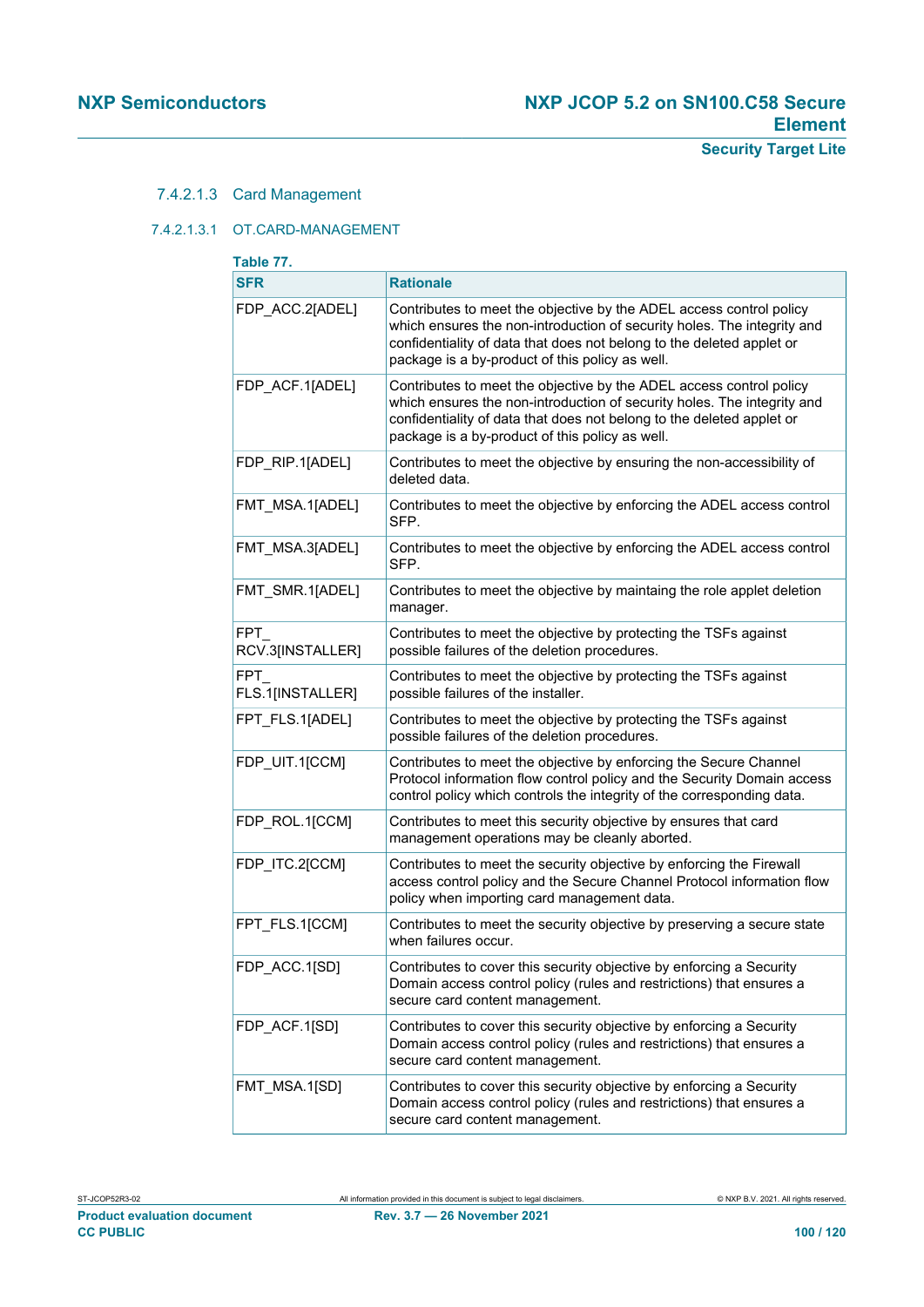#### 7.4.2.1.3 Card Management

##### 7.4.2.1.3.1 OT.CARD-MANAGEMENT

**Table 77.**

| SFR | Rationale |
| --- | --- |
| FDP_ACC.2[ADEL] | Contributes to meet the objective by the ADEL access control policy which ensures the non-introduction of security holes. The integrity and confidentiality of data that does not belong to the deleted applet or package is a by-product of this policy as well. |
| FDP_ACF.1[ADEL] | Contributes to meet the objective by the ADEL access control policy which ensures the non-introduction of security holes. The integrity and confidentiality of data that does not belong to the deleted applet or package is a by-product of this policy as well. |
| FDP_RIP.1[ADEL] | Contributes to meet the objective by ensuring the non-accessibility of deleted data. |
| FMT_MSA.1[ADEL] | Contributes to meet the objective by enforcing the ADEL access control SFP. |
| FMT_MSA.3[ADEL] | Contributes to meet the objective by enforcing the ADEL access control SFP. |
| FMT_SMR.1[ADEL] | Contributes to meet the objective by maintaing the role applet deletion manager. |
| FPT_RCV.3[INSTALLER] | Contributes to meet the objective by protecting the TSFs against possible failures of the deletion procedures. |
| FPT_FLS.1[INSTALLER] | Contributes to meet the objective by protecting the TSFs against possible failures of the installer. |
| FPT_FLS.1[ADEL] | Contributes to meet the objective by protecting the TSFs against possible failures of the deletion procedures. |
| FDP_UIT.1[CCM] | Contributes to meet the objective by enforcing the Secure Channel Protocol information flow control policy and the Security Domain access control policy which controls the integrity of the corresponding data. |
| FDP_ROL.1[CCM] | Contributes to meet this security objective by ensures that card management operations may be cleanly aborted. |
| FDP_ITC.2[CCM] | Contributes to meet the security objective by enforcing the Firewall access control policy and the Secure Channel Protocol information flow policy when importing card management data. |
| FPT_FLS.1[CCM] | Contributes to meet the security objective by preserving a secure state when failures occur. |
| FDP_ACC.1[SD] | Contributes to cover this security objective by enforcing a Security Domain access control policy (rules and restrictions) that ensures a secure card content management. |
| FDP_ACF.1[SD] | Contributes to cover this security objective by enforcing a Security Domain access control policy (rules and restrictions) that ensures a secure card content management. |
| FMT_MSA.1[SD] | Contributes to cover this security objective by enforcing a Security Domain access control policy (rules and restrictions) that ensures a secure card content management. |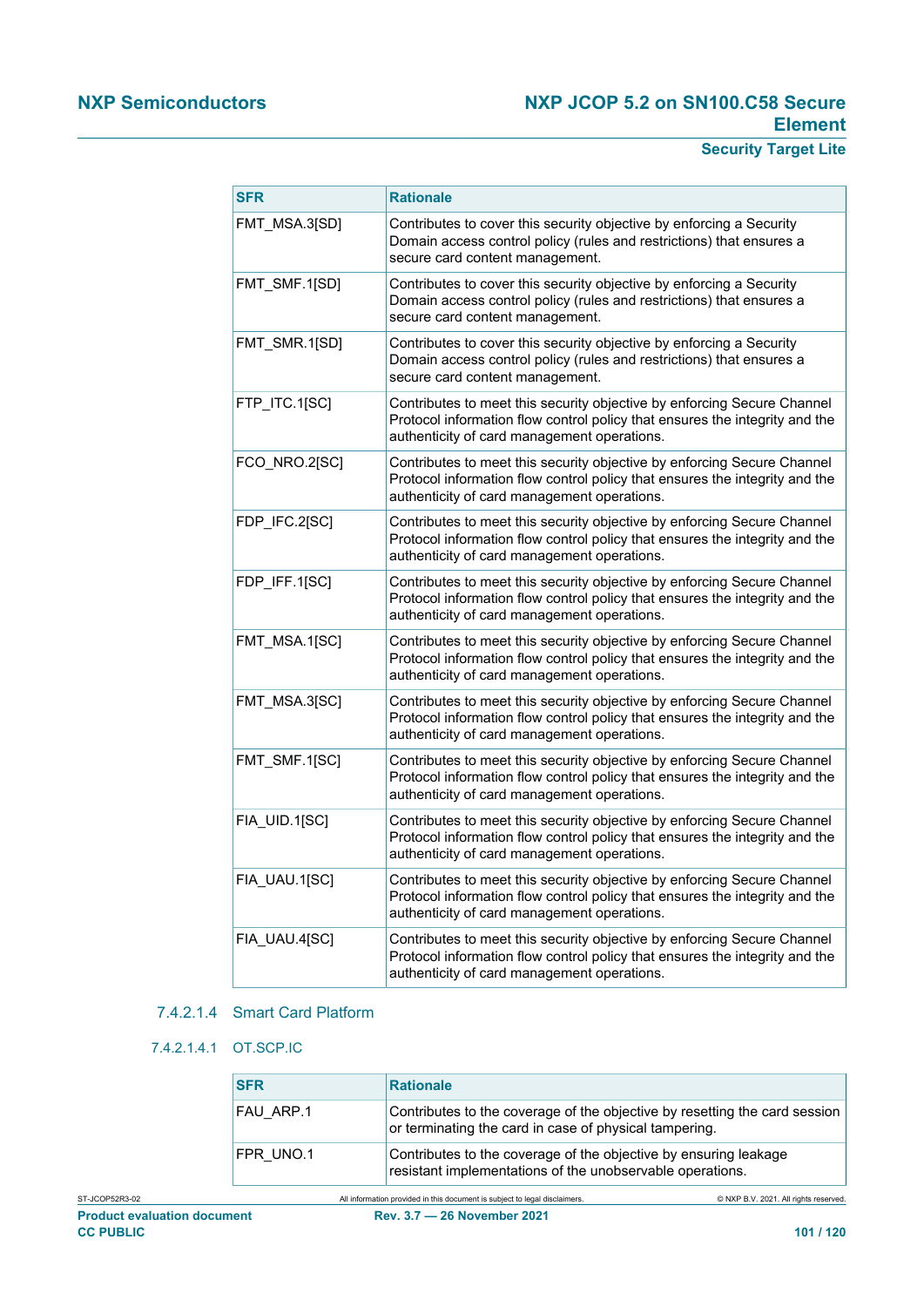| SFR | Rationale |
| --- | --- |
| FMT_MSA.3[SD] | Contributes to cover this security objective by enforcing a Security Domain access control policy (rules and restrictions) that ensures a secure card content management. |
| FMT_SMF.1[SD] | Contributes to cover this security objective by enforcing a Security Domain access control policy (rules and restrictions) that ensures a secure card content management. |
| FMT_SMR.1[SD] | Contributes to cover this security objective by enforcing a Security Domain access control policy (rules and restrictions) that ensures a secure card content management. |
| FTP_ITC.1[SC] | Contributes to meet this security objective by enforcing Secure Channel Protocol information flow control policy that ensures the integrity and the authenticity of card management operations. |
| FCO_NRO.2[SC] | Contributes to meet this security objective by enforcing Secure Channel Protocol information flow control policy that ensures the integrity and the authenticity of card management operations. |
| FDP_IFC.2[SC] | Contributes to meet this security objective by enforcing Secure Channel Protocol information flow control policy that ensures the integrity and the authenticity of card management operations. |
| FDP_IFF.1[SC] | Contributes to meet this security objective by enforcing Secure Channel Protocol information flow control policy that ensures the integrity and the authenticity of card management operations. |
| FMT_MSA.1[SC] | Contributes to meet this security objective by enforcing Secure Channel Protocol information flow control policy that ensures the integrity and the authenticity of card management operations. |
| FMT_MSA.3[SC] | Contributes to meet this security objective by enforcing Secure Channel Protocol information flow control policy that ensures the integrity and the authenticity of card management operations. |
| FMT_SMF.1[SC] | Contributes to meet this security objective by enforcing Secure Channel Protocol information flow control policy that ensures the integrity and the authenticity of card management operations. |
| FIA_UID.1[SC] | Contributes to meet this security objective by enforcing Secure Channel Protocol information flow control policy that ensures the integrity and the authenticity of card management operations. |
| FIA_UAU.1[SC] | Contributes to meet this security objective by enforcing Secure Channel Protocol information flow control policy that ensures the integrity and the authenticity of card management operations. |
| FIA_UAU.4[SC] | Contributes to meet this security objective by enforcing Secure Channel Protocol information flow control policy that ensures the integrity and the authenticity of card management operations. |

#### 7.4.2.1.4 Smart Card Platform

##### 7.4.2.1.4.1 OT.SCP.IC

| SFR | Rationale |
| --- | --- |
| FAU_ARP.1 | Contributes to the coverage of the objective by resetting the card session or terminating the card in case of physical tampering. |
| FPR_UNO.1 | Contributes to the coverage of the objective by ensuring leakage resistant implementations of the unobservable operations. |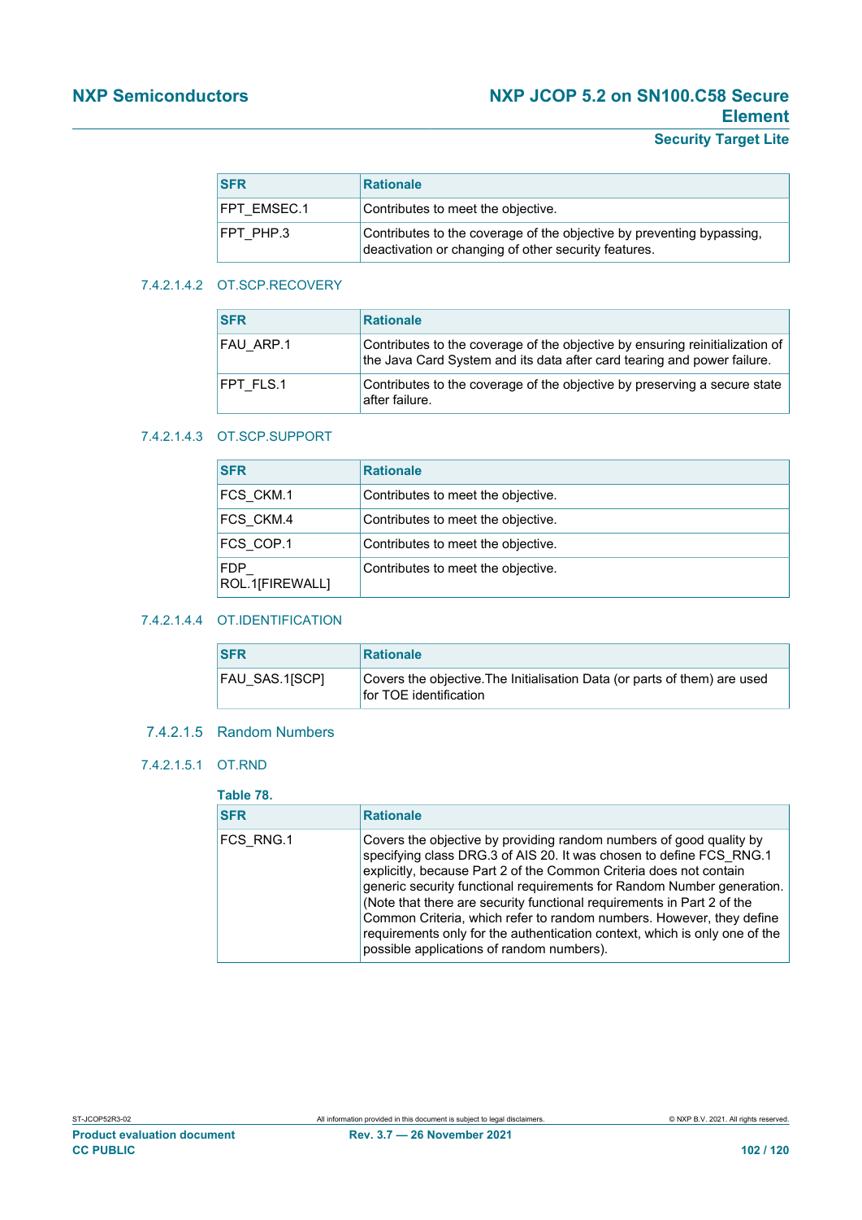| SFR | Rationale |
| --- | --- |
| FPT_EMSEC.1 | Contributes to meet the objective. |
| FPT_PHP.3 | Contributes to the coverage of the objective by preventing bypassing, deactivation or changing of other security features. |

#### 7.4.2.1.4.2 OT.SCP.RECOVERY

| SFR | Rationale |
| --- | --- |
| FAU_ARP.1 | Contributes to the coverage of the objective by ensuring reinitialization of the Java Card System and its data after card tearing and power failure. |
| FPT_FLS.1 | Contributes to the coverage of the objective by preserving a secure state after failure. |

#### 7.4.2.1.4.3 OT.SCP.SUPPORT

| SFR | Rationale |
| --- | --- |
| FCS_CKM.1 | Contributes to meet the objective. |
| FCS_CKM.4 | Contributes to meet the objective. |
| FCS_COP.1 | Contributes to meet the objective. |
| FDP_ROL.1[FIREWALL] | Contributes to meet the objective. |

#### 7.4.2.1.4.4 OT.IDENTIFICATION

| SFR | Rationale |
| --- | --- |
| FAU_SAS.1[SCP] | Covers the objective.The Initialisation Data (or parts of them) are used for TOE identification |

### 7.4.2.1.5 Random Numbers

#### 7.4.2.1.5.1 OT.RND

**Table 78.**

| SFR | Rationale |
| --- | --- |
| FCS_RNG.1 | Covers the objective by providing random numbers of good quality by specifying class DRG.3 of AIS 20. It was chosen to define FCS_RNG.1 explicitly, because Part 2 of the Common Criteria does not contain generic security functional requirements for Random Number generation. (Note that there are security functional requirements in Part 2 of the Common Criteria, which refer to random numbers. However, they define requirements only for the authentication context, which is only one of the possible applications of random numbers). |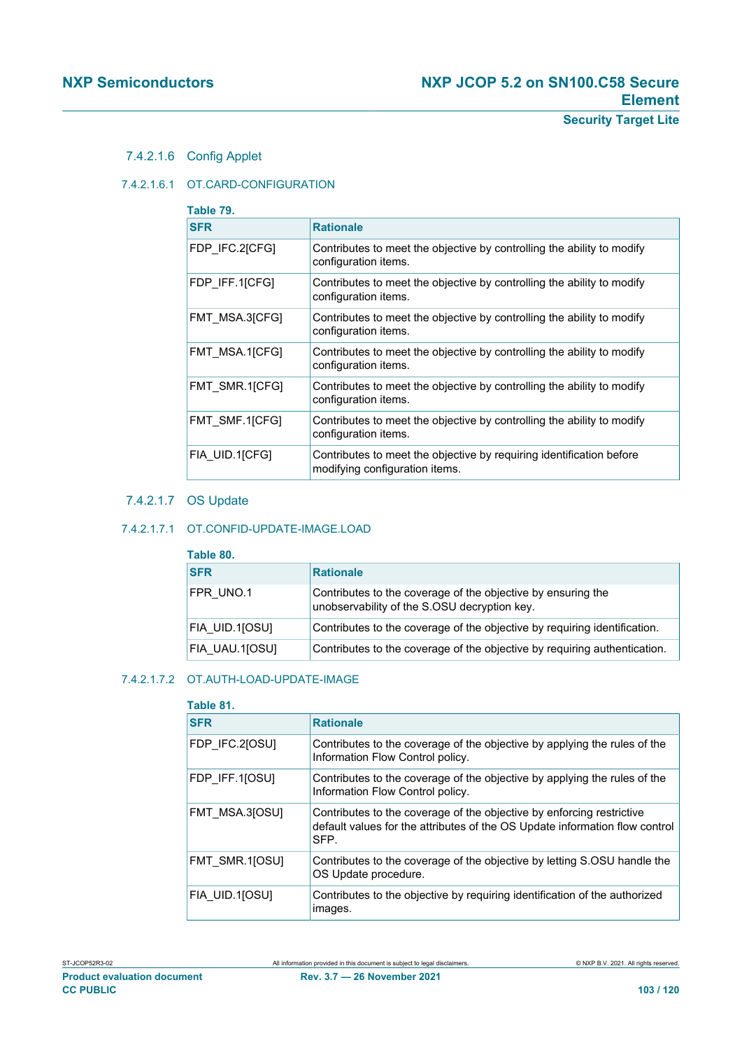#### 7.4.2.1.6 Config Applet

##### 7.4.2.1.6.1 OT.CARD-CONFIGURATION

**Table 79.**

| SFR | Rationale |
| --- | --- |
| FDP_IFC.2[CFG] | Contributes to meet the objective by controlling the ability to modify configuration items. |
| FDP_IFF.1[CFG] | Contributes to meet the objective by controlling the ability to modify configuration items. |
| FMT_MSA.3[CFG] | Contributes to meet the objective by controlling the ability to modify configuration items. |
| FMT_MSA.1[CFG] | Contributes to meet the objective by controlling the ability to modify configuration items. |
| FMT_SMR.1[CFG] | Contributes to meet the objective by controlling the ability to modify configuration items. |
| FMT_SMF.1[CFG] | Contributes to meet the objective by controlling the ability to modify configuration items. |
| FIA_UID.1[CFG] | Contributes to meet the objective by requiring identification before modifying configuration items. |

#### 7.4.2.1.7 OS Update

##### 7.4.2.1.7.1 OT.CONFID-UPDATE-IMAGE.LOAD

**Table 80.**

| SFR | Rationale |
| --- | --- |
| FPR_UNO.1 | Contributes to the coverage of the objective by ensuring the unobservability of the S.OSU decryption key. |
| FIA_UID.1[OSU] | Contributes to the coverage of the objective by requiring identification. |
| FIA_UAU.1[OSU] | Contributes to the coverage of the objective by requiring authentication. |

##### 7.4.2.1.7.2 OT.AUTH-LOAD-UPDATE-IMAGE

**Table 81.**

| SFR | Rationale |
| --- | --- |
| FDP_IFC.2[OSU] | Contributes to the coverage of the objective by applying the rules of the Information Flow Control policy. |
| FDP_IFF.1[OSU] | Contributes to the coverage of the objective by applying the rules of the Information Flow Control policy. |
| FMT_MSA.3[OSU] | Contributes to the coverage of the objective by enforcing restrictive default values for the attributes of the OS Update information flow control SFP. |
| FMT_SMR.1[OSU] | Contributes to the coverage of the objective by letting S.OSU handle the OS Update procedure. |
| FIA_UID.1[OSU] | Contributes to the objective by requiring identification of the authorized images. |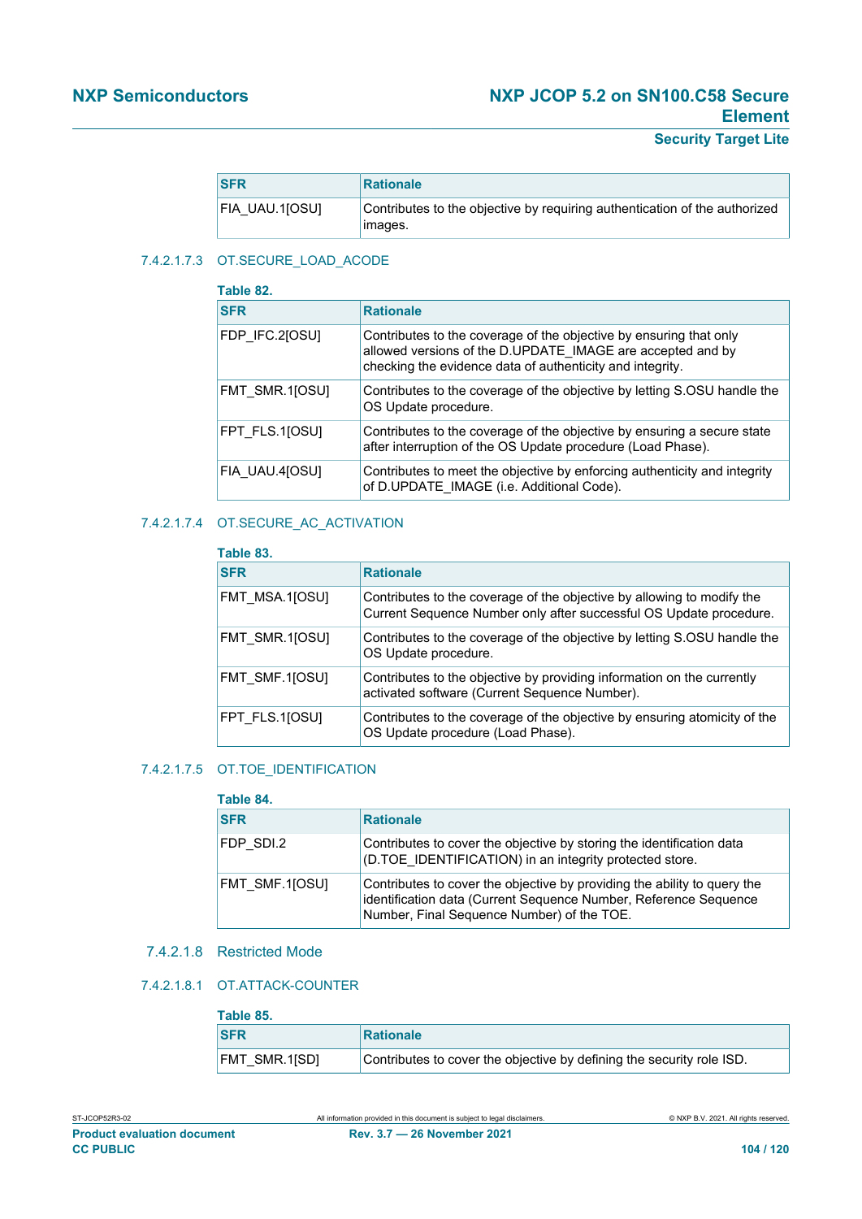| SFR | Rationale |
|---|---|
| FIA_UAU.1[OSU] | Contributes to the objective by requiring authentication of the authorized images. |

##### 7.4.2.1.7.3 OT.SECURE_LOAD_ACODE

**Table 82.**

| SFR | Rationale |
|---|---|
| FDP_IFC.2[OSU] | Contributes to the coverage of the objective by ensuring that only allowed versions of the D.UPDATE_IMAGE are accepted and by checking the evidence data of authenticity and integrity. |
| FMT_SMR.1[OSU] | Contributes to the coverage of the objective by letting S.OSU handle the OS Update procedure. |
| FPT_FLS.1[OSU] | Contributes to the coverage of the objective by ensuring a secure state after interruption of the OS Update procedure (Load Phase). |
| FIA_UAU.4[OSU] | Contributes to meet the objective by enforcing authenticity and integrity of D.UPDATE_IMAGE (i.e. Additional Code). |

##### 7.4.2.1.7.4 OT.SECURE_AC_ACTIVATION

**Table 83.**

| SFR | Rationale |
|---|---|
| FMT_MSA.1[OSU] | Contributes to the coverage of the objective by allowing to modify the Current Sequence Number only after successful OS Update procedure. |
| FMT_SMR.1[OSU] | Contributes to the coverage of the objective by letting S.OSU handle the OS Update procedure. |
| FMT_SMF.1[OSU] | Contributes to the objective by providing information on the currently activated software (Current Sequence Number). |
| FPT_FLS.1[OSU] | Contributes to the coverage of the objective by ensuring atomicity of the OS Update procedure (Load Phase). |

##### 7.4.2.1.7.5 OT.TOE_IDENTIFICATION

**Table 84.**

| SFR | Rationale |
|---|---|
| FDP_SDI.2 | Contributes to cover the objective by storing the identification data (D.TOE_IDENTIFICATION) in an integrity protected store. |
| FMT_SMF.1[OSU] | Contributes to cover the objective by providing the ability to query the identification data (Current Sequence Number, Reference Sequence Number, Final Sequence Number) of the TOE. |

#### 7.4.2.1.8 Restricted Mode

##### 7.4.2.1.8.1 OT.ATTACK-COUNTER

**Table 85.**

| SFR | Rationale |
|---|---|
| FMT_SMR.1[SD] | Contributes to cover the objective by defining the security role ISD. |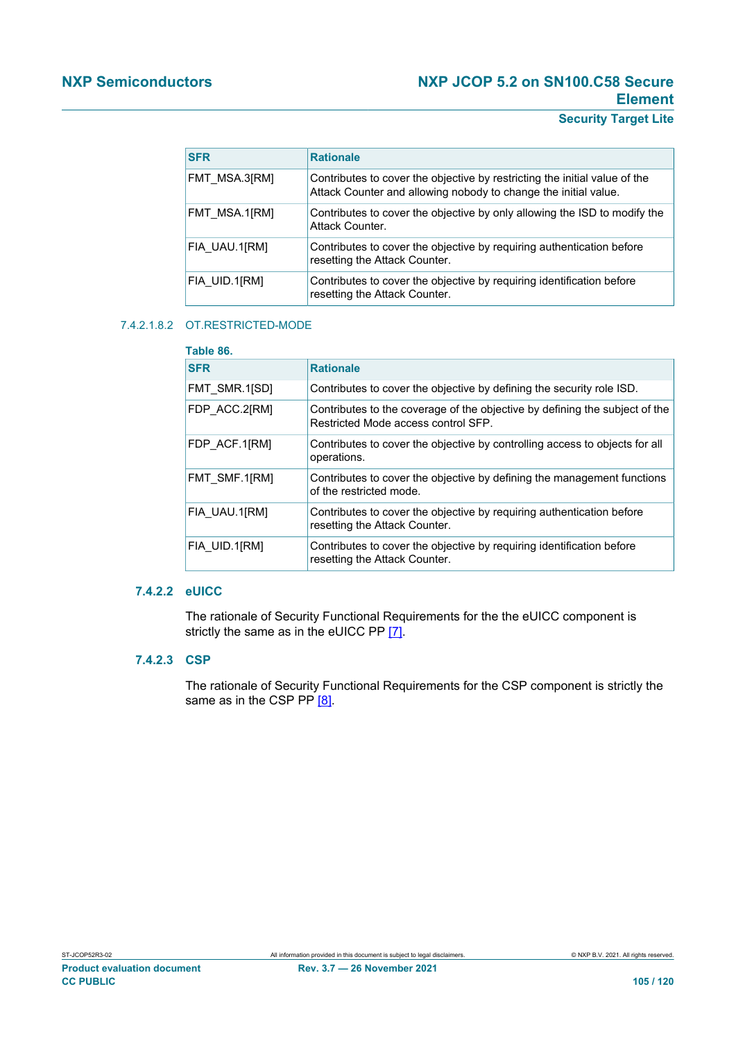| SFR | Rationale |
| --- | --- |
| FMT_MSA.3[RM] | Contributes to cover the objective by restricting the initial value of the Attack Counter and allowing nobody to change the initial value. |
| FMT_MSA.1[RM] | Contributes to cover the objective by only allowing the ISD to modify the Attack Counter. |
| FIA_UAU.1[RM] | Contributes to cover the objective by requiring authentication before resetting the Attack Counter. |
| FIA_UID.1[RM] | Contributes to cover the objective by requiring identification before resetting the Attack Counter. |

##### 7.4.2.1.8.2 OT.RESTRICTED-MODE

**Table 86.**

| SFR | Rationale |
| --- | --- |
| FMT_SMR.1[SD] | Contributes to cover the objective by defining the security role ISD. |
| FDP_ACC.2[RM] | Contributes to the coverage of the objective by defining the subject of the Restricted Mode access control SFP. |
| FDP_ACF.1[RM] | Contributes to cover the objective by controlling access to objects for all operations. |
| FMT_SMF.1[RM] | Contributes to cover the objective by defining the management functions of the restricted mode. |
| FIA_UAU.1[RM] | Contributes to cover the objective by requiring authentication before resetting the Attack Counter. |
| FIA_UID.1[RM] | Contributes to cover the objective by requiring identification before resetting the Attack Counter. |

### 7.4.2.2 eUICC

The rationale of Security Functional Requirements for the the eUICC component is strictly the same as in the eUICC PP [7].

### 7.4.2.3 CSP

The rationale of Security Functional Requirements for the CSP component is strictly the same as in the CSP PP [8].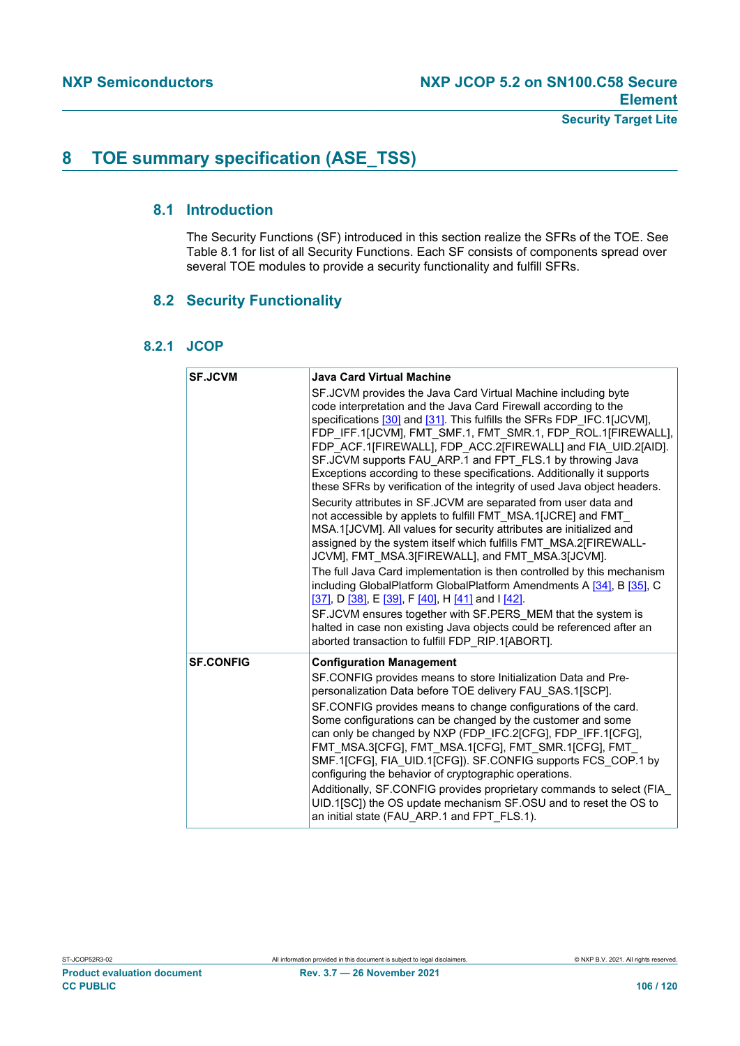# 8 TOE summary specification (ASE_TSS)

## 8.1 Introduction

The Security Functions (SF) introduced in this section realize the SFRs of the TOE. See Table 8.1 for list of all Security Functions. Each SF consists of components spread over several TOE modules to provide a security functionality and fulfill SFRs.

## 8.2 Security Functionality

### 8.2.1 JCOP

| | |
|---|---|
| **SF.JCVM** | **Java Card Virtual Machine**<br>SF.JCVM provides the Java Card Virtual Machine including byte code interpretation and the Java Card Firewall according to the specifications [30] and [31]. This fulfills the SFRs FDP_IFC.1[JCVM], FDP_IFF.1[JCVM], FMT_SMF.1, FMT_SMR.1, FDP_ROL.1[FIREWALL], FDP_ACF.1[FIREWALL], FDP_ACC.2[FIREWALL] and FIA_UID.2[AID]. SF.JCVM supports FAU_ARP.1 and FPT_FLS.1 by throwing Java Exceptions according to these specifications. Additionally it supports these SFRs by verification of the integrity of used Java object headers.<br>Security attributes in SF.JCVM are separated from user data and not accessible by applets to fulfill FMT_MSA.1[JCRE] and FMT_MSA.1[JCVM]. All values for security attributes are initialized and assigned by the system itself which fulfills FMT_MSA.2[FIREWALL-JCVM], FMT_MSA.3[FIREWALL], and FMT_MSA.3[JCVM].<br>The full Java Card implementation is then controlled by this mechanism including GlobalPlatform GlobalPlatform Amendments A [34], B [35], C [37], D [38], E [39], F [40], H [41] and I [42].<br>SF.JCVM ensures together with SF.PERS_MEM that the system is halted in case non existing Java objects could be referenced after an aborted transaction to fulfill FDP_RIP.1[ABORT]. |
| **SF.CONFIG** | **Configuration Management**<br>SF.CONFIG provides means to store Initialization Data and Pre-personalization Data before TOE delivery FAU_SAS.1[SCP].<br>SF.CONFIG provides means to change configurations of the card. Some configurations can be changed by the customer and some can only be changed by NXP (FDP_IFC.2[CFG], FDP_IFF.1[CFG], FMT_MSA.3[CFG], FMT_MSA.1[CFG], FMT_SMR.1[CFG], FMT_SMF.1[CFG], FIA_UID.1[CFG]). SF.CONFIG supports FCS_COP.1 by configuring the behavior of cryptographic operations.<br>Additionally, SF.CONFIG provides proprietary commands to select (FIA_UID.1[SC]) the OS update mechanism SF.OSU and to reset the OS to an initial state (FAU_ARP.1 and FPT_FLS.1). |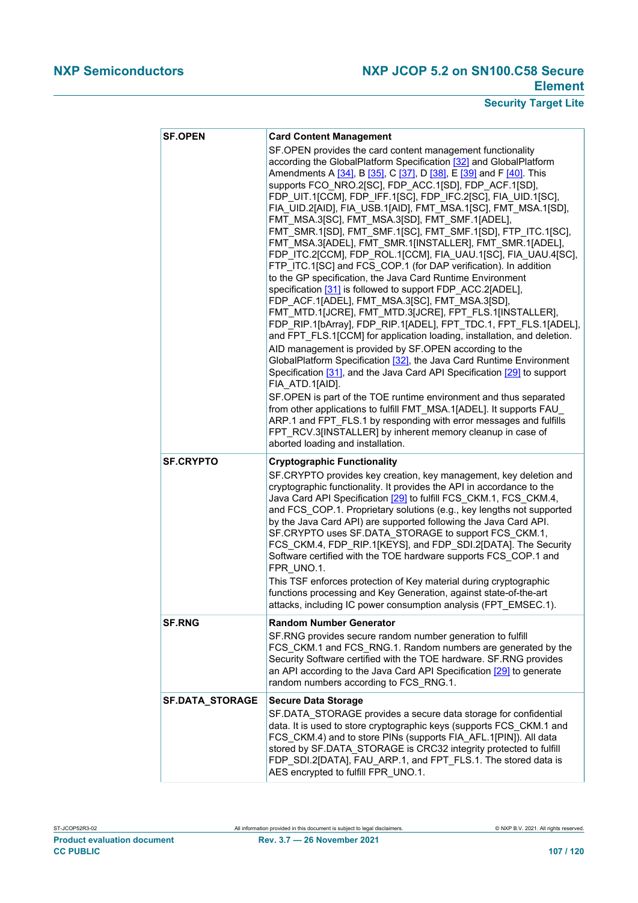| | |
|---|---|
| **SF.OPEN** | **Card Content Management**<br>SF.OPEN provides the card content management functionality according the GlobalPlatform Specification [32] and GlobalPlatform Amendments A [34], B [35], C [37], D [38], E [39] and F [40]. This supports FCO_NRO.2[SC], FDP_ACC.1[SD], FDP_ACF.1[SD], FDP_UIT.1[CCM], FDP_IFF.1[SC], FDP_IFC.2[SC], FIA_UID.1[SC], FIA_UID.2[AID], FIA_USB.1[AID], FMT_MSA.1[SC], FMT_MSA.1[SD], FMT_MSA.3[SC], FMT_MSA.3[SD], FMT_SMF.1[ADEL], FMT_SMR.1[SD], FMT_SMF.1[SC], FMT_SMF.1[SD], FTP_ITC.1[SC], FMT_MSA.3[ADEL], FMT_SMR.1[INSTALLER], FMT_SMR.1[ADEL], FDP_ITC.2[CCM], FDP_ROL.1[CCM], FIA_UAU.1[SC], FIA_UAU.4[SC], FTP_ITC.1[SC] and FCS_COP.1 (for DAP verification). In addition to the GP specification, the Java Card Runtime Environment specification [31] is followed to support FDP_ACC.2[ADEL], FDP_ACF.1[ADEL], FMT_MSA.3[SC], FMT_MSA.3[SD], FMT_MTD.1[JCRE], FMT_MTD.3[JCRE], FPT_FLS.1[INSTALLER], FDP_RIP.1[bArray], FDP_RIP.1[ADEL], FPT_TDC.1, FPT_FLS.1[ADEL], and FPT_FLS.1[CCM] for application loading, installation, and deletion.<br>AID management is provided by SF.OPEN according to the GlobalPlatform Specification [32], the Java Card Runtime Environment Specification [31], and the Java Card API Specification [29] to support FIA_ATD.1[AID].<br>SF.OPEN is part of the TOE runtime environment and thus separated from other applications to fulfill FMT_MSA.1[ADEL]. It supports FAU_ARP.1 and FPT_FLS.1 by responding with error messages and fulfills FPT_RCV.3[INSTALLER] by inherent memory cleanup in case of aborted loading and installation. |
| **SF.CRYPTO** | **Cryptographic Functionality**<br>SF.CRYPTO provides key creation, key management, key deletion and cryptographic functionality. It provides the API in accordance to the Java Card API Specification [29] to fulfill FCS_CKM.1, FCS_CKM.4, and FCS_COP.1. Proprietary solutions (e.g., key lengths not supported by the Java Card API) are supported following the Java Card API. SF.CRYPTO uses SF.DATA_STORAGE to support FCS_CKM.1, FCS_CKM.4, FDP_RIP.1[KEYS], and FDP_SDI.2[DATA]. The Security Software certified with the TOE hardware supports FCS_COP.1 and FPR_UNO.1.<br>This TSF enforces protection of Key material during cryptographic functions processing and Key Generation, against state-of-the-art attacks, including IC power consumption analysis (FPT_EMSEC.1). |
| **SF.RNG** | **Random Number Generator**<br>SF.RNG provides secure random number generation to fulfill FCS_CKM.1 and FCS_RNG.1. Random numbers are generated by the Security Software certified with the TOE hardware. SF.RNG provides an API according to the Java Card API Specification [29] to generate random numbers according to FCS_RNG.1. |
| **SF.DATA_STORAGE** | **Secure Data Storage**<br>SF.DATA_STORAGE provides a secure data storage for confidential data. It is used to store cryptographic keys (supports FCS_CKM.1 and FCS_CKM.4) and to store PINs (supports FIA_AFL.1[PIN]). All data stored by SF.DATA_STORAGE is CRC32 integrity protected to fulfill FDP_SDI.2[DATA], FAU_ARP.1, and FPT_FLS.1. The stored data is AES encrypted to fulfill FPR_UNO.1. |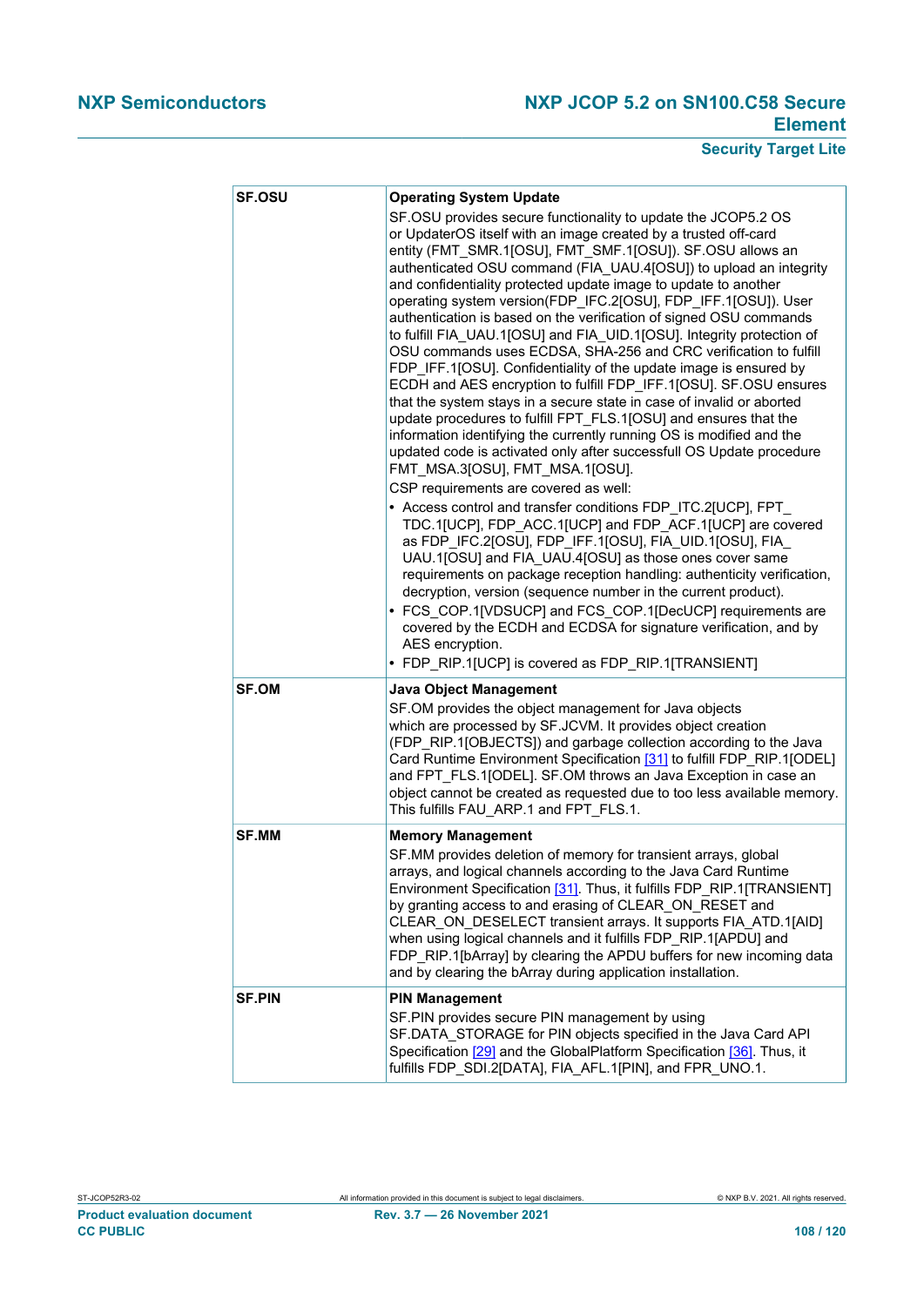| SF.OSU | **Operating System Update**<br>SF.OSU provides secure functionality to update the JCOP5.2 OS or UpdaterOS itself with an image created by a trusted off-card entity (FMT_SMR.1[OSU], FMT_SMF.1[OSU]). SF.OSU allows an authenticated OSU command (FIA_UAU.4[OSU]) to upload an integrity and confidentiality protected update image to update to another operating system version(FDP_IFC.2[OSU], FDP_IFF.1[OSU]). User authentication is based on the verification of signed OSU commands to fulfill FIA_UAU.1[OSU] and FIA_UID.1[OSU]. Integrity protection of OSU commands uses ECDSA, SHA-256 and CRC verification to fulfill FDP_IFF.1[OSU]. Confidentiality of the update image is ensured by ECDH and AES encryption to fulfill FDP_IFF.1[OSU]. SF.OSU ensures that the system stays in a secure state in case of invalid or aborted update procedures to fulfill FPT_FLS.1[OSU] and ensures that the information identifying the currently running OS is modified and the updated code is activated only after successfull OS Update procedure FMT_MSA.3[OSU], FMT_MSA.1[OSU].<br>CSP requirements are covered as well:<br>• Access control and transfer conditions FDP_ITC.2[UCP], FPT_TDC.1[UCP], FDP_ACC.1[UCP] and FDP_ACF.1[UCP] are covered as FDP_IFC.2[OSU], FDP_IFF.1[OSU], FIA_UID.1[OSU], FIA_UAU.1[OSU] and FIA_UAU.4[OSU] as those ones cover same requirements on package reception handling: authenticity verification, decryption, version (sequence number in the current product).<br>• FCS_COP.1[VDSUCP] and FCS_COP.1[DecUCP] requirements are covered by the ECDH and ECDSA for signature verification, and by AES encryption.<br>• FDP_RIP.1[UCP] is covered as FDP_RIP.1[TRANSIENT] |
|---|---|
| SF.OM | **Java Object Management**<br>SF.OM provides the object management for Java objects which are processed by SF.JCVM. It provides object creation (FDP_RIP.1[OBJECTS]) and garbage collection according to the Java Card Runtime Environment Specification [31] to fulfill FDP_RIP.1[ODEL] and FPT_FLS.1[ODEL]. SF.OM throws an Java Exception in case an object cannot be created as requested due to too less available memory. This fulfills FAU_ARP.1 and FPT_FLS.1. |
| SF.MM | **Memory Management**<br>SF.MM provides deletion of memory for transient arrays, global arrays, and logical channels according to the Java Card Runtime Environment Specification [31]. Thus, it fulfills FDP_RIP.1[TRANSIENT] by granting access to and erasing of CLEAR_ON_RESET and CLEAR_ON_DESELECT transient arrays. It supports FIA_ATD.1[AID] when using logical channels and it fulfills FDP_RIP.1[APDU] and FDP_RIP.1[bArray] by clearing the APDU buffers for new incoming data and by clearing the bArray during application installation. |
| SF.PIN | **PIN Management**<br>SF.PIN provides secure PIN management by using SF.DATA_STORAGE for PIN objects specified in the Java Card API Specification [29] and the GlobalPlatform Specification [36]. Thus, it fulfills FDP_SDI.2[DATA], FIA_AFL.1[PIN], and FPR_UNO.1. |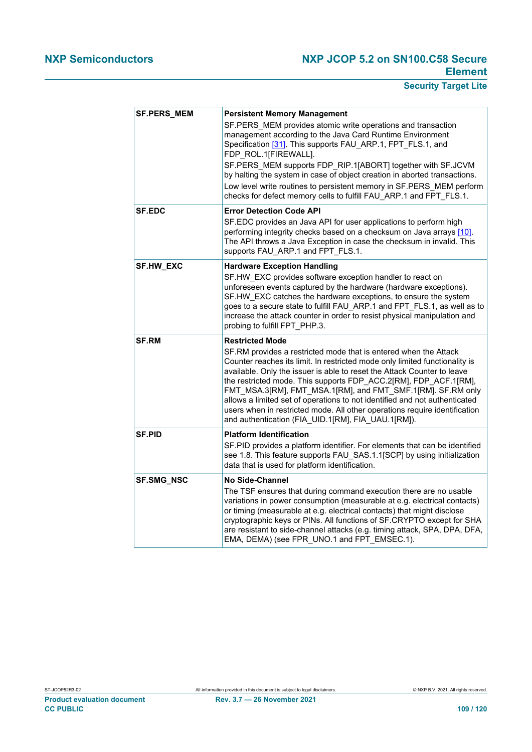| | |
|---|---|
| **SF.PERS_MEM** | **Persistent Memory Management**<br>SF.PERS_MEM provides atomic write operations and transaction management according to the Java Card Runtime Environment Specification [31]. This supports FAU_ARP.1, FPT_FLS.1, and FDP_ROL.1[FIREWALL].<br>SF.PERS_MEM supports FDP_RIP.1[ABORT] together with SF.JCVM by halting the system in case of object creation in aborted transactions.<br>Low level write routines to persistent memory in SF.PERS_MEM perform checks for defect memory cells to fulfill FAU_ARP.1 and FPT_FLS.1. |
| **SF.EDC** | **Error Detection Code API**<br>SF.EDC provides an Java API for user applications to perform high performing integrity checks based on a checksum on Java arrays [10]. The API throws a Java Exception in case the checksum in invalid. This supports FAU_ARP.1 and FPT_FLS.1. |
| **SF.HW_EXC** | **Hardware Exception Handling**<br>SF.HW_EXC provides software exception handler to react on unforeseen events captured by the hardware (hardware exceptions). SF.HW_EXC catches the hardware exceptions, to ensure the system goes to a secure state to fulfill FAU_ARP.1 and FPT_FLS.1, as well as to increase the attack counter in order to resist physical manipulation and probing to fulfill FPT_PHP.3. |
| **SF.RM** | **Restricted Mode**<br>SF.RM provides a restricted mode that is entered when the Attack Counter reaches its limit. In restricted mode only limited functionality is available. Only the issuer is able to reset the Attack Counter to leave the restricted mode. This supports FDP_ACC.2[RM], FDP_ACF.1[RM], FMT_MSA.3[RM], FMT_MSA.1[RM], and FMT_SMF.1[RM]. SF.RM only allows a limited set of operations to not identified and not authenticated users when in restricted mode. All other operations require identification and authentication (FIA_UID.1[RM], FIA_UAU.1[RM]). |
| **SF.PID** | **Platform Identification**<br>SF.PID provides a platform identifier. For elements that can be identified see 1.8. This feature supports FAU_SAS.1.1[SCP] by using initialization data that is used for platform identification. |
| **SF.SMG_NSC** | **No Side-Channel**<br>The TSF ensures that during command execution there are no usable variations in power consumption (measurable at e.g. electrical contacts) or timing (measurable at e.g. electrical contacts) that might disclose cryptographic keys or PINs. All functions of SF.CRYPTO except for SHA are resistant to side-channel attacks (e.g. timing attack, SPA, DPA, DFA, EMA, DEMA) (see FPR_UNO.1 and FPT_EMSEC.1). |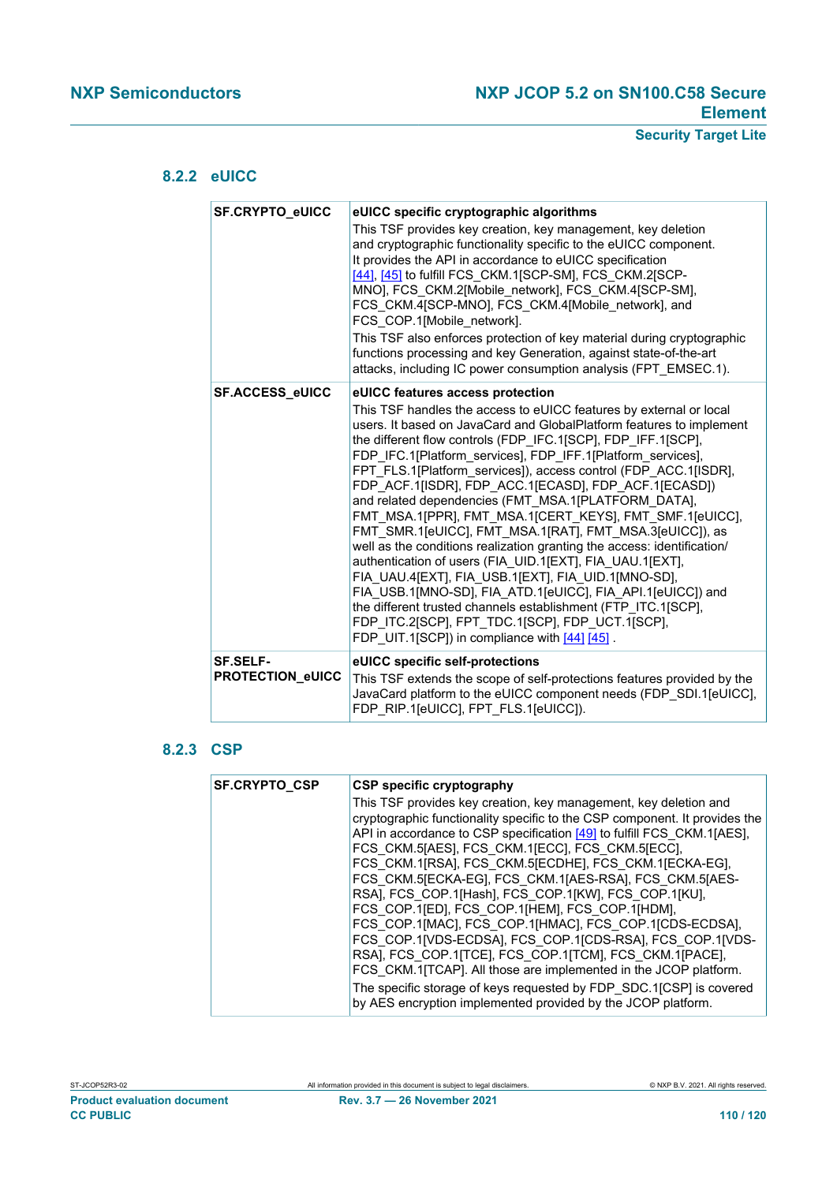### 8.2.2 eUICC

| | |
|---|---|
| **SF.CRYPTO_eUICC** | **eUICC specific cryptographic algorithms**<br>This TSF provides key creation, key management, key deletion and cryptographic functionality specific to the eUICC component. It provides the API in accordance to eUICC specification [44], [45] to fulfill FCS_CKM.1[SCP-SM], FCS_CKM.2[SCP-MNO], FCS_CKM.2[Mobile_network], FCS_CKM.4[SCP-SM], FCS_CKM.4[SCP-MNO], FCS_CKM.4[Mobile_network], and FCS_COP.1[Mobile_network].<br>This TSF also enforces protection of key material during cryptographic functions processing and key Generation, against state-of-the-art attacks, including IC power consumption analysis (FPT_EMSEC.1). |
| **SF.ACCESS_eUICC** | **eUICC features access protection**<br>This TSF handles the access to eUICC features by external or local users. It based on JavaCard and GlobalPlatform features to implement the different flow controls (FDP_IFC.1[SCP], FDP_IFF.1[SCP], FDP_IFC.1[Platform_services], FDP_IFF.1[Platform_services], FPT_FLS.1[Platform_services]), access control (FDP_ACC.1[ISDR], FDP_ACF.1[ISDR], FDP_ACC.1[ECASD], FDP_ACF.1[ECASD]) and related dependencies (FMT_MSA.1[PLATFORM_DATA], FMT_MSA.1[PPR], FMT_MSA.1[CERT_KEYS], FMT_SMF.1[eUICC], FMT_SMR.1[eUICC], FMT_MSA.1[RAT], FMT_MSA.3[eUICC]), as well as the conditions realization granting the access: identification/ authentication of users (FIA_UID.1[EXT], FIA_UAU.1[EXT], FIA_UAU.4[EXT], FIA_USB.1[EXT], FIA_UID.1[MNO-SD], FIA_USB.1[MNO-SD], FIA_ATD.1[eUICC], FIA_API.1[eUICC]) and the different trusted channels establishment (FTP_ITC.1[SCP], FDP_ITC.2[SCP], FPT_TDC.1[SCP], FDP_UCT.1[SCP], FDP_UIT.1[SCP]) in compliance with [44] [45] . |
| **SF.SELF-PROTECTION_eUICC** | **eUICC specific self-protections**<br>This TSF extends the scope of self-protections features provided by the JavaCard platform to the eUICC component needs (FDP_SDI.1[eUICC], FDP_RIP.1[eUICC], FPT_FLS.1[eUICC]). |

### 8.2.3 CSP

| | |
|---|---|
| **SF.CRYPTO_CSP** | **CSP specific cryptography**<br>This TSF provides key creation, key management, key deletion and cryptographic functionality specific to the CSP component. It provides the API in accordance to CSP specification [49] to fulfill FCS_CKM.1[AES], FCS_CKM.5[AES], FCS_CKM.1[ECC], FCS_CKM.5[ECC], FCS_CKM.1[RSA], FCS_CKM.5[ECDHE], FCS_CKM.1[ECKA-EG], FCS_CKM.5[ECKA-EG], FCS_CKM.1[AES-RSA], FCS_CKM.5[AES-RSA], FCS_COP.1[Hash], FCS_COP.1[KW], FCS_COP.1[KU], FCS_COP.1[ED], FCS_COP.1[HEM], FCS_COP.1[HDM], FCS_COP.1[MAC], FCS_COP.1[HMAC], FCS_COP.1[CDS-ECDSA], FCS_COP.1[VDS-ECDSA], FCS_COP.1[CDS-RSA], FCS_COP.1[VDS-RSA], FCS_COP.1[TCE], FCS_COP.1[TCM], FCS_CKM.1[PACE], FCS_CKM.1[TCAP]. All those are implemented in the JCOP platform.<br>The specific storage of keys requested by FDP_SDC.1[CSP] is covered by AES encryption implemented provided by the JCOP platform. |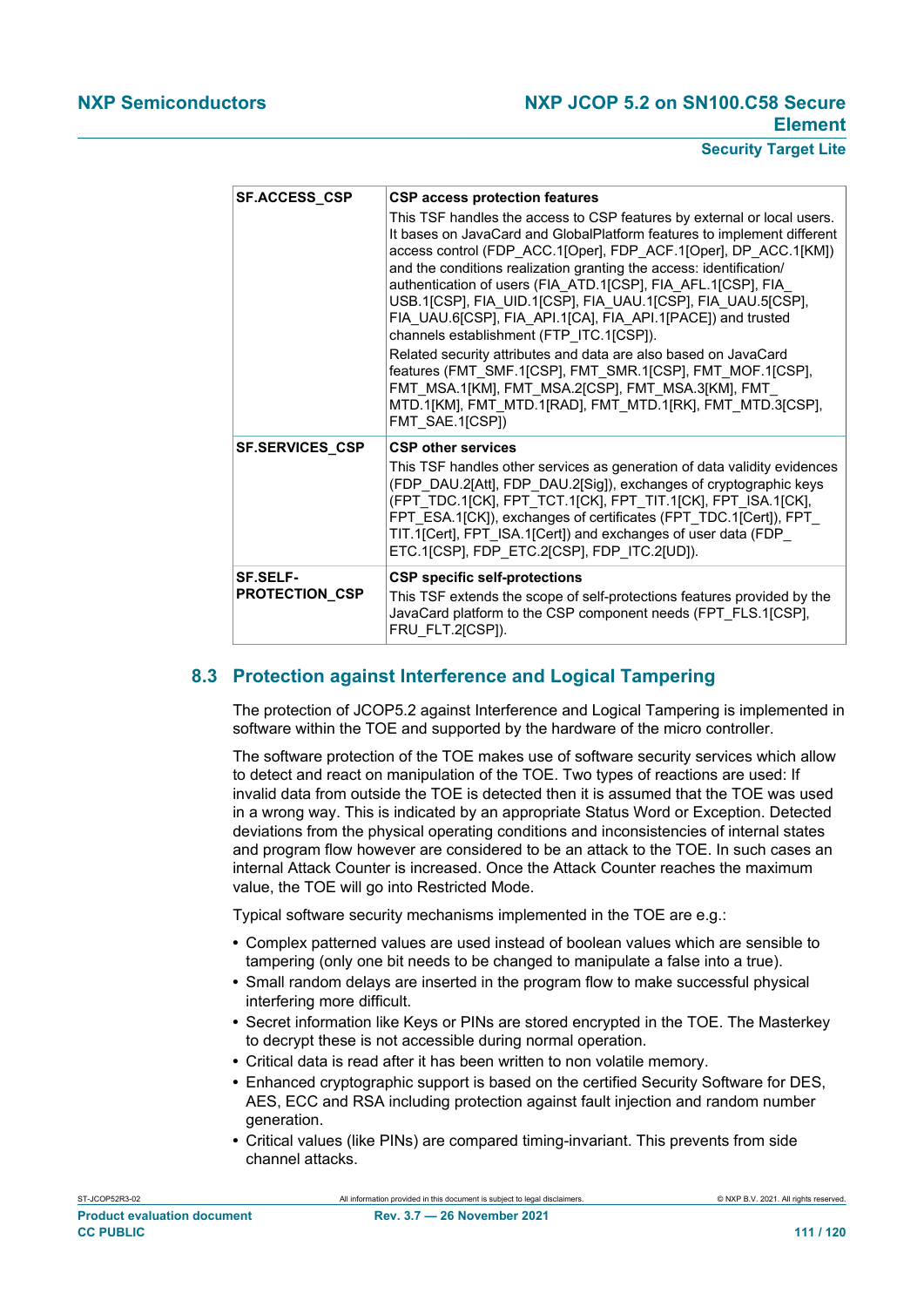| SF.ACCESS_CSP | **CSP access protection features**<br>This TSF handles the access to CSP features by external or local users. It bases on JavaCard and GlobalPlatform features to implement different access control (FDP_ACC.1[Oper], FDP_ACF.1[Oper], DP_ACC.1[KM]) and the conditions realization granting the access: identification/ authentication of users (FIA_ATD.1[CSP], FIA_AFL.1[CSP], FIA_USB.1[CSP], FIA_UID.1[CSP], FIA_UAU.1[CSP], FIA_UAU.5[CSP], FIA_UAU.6[CSP], FIA_API.1[CA], FIA_API.1[PACE]) and trusted channels establishment (FTP_ITC.1[CSP]).<br>Related security attributes and data are also based on JavaCard features (FMT_SMF.1[CSP], FMT_SMR.1[CSP], FMT_MOF.1[CSP], FMT_MSA.1[KM], FMT_MSA.2[CSP], FMT_MSA.3[KM], FMT_MTD.1[KM], FMT_MTD.1[RAD], FMT_MTD.1[RK], FMT_MTD.3[CSP], FMT_SAE.1[CSP]) |
|---|---|
| **SF.SERVICES_CSP** | **CSP other services**<br>This TSF handles other services as generation of data validity evidences (FDP_DAU.2[Att], FDP_DAU.2[Sig]), exchanges of cryptographic keys (FPT_TDC.1[CK], FPT_TCT.1[CK], FPT_TIT.1[CK], FPT_ISA.1[CK], FPT_ESA.1[CK]), exchanges of certificates (FPT_TDC.1[Cert]), FPT_TIT.1[Cert], FPT_ISA.1[Cert]) and exchanges of user data (FDP_ETC.1[CSP], FDP_ETC.2[CSP], FDP_ITC.2[UD]). |
| **SF.SELF-PROTECTION_CSP** | **CSP specific self-protections**<br>This TSF extends the scope of self-protections features provided by the JavaCard platform to the CSP component needs (FPT_FLS.1[CSP], FRU_FLT.2[CSP]). |

## 8.3 Protection against Interference and Logical Tampering

The protection of JCOP5.2 against Interference and Logical Tampering is implemented in software within the TOE and supported by the hardware of the micro controller.

The software protection of the TOE makes use of software security services which allow to detect and react on manipulation of the TOE. Two types of reactions are used: If invalid data from outside the TOE is detected then it is assumed that the TOE was used in a wrong way. This is indicated by an appropriate Status Word or Exception. Detected deviations from the physical operating conditions and inconsistencies of internal states and program flow however are considered to be an attack to the TOE. In such cases an internal Attack Counter is increased. Once the Attack Counter reaches the maximum value, the TOE will go into Restricted Mode.

Typical software security mechanisms implemented in the TOE are e.g.:

- Complex patterned values are used instead of boolean values which are sensible to tampering (only one bit needs to be changed to manipulate a false into a true).
- Small random delays are inserted in the program flow to make successful physical interfering more difficult.
- Secret information like Keys or PINs are stored encrypted in the TOE. The Masterkey to decrypt these is not accessible during normal operation.
- Critical data is read after it has been written to non volatile memory.
- Enhanced cryptographic support is based on the certified Security Software for DES, AES, ECC and RSA including protection against fault injection and random number generation.
- Critical values (like PINs) are compared timing-invariant. This prevents from side channel attacks.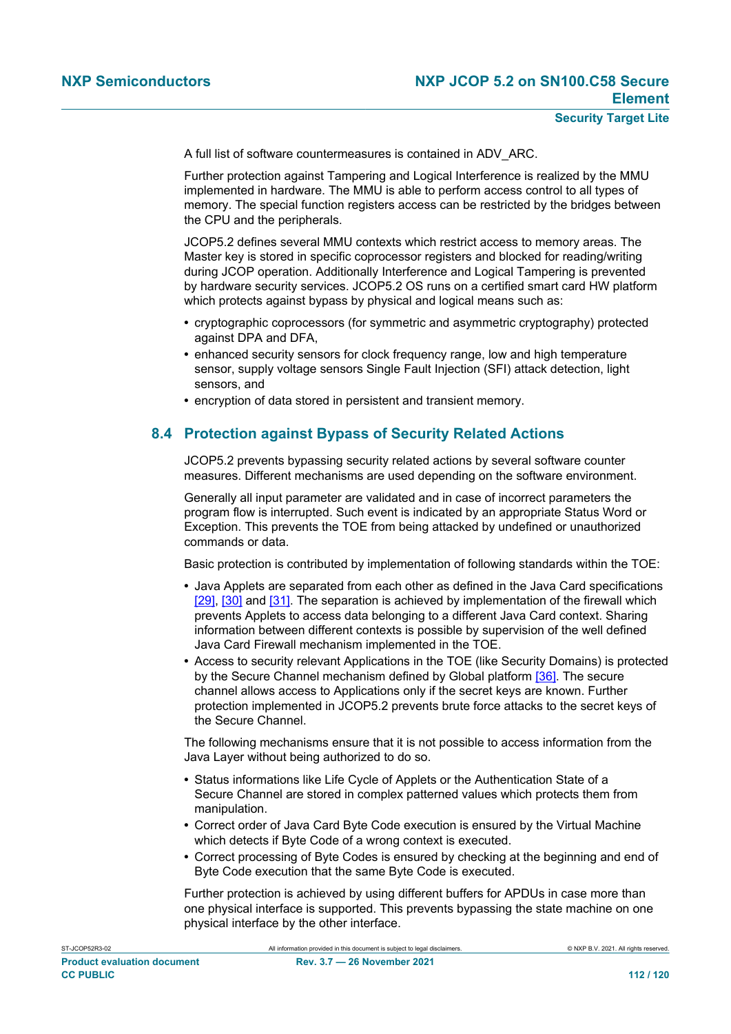A full list of software countermeasures is contained in ADV_ARC.

Further protection against Tampering and Logical Interference is realized by the MMU implemented in hardware. The MMU is able to perform access control to all types of memory. The special function registers access can be restricted by the bridges between the CPU and the peripherals.

JCOP5.2 defines several MMU contexts which restrict access to memory areas. The Master key is stored in specific coprocessor registers and blocked for reading/writing during JCOP operation. Additionally Interference and Logical Tampering is prevented by hardware security services. JCOP5.2 OS runs on a certified smart card HW platform which protects against bypass by physical and logical means such as:

- cryptographic coprocessors (for symmetric and asymmetric cryptography) protected against DPA and DFA,
- enhanced security sensors for clock frequency range, low and high temperature sensor, supply voltage sensors Single Fault Injection (SFI) attack detection, light sensors, and
- encryption of data stored in persistent and transient memory.

## 8.4 Protection against Bypass of Security Related Actions

JCOP5.2 prevents bypassing security related actions by several software counter measures. Different mechanisms are used depending on the software environment.

Generally all input parameter are validated and in case of incorrect parameters the program flow is interrupted. Such event is indicated by an appropriate Status Word or Exception. This prevents the TOE from being attacked by undefined or unauthorized commands or data.

Basic protection is contributed by implementation of following standards within the TOE:

- Java Applets are separated from each other as defined in the Java Card specifications [29], [30] and [31]. The separation is achieved by implementation of the firewall which prevents Applets to access data belonging to a different Java Card context. Sharing information between different contexts is possible by supervision of the well defined Java Card Firewall mechanism implemented in the TOE.
- Access to security relevant Applications in the TOE (like Security Domains) is protected by the Secure Channel mechanism defined by Global platform [36]. The secure channel allows access to Applications only if the secret keys are known. Further protection implemented in JCOP5.2 prevents brute force attacks to the secret keys of the Secure Channel.

The following mechanisms ensure that it is not possible to access information from the Java Layer without being authorized to do so.

- Status informations like Life Cycle of Applets or the Authentication State of a Secure Channel are stored in complex patterned values which protects them from manipulation.
- Correct order of Java Card Byte Code execution is ensured by the Virtual Machine which detects if Byte Code of a wrong context is executed.
- Correct processing of Byte Codes is ensured by checking at the beginning and end of Byte Code execution that the same Byte Code is executed.

Further protection is achieved by using different buffers for APDUs in case more than one physical interface is supported. This prevents bypassing the state machine on one physical interface by the other interface.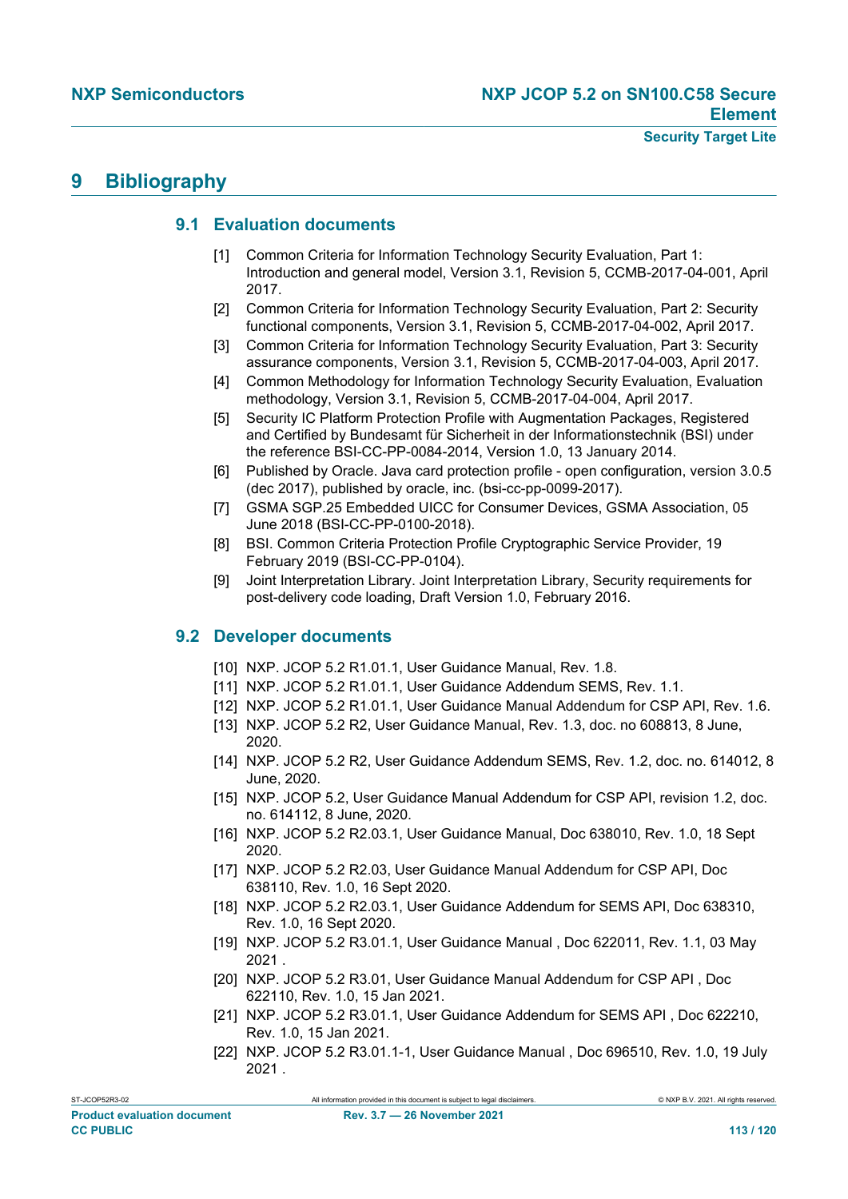# 9 Bibliography

## 9.1 Evaluation documents

[1] Common Criteria for Information Technology Security Evaluation, Part 1: Introduction and general model, Version 3.1, Revision 5, CCMB-2017-04-001, April 2017.

[2] Common Criteria for Information Technology Security Evaluation, Part 2: Security functional components, Version 3.1, Revision 5, CCMB-2017-04-002, April 2017.

[3] Common Criteria for Information Technology Security Evaluation, Part 3: Security assurance components, Version 3.1, Revision 5, CCMB-2017-04-003, April 2017.

[4] Common Methodology for Information Technology Security Evaluation, Evaluation methodology, Version 3.1, Revision 5, CCMB-2017-04-004, April 2017.

[5] Security IC Platform Protection Profile with Augmentation Packages, Registered and Certified by Bundesamt für Sicherheit in der Informationstechnik (BSI) under the reference BSI-CC-PP-0084-2014, Version 1.0, 13 January 2014.

[6] Published by Oracle. Java card protection profile - open configuration, version 3.0.5 (dec 2017), published by oracle, inc. (bsi-cc-pp-0099-2017).

[7] GSMA SGP.25 Embedded UICC for Consumer Devices, GSMA Association, 05 June 2018 (BSI-CC-PP-0100-2018).

[8] BSI. Common Criteria Protection Profile Cryptographic Service Provider, 19 February 2019 (BSI-CC-PP-0104).

[9] Joint Interpretation Library. Joint Interpretation Library, Security requirements for post-delivery code loading, Draft Version 1.0, February 2016.

## 9.2 Developer documents

[10] NXP. JCOP 5.2 R1.01.1, User Guidance Manual, Rev. 1.8.

[11] NXP. JCOP 5.2 R1.01.1, User Guidance Addendum SEMS, Rev. 1.1.

[12] NXP. JCOP 5.2 R1.01.1, User Guidance Manual Addendum for CSP API, Rev. 1.6.

[13] NXP. JCOP 5.2 R2, User Guidance Manual, Rev. 1.3, doc. no 608813, 8 June, 2020.

[14] NXP. JCOP 5.2 R2, User Guidance Addendum SEMS, Rev. 1.2, doc. no. 614012, 8 June, 2020.

[15] NXP. JCOP 5.2, User Guidance Manual Addendum for CSP API, revision 1.2, doc. no. 614112, 8 June, 2020.

[16] NXP. JCOP 5.2 R2.03.1, User Guidance Manual, Doc 638010, Rev. 1.0, 18 Sept 2020.

[17] NXP. JCOP 5.2 R2.03, User Guidance Manual Addendum for CSP API, Doc 638110, Rev. 1.0, 16 Sept 2020.

[18] NXP. JCOP 5.2 R2.03.1, User Guidance Addendum for SEMS API, Doc 638310, Rev. 1.0, 16 Sept 2020.

[19] NXP. JCOP 5.2 R3.01.1, User Guidance Manual , Doc 622011, Rev. 1.1, 03 May 2021 .

[20] NXP. JCOP 5.2 R3.01, User Guidance Manual Addendum for CSP API , Doc 622110, Rev. 1.0, 15 Jan 2021.

[21] NXP. JCOP 5.2 R3.01.1, User Guidance Addendum for SEMS API , Doc 622210, Rev. 1.0, 15 Jan 2021.

[22] NXP. JCOP 5.2 R3.01.1-1, User Guidance Manual , Doc 696510, Rev. 1.0, 19 July 2021 .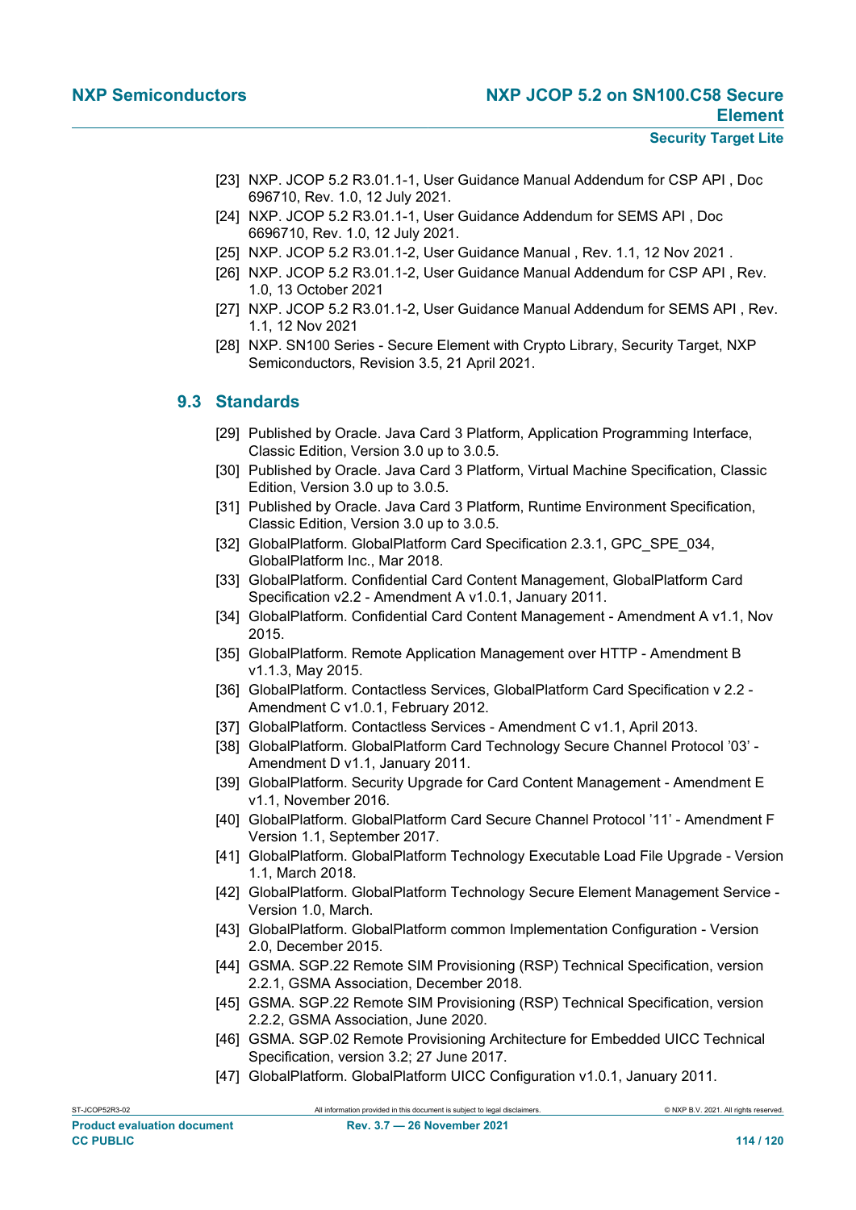[23] NXP. JCOP 5.2 R3.01.1-1, User Guidance Manual Addendum for CSP API , Doc 696710, Rev. 1.0, 12 July 2021.

[24] NXP. JCOP 5.2 R3.01.1-1, User Guidance Addendum for SEMS API , Doc 6696710, Rev. 1.0, 12 July 2021.

[25] NXP. JCOP 5.2 R3.01.1-2, User Guidance Manual , Rev. 1.1, 12 Nov 2021 .

[26] NXP. JCOP 5.2 R3.01.1-2, User Guidance Manual Addendum for CSP API , Rev. 1.0, 13 October 2021

[27] NXP. JCOP 5.2 R3.01.1-2, User Guidance Manual Addendum for SEMS API , Rev. 1.1, 12 Nov 2021

[28] NXP. SN100 Series - Secure Element with Crypto Library, Security Target, NXP Semiconductors, Revision 3.5, 21 April 2021.

## 9.3 Standards

[29] Published by Oracle. Java Card 3 Platform, Application Programming Interface, Classic Edition, Version 3.0 up to 3.0.5.

[30] Published by Oracle. Java Card 3 Platform, Virtual Machine Specification, Classic Edition, Version 3.0 up to 3.0.5.

[31] Published by Oracle. Java Card 3 Platform, Runtime Environment Specification, Classic Edition, Version 3.0 up to 3.0.5.

[32] GlobalPlatform. GlobalPlatform Card Specification 2.3.1, GPC_SPE_034, GlobalPlatform Inc., Mar 2018.

[33] GlobalPlatform. Confidential Card Content Management, GlobalPlatform Card Specification v2.2 - Amendment A v1.0.1, January 2011.

[34] GlobalPlatform. Confidential Card Content Management - Amendment A v1.1, Nov 2015.

[35] GlobalPlatform. Remote Application Management over HTTP - Amendment B v1.1.3, May 2015.

[36] GlobalPlatform. Contactless Services, GlobalPlatform Card Specification v 2.2 - Amendment C v1.0.1, February 2012.

[37] GlobalPlatform. Contactless Services - Amendment C v1.1, April 2013.

[38] GlobalPlatform. GlobalPlatform Card Technology Secure Channel Protocol '03' - Amendment D v1.1, January 2011.

[39] GlobalPlatform. Security Upgrade for Card Content Management - Amendment E v1.1, November 2016.

[40] GlobalPlatform. GlobalPlatform Card Secure Channel Protocol '11' - Amendment F Version 1.1, September 2017.

[41] GlobalPlatform. GlobalPlatform Technology Executable Load File Upgrade - Version 1.1, March 2018.

[42] GlobalPlatform. GlobalPlatform Technology Secure Element Management Service - Version 1.0, March.

[43] GlobalPlatform. GlobalPlatform common Implementation Configuration - Version 2.0, December 2015.

[44] GSMA. SGP.22 Remote SIM Provisioning (RSP) Technical Specification, version 2.2.1, GSMA Association, December 2018.

[45] GSMA. SGP.22 Remote SIM Provisioning (RSP) Technical Specification, version 2.2.2, GSMA Association, June 2020.

[46] GSMA. SGP.02 Remote Provisioning Architecture for Embedded UICC Technical Specification, version 3.2; 27 June 2017.

[47] GlobalPlatform. GlobalPlatform UICC Configuration v1.0.1, January 2011.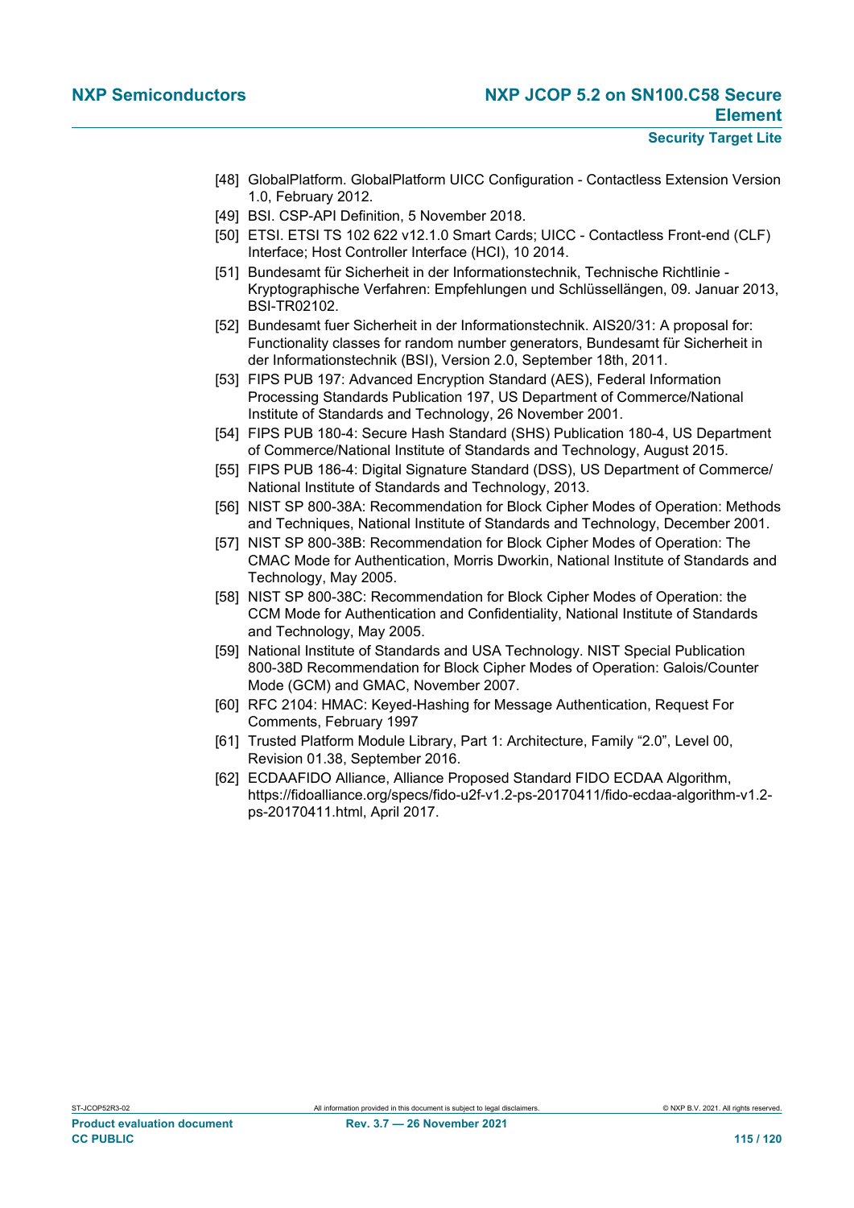[48] GlobalPlatform. GlobalPlatform UICC Configuration - Contactless Extension Version 1.0, February 2012.

[49] BSI. CSP-API Definition, 5 November 2018.

[50] ETSI. ETSI TS 102 622 v12.1.0 Smart Cards; UICC - Contactless Front-end (CLF) Interface; Host Controller Interface (HCI), 10 2014.

[51] Bundesamt für Sicherheit in der Informationstechnik, Technische Richtlinie - Kryptographische Verfahren: Empfehlungen und Schlüssellängen, 09. Januar 2013, BSI-TR02102.

[52] Bundesamt fuer Sicherheit in der Informationstechnik. AIS20/31: A proposal for: Functionality classes for random number generators, Bundesamt für Sicherheit in der Informationstechnik (BSI), Version 2.0, September 18th, 2011.

[53] FIPS PUB 197: Advanced Encryption Standard (AES), Federal Information Processing Standards Publication 197, US Department of Commerce/National Institute of Standards and Technology, 26 November 2001.

[54] FIPS PUB 180-4: Secure Hash Standard (SHS) Publication 180-4, US Department of Commerce/National Institute of Standards and Technology, August 2015.

[55] FIPS PUB 186-4: Digital Signature Standard (DSS), US Department of Commerce/ National Institute of Standards and Technology, 2013.

[56] NIST SP 800-38A: Recommendation for Block Cipher Modes of Operation: Methods and Techniques, National Institute of Standards and Technology, December 2001.

[57] NIST SP 800-38B: Recommendation for Block Cipher Modes of Operation: The CMAC Mode for Authentication, Morris Dworkin, National Institute of Standards and Technology, May 2005.

[58] NIST SP 800-38C: Recommendation for Block Cipher Modes of Operation: the CCM Mode for Authentication and Confidentiality, National Institute of Standards and Technology, May 2005.

[59] National Institute of Standards and USA Technology. NIST Special Publication 800-38D Recommendation for Block Cipher Modes of Operation: Galois/Counter Mode (GCM) and GMAC, November 2007.

[60] RFC 2104: HMAC: Keyed-Hashing for Message Authentication, Request For Comments, February 1997

[61] Trusted Platform Module Library, Part 1: Architecture, Family "2.0", Level 00, Revision 01.38, September 2016.

[62] ECDAAFIDO Alliance, Alliance Proposed Standard FIDO ECDAA Algorithm, https://fidoalliance.org/specs/fido-u2f-v1.2-ps-20170411/fido-ecdaa-algorithm-v1.2-ps-20170411.html, April 2017.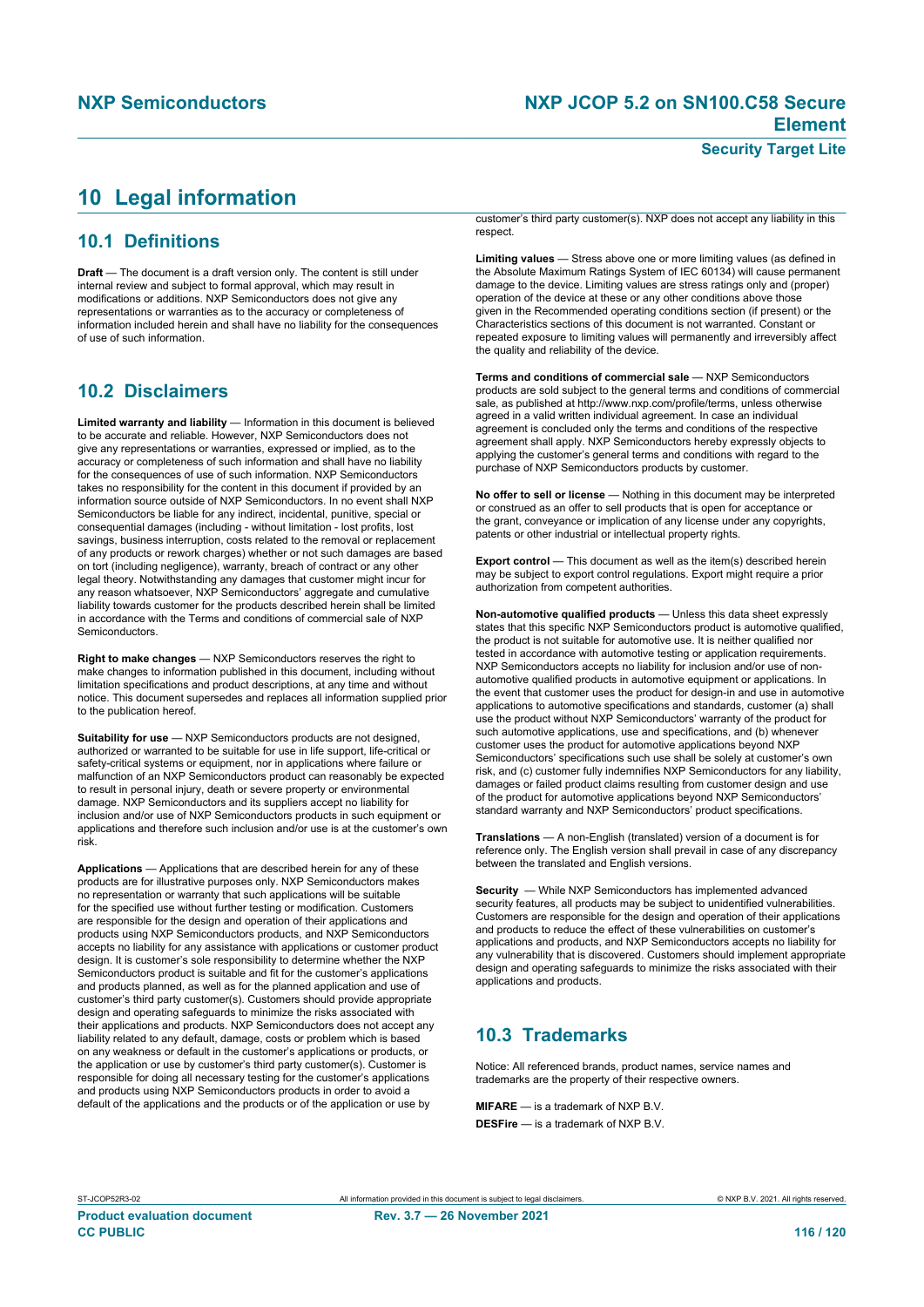# 10 Legal information

## 10.1 Definitions

**Draft** — The document is a draft version only. The content is still under internal review and subject to formal approval, which may result in modifications or additions. NXP Semiconductors does not give any representations or warranties as to the accuracy or completeness of information included herein and shall have no liability for the consequences of use of such information.

## 10.2 Disclaimers

**Limited warranty and liability** — Information in this document is believed to be accurate and reliable. However, NXP Semiconductors does not give any representations or warranties, expressed or implied, as to the accuracy or completeness of such information and shall have no liability for the consequences of use of such information. NXP Semiconductors takes no responsibility for the content in this document if provided by an information source outside of NXP Semiconductors. In no event shall NXP Semiconductors be liable for any indirect, incidental, punitive, special or consequential damages (including - without limitation - lost profits, lost savings, business interruption, costs related to the removal or replacement of any products or rework charges) whether or not such damages are based on tort (including negligence), warranty, breach of contract or any other legal theory. Notwithstanding any damages that customer might incur for any reason whatsoever, NXP Semiconductors' aggregate and cumulative liability towards customer for the products described herein shall be limited in accordance with the Terms and conditions of commercial sale of NXP Semiconductors.

**Right to make changes** — NXP Semiconductors reserves the right to make changes to information published in this document, including without limitation specifications and product descriptions, at any time and without notice. This document supersedes and replaces all information supplied prior to the publication hereof.

**Suitability for use** — NXP Semiconductors products are not designed, authorized or warranted to be suitable for use in life support, life-critical or safety-critical systems or equipment, nor in applications where failure or malfunction of an NXP Semiconductors product can reasonably be expected to result in personal injury, death or severe property or environmental damage. NXP Semiconductors and its suppliers accept no liability for inclusion and/or use of NXP Semiconductors products in such equipment or applications and therefore such inclusion and/or use is at the customer's own risk.

**Applications** — Applications that are described herein for any of these products are for illustrative purposes only. NXP Semiconductors makes no representation or warranty that such applications will be suitable for the specified use without further testing or modification. Customers are responsible for the design and operation of their applications and products using NXP Semiconductors products, and NXP Semiconductors accepts no liability for any assistance with applications or customer product design. It is customer's sole responsibility to determine whether the NXP Semiconductors product is suitable and fit for the customer's applications and products planned, as well as for the planned application and use of customer's third party customer(s). Customers should provide appropriate design and operating safeguards to minimize the risks associated with their applications and products. NXP Semiconductors does not accept any liability related to any default, damage, costs or problem which is based on any weakness or default in the customer's applications or products, or the application or use by customer's third party customer(s). Customer is responsible for doing all necessary testing for the customer's applications and products using NXP Semiconductors products in order to avoid a default of the applications and the products or of the application or use by customer's third party customer(s). NXP does not accept any liability in this respect.

**Limiting values** — Stress above one or more limiting values (as defined in the Absolute Maximum Ratings System of IEC 60134) will cause permanent damage to the device. Limiting values are stress ratings only and (proper) operation of the device at these or any other conditions above those given in the Recommended operating conditions section (if present) or the Characteristics sections of this document is not warranted. Constant or repeated exposure to limiting values will permanently and irreversibly affect the quality and reliability of the device.

**Terms and conditions of commercial sale** — NXP Semiconductors products are sold subject to the general terms and conditions of commercial sale, as published at http://www.nxp.com/profile/terms, unless otherwise agreed in a valid written individual agreement. In case an individual agreement is concluded only the terms and conditions of the respective agreement shall apply. NXP Semiconductors hereby expressly objects to applying the customer's general terms and conditions with regard to the purchase of NXP Semiconductors products by customer.

**No offer to sell or license** — Nothing in this document may be interpreted or construed as an offer to sell products that is open for acceptance or the grant, conveyance or implication of any license under any copyrights, patents or other industrial or intellectual property rights.

**Export control** — This document as well as the item(s) described herein may be subject to export control regulations. Export might require a prior authorization from competent authorities.

**Non-automotive qualified products** — Unless this data sheet expressly states that this specific NXP Semiconductors product is automotive qualified, the product is not suitable for automotive use. It is neither qualified nor tested in accordance with automotive testing or application requirements. NXP Semiconductors accepts no liability for inclusion and/or use of non-automotive qualified products in automotive equipment or applications. In the event that customer uses the product for design-in and use in automotive applications to automotive specifications and standards, customer (a) shall use the product without NXP Semiconductors' warranty of the product for such automotive applications, use and specifications, and (b) whenever customer uses the product for automotive applications beyond NXP Semiconductors' specifications such use shall be solely at customer's own risk, and (c) customer fully indemnifies NXP Semiconductors for any liability, damages or failed product claims resulting from customer design and use of the product for automotive applications beyond NXP Semiconductors' standard warranty and NXP Semiconductors' product specifications.

**Translations** — A non-English (translated) version of a document is for reference only. The English version shall prevail in case of any discrepancy between the translated and English versions.

**Security** — While NXP Semiconductors has implemented advanced security features, all products may be subject to unidentified vulnerabilities. Customers are responsible for the design and operation of their applications and products to reduce the effect of these vulnerabilities on customer's applications and products, and NXP Semiconductors accepts no liability for any vulnerability that is discovered. Customers should implement appropriate design and operating safeguards to minimize the risks associated with their applications and products.

## 10.3 Trademarks

Notice: All referenced brands, product names, service names and trademarks are the property of their respective owners.

**MIFARE** — is a trademark of NXP B.V.

**DESFire** — is a trademark of NXP B.V.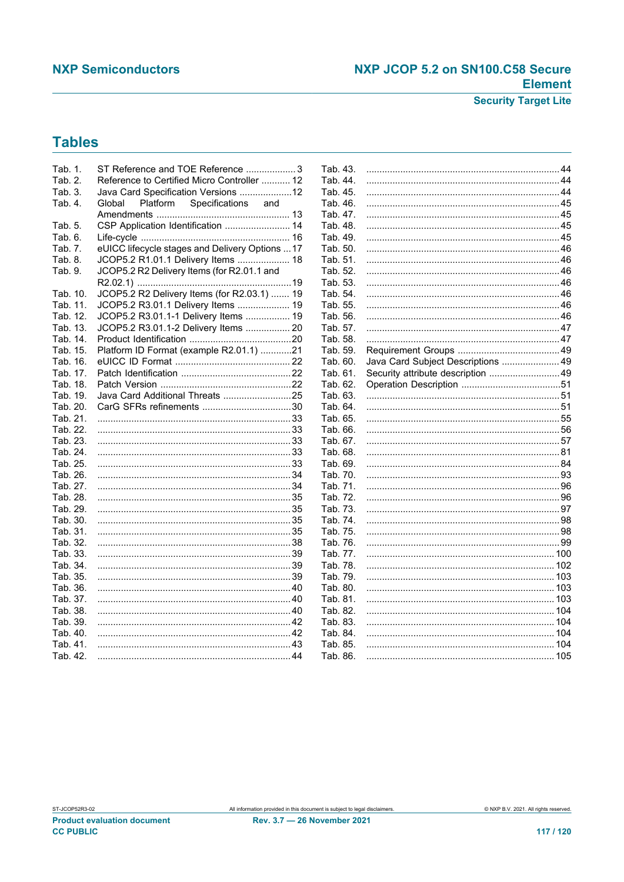## Tables

Tab. 1. ST Reference and TOE Reference ...................3
Tab. 2. Reference to Certified Micro Controller ........... 12
Tab. 3. Java Card Specification Versions ....................12
Tab. 4. Global Platform Specifications and Amendments .................................................. 13
Tab. 5. CSP Application Identification ......................... 14
Tab. 6. Life-cycle ........................................................ 16
Tab. 7. eUICC lifecycle stages and Delivery Options ...17
Tab. 8. JCOP5.2 R1.01.1 Delivery Items .................... 18
Tab. 9. JCOP5.2 R2 Delivery Items (for R2.01.1 and R2.02.1) ...........................................................19
Tab. 10. JCOP5.2 R2 Delivery Items (for R2.03.1) ....... 19
Tab. 11. JCOP5.2 R3.01.1 Delivery Items .................... 19
Tab. 12. JCOP5.2 R3.01.1-1 Delivery Items ................. 19
Tab. 13. JCOP5.2 R3.01.1-2 Delivery Items ................. 20
Tab. 14. Product Identification .......................................20
Tab. 15. Platform ID Format (example R2.01.1) ............21
Tab. 16. eUICC ID Format ............................................ 22
Tab. 17. Patch Identification .......................................... 22
Tab. 18. Patch Version ..................................................22
Tab. 19. Java Card Additional Threats ..........................25
Tab. 20. CarG SFRs refinements ..................................30
Tab. 21. .........................................................................33
Tab. 22. .........................................................................33
Tab. 23. .........................................................................33
Tab. 24. .........................................................................33
Tab. 25. .........................................................................33
Tab. 26. .........................................................................34
Tab. 27. .........................................................................34
Tab. 28. .........................................................................35
Tab. 29. .........................................................................35
Tab. 30. .........................................................................35
Tab. 31. .........................................................................35
Tab. 32. .........................................................................38
Tab. 33. .........................................................................39
Tab. 34. .........................................................................39
Tab. 35. .........................................................................39
Tab. 36. .........................................................................40
Tab. 37. .........................................................................40
Tab. 38. .........................................................................40
Tab. 39. .........................................................................42
Tab. 40. .........................................................................42
Tab. 41. .........................................................................43
Tab. 42. .........................................................................44
Tab. 43. .........................................................................44
Tab. 44. .........................................................................44
Tab. 45. .........................................................................44
Tab. 46. .........................................................................45
Tab. 47. .........................................................................45
Tab. 48. .........................................................................45
Tab. 49. .........................................................................45
Tab. 50. .........................................................................46
Tab. 51. .........................................................................46
Tab. 52. .........................................................................46
Tab. 53. .........................................................................46
Tab. 54. .........................................................................46
Tab. 55. .........................................................................46
Tab. 56. .........................................................................46
Tab. 57. .........................................................................47
Tab. 58. .........................................................................47
Tab. 59. Requirement Groups .......................................49
Tab. 60. Java Card Subject Descriptions ......................49
Tab. 61. Security attribute description ..........................49
Tab. 62. Operation Description ......................................51
Tab. 63. .........................................................................51
Tab. 64. .........................................................................51
Tab. 65. .........................................................................55
Tab. 66. .........................................................................56
Tab. 67. .........................................................................57
Tab. 68. .........................................................................81
Tab. 69. .........................................................................84
Tab. 70. .........................................................................93
Tab. 71. .........................................................................96
Tab. 72. .........................................................................96
Tab. 73. .........................................................................97
Tab. 74. .........................................................................98
Tab. 75. .........................................................................98
Tab. 76. .........................................................................99
Tab. 77. .......................................................................100
Tab. 78. .......................................................................102
Tab. 79. .......................................................................103
Tab. 80. .......................................................................103
Tab. 81. .......................................................................103
Tab. 82. .......................................................................104
Tab. 83. .......................................................................104
Tab. 84. .......................................................................104
Tab. 85. .......................................................................104
Tab. 86. .......................................................................105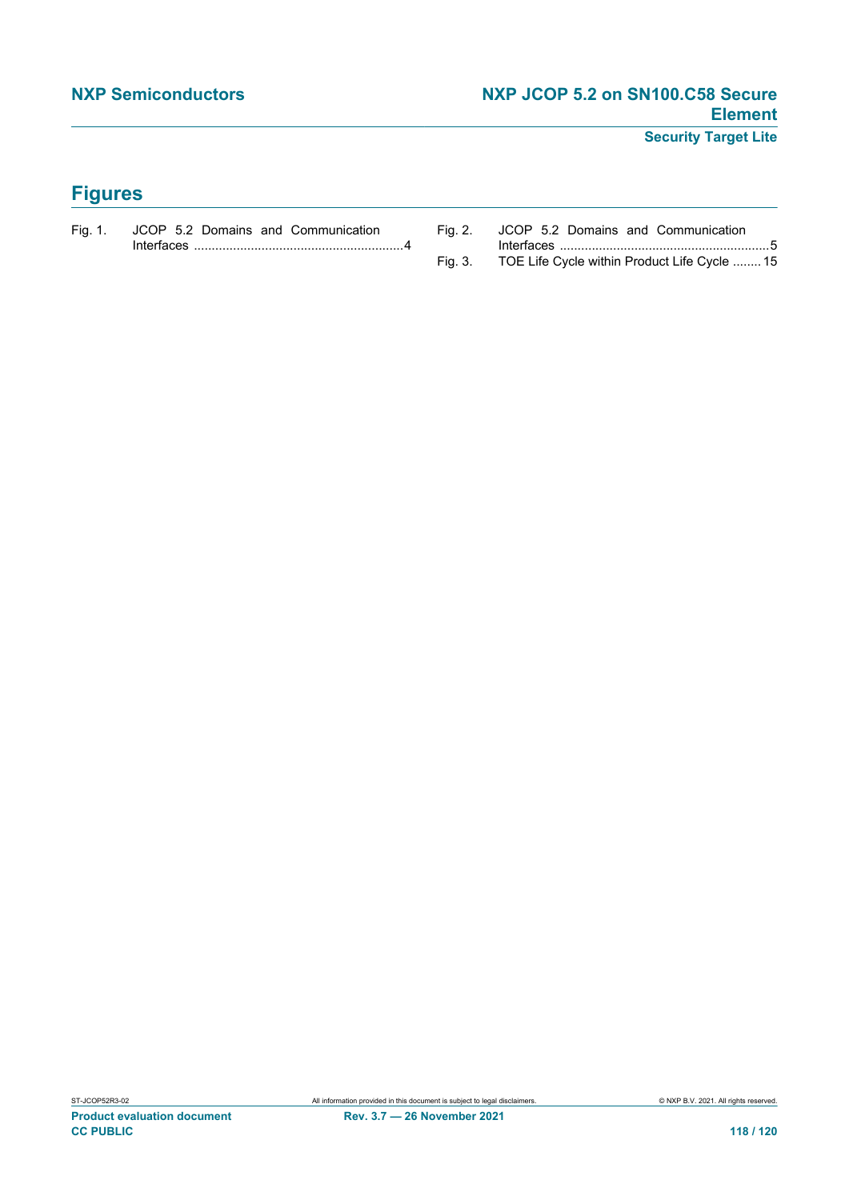# Figures

Fig. 1. JCOP 5.2 Domains and Communication Interfaces ..........................................................4

Fig. 2. JCOP 5.2 Domains and Communication Interfaces ..........................................................5

Fig. 3. TOE Life Cycle within Product Life Cycle ........15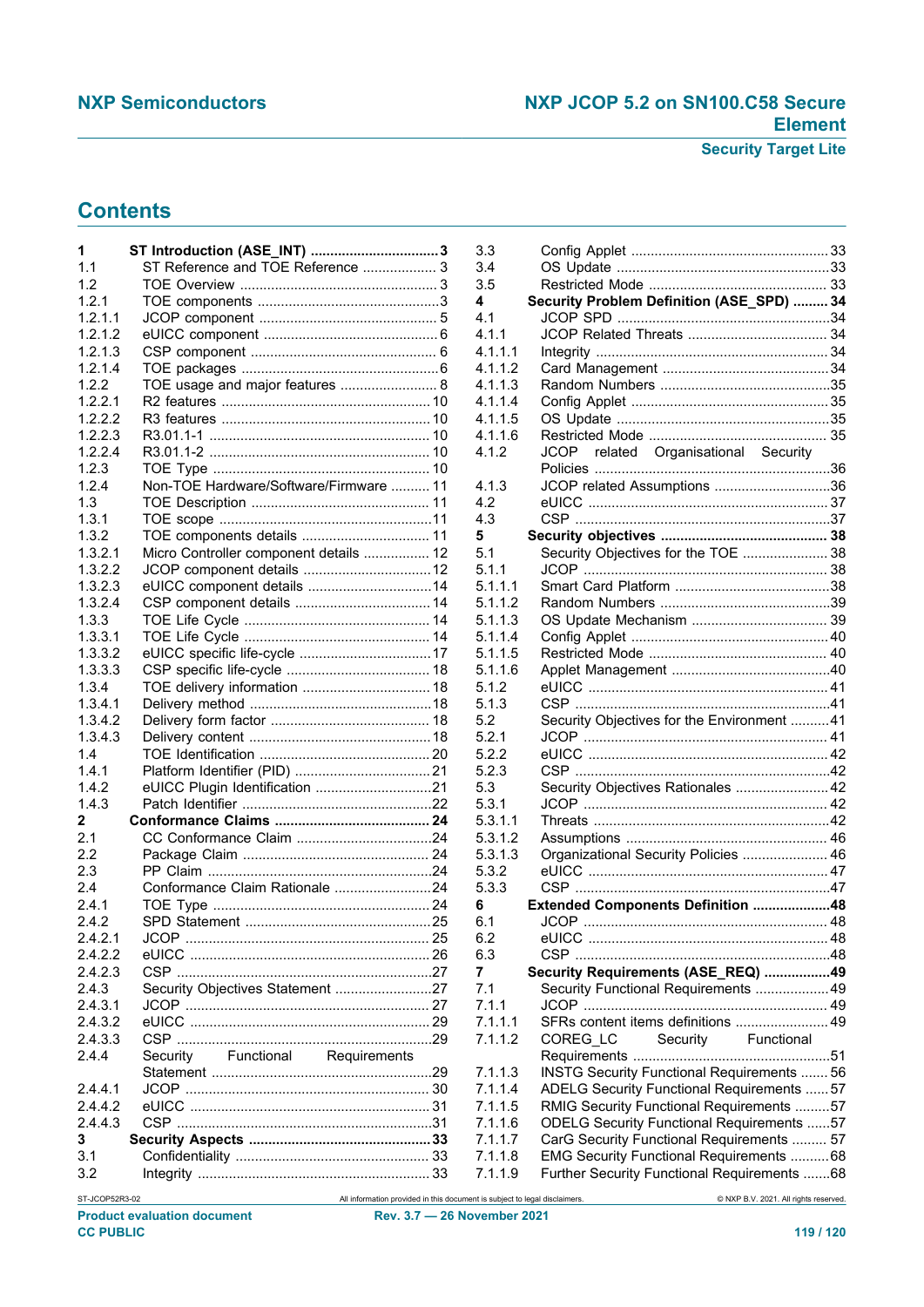## Contents

1 ST Introduction (ASE_INT) ... 3
1.1 ST Reference and TOE Reference ... 3
1.2 TOE Overview ... 3
1.2.1 TOE components ... 3
1.2.1.1 JCOP component ... 5
1.2.1.2 eUICC component ... 6
1.2.1.3 CSP component ... 6
1.2.1.4 TOE packages ... 6
1.2.2 TOE usage and major features ... 8
1.2.2.1 R2 features ... 10
1.2.2.2 R3 features ... 10
1.2.2.3 R3.01.1-1 ... 10
1.2.2.4 R3.01.1-2 ... 10
1.2.3 TOE Type ... 10
1.2.4 Non-TOE Hardware/Software/Firmware ... 11
1.3 TOE Description ... 11
1.3.1 TOE scope ... 11
1.3.2 TOE components details ... 11
1.3.2.1 Micro Controller component details ... 12
1.3.2.2 JCOP component details ... 12
1.3.2.3 eUICC component details ... 14
1.3.2.4 CSP component details ... 14
1.3.3 TOE Life Cycle ... 14
1.3.3.1 TOE Life Cycle ... 14
1.3.3.2 eUICC specific life-cycle ... 17
1.3.3.3 CSP specific life-cycle ... 18
1.3.4 TOE delivery information ... 18
1.3.4.1 Delivery method ... 18
1.3.4.2 Delivery form factor ... 18
1.3.4.3 Delivery content ... 18
1.4 TOE Identification ... 20
1.4.1 Platform Identifier (PID) ... 21
1.4.2 eUICC Plugin Identification ... 21
1.4.3 Patch Identifier ... 22
2 Conformance Claims ... 24
2.1 CC Conformance Claim ... 24
2.2 Package Claim ... 24
2.3 PP Claim ... 24
2.4 Conformance Claim Rationale ... 24
2.4.1 TOE Type ... 24
2.4.2 SPD Statement ... 25
2.4.2.1 JCOP ... 25
2.4.2.2 eUICC ... 26
2.4.2.3 CSP ... 27
2.4.3 Security Objectives Statement ... 27
2.4.3.1 JCOP ... 27
2.4.3.2 eUICC ... 29
2.4.3.3 CSP ... 29
2.4.4 Security Functional Requirements Statement ... 29
2.4.4.1 JCOP ... 30
2.4.4.2 eUICC ... 31
2.4.4.3 CSP ... 31
3 Security Aspects ... 33
3.1 Confidentiality ... 33
3.2 Integrity ... 33
3.3 Config Applet ... 33
3.4 OS Update ... 33
3.5 Restricted Mode ... 33
4 Security Problem Definition (ASE_SPD) ... 34
4.1 JCOP SPD ... 34
4.1.1 JCOP Related Threats ... 34
4.1.1.1 Integrity ... 34
4.1.1.2 Card Management ... 34
4.1.1.3 Random Numbers ... 35
4.1.1.4 Config Applet ... 35
4.1.1.5 OS Update ... 35
4.1.1.6 Restricted Mode ... 35
4.1.2 JCOP related Organisational Security Policies ... 36
4.1.3 JCOP related Assumptions ... 36
4.2 eUICC ... 37
4.3 CSP ... 37
5 Security objectives ... 38
5.1 Security Objectives for the TOE ... 38
5.1.1 JCOP ... 38
5.1.1.1 Smart Card Platform ... 38
5.1.1.2 Random Numbers ... 39
5.1.1.3 OS Update Mechanism ... 39
5.1.1.4 Config Applet ... 40
5.1.1.5 Restricted Mode ... 40
5.1.1.6 Applet Management ... 40
5.1.2 eUICC ... 41
5.1.3 CSP ... 41
5.2 Security Objectives for the Environment ... 41
5.2.1 JCOP ... 41
5.2.2 eUICC ... 42
5.2.3 CSP ... 42
5.3 Security Objectives Rationales ... 42
5.3.1 JCOP ... 42
5.3.1.1 Threats ... 42
5.3.1.2 Assumptions ... 46
5.3.1.3 Organizational Security Policies ... 46
5.3.2 eUICC ... 47
5.3.3 CSP ... 47
6 Extended Components Definition ... 48
6.1 JCOP ... 48
6.2 eUICC ... 48
6.3 CSP ... 48
7 Security Requirements (ASE_REQ) ... 49
7.1 Security Functional Requirements ... 49
7.1.1 JCOP ... 49
7.1.1.1 SFRs content items definitions ... 49
7.1.1.2 COREG_LC Security Functional Requirements ... 51
7.1.1.3 INSTG Security Functional Requirements ... 56
7.1.1.4 ADELG Security Functional Requirements ... 57
7.1.1.5 RMIG Security Functional Requirements ... 57
7.1.1.6 ODELG Security Functional Requirements ... 57
7.1.1.7 CarG Security Functional Requirements ... 57
7.1.1.8 EMG Security Functional Requirements ... 68
7.1.1.9 Further Security Functional Requirements ... 68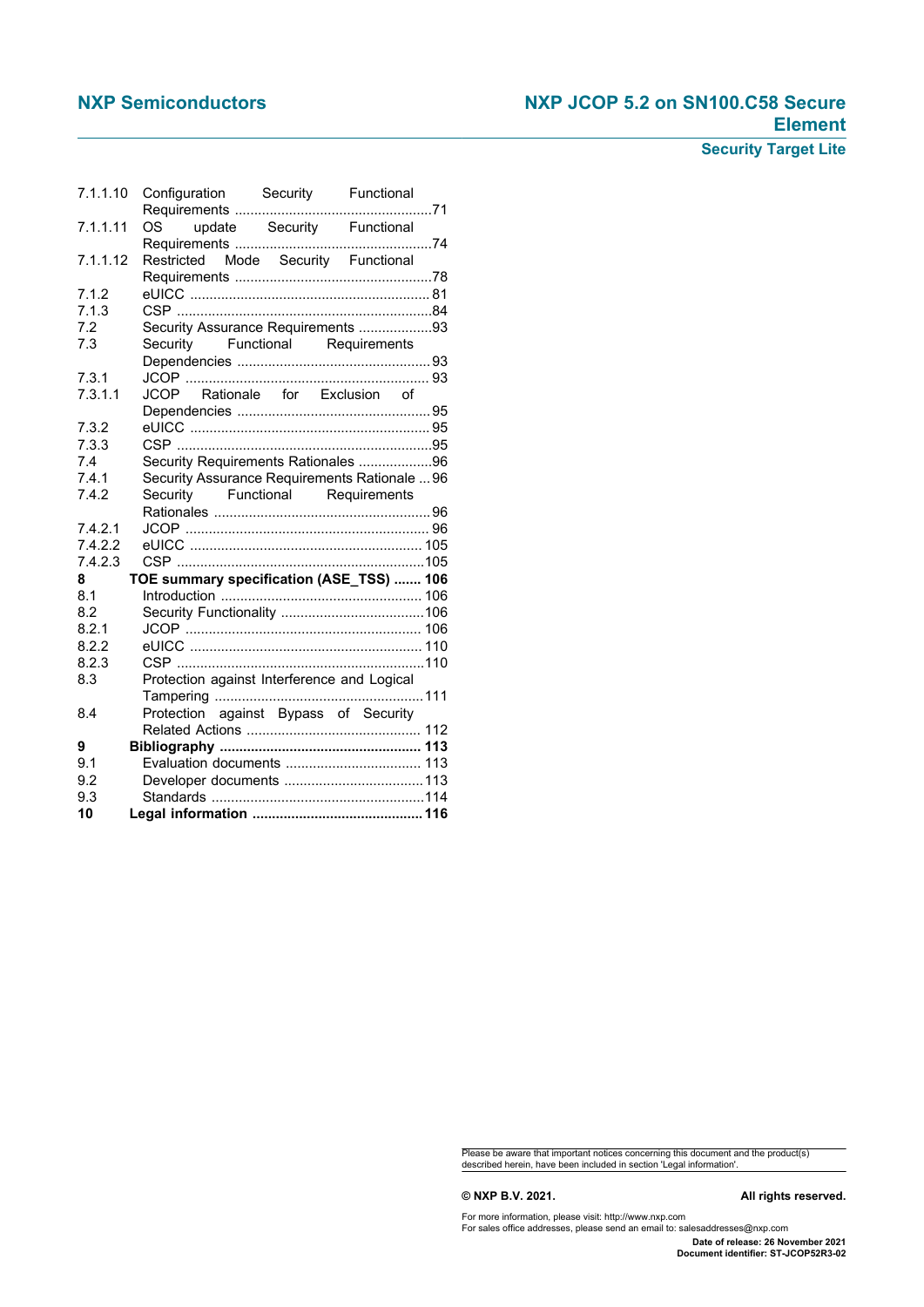| | | |
|---|---|---|
| 7.1.1.10 | Configuration Security Functional Requirements | 71 |
| 7.1.1.11 | OS update Security Functional Requirements | 74 |
| 7.1.1.12 | Restricted Mode Security Functional Requirements | 78 |
| 7.1.2 | eUICC | 81 |
| 7.1.3 | CSP | 84 |
| 7.2 | Security Assurance Requirements | 93 |
| 7.3 | Security Functional Requirements Dependencies | 93 |
| 7.3.1 | JCOP | 93 |
| 7.3.1.1 | JCOP Rationale for Exclusion of Dependencies | 95 |
| 7.3.2 | eUICC | 95 |
| 7.3.3 | CSP | 95 |
| 7.4 | Security Requirements Rationales | 96 |
| 7.4.1 | Security Assurance Requirements Rationale | 96 |
| 7.4.2 | Security Functional Requirements Rationales | 96 |
| 7.4.2.1 | JCOP | 96 |
| 7.4.2.2 | eUICC | 105 |
| 7.4.2.3 | CSP | 105 |
| **8** | **TOE summary specification (ASE_TSS)** | **106** |
| 8.1 | Introduction | 106 |
| 8.2 | Security Functionality | 106 |
| 8.2.1 | JCOP | 106 |
| 8.2.2 | eUICC | 110 |
| 8.2.3 | CSP | 110 |
| 8.3 | Protection against Interference and Logical Tampering | 111 |
| 8.4 | Protection against Bypass of Security Related Actions | 112 |
| **9** | **Bibliography** | **113** |
| 9.1 | Evaluation documents | 113 |
| 9.2 | Developer documents | 113 |
| 9.3 | Standards | 114 |
| **10** | **Legal information** | **116** |

Please be aware that important notices concerning this document and the product(s) described herein, have been included in section 'Legal information'.

**© NXP B.V. 2021.** **All rights reserved.**

For more information, please visit: http://www.nxp.com
For sales office addresses, please send an email to: salesaddresses@nxp.com

**Date of release: 26 November 2021**
**Document identifier: ST-JCOP52R3-02**